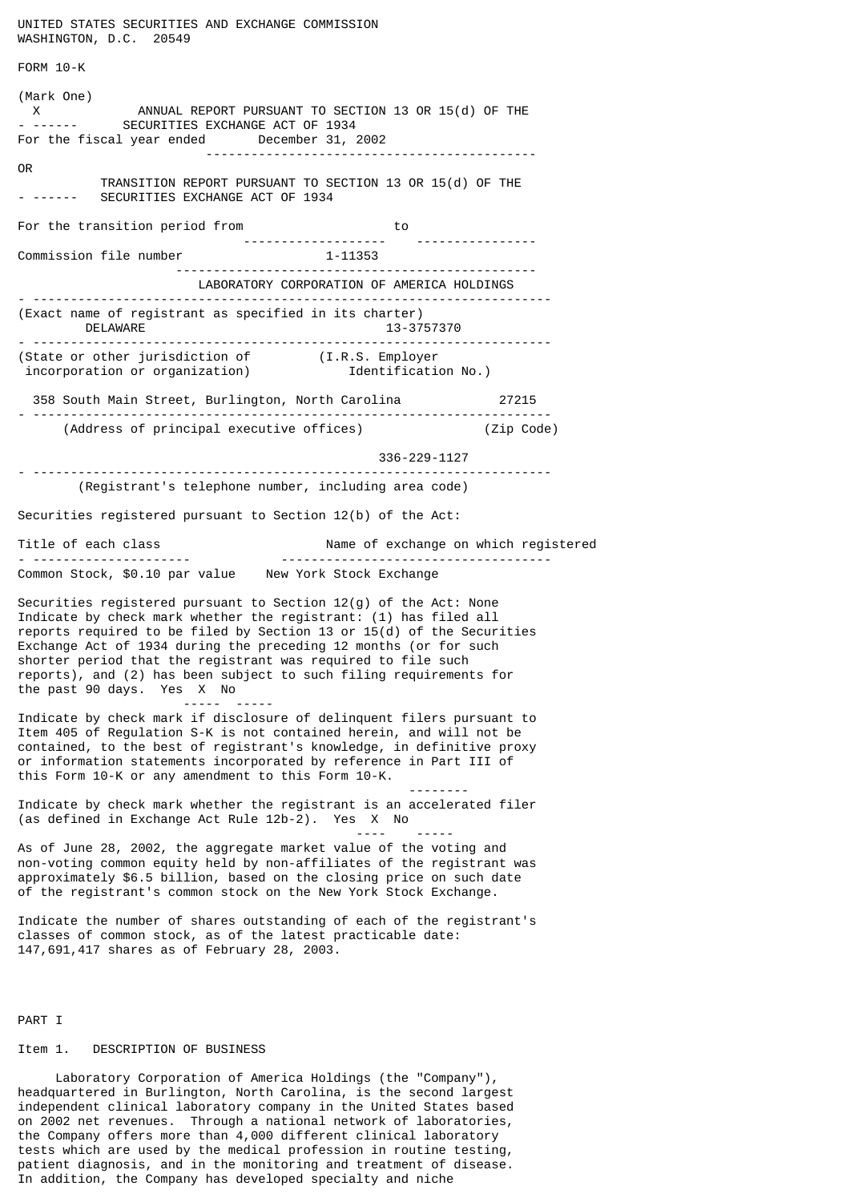UNITED STATES SECURITIES AND EXCHANGE COMMISSION
WASHINGTON, D.C. 20549

FORM 10-K

(Mark One)

X ANNUAL REPORT PURSUANT TO SECTION 13 OR 15(d) OF THE SECURITIES EXCHANGE ACT OF 1934

For the fiscal year ended December 31, 2002

OR

TRANSITION REPORT PURSUANT TO SECTION 13 OR 15(d) OF THE SECURITIES EXCHANGE ACT OF 1934

For the transition period from \_\_\_\_\_\_\_\_ to \_\_\_\_\_\_\_\_

Commission file number 1-11353

LABORATORY CORPORATION OF AMERICA HOLDINGS

(Exact name of registrant as specified in its charter)

| DELAWARE | 13-3757370 |
|---|---|
| (State or other jurisdiction of incorporation or organization) | (I.R.S. Employer Identification No.) |

| 358 South Main Street, Burlington, North Carolina | 27215 |
|---|---|
| (Address of principal executive offices) | (Zip Code) |

336-229-1127

(Registrant's telephone number, including area code)

Securities registered pursuant to Section 12(b) of the Act:

| Title of each class | Name of exchange on which registered |
|---|---|
| Common Stock, $0.10 par value | New York Stock Exchange |

Securities registered pursuant to Section 12(g) of the Act: None

Indicate by check mark whether the registrant: (1) has filed all reports required to be filed by Section 13 or 15(d) of the Securities Exchange Act of 1934 during the preceding 12 months (or for such shorter period that the registrant was required to file such reports), and (2) has been subject to such filing requirements for the past 90 days. Yes X No

Indicate by check mark if disclosure of delinquent filers pursuant to Item 405 of Regulation S-K is not contained herein, and will not be contained, to the best of registrant's knowledge, in definitive proxy or information statements incorporated by reference in Part III of this Form 10-K or any amendment to this Form 10-K.

Indicate by check mark whether the registrant is an accelerated filer (as defined in Exchange Act Rule 12b-2). Yes X No

As of June 28, 2002, the aggregate market value of the voting and non-voting common equity held by non-affiliates of the registrant was approximately $6.5 billion, based on the closing price on such date of the registrant's common stock on the New York Stock Exchange.

Indicate the number of shares outstanding of each of the registrant's classes of common stock, as of the latest practicable date: 147,691,417 shares as of February 28, 2003.

# PART I

## Item 1. DESCRIPTION OF BUSINESS

Laboratory Corporation of America Holdings (the "Company"), headquartered in Burlington, North Carolina, is the second largest independent clinical laboratory company in the United States based on 2002 net revenues. Through a national network of laboratories, the Company offers more than 4,000 different clinical laboratory tests which are used by the medical profession in routine testing, patient diagnosis, and in the monitoring and treatment of disease. In addition, the Company has developed specialty and niche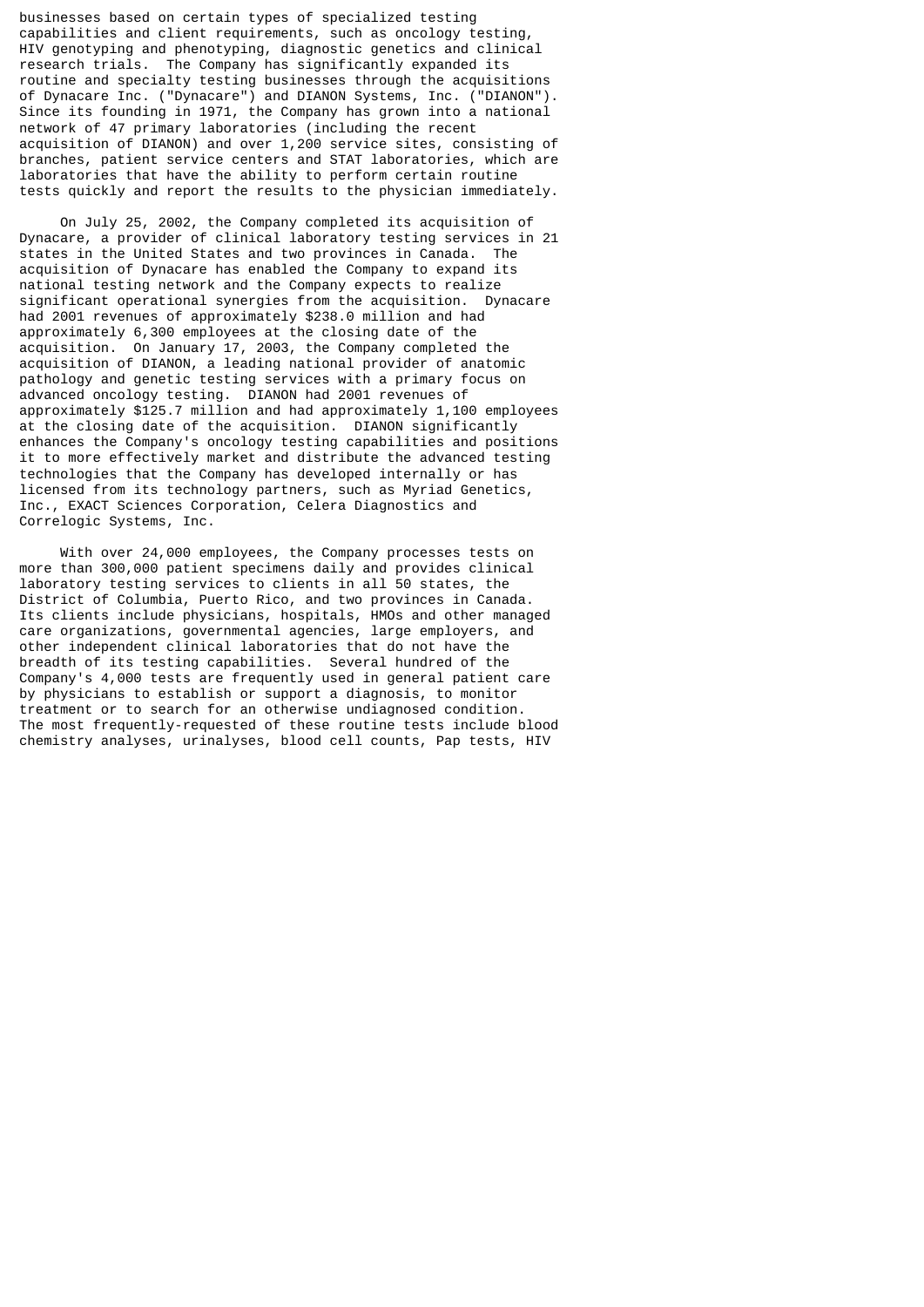businesses based on certain types of specialized testing capabilities and client requirements, such as oncology testing, HIV genotyping and phenotyping, diagnostic genetics and clinical research trials. The Company has significantly expanded its routine and specialty testing businesses through the acquisitions of Dynacare Inc. ("Dynacare") and DIANON Systems, Inc. ("DIANON"). Since its founding in 1971, the Company has grown into a national network of 47 primary laboratories (including the recent acquisition of DIANON) and over 1,200 service sites, consisting of branches, patient service centers and STAT laboratories, which are laboratories that have the ability to perform certain routine tests quickly and report the results to the physician immediately.

On July 25, 2002, the Company completed its acquisition of Dynacare, a provider of clinical laboratory testing services in 21 states in the United States and two provinces in Canada. The acquisition of Dynacare has enabled the Company to expand its national testing network and the Company expects to realize significant operational synergies from the acquisition. Dynacare had 2001 revenues of approximately $238.0 million and had approximately 6,300 employees at the closing date of the acquisition. On January 17, 2003, the Company completed the acquisition of DIANON, a leading national provider of anatomic pathology and genetic testing services with a primary focus on advanced oncology testing. DIANON had 2001 revenues of approximately $125.7 million and had approximately 1,100 employees at the closing date of the acquisition. DIANON significantly enhances the Company's oncology testing capabilities and positions it to more effectively market and distribute the advanced testing technologies that the Company has developed internally or has licensed from its technology partners, such as Myriad Genetics, Inc., EXACT Sciences Corporation, Celera Diagnostics and Correlogic Systems, Inc.

With over 24,000 employees, the Company processes tests on more than 300,000 patient specimens daily and provides clinical laboratory testing services to clients in all 50 states, the District of Columbia, Puerto Rico, and two provinces in Canada. Its clients include physicians, hospitals, HMOs and other managed care organizations, governmental agencies, large employers, and other independent clinical laboratories that do not have the breadth of its testing capabilities. Several hundred of the Company's 4,000 tests are frequently used in general patient care by physicians to establish or support a diagnosis, to monitor treatment or to search for an otherwise undiagnosed condition. The most frequently-requested of these routine tests include blood chemistry analyses, urinalyses, blood cell counts, Pap tests, HIV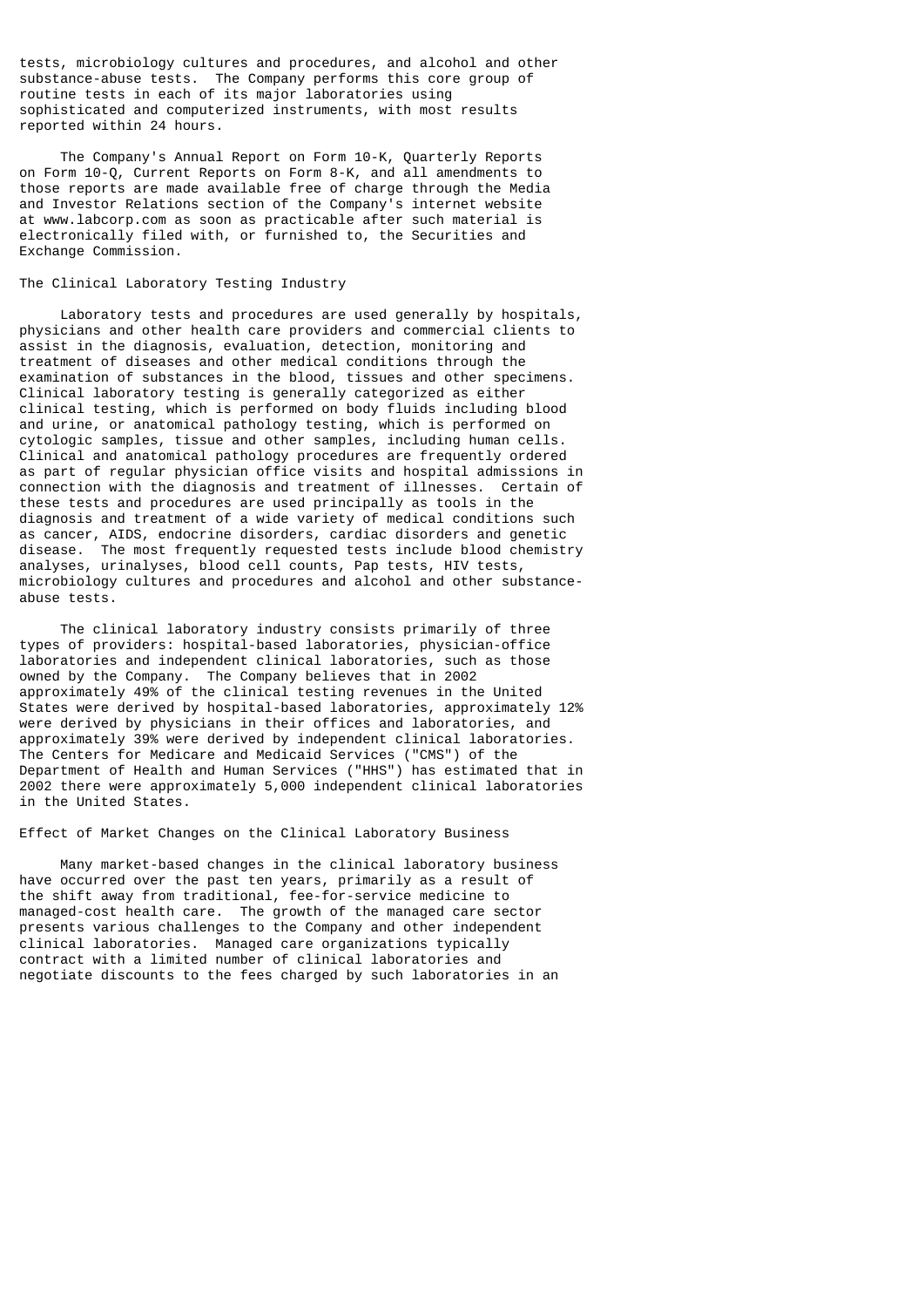tests, microbiology cultures and procedures, and alcohol and other substance-abuse tests. The Company performs this core group of routine tests in each of its major laboratories using sophisticated and computerized instruments, with most results reported within 24 hours.

The Company's Annual Report on Form 10-K, Quarterly Reports on Form 10-Q, Current Reports on Form 8-K, and all amendments to those reports are made available free of charge through the Media and Investor Relations section of the Company's internet website at www.labcorp.com as soon as practicable after such material is electronically filed with, or furnished to, the Securities and Exchange Commission.

## The Clinical Laboratory Testing Industry

Laboratory tests and procedures are used generally by hospitals, physicians and other health care providers and commercial clients to assist in the diagnosis, evaluation, detection, monitoring and treatment of diseases and other medical conditions through the examination of substances in the blood, tissues and other specimens. Clinical laboratory testing is generally categorized as either clinical testing, which is performed on body fluids including blood and urine, or anatomical pathology testing, which is performed on cytologic samples, tissue and other samples, including human cells. Clinical and anatomical pathology procedures are frequently ordered as part of regular physician office visits and hospital admissions in connection with the diagnosis and treatment of illnesses. Certain of these tests and procedures are used principally as tools in the diagnosis and treatment of a wide variety of medical conditions such as cancer, AIDS, endocrine disorders, cardiac disorders and genetic disease. The most frequently requested tests include blood chemistry analyses, urinalyses, blood cell counts, Pap tests, HIV tests, microbiology cultures and procedures and alcohol and other substance-abuse tests.

The clinical laboratory industry consists primarily of three types of providers: hospital-based laboratories, physician-office laboratories and independent clinical laboratories, such as those owned by the Company. The Company believes that in 2002 approximately 49% of the clinical testing revenues in the United States were derived by hospital-based laboratories, approximately 12% were derived by physicians in their offices and laboratories, and approximately 39% were derived by independent clinical laboratories. The Centers for Medicare and Medicaid Services ("CMS") of the Department of Health and Human Services ("HHS") has estimated that in 2002 there were approximately 5,000 independent clinical laboratories in the United States.

## Effect of Market Changes on the Clinical Laboratory Business

Many market-based changes in the clinical laboratory business have occurred over the past ten years, primarily as a result of the shift away from traditional, fee-for-service medicine to managed-cost health care. The growth of the managed care sector presents various challenges to the Company and other independent clinical laboratories. Managed care organizations typically contract with a limited number of clinical laboratories and negotiate discounts to the fees charged by such laboratories in an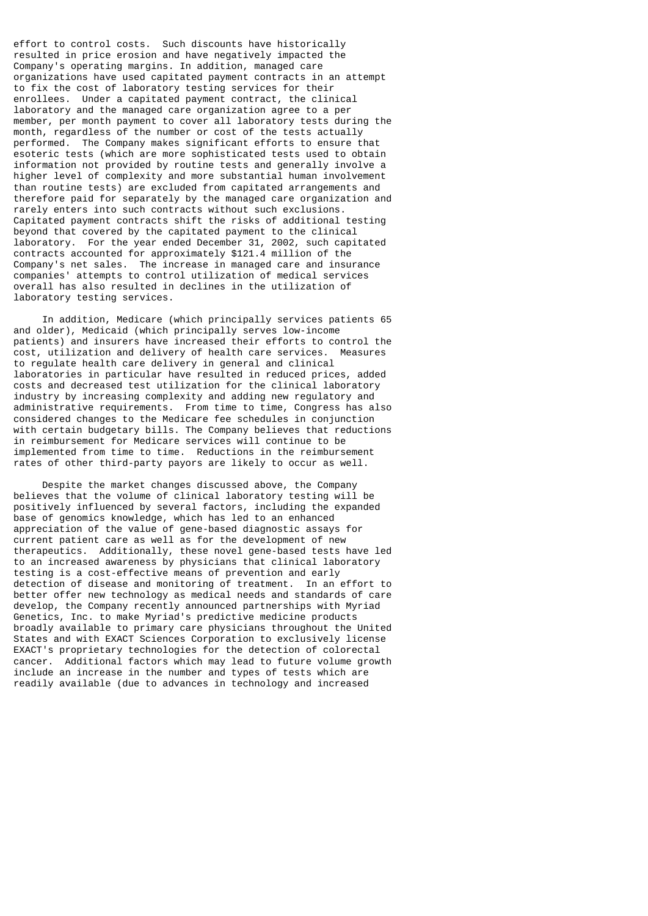effort to control costs. Such discounts have historically resulted in price erosion and have negatively impacted the Company's operating margins. In addition, managed care organizations have used capitated payment contracts in an attempt to fix the cost of laboratory testing services for their enrollees. Under a capitated payment contract, the clinical laboratory and the managed care organization agree to a per member, per month payment to cover all laboratory tests during the month, regardless of the number or cost of the tests actually performed. The Company makes significant efforts to ensure that esoteric tests (which are more sophisticated tests used to obtain information not provided by routine tests and generally involve a higher level of complexity and more substantial human involvement than routine tests) are excluded from capitated arrangements and therefore paid for separately by the managed care organization and rarely enters into such contracts without such exclusions. Capitated payment contracts shift the risks of additional testing beyond that covered by the capitated payment to the clinical laboratory. For the year ended December 31, 2002, such capitated contracts accounted for approximately $121.4 million of the Company's net sales. The increase in managed care and insurance companies' attempts to control utilization of medical services overall has also resulted in declines in the utilization of laboratory testing services.

In addition, Medicare (which principally services patients 65 and older), Medicaid (which principally serves low-income patients) and insurers have increased their efforts to control the cost, utilization and delivery of health care services. Measures to regulate health care delivery in general and clinical laboratories in particular have resulted in reduced prices, added costs and decreased test utilization for the clinical laboratory industry by increasing complexity and adding new regulatory and administrative requirements. From time to time, Congress has also considered changes to the Medicare fee schedules in conjunction with certain budgetary bills. The Company believes that reductions in reimbursement for Medicare services will continue to be implemented from time to time. Reductions in the reimbursement rates of other third-party payors are likely to occur as well.

Despite the market changes discussed above, the Company believes that the volume of clinical laboratory testing will be positively influenced by several factors, including the expanded base of genomics knowledge, which has led to an enhanced appreciation of the value of gene-based diagnostic assays for current patient care as well as for the development of new therapeutics. Additionally, these novel gene-based tests have led to an increased awareness by physicians that clinical laboratory testing is a cost-effective means of prevention and early detection of disease and monitoring of treatment. In an effort to better offer new technology as medical needs and standards of care develop, the Company recently announced partnerships with Myriad Genetics, Inc. to make Myriad's predictive medicine products broadly available to primary care physicians throughout the United States and with EXACT Sciences Corporation to exclusively license EXACT's proprietary technologies for the detection of colorectal cancer. Additional factors which may lead to future volume growth include an increase in the number and types of tests which are readily available (due to advances in technology and increased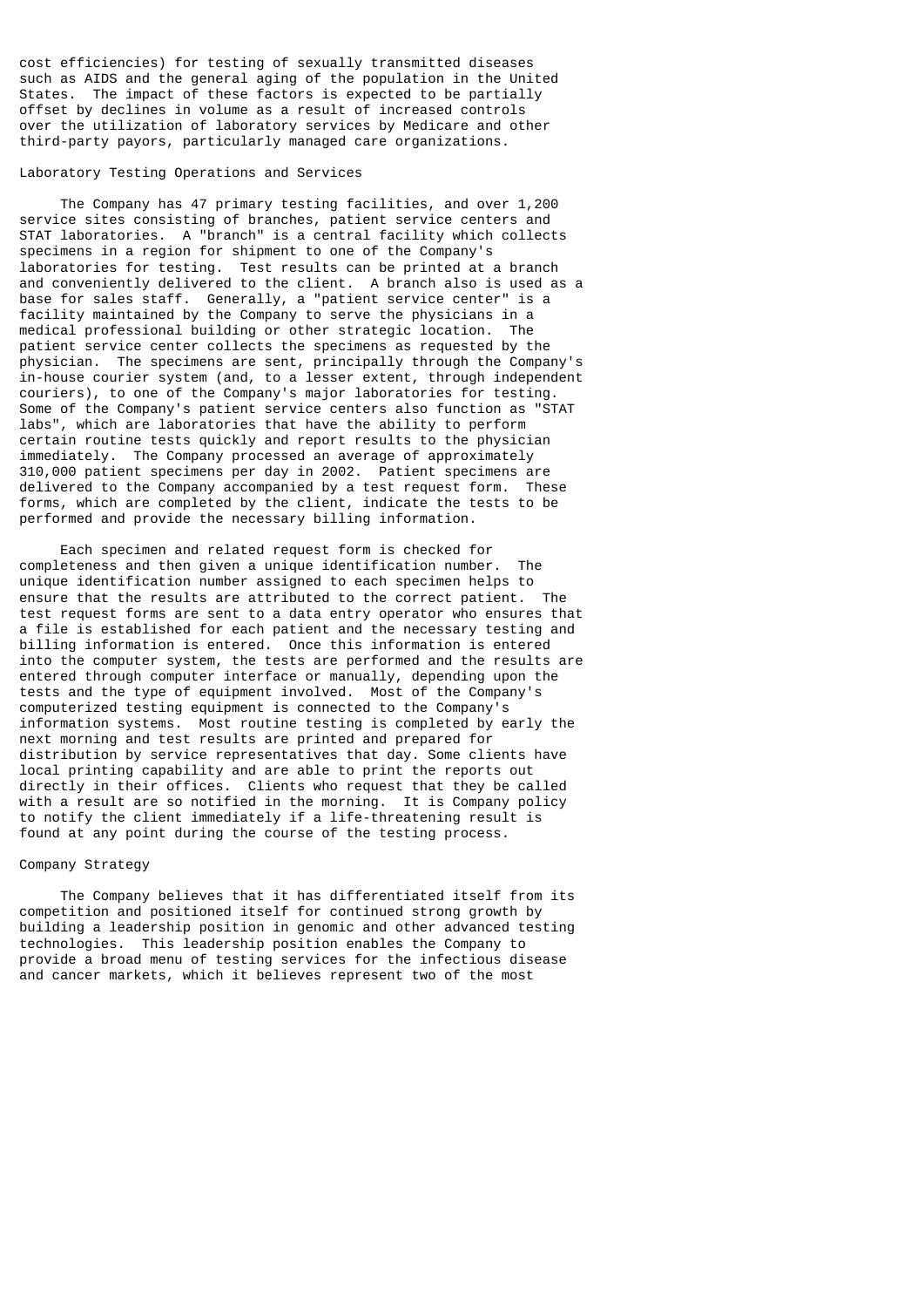cost efficiencies) for testing of sexually transmitted diseases such as AIDS and the general aging of the population in the United States. The impact of these factors is expected to be partially offset by declines in volume as a result of increased controls over the utilization of laboratory services by Medicare and other third-party payors, particularly managed care organizations.

## Laboratory Testing Operations and Services

The Company has 47 primary testing facilities, and over 1,200 service sites consisting of branches, patient service centers and STAT laboratories. A "branch" is a central facility which collects specimens in a region for shipment to one of the Company's laboratories for testing. Test results can be printed at a branch and conveniently delivered to the client. A branch also is used as a base for sales staff. Generally, a "patient service center" is a facility maintained by the Company to serve the physicians in a medical professional building or other strategic location. The patient service center collects the specimens as requested by the physician. The specimens are sent, principally through the Company's in-house courier system (and, to a lesser extent, through independent couriers), to one of the Company's major laboratories for testing. Some of the Company's patient service centers also function as "STAT labs", which are laboratories that have the ability to perform certain routine tests quickly and report results to the physician immediately. The Company processed an average of approximately 310,000 patient specimens per day in 2002. Patient specimens are delivered to the Company accompanied by a test request form. These forms, which are completed by the client, indicate the tests to be performed and provide the necessary billing information.

Each specimen and related request form is checked for completeness and then given a unique identification number. The unique identification number assigned to each specimen helps to ensure that the results are attributed to the correct patient. The test request forms are sent to a data entry operator who ensures that a file is established for each patient and the necessary testing and billing information is entered. Once this information is entered into the computer system, the tests are performed and the results are entered through computer interface or manually, depending upon the tests and the type of equipment involved. Most of the Company's computerized testing equipment is connected to the Company's information systems. Most routine testing is completed by early the next morning and test results are printed and prepared for distribution by service representatives that day. Some clients have local printing capability and are able to print the reports out directly in their offices. Clients who request that they be called with a result are so notified in the morning. It is Company policy to notify the client immediately if a life-threatening result is found at any point during the course of the testing process.

## Company Strategy

The Company believes that it has differentiated itself from its competition and positioned itself for continued strong growth by building a leadership position in genomic and other advanced testing technologies. This leadership position enables the Company to provide a broad menu of testing services for the infectious disease and cancer markets, which it believes represent two of the most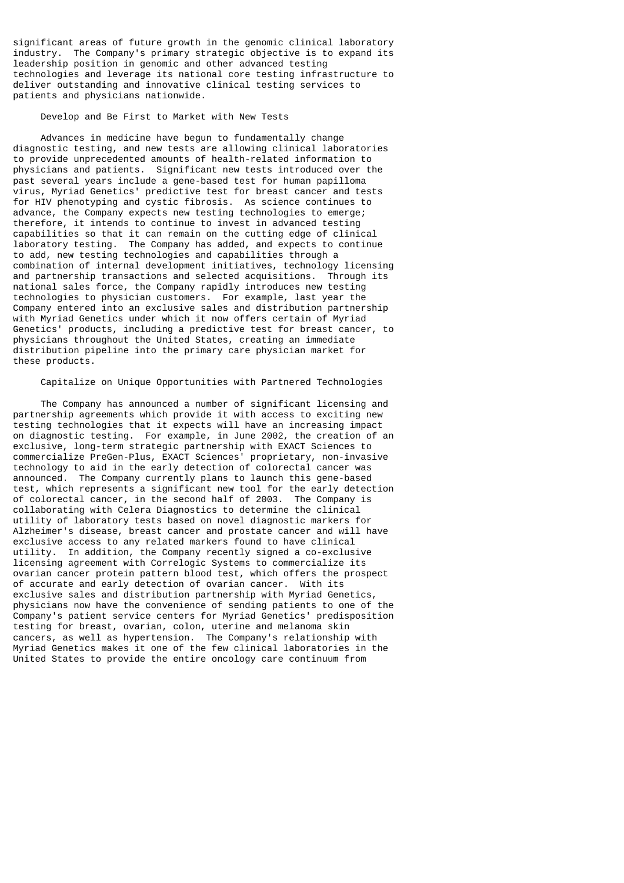significant areas of future growth in the genomic clinical laboratory industry. The Company's primary strategic objective is to expand its leadership position in genomic and other advanced testing technologies and leverage its national core testing infrastructure to deliver outstanding and innovative clinical testing services to patients and physicians nationwide.

### Develop and Be First to Market with New Tests

Advances in medicine have begun to fundamentally change diagnostic testing, and new tests are allowing clinical laboratories to provide unprecedented amounts of health-related information to physicians and patients. Significant new tests introduced over the past several years include a gene-based test for human papilloma virus, Myriad Genetics' predictive test for breast cancer and tests for HIV phenotyping and cystic fibrosis. As science continues to advance, the Company expects new testing technologies to emerge; therefore, it intends to continue to invest in advanced testing capabilities so that it can remain on the cutting edge of clinical laboratory testing. The Company has added, and expects to continue to add, new testing technologies and capabilities through a combination of internal development initiatives, technology licensing and partnership transactions and selected acquisitions. Through its national sales force, the Company rapidly introduces new testing technologies to physician customers. For example, last year the Company entered into an exclusive sales and distribution partnership with Myriad Genetics under which it now offers certain of Myriad Genetics' products, including a predictive test for breast cancer, to physicians throughout the United States, creating an immediate distribution pipeline into the primary care physician market for these products.

### Capitalize on Unique Opportunities with Partnered Technologies

The Company has announced a number of significant licensing and partnership agreements which provide it with access to exciting new testing technologies that it expects will have an increasing impact on diagnostic testing. For example, in June 2002, the creation of an exclusive, long-term strategic partnership with EXACT Sciences to commercialize PreGen-Plus, EXACT Sciences' proprietary, non-invasive technology to aid in the early detection of colorectal cancer was announced. The Company currently plans to launch this gene-based test, which represents a significant new tool for the early detection of colorectal cancer, in the second half of 2003. The Company is collaborating with Celera Diagnostics to determine the clinical utility of laboratory tests based on novel diagnostic markers for Alzheimer's disease, breast cancer and prostate cancer and will have exclusive access to any related markers found to have clinical utility. In addition, the Company recently signed a co-exclusive licensing agreement with Correlogic Systems to commercialize its ovarian cancer protein pattern blood test, which offers the prospect of accurate and early detection of ovarian cancer. With its exclusive sales and distribution partnership with Myriad Genetics, physicians now have the convenience of sending patients to one of the Company's patient service centers for Myriad Genetics' predisposition testing for breast, ovarian, colon, uterine and melanoma skin cancers, as well as hypertension. The Company's relationship with Myriad Genetics makes it one of the few clinical laboratories in the United States to provide the entire oncology care continuum from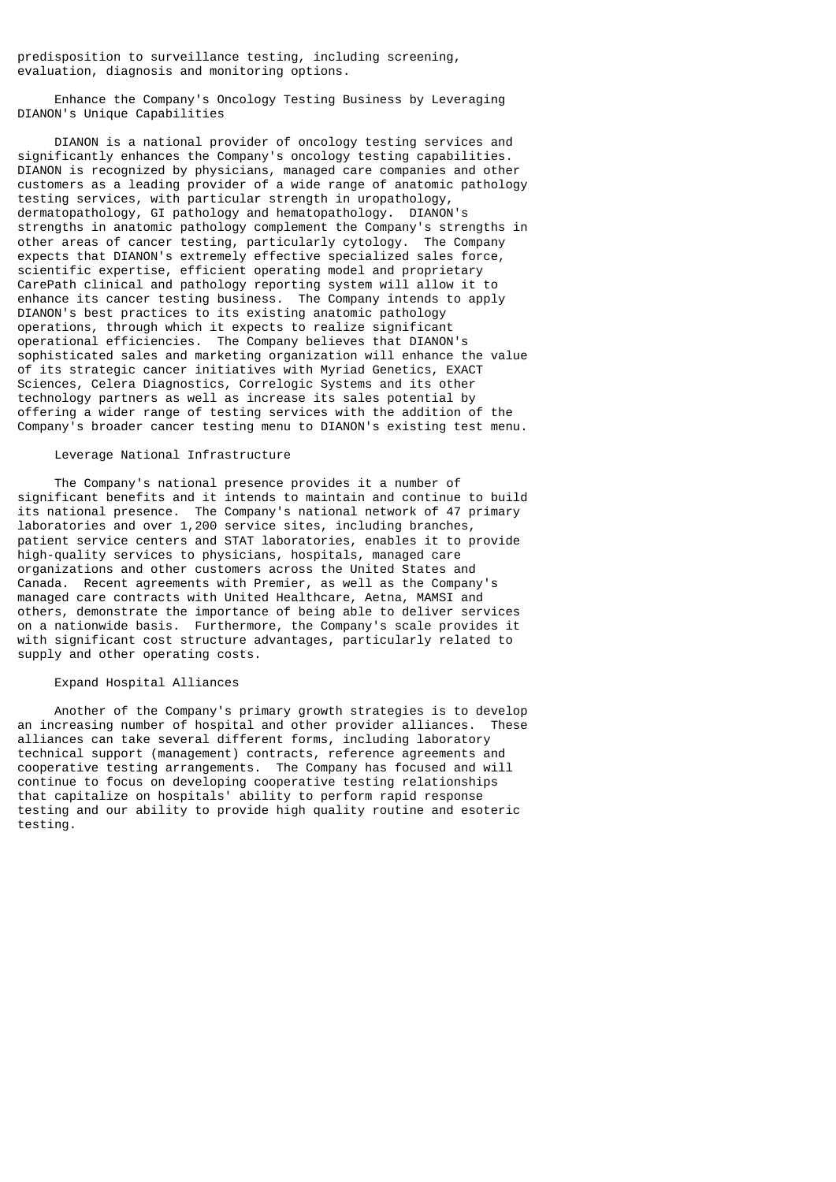predisposition to surveillance testing, including screening, evaluation, diagnosis and monitoring options.

### Enhance the Company's Oncology Testing Business by Leveraging DIANON's Unique Capabilities

DIANON is a national provider of oncology testing services and significantly enhances the Company's oncology testing capabilities. DIANON is recognized by physicians, managed care companies and other customers as a leading provider of a wide range of anatomic pathology testing services, with particular strength in uropathology, dermatopathology, GI pathology and hematopathology. DIANON's strengths in anatomic pathology complement the Company's strengths in other areas of cancer testing, particularly cytology. The Company expects that DIANON's extremely effective specialized sales force, scientific expertise, efficient operating model and proprietary CarePath clinical and pathology reporting system will allow it to enhance its cancer testing business. The Company intends to apply DIANON's best practices to its existing anatomic pathology operations, through which it expects to realize significant operational efficiencies. The Company believes that DIANON's sophisticated sales and marketing organization will enhance the value of its strategic cancer initiatives with Myriad Genetics, EXACT Sciences, Celera Diagnostics, Correlogic Systems and its other technology partners as well as increase its sales potential by offering a wider range of testing services with the addition of the Company's broader cancer testing menu to DIANON's existing test menu.

### Leverage National Infrastructure

The Company's national presence provides it a number of significant benefits and it intends to maintain and continue to build its national presence. The Company's national network of 47 primary laboratories and over 1,200 service sites, including branches, patient service centers and STAT laboratories, enables it to provide high-quality services to physicians, hospitals, managed care organizations and other customers across the United States and Canada. Recent agreements with Premier, as well as the Company's managed care contracts with United Healthcare, Aetna, MAMSI and others, demonstrate the importance of being able to deliver services on a nationwide basis. Furthermore, the Company's scale provides it with significant cost structure advantages, particularly related to supply and other operating costs.

### Expand Hospital Alliances

Another of the Company's primary growth strategies is to develop an increasing number of hospital and other provider alliances. These alliances can take several different forms, including laboratory technical support (management) contracts, reference agreements and cooperative testing arrangements. The Company has focused and will continue to focus on developing cooperative testing relationships that capitalize on hospitals' ability to perform rapid response testing and our ability to provide high quality routine and esoteric testing.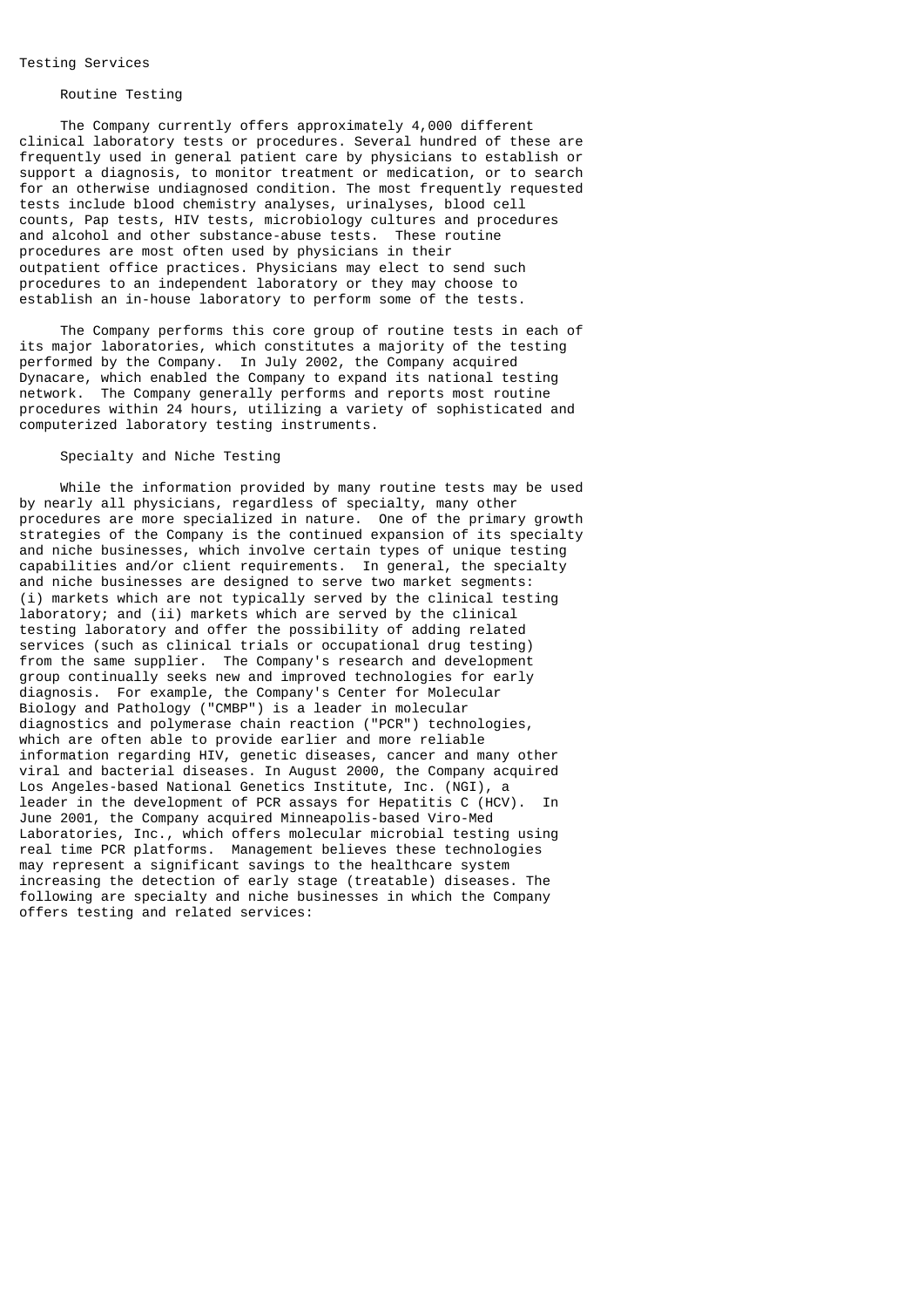## Testing Services

### Routine Testing

The Company currently offers approximately 4,000 different clinical laboratory tests or procedures. Several hundred of these are frequently used in general patient care by physicians to establish or support a diagnosis, to monitor treatment or medication, or to search for an otherwise undiagnosed condition. The most frequently requested tests include blood chemistry analyses, urinalyses, blood cell counts, Pap tests, HIV tests, microbiology cultures and procedures and alcohol and other substance-abuse tests. These routine procedures are most often used by physicians in their outpatient office practices. Physicians may elect to send such procedures to an independent laboratory or they may choose to establish an in-house laboratory to perform some of the tests.

The Company performs this core group of routine tests in each of its major laboratories, which constitutes a majority of the testing performed by the Company. In July 2002, the Company acquired Dynacare, which enabled the Company to expand its national testing network. The Company generally performs and reports most routine procedures within 24 hours, utilizing a variety of sophisticated and computerized laboratory testing instruments.

### Specialty and Niche Testing

While the information provided by many routine tests may be used by nearly all physicians, regardless of specialty, many other procedures are more specialized in nature. One of the primary growth strategies of the Company is the continued expansion of its specialty and niche businesses, which involve certain types of unique testing capabilities and/or client requirements. In general, the specialty and niche businesses are designed to serve two market segments: (i) markets which are not typically served by the clinical testing laboratory; and (ii) markets which are served by the clinical testing laboratory and offer the possibility of adding related services (such as clinical trials or occupational drug testing) from the same supplier. The Company's research and development group continually seeks new and improved technologies for early diagnosis. For example, the Company's Center for Molecular Biology and Pathology ("CMBP") is a leader in molecular diagnostics and polymerase chain reaction ("PCR") technologies, which are often able to provide earlier and more reliable information regarding HIV, genetic diseases, cancer and many other viral and bacterial diseases. In August 2000, the Company acquired Los Angeles-based National Genetics Institute, Inc. (NGI), a leader in the development of PCR assays for Hepatitis C (HCV). In June 2001, the Company acquired Minneapolis-based Viro-Med Laboratories, Inc., which offers molecular microbial testing using real time PCR platforms. Management believes these technologies may represent a significant savings to the healthcare system increasing the detection of early stage (treatable) diseases. The following are specialty and niche businesses in which the Company offers testing and related services: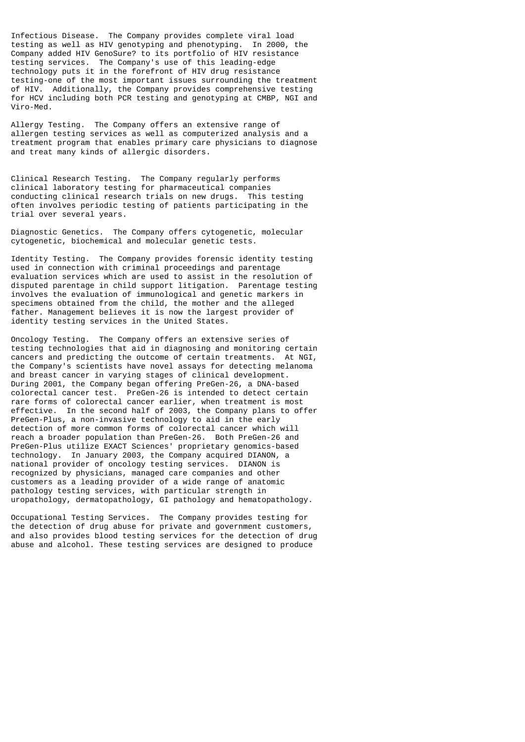Infectious Disease. The Company provides complete viral load testing as well as HIV genotyping and phenotyping. In 2000, the Company added HIV GenoSure? to its portfolio of HIV resistance testing services. The Company's use of this leading-edge technology puts it in the forefront of HIV drug resistance testing-one of the most important issues surrounding the treatment of HIV. Additionally, the Company provides comprehensive testing for HCV including both PCR testing and genotyping at CMBP, NGI and Viro-Med.

Allergy Testing. The Company offers an extensive range of allergen testing services as well as computerized analysis and a treatment program that enables primary care physicians to diagnose and treat many kinds of allergic disorders.

Clinical Research Testing. The Company regularly performs clinical laboratory testing for pharmaceutical companies conducting clinical research trials on new drugs. This testing often involves periodic testing of patients participating in the trial over several years.

Diagnostic Genetics. The Company offers cytogenetic, molecular cytogenetic, biochemical and molecular genetic tests.

Identity Testing. The Company provides forensic identity testing used in connection with criminal proceedings and parentage evaluation services which are used to assist in the resolution of disputed parentage in child support litigation. Parentage testing involves the evaluation of immunological and genetic markers in specimens obtained from the child, the mother and the alleged father. Management believes it is now the largest provider of identity testing services in the United States.

Oncology Testing. The Company offers an extensive series of testing technologies that aid in diagnosing and monitoring certain cancers and predicting the outcome of certain treatments. At NGI, the Company's scientists have novel assays for detecting melanoma and breast cancer in varying stages of clinical development. During 2001, the Company began offering PreGen-26, a DNA-based colorectal cancer test. PreGen-26 is intended to detect certain rare forms of colorectal cancer earlier, when treatment is most effective. In the second half of 2003, the Company plans to offer PreGen-Plus, a non-invasive technology to aid in the early detection of more common forms of colorectal cancer which will reach a broader population than PreGen-26. Both PreGen-26 and PreGen-Plus utilize EXACT Sciences' proprietary genomics-based technology. In January 2003, the Company acquired DIANON, a national provider of oncology testing services. DIANON is recognized by physicians, managed care companies and other customers as a leading provider of a wide range of anatomic pathology testing services, with particular strength in uropathology, dermatopathology, GI pathology and hematopathology.

Occupational Testing Services. The Company provides testing for the detection of drug abuse for private and government customers, and also provides blood testing services for the detection of drug abuse and alcohol. These testing services are designed to produce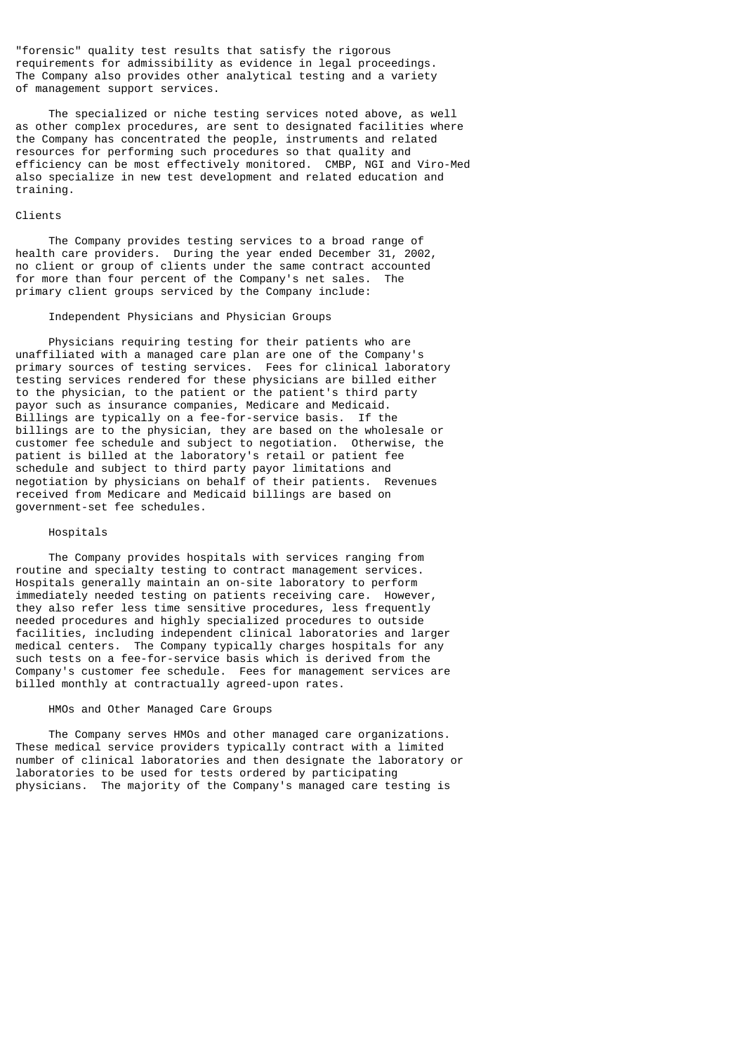"forensic" quality test results that satisfy the rigorous requirements for admissibility as evidence in legal proceedings. The Company also provides other analytical testing and a variety of management support services.

The specialized or niche testing services noted above, as well as other complex procedures, are sent to designated facilities where the Company has concentrated the people, instruments and related resources for performing such procedures so that quality and efficiency can be most effectively monitored. CMBP, NGI and Viro-Med also specialize in new test development and related education and training.

## Clients

The Company provides testing services to a broad range of health care providers. During the year ended December 31, 2002, no client or group of clients under the same contract accounted for more than four percent of the Company's net sales. The primary client groups serviced by the Company include:

### Independent Physicians and Physician Groups

Physicians requiring testing for their patients who are unaffiliated with a managed care plan are one of the Company's primary sources of testing services. Fees for clinical laboratory testing services rendered for these physicians are billed either to the physician, to the patient or the patient's third party payor such as insurance companies, Medicare and Medicaid. Billings are typically on a fee-for-service basis. If the billings are to the physician, they are based on the wholesale or customer fee schedule and subject to negotiation. Otherwise, the patient is billed at the laboratory's retail or patient fee schedule and subject to third party payor limitations and negotiation by physicians on behalf of their patients. Revenues received from Medicare and Medicaid billings are based on government-set fee schedules.

### Hospitals

The Company provides hospitals with services ranging from routine and specialty testing to contract management services. Hospitals generally maintain an on-site laboratory to perform immediately needed testing on patients receiving care. However, they also refer less time sensitive procedures, less frequently needed procedures and highly specialized procedures to outside facilities, including independent clinical laboratories and larger medical centers. The Company typically charges hospitals for any such tests on a fee-for-service basis which is derived from the Company's customer fee schedule. Fees for management services are billed monthly at contractually agreed-upon rates.

### HMOs and Other Managed Care Groups

The Company serves HMOs and other managed care organizations. These medical service providers typically contract with a limited number of clinical laboratories and then designate the laboratory or laboratories to be used for tests ordered by participating physicians. The majority of the Company's managed care testing is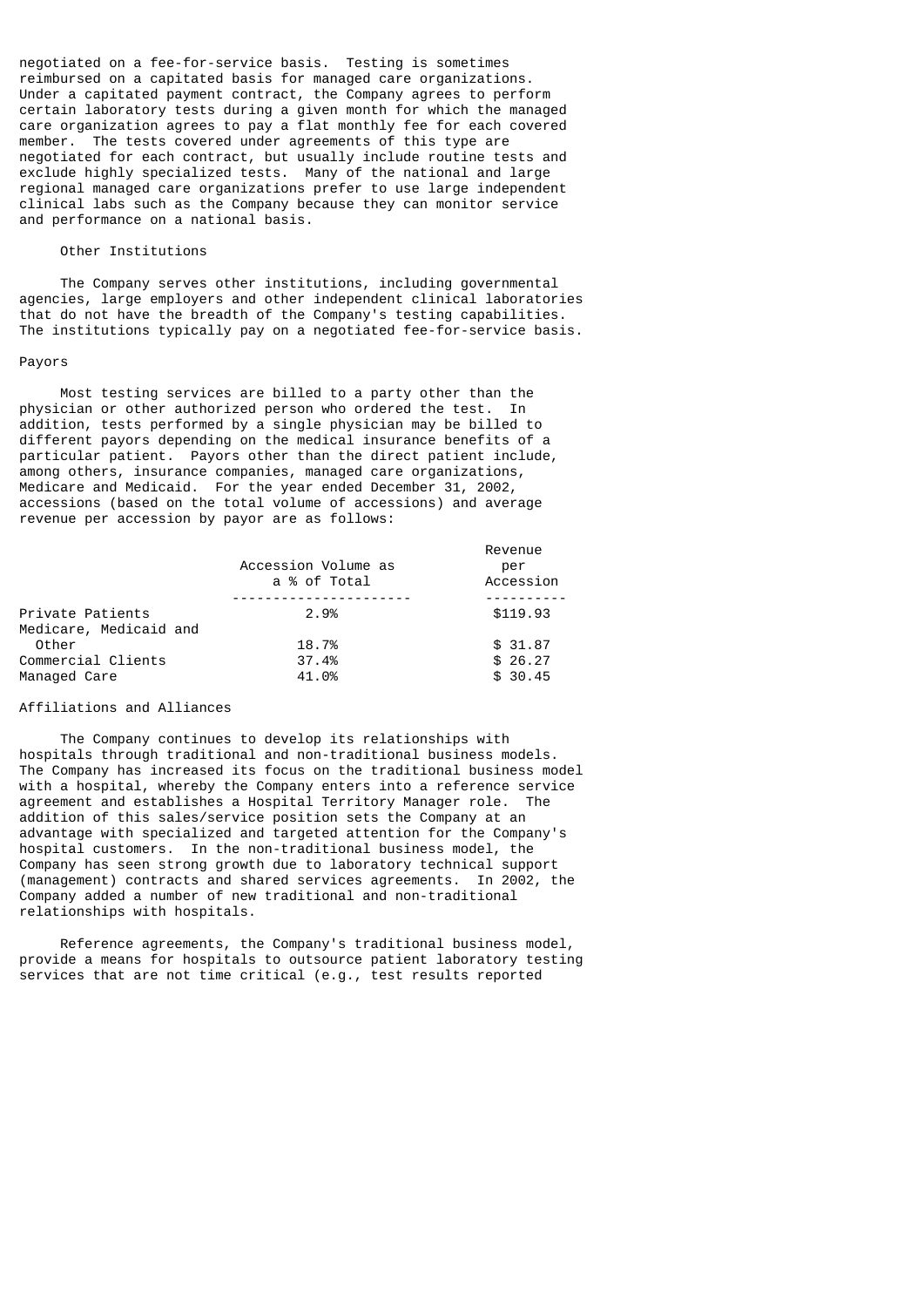negotiated on a fee-for-service basis. Testing is sometimes reimbursed on a capitated basis for managed care organizations. Under a capitated payment contract, the Company agrees to perform certain laboratory tests during a given month for which the managed care organization agrees to pay a flat monthly fee for each covered member. The tests covered under agreements of this type are negotiated for each contract, but usually include routine tests and exclude highly specialized tests. Many of the national and large regional managed care organizations prefer to use large independent clinical labs such as the Company because they can monitor service and performance on a national basis.

### Other Institutions

The Company serves other institutions, including governmental agencies, large employers and other independent clinical laboratories that do not have the breadth of the Company's testing capabilities. The institutions typically pay on a negotiated fee-for-service basis.

## Payors

Most testing services are billed to a party other than the physician or other authorized person who ordered the test. In addition, tests performed by a single physician may be billed to different payors depending on the medical insurance benefits of a particular patient. Payors other than the direct patient include, among others, insurance companies, managed care organizations, Medicare and Medicaid. For the year ended December 31, 2002, accessions (based on the total volume of accessions) and average revenue per accession by payor are as follows:

| | Accession Volume as a % of Total | Revenue per Accession |
|---|---|---|
| Private Patients | 2.9% | $119.93 |
| Medicare, Medicaid and Other | 18.7% | $ 31.87 |
| Commercial Clients | 37.4% | $ 26.27 |
| Managed Care | 41.0% | $ 30.45 |

## Affiliations and Alliances

The Company continues to develop its relationships with hospitals through traditional and non-traditional business models. The Company has increased its focus on the traditional business model with a hospital, whereby the Company enters into a reference service agreement and establishes a Hospital Territory Manager role. The addition of this sales/service position sets the Company at an advantage with specialized and targeted attention for the Company's hospital customers. In the non-traditional business model, the Company has seen strong growth due to laboratory technical support (management) contracts and shared services agreements. In 2002, the Company added a number of new traditional and non-traditional relationships with hospitals.

Reference agreements, the Company's traditional business model, provide a means for hospitals to outsource patient laboratory testing services that are not time critical (e.g., test results reported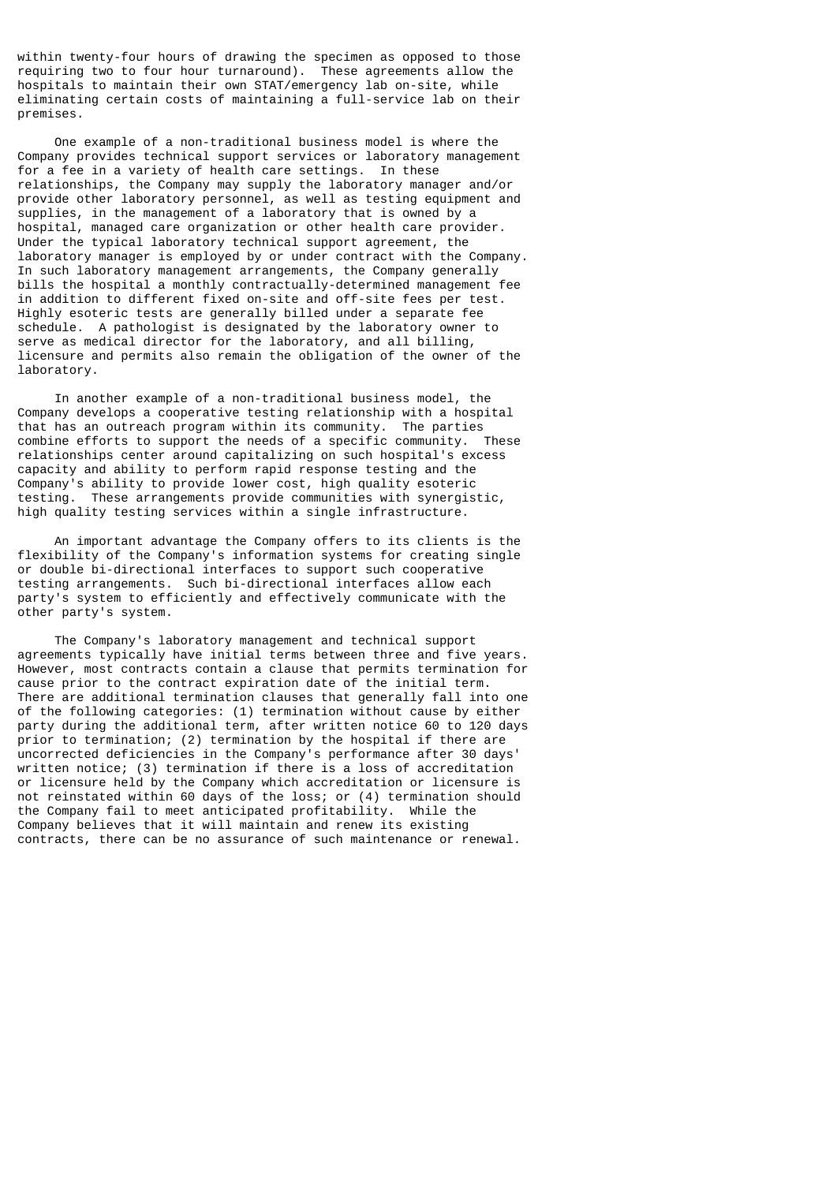within twenty-four hours of drawing the specimen as opposed to those requiring two to four hour turnaround). These agreements allow the hospitals to maintain their own STAT/emergency lab on-site, while eliminating certain costs of maintaining a full-service lab on their premises.

One example of a non-traditional business model is where the Company provides technical support services or laboratory management for a fee in a variety of health care settings. In these relationships, the Company may supply the laboratory manager and/or provide other laboratory personnel, as well as testing equipment and supplies, in the management of a laboratory that is owned by a hospital, managed care organization or other health care provider. Under the typical laboratory technical support agreement, the laboratory manager is employed by or under contract with the Company. In such laboratory management arrangements, the Company generally bills the hospital a monthly contractually-determined management fee in addition to different fixed on-site and off-site fees per test. Highly esoteric tests are generally billed under a separate fee schedule. A pathologist is designated by the laboratory owner to serve as medical director for the laboratory, and all billing, licensure and permits also remain the obligation of the owner of the laboratory.

In another example of a non-traditional business model, the Company develops a cooperative testing relationship with a hospital that has an outreach program within its community. The parties combine efforts to support the needs of a specific community. These relationships center around capitalizing on such hospital's excess capacity and ability to perform rapid response testing and the Company's ability to provide lower cost, high quality esoteric testing. These arrangements provide communities with synergistic, high quality testing services within a single infrastructure.

An important advantage the Company offers to its clients is the flexibility of the Company's information systems for creating single or double bi-directional interfaces to support such cooperative testing arrangements. Such bi-directional interfaces allow each party's system to efficiently and effectively communicate with the other party's system.

The Company's laboratory management and technical support agreements typically have initial terms between three and five years. However, most contracts contain a clause that permits termination for cause prior to the contract expiration date of the initial term. There are additional termination clauses that generally fall into one of the following categories: (1) termination without cause by either party during the additional term, after written notice 60 to 120 days prior to termination; (2) termination by the hospital if there are uncorrected deficiencies in the Company's performance after 30 days' written notice; (3) termination if there is a loss of accreditation or licensure held by the Company which accreditation or licensure is not reinstated within 60 days of the loss; or (4) termination should the Company fail to meet anticipated profitability. While the Company believes that it will maintain and renew its existing contracts, there can be no assurance of such maintenance or renewal.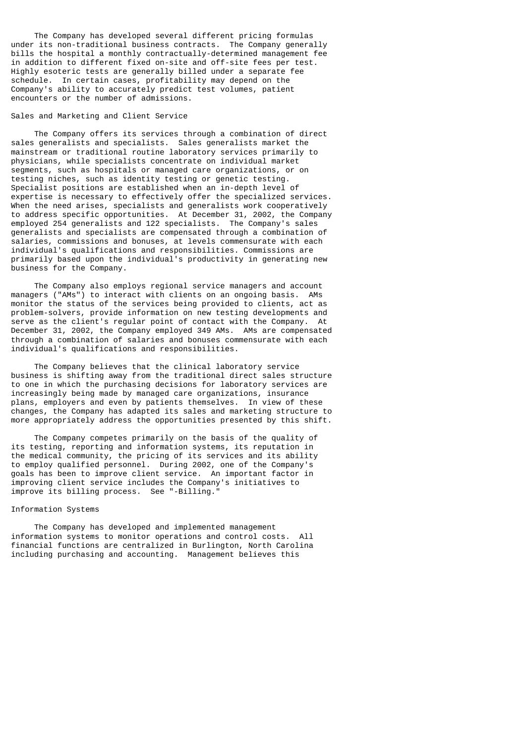The Company has developed several different pricing formulas under its non-traditional business contracts. The Company generally bills the hospital a monthly contractually-determined management fee in addition to different fixed on-site and off-site fees per test. Highly esoteric tests are generally billed under a separate fee schedule. In certain cases, profitability may depend on the Company's ability to accurately predict test volumes, patient encounters or the number of admissions.

## Sales and Marketing and Client Service

The Company offers its services through a combination of direct sales generalists and specialists. Sales generalists market the mainstream or traditional routine laboratory services primarily to physicians, while specialists concentrate on individual market segments, such as hospitals or managed care organizations, or on testing niches, such as identity testing or genetic testing. Specialist positions are established when an in-depth level of expertise is necessary to effectively offer the specialized services. When the need arises, specialists and generalists work cooperatively to address specific opportunities. At December 31, 2002, the Company employed 254 generalists and 122 specialists. The Company's sales generalists and specialists are compensated through a combination of salaries, commissions and bonuses, at levels commensurate with each individual's qualifications and responsibilities. Commissions are primarily based upon the individual's productivity in generating new business for the Company.

The Company also employs regional service managers and account managers ("AMs") to interact with clients on an ongoing basis. AMs monitor the status of the services being provided to clients, act as problem-solvers, provide information on new testing developments and serve as the client's regular point of contact with the Company. At December 31, 2002, the Company employed 349 AMs. AMs are compensated through a combination of salaries and bonuses commensurate with each individual's qualifications and responsibilities.

The Company believes that the clinical laboratory service business is shifting away from the traditional direct sales structure to one in which the purchasing decisions for laboratory services are increasingly being made by managed care organizations, insurance plans, employers and even by patients themselves. In view of these changes, the Company has adapted its sales and marketing structure to more appropriately address the opportunities presented by this shift.

The Company competes primarily on the basis of the quality of its testing, reporting and information systems, its reputation in the medical community, the pricing of its services and its ability to employ qualified personnel. During 2002, one of the Company's goals has been to improve client service. An important factor in improving client service includes the Company's initiatives to improve its billing process. See "-Billing."

## Information Systems

The Company has developed and implemented management information systems to monitor operations and control costs. All financial functions are centralized in Burlington, North Carolina including purchasing and accounting. Management believes this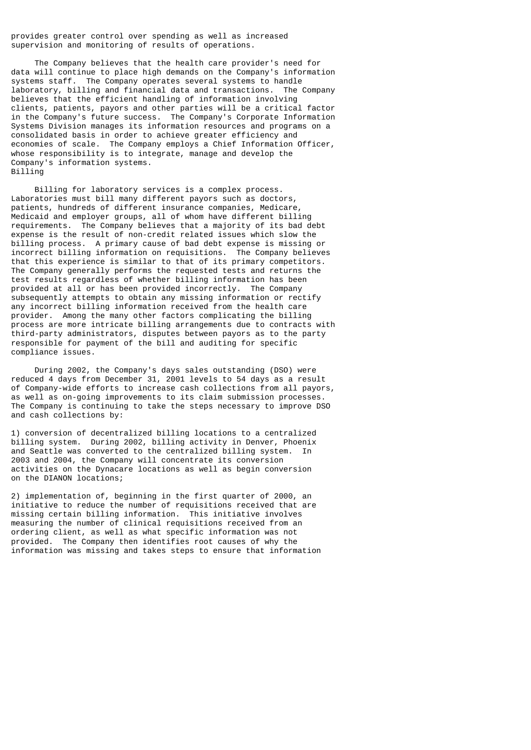provides greater control over spending as well as increased supervision and monitoring of results of operations.

The Company believes that the health care provider's need for data will continue to place high demands on the Company's information systems staff. The Company operates several systems to handle laboratory, billing and financial data and transactions. The Company believes that the efficient handling of information involving clients, patients, payors and other parties will be a critical factor in the Company's future success. The Company's Corporate Information Systems Division manages its information resources and programs on a consolidated basis in order to achieve greater efficiency and economies of scale. The Company employs a Chief Information Officer, whose responsibility is to integrate, manage and develop the Company's information systems.

## Billing

Billing for laboratory services is a complex process. Laboratories must bill many different payors such as doctors, patients, hundreds of different insurance companies, Medicare, Medicaid and employer groups, all of whom have different billing requirements. The Company believes that a majority of its bad debt expense is the result of non-credit related issues which slow the billing process. A primary cause of bad debt expense is missing or incorrect billing information on requisitions. The Company believes that this experience is similar to that of its primary competitors. The Company generally performs the requested tests and returns the test results regardless of whether billing information has been provided at all or has been provided incorrectly. The Company subsequently attempts to obtain any missing information or rectify any incorrect billing information received from the health care provider. Among the many other factors complicating the billing process are more intricate billing arrangements due to contracts with third-party administrators, disputes between payors as to the party responsible for payment of the bill and auditing for specific compliance issues.

During 2002, the Company's days sales outstanding (DSO) were reduced 4 days from December 31, 2001 levels to 54 days as a result of Company-wide efforts to increase cash collections from all payors, as well as on-going improvements to its claim submission processes. The Company is continuing to take the steps necessary to improve DSO and cash collections by:

1) conversion of decentralized billing locations to a centralized billing system. During 2002, billing activity in Denver, Phoenix and Seattle was converted to the centralized billing system. In 2003 and 2004, the Company will concentrate its conversion activities on the Dynacare locations as well as begin conversion on the DIANON locations;

2) implementation of, beginning in the first quarter of 2000, an initiative to reduce the number of requisitions received that are missing certain billing information. This initiative involves measuring the number of clinical requisitions received from an ordering client, as well as what specific information was not provided. The Company then identifies root causes of why the information was missing and takes steps to ensure that information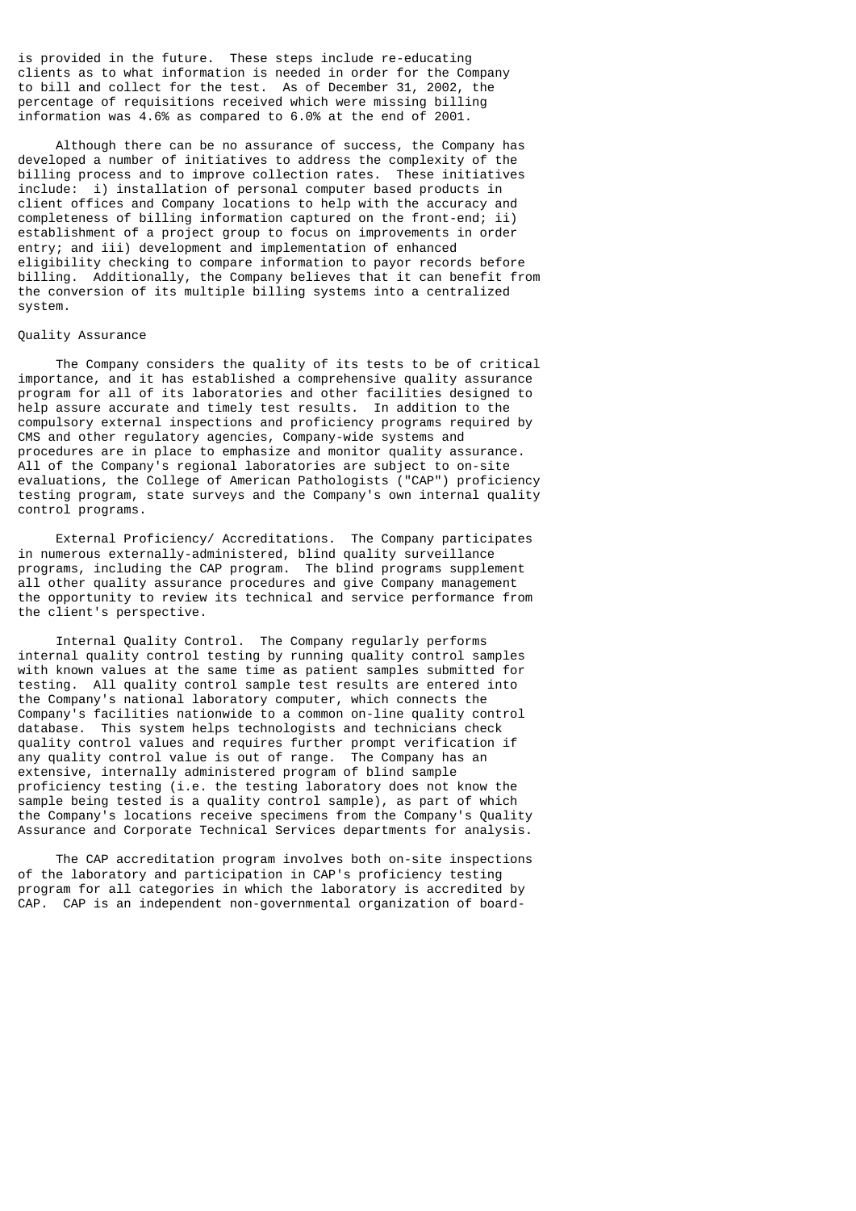is provided in the future. These steps include re-educating clients as to what information is needed in order for the Company to bill and collect for the test. As of December 31, 2002, the percentage of requisitions received which were missing billing information was 4.6% as compared to 6.0% at the end of 2001.

Although there can be no assurance of success, the Company has developed a number of initiatives to address the complexity of the billing process and to improve collection rates. These initiatives include: i) installation of personal computer based products in client offices and Company locations to help with the accuracy and completeness of billing information captured on the front-end; ii) establishment of a project group to focus on improvements in order entry; and iii) development and implementation of enhanced eligibility checking to compare information to payor records before billing. Additionally, the Company believes that it can benefit from the conversion of its multiple billing systems into a centralized system.

## Quality Assurance

The Company considers the quality of its tests to be of critical importance, and it has established a comprehensive quality assurance program for all of its laboratories and other facilities designed to help assure accurate and timely test results. In addition to the compulsory external inspections and proficiency programs required by CMS and other regulatory agencies, Company-wide systems and procedures are in place to emphasize and monitor quality assurance. All of the Company's regional laboratories are subject to on-site evaluations, the College of American Pathologists ("CAP") proficiency testing program, state surveys and the Company's own internal quality control programs.

External Proficiency/ Accreditations. The Company participates in numerous externally-administered, blind quality surveillance programs, including the CAP program. The blind programs supplement all other quality assurance procedures and give Company management the opportunity to review its technical and service performance from the client's perspective.

Internal Quality Control. The Company regularly performs internal quality control testing by running quality control samples with known values at the same time as patient samples submitted for testing. All quality control sample test results are entered into the Company's national laboratory computer, which connects the Company's facilities nationwide to a common on-line quality control database. This system helps technologists and technicians check quality control values and requires further prompt verification if any quality control value is out of range. The Company has an extensive, internally administered program of blind sample proficiency testing (i.e. the testing laboratory does not know the sample being tested is a quality control sample), as part of which the Company's locations receive specimens from the Company's Quality Assurance and Corporate Technical Services departments for analysis.

The CAP accreditation program involves both on-site inspections of the laboratory and participation in CAP's proficiency testing program for all categories in which the laboratory is accredited by CAP. CAP is an independent non-governmental organization of board-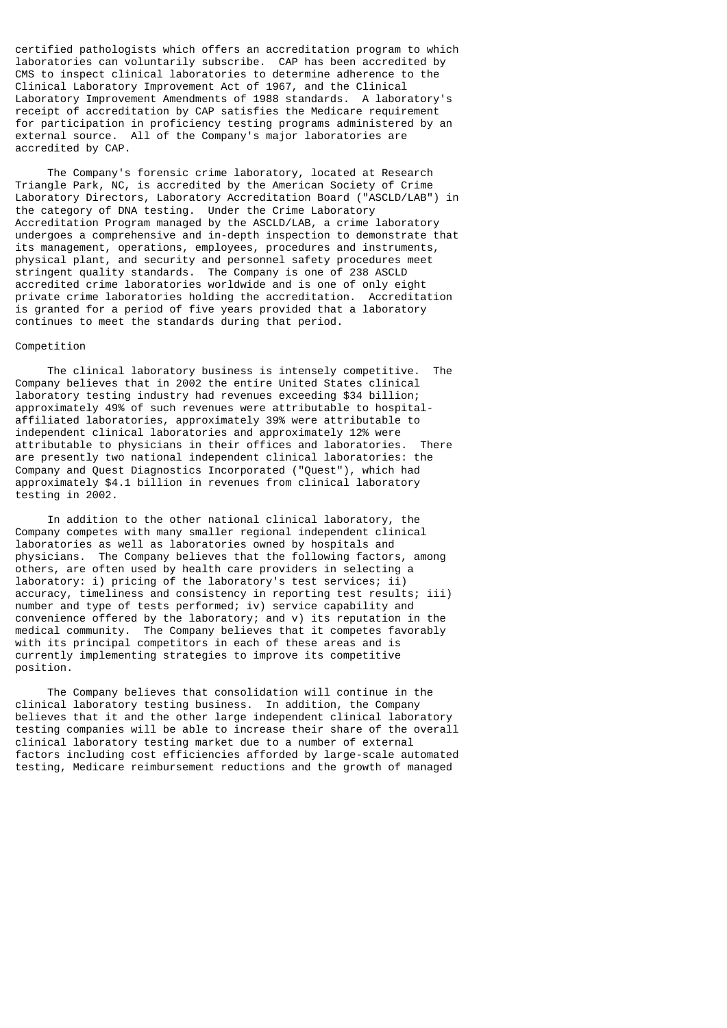certified pathologists which offers an accreditation program to which laboratories can voluntarily subscribe. CAP has been accredited by CMS to inspect clinical laboratories to determine adherence to the Clinical Laboratory Improvement Act of 1967, and the Clinical Laboratory Improvement Amendments of 1988 standards. A laboratory's receipt of accreditation by CAP satisfies the Medicare requirement for participation in proficiency testing programs administered by an external source. All of the Company's major laboratories are accredited by CAP.

The Company's forensic crime laboratory, located at Research Triangle Park, NC, is accredited by the American Society of Crime Laboratory Directors, Laboratory Accreditation Board ("ASCLD/LAB") in the category of DNA testing. Under the Crime Laboratory Accreditation Program managed by the ASCLD/LAB, a crime laboratory undergoes a comprehensive and in-depth inspection to demonstrate that its management, operations, employees, procedures and instruments, physical plant, and security and personnel safety procedures meet stringent quality standards. The Company is one of 238 ASCLD accredited crime laboratories worldwide and is one of only eight private crime laboratories holding the accreditation. Accreditation is granted for a period of five years provided that a laboratory continues to meet the standards during that period.

Competition

The clinical laboratory business is intensely competitive. The Company believes that in 2002 the entire United States clinical laboratory testing industry had revenues exceeding $34 billion; approximately 49% of such revenues were attributable to hospital-affiliated laboratories, approximately 39% were attributable to independent clinical laboratories and approximately 12% were attributable to physicians in their offices and laboratories. There are presently two national independent clinical laboratories: the Company and Quest Diagnostics Incorporated ("Quest"), which had approximately $4.1 billion in revenues from clinical laboratory testing in 2002.

In addition to the other national clinical laboratory, the Company competes with many smaller regional independent clinical laboratories as well as laboratories owned by hospitals and physicians. The Company believes that the following factors, among others, are often used by health care providers in selecting a laboratory: i) pricing of the laboratory's test services; ii) accuracy, timeliness and consistency in reporting test results; iii) number and type of tests performed; iv) service capability and convenience offered by the laboratory; and v) its reputation in the medical community. The Company believes that it competes favorably with its principal competitors in each of these areas and is currently implementing strategies to improve its competitive position.

The Company believes that consolidation will continue in the clinical laboratory testing business. In addition, the Company believes that it and the other large independent clinical laboratory testing companies will be able to increase their share of the overall clinical laboratory testing market due to a number of external factors including cost efficiencies afforded by large-scale automated testing, Medicare reimbursement reductions and the growth of managed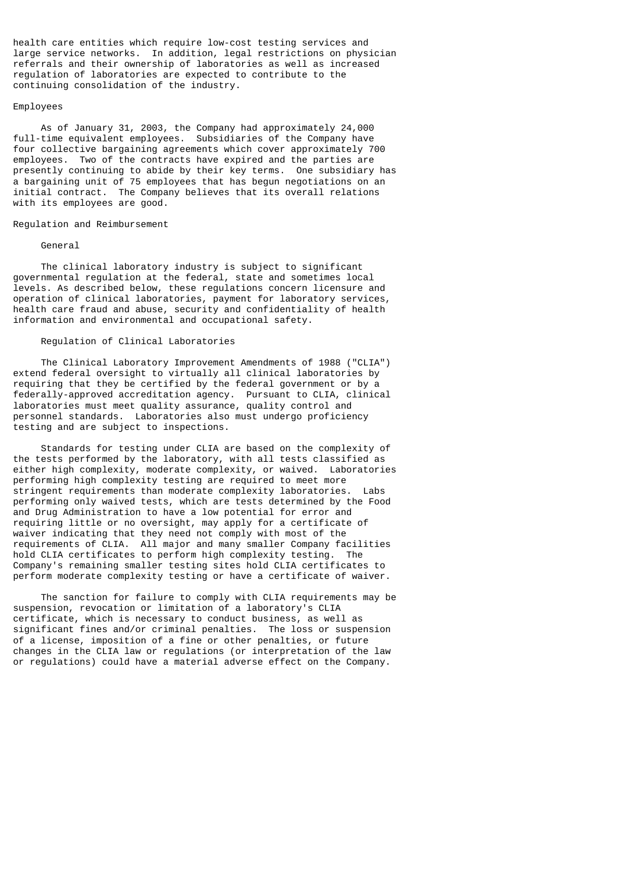health care entities which require low-cost testing services and large service networks. In addition, legal restrictions on physician referrals and their ownership of laboratories as well as increased regulation of laboratories are expected to contribute to the continuing consolidation of the industry.

## Employees

As of January 31, 2003, the Company had approximately 24,000 full-time equivalent employees. Subsidiaries of the Company have four collective bargaining agreements which cover approximately 700 employees. Two of the contracts have expired and the parties are presently continuing to abide by their key terms. One subsidiary has a bargaining unit of 75 employees that has begun negotiations on an initial contract. The Company believes that its overall relations with its employees are good.

## Regulation and Reimbursement

### General

The clinical laboratory industry is subject to significant governmental regulation at the federal, state and sometimes local levels. As described below, these regulations concern licensure and operation of clinical laboratories, payment for laboratory services, health care fraud and abuse, security and confidentiality of health information and environmental and occupational safety.

### Regulation of Clinical Laboratories

The Clinical Laboratory Improvement Amendments of 1988 ("CLIA") extend federal oversight to virtually all clinical laboratories by requiring that they be certified by the federal government or by a federally-approved accreditation agency. Pursuant to CLIA, clinical laboratories must meet quality assurance, quality control and personnel standards. Laboratories also must undergo proficiency testing and are subject to inspections.

Standards for testing under CLIA are based on the complexity of the tests performed by the laboratory, with all tests classified as either high complexity, moderate complexity, or waived. Laboratories performing high complexity testing are required to meet more stringent requirements than moderate complexity laboratories. Labs performing only waived tests, which are tests determined by the Food and Drug Administration to have a low potential for error and requiring little or no oversight, may apply for a certificate of waiver indicating that they need not comply with most of the requirements of CLIA. All major and many smaller Company facilities hold CLIA certificates to perform high complexity testing. The Company's remaining smaller testing sites hold CLIA certificates to perform moderate complexity testing or have a certificate of waiver.

The sanction for failure to comply with CLIA requirements may be suspension, revocation or limitation of a laboratory's CLIA certificate, which is necessary to conduct business, as well as significant fines and/or criminal penalties. The loss or suspension of a license, imposition of a fine or other penalties, or future changes in the CLIA law or regulations (or interpretation of the law or regulations) could have a material adverse effect on the Company.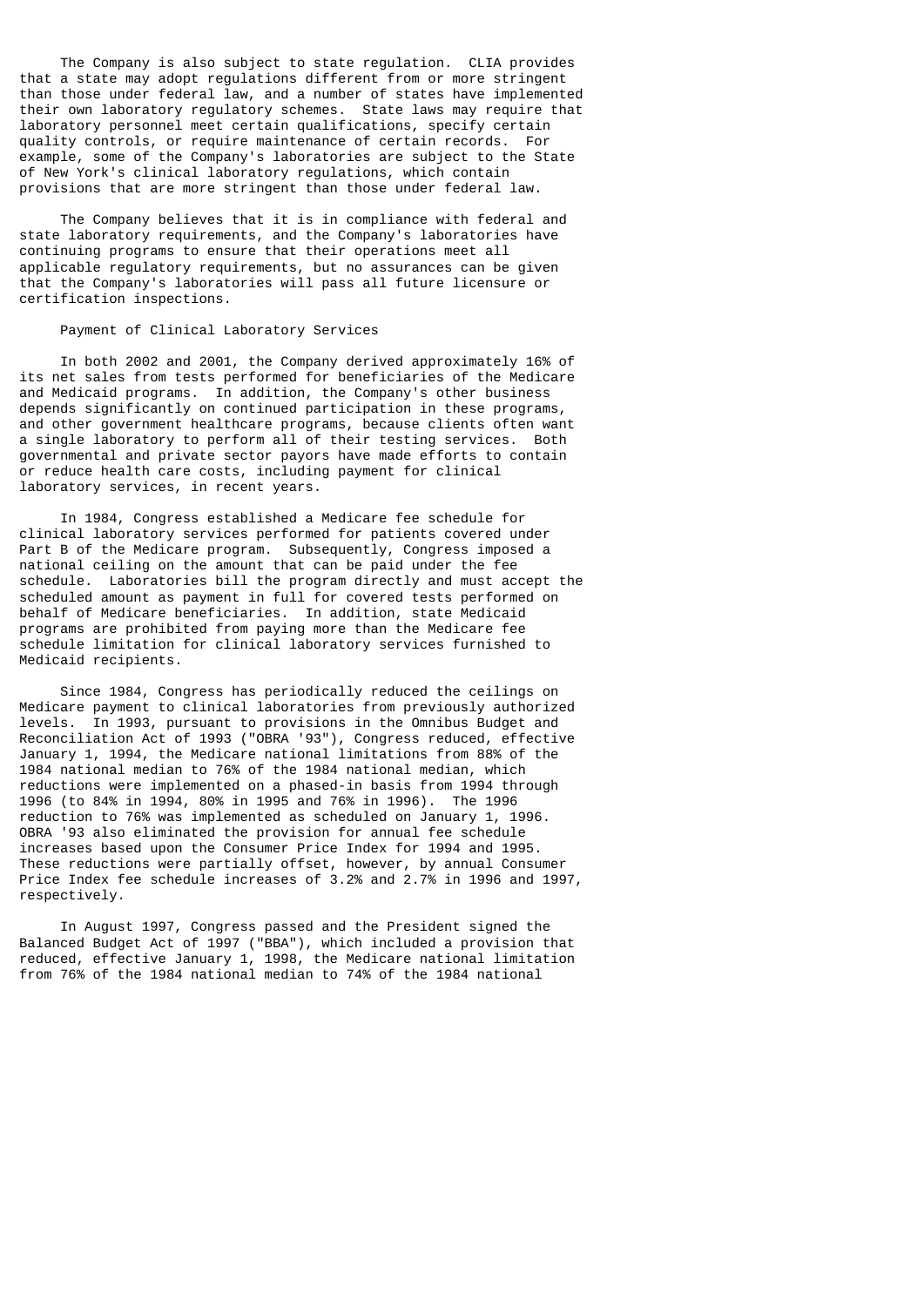The Company is also subject to state regulation. CLIA provides that a state may adopt regulations different from or more stringent than those under federal law, and a number of states have implemented their own laboratory regulatory schemes. State laws may require that laboratory personnel meet certain qualifications, specify certain quality controls, or require maintenance of certain records. For example, some of the Company's laboratories are subject to the State of New York's clinical laboratory regulations, which contain provisions that are more stringent than those under federal law.

The Company believes that it is in compliance with federal and state laboratory requirements, and the Company's laboratories have continuing programs to ensure that their operations meet all applicable regulatory requirements, but no assurances can be given that the Company's laboratories will pass all future licensure or certification inspections.

### Payment of Clinical Laboratory Services

In both 2002 and 2001, the Company derived approximately 16% of its net sales from tests performed for beneficiaries of the Medicare and Medicaid programs. In addition, the Company's other business depends significantly on continued participation in these programs, and other government healthcare programs, because clients often want a single laboratory to perform all of their testing services. Both governmental and private sector payors have made efforts to contain or reduce health care costs, including payment for clinical laboratory services, in recent years.

In 1984, Congress established a Medicare fee schedule for clinical laboratory services performed for patients covered under Part B of the Medicare program. Subsequently, Congress imposed a national ceiling on the amount that can be paid under the fee schedule. Laboratories bill the program directly and must accept the scheduled amount as payment in full for covered tests performed on behalf of Medicare beneficiaries. In addition, state Medicaid programs are prohibited from paying more than the Medicare fee schedule limitation for clinical laboratory services furnished to Medicaid recipients.

Since 1984, Congress has periodically reduced the ceilings on Medicare payment to clinical laboratories from previously authorized levels. In 1993, pursuant to provisions in the Omnibus Budget and Reconciliation Act of 1993 ("OBRA '93"), Congress reduced, effective January 1, 1994, the Medicare national limitations from 88% of the 1984 national median to 76% of the 1984 national median, which reductions were implemented on a phased-in basis from 1994 through 1996 (to 84% in 1994, 80% in 1995 and 76% in 1996). The 1996 reduction to 76% was implemented as scheduled on January 1, 1996. OBRA '93 also eliminated the provision for annual fee schedule increases based upon the Consumer Price Index for 1994 and 1995. These reductions were partially offset, however, by annual Consumer Price Index fee schedule increases of 3.2% and 2.7% in 1996 and 1997, respectively.

In August 1997, Congress passed and the President signed the Balanced Budget Act of 1997 ("BBA"), which included a provision that reduced, effective January 1, 1998, the Medicare national limitation from 76% of the 1984 national median to 74% of the 1984 national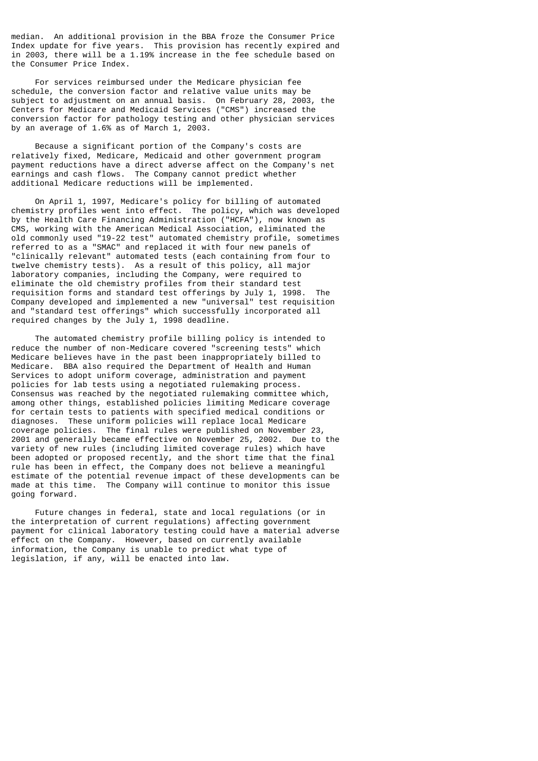median. An additional provision in the BBA froze the Consumer Price Index update for five years. This provision has recently expired and in 2003, there will be a 1.19% increase in the fee schedule based on the Consumer Price Index.

For services reimbursed under the Medicare physician fee schedule, the conversion factor and relative value units may be subject to adjustment on an annual basis. On February 28, 2003, the Centers for Medicare and Medicaid Services ("CMS") increased the conversion factor for pathology testing and other physician services by an average of 1.6% as of March 1, 2003.

Because a significant portion of the Company's costs are relatively fixed, Medicare, Medicaid and other government program payment reductions have a direct adverse affect on the Company's net earnings and cash flows. The Company cannot predict whether additional Medicare reductions will be implemented.

On April 1, 1997, Medicare's policy for billing of automated chemistry profiles went into effect. The policy, which was developed by the Health Care Financing Administration ("HCFA"), now known as CMS, working with the American Medical Association, eliminated the old commonly used "19-22 test" automated chemistry profile, sometimes referred to as a "SMAC" and replaced it with four new panels of "clinically relevant" automated tests (each containing from four to twelve chemistry tests). As a result of this policy, all major laboratory companies, including the Company, were required to eliminate the old chemistry profiles from their standard test requisition forms and standard test offerings by July 1, 1998. The Company developed and implemented a new "universal" test requisition and "standard test offerings" which successfully incorporated all required changes by the July 1, 1998 deadline.

The automated chemistry profile billing policy is intended to reduce the number of non-Medicare covered "screening tests" which Medicare believes have in the past been inappropriately billed to Medicare. BBA also required the Department of Health and Human Services to adopt uniform coverage, administration and payment policies for lab tests using a negotiated rulemaking process. Consensus was reached by the negotiated rulemaking committee which, among other things, established policies limiting Medicare coverage for certain tests to patients with specified medical conditions or diagnoses. These uniform policies will replace local Medicare coverage policies. The final rules were published on November 23, 2001 and generally became effective on November 25, 2002. Due to the variety of new rules (including limited coverage rules) which have been adopted or proposed recently, and the short time that the final rule has been in effect, the Company does not believe a meaningful estimate of the potential revenue impact of these developments can be made at this time. The Company will continue to monitor this issue going forward.

Future changes in federal, state and local regulations (or in the interpretation of current regulations) affecting government payment for clinical laboratory testing could have a material adverse effect on the Company. However, based on currently available information, the Company is unable to predict what type of legislation, if any, will be enacted into law.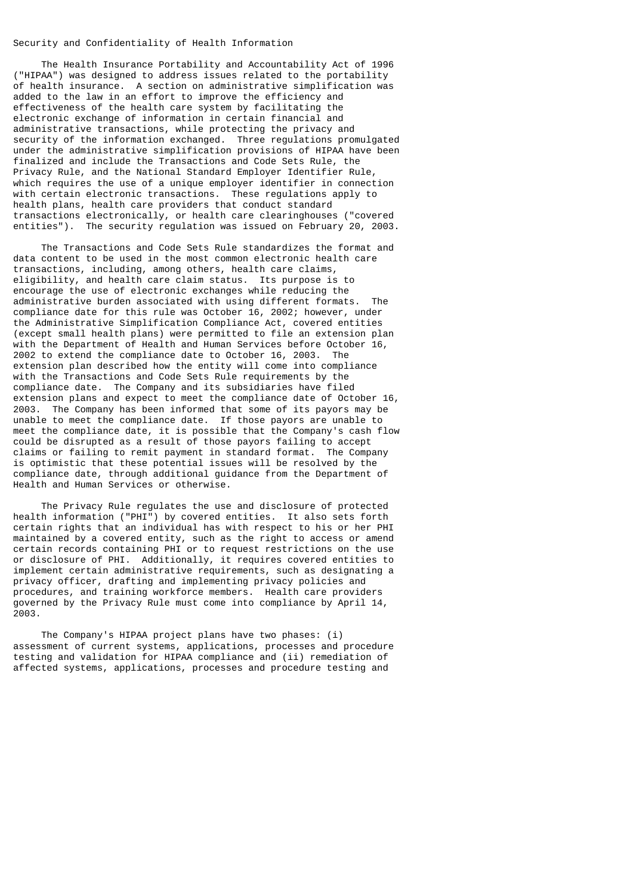Security and Confidentiality of Health Information

The Health Insurance Portability and Accountability Act of 1996 ("HIPAA") was designed to address issues related to the portability of health insurance. A section on administrative simplification was added to the law in an effort to improve the efficiency and effectiveness of the health care system by facilitating the electronic exchange of information in certain financial and administrative transactions, while protecting the privacy and security of the information exchanged. Three regulations promulgated under the administrative simplification provisions of HIPAA have been finalized and include the Transactions and Code Sets Rule, the Privacy Rule, and the National Standard Employer Identifier Rule, which requires the use of a unique employer identifier in connection with certain electronic transactions. These regulations apply to health plans, health care providers that conduct standard transactions electronically, or health care clearinghouses ("covered entities"). The security regulation was issued on February 20, 2003.

The Transactions and Code Sets Rule standardizes the format and data content to be used in the most common electronic health care transactions, including, among others, health care claims, eligibility, and health care claim status. Its purpose is to encourage the use of electronic exchanges while reducing the administrative burden associated with using different formats. The compliance date for this rule was October 16, 2002; however, under the Administrative Simplification Compliance Act, covered entities (except small health plans) were permitted to file an extension plan with the Department of Health and Human Services before October 16, 2002 to extend the compliance date to October 16, 2003. The extension plan described how the entity will come into compliance with the Transactions and Code Sets Rule requirements by the compliance date. The Company and its subsidiaries have filed extension plans and expect to meet the compliance date of October 16, 2003. The Company has been informed that some of its payors may be unable to meet the compliance date. If those payors are unable to meet the compliance date, it is possible that the Company's cash flow could be disrupted as a result of those payors failing to accept claims or failing to remit payment in standard format. The Company is optimistic that these potential issues will be resolved by the compliance date, through additional guidance from the Department of Health and Human Services or otherwise.

The Privacy Rule regulates the use and disclosure of protected health information ("PHI") by covered entities. It also sets forth certain rights that an individual has with respect to his or her PHI maintained by a covered entity, such as the right to access or amend certain records containing PHI or to request restrictions on the use or disclosure of PHI. Additionally, it requires covered entities to implement certain administrative requirements, such as designating a privacy officer, drafting and implementing privacy policies and procedures, and training workforce members. Health care providers governed by the Privacy Rule must come into compliance by April 14, 2003.

The Company's HIPAA project plans have two phases: (i) assessment of current systems, applications, processes and procedure testing and validation for HIPAA compliance and (ii) remediation of affected systems, applications, processes and procedure testing and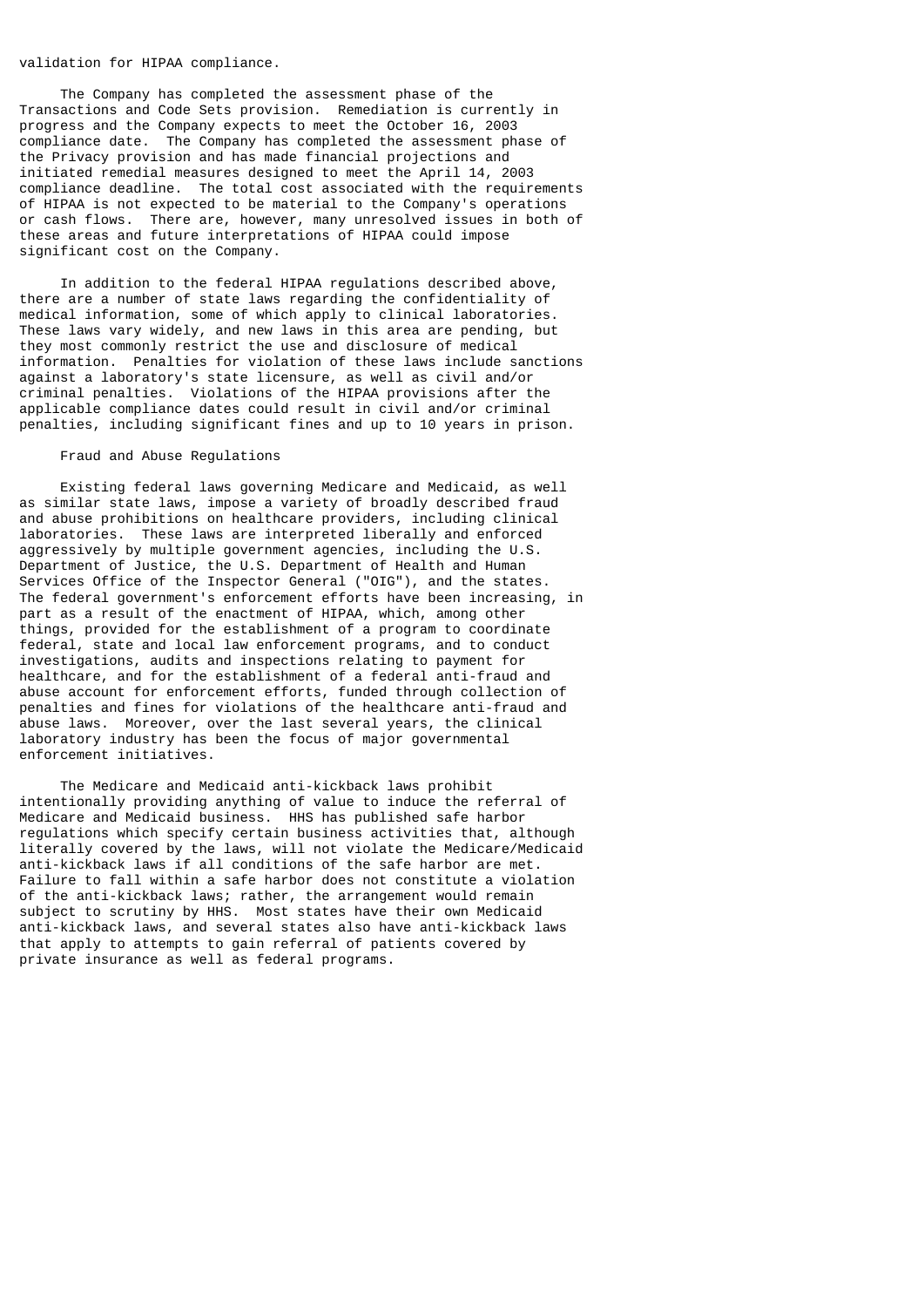validation for HIPAA compliance.

The Company has completed the assessment phase of the Transactions and Code Sets provision. Remediation is currently in progress and the Company expects to meet the October 16, 2003 compliance date. The Company has completed the assessment phase of the Privacy provision and has made financial projections and initiated remedial measures designed to meet the April 14, 2003 compliance deadline. The total cost associated with the requirements of HIPAA is not expected to be material to the Company's operations or cash flows. There are, however, many unresolved issues in both of these areas and future interpretations of HIPAA could impose significant cost on the Company.

In addition to the federal HIPAA regulations described above, there are a number of state laws regarding the confidentiality of medical information, some of which apply to clinical laboratories. These laws vary widely, and new laws in this area are pending, but they most commonly restrict the use and disclosure of medical information. Penalties for violation of these laws include sanctions against a laboratory's state licensure, as well as civil and/or criminal penalties. Violations of the HIPAA provisions after the applicable compliance dates could result in civil and/or criminal penalties, including significant fines and up to 10 years in prison.

### Fraud and Abuse Regulations

Existing federal laws governing Medicare and Medicaid, as well as similar state laws, impose a variety of broadly described fraud and abuse prohibitions on healthcare providers, including clinical laboratories. These laws are interpreted liberally and enforced aggressively by multiple government agencies, including the U.S. Department of Justice, the U.S. Department of Health and Human Services Office of the Inspector General ("OIG"), and the states. The federal government's enforcement efforts have been increasing, in part as a result of the enactment of HIPAA, which, among other things, provided for the establishment of a program to coordinate federal, state and local law enforcement programs, and to conduct investigations, audits and inspections relating to payment for healthcare, and for the establishment of a federal anti-fraud and abuse account for enforcement efforts, funded through collection of penalties and fines for violations of the healthcare anti-fraud and abuse laws. Moreover, over the last several years, the clinical laboratory industry has been the focus of major governmental enforcement initiatives.

The Medicare and Medicaid anti-kickback laws prohibit intentionally providing anything of value to induce the referral of Medicare and Medicaid business. HHS has published safe harbor regulations which specify certain business activities that, although literally covered by the laws, will not violate the Medicare/Medicaid anti-kickback laws if all conditions of the safe harbor are met. Failure to fall within a safe harbor does not constitute a violation of the anti-kickback laws; rather, the arrangement would remain subject to scrutiny by HHS. Most states have their own Medicaid anti-kickback laws, and several states also have anti-kickback laws that apply to attempts to gain referral of patients covered by private insurance as well as federal programs.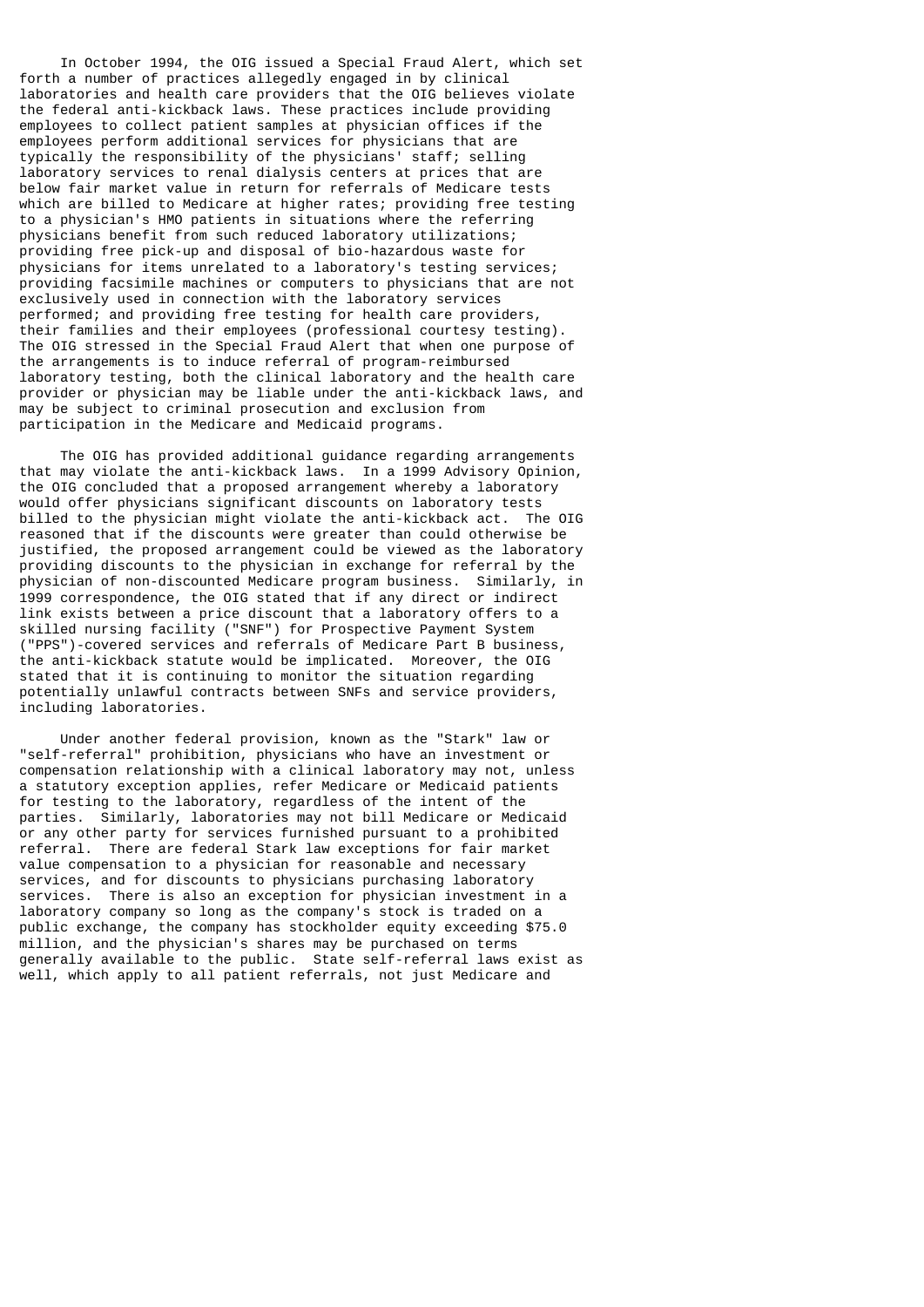In October 1994, the OIG issued a Special Fraud Alert, which set forth a number of practices allegedly engaged in by clinical laboratories and health care providers that the OIG believes violate the federal anti-kickback laws. These practices include providing employees to collect patient samples at physician offices if the employees perform additional services for physicians that are typically the responsibility of the physicians' staff; selling laboratory services to renal dialysis centers at prices that are below fair market value in return for referrals of Medicare tests which are billed to Medicare at higher rates; providing free testing to a physician's HMO patients in situations where the referring physicians benefit from such reduced laboratory utilizations; providing free pick-up and disposal of bio-hazardous waste for physicians for items unrelated to a laboratory's testing services; providing facsimile machines or computers to physicians that are not exclusively used in connection with the laboratory services performed; and providing free testing for health care providers, their families and their employees (professional courtesy testing). The OIG stressed in the Special Fraud Alert that when one purpose of the arrangements is to induce referral of program-reimbursed laboratory testing, both the clinical laboratory and the health care provider or physician may be liable under the anti-kickback laws, and may be subject to criminal prosecution and exclusion from participation in the Medicare and Medicaid programs.

The OIG has provided additional guidance regarding arrangements that may violate the anti-kickback laws. In a 1999 Advisory Opinion, the OIG concluded that a proposed arrangement whereby a laboratory would offer physicians significant discounts on laboratory tests billed to the physician might violate the anti-kickback act. The OIG reasoned that if the discounts were greater than could otherwise be justified, the proposed arrangement could be viewed as the laboratory providing discounts to the physician in exchange for referral by the physician of non-discounted Medicare program business. Similarly, in 1999 correspondence, the OIG stated that if any direct or indirect link exists between a price discount that a laboratory offers to a skilled nursing facility ("SNF") for Prospective Payment System ("PPS")-covered services and referrals of Medicare Part B business, the anti-kickback statute would be implicated. Moreover, the OIG stated that it is continuing to monitor the situation regarding potentially unlawful contracts between SNFs and service providers, including laboratories.

Under another federal provision, known as the "Stark" law or "self-referral" prohibition, physicians who have an investment or compensation relationship with a clinical laboratory may not, unless a statutory exception applies, refer Medicare or Medicaid patients for testing to the laboratory, regardless of the intent of the parties. Similarly, laboratories may not bill Medicare or Medicaid or any other party for services furnished pursuant to a prohibited referral. There are federal Stark law exceptions for fair market value compensation to a physician for reasonable and necessary services, and for discounts to physicians purchasing laboratory services. There is also an exception for physician investment in a laboratory company so long as the company's stock is traded on a public exchange, the company has stockholder equity exceeding $75.0 million, and the physician's shares may be purchased on terms generally available to the public. State self-referral laws exist as well, which apply to all patient referrals, not just Medicare and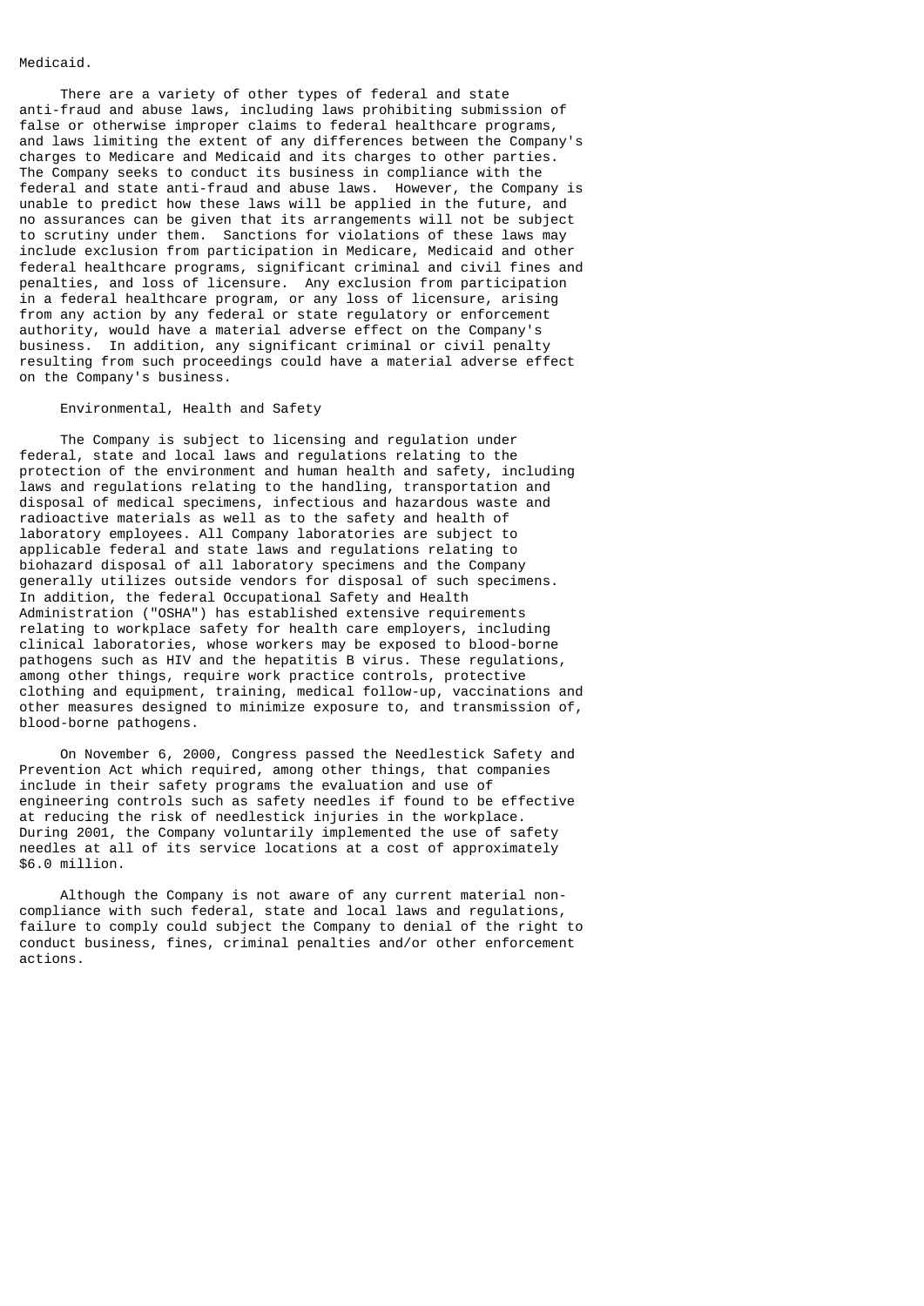Medicaid.

There are a variety of other types of federal and state anti-fraud and abuse laws, including laws prohibiting submission of false or otherwise improper claims to federal healthcare programs, and laws limiting the extent of any differences between the Company's charges to Medicare and Medicaid and its charges to other parties. The Company seeks to conduct its business in compliance with the federal and state anti-fraud and abuse laws. However, the Company is unable to predict how these laws will be applied in the future, and no assurances can be given that its arrangements will not be subject to scrutiny under them. Sanctions for violations of these laws may include exclusion from participation in Medicare, Medicaid and other federal healthcare programs, significant criminal and civil fines and penalties, and loss of licensure. Any exclusion from participation in a federal healthcare program, or any loss of licensure, arising from any action by any federal or state regulatory or enforcement authority, would have a material adverse effect on the Company's business. In addition, any significant criminal or civil penalty resulting from such proceedings could have a material adverse effect on the Company's business.

### Environmental, Health and Safety

The Company is subject to licensing and regulation under federal, state and local laws and regulations relating to the protection of the environment and human health and safety, including laws and regulations relating to the handling, transportation and disposal of medical specimens, infectious and hazardous waste and radioactive materials as well as to the safety and health of laboratory employees. All Company laboratories are subject to applicable federal and state laws and regulations relating to biohazard disposal of all laboratory specimens and the Company generally utilizes outside vendors for disposal of such specimens. In addition, the federal Occupational Safety and Health Administration ("OSHA") has established extensive requirements relating to workplace safety for health care employers, including clinical laboratories, whose workers may be exposed to blood-borne pathogens such as HIV and the hepatitis B virus. These regulations, among other things, require work practice controls, protective clothing and equipment, training, medical follow-up, vaccinations and other measures designed to minimize exposure to, and transmission of, blood-borne pathogens.

On November 6, 2000, Congress passed the Needlestick Safety and Prevention Act which required, among other things, that companies include in their safety programs the evaluation and use of engineering controls such as safety needles if found to be effective at reducing the risk of needlestick injuries in the workplace. During 2001, the Company voluntarily implemented the use of safety needles at all of its service locations at a cost of approximately $6.0 million.

Although the Company is not aware of any current material non-compliance with such federal, state and local laws and regulations, failure to comply could subject the Company to denial of the right to conduct business, fines, criminal penalties and/or other enforcement actions.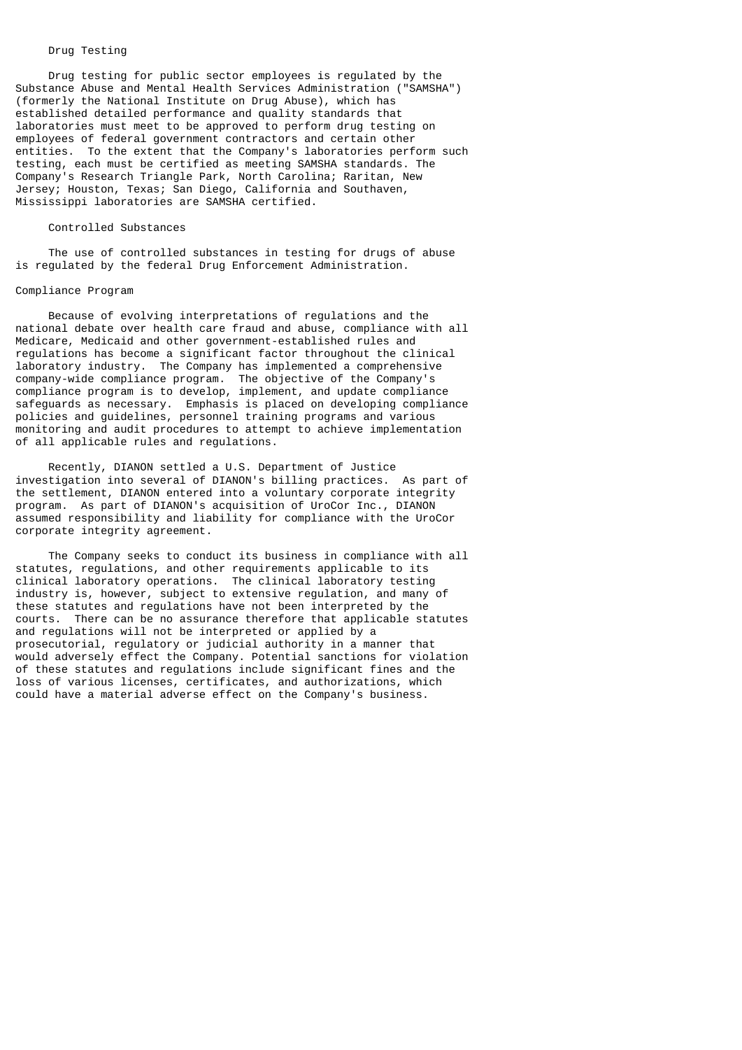### Drug Testing

Drug testing for public sector employees is regulated by the Substance Abuse and Mental Health Services Administration ("SAMSHA") (formerly the National Institute on Drug Abuse), which has established detailed performance and quality standards that laboratories must meet to be approved to perform drug testing on employees of federal government contractors and certain other entities. To the extent that the Company's laboratories perform such testing, each must be certified as meeting SAMSHA standards. The Company's Research Triangle Park, North Carolina; Raritan, New Jersey; Houston, Texas; San Diego, California and Southaven, Mississippi laboratories are SAMSHA certified.

### Controlled Substances

The use of controlled substances in testing for drugs of abuse is regulated by the federal Drug Enforcement Administration.

## Compliance Program

Because of evolving interpretations of regulations and the national debate over health care fraud and abuse, compliance with all Medicare, Medicaid and other government-established rules and regulations has become a significant factor throughout the clinical laboratory industry. The Company has implemented a comprehensive company-wide compliance program. The objective of the Company's compliance program is to develop, implement, and update compliance safeguards as necessary. Emphasis is placed on developing compliance policies and guidelines, personnel training programs and various monitoring and audit procedures to attempt to achieve implementation of all applicable rules and regulations.

Recently, DIANON settled a U.S. Department of Justice investigation into several of DIANON's billing practices. As part of the settlement, DIANON entered into a voluntary corporate integrity program. As part of DIANON's acquisition of UroCor Inc., DIANON assumed responsibility and liability for compliance with the UroCor corporate integrity agreement.

The Company seeks to conduct its business in compliance with all statutes, regulations, and other requirements applicable to its clinical laboratory operations. The clinical laboratory testing industry is, however, subject to extensive regulation, and many of these statutes and regulations have not been interpreted by the courts. There can be no assurance therefore that applicable statutes and regulations will not be interpreted or applied by a prosecutorial, regulatory or judicial authority in a manner that would adversely effect the Company. Potential sanctions for violation of these statutes and regulations include significant fines and the loss of various licenses, certificates, and authorizations, which could have a material adverse effect on the Company's business.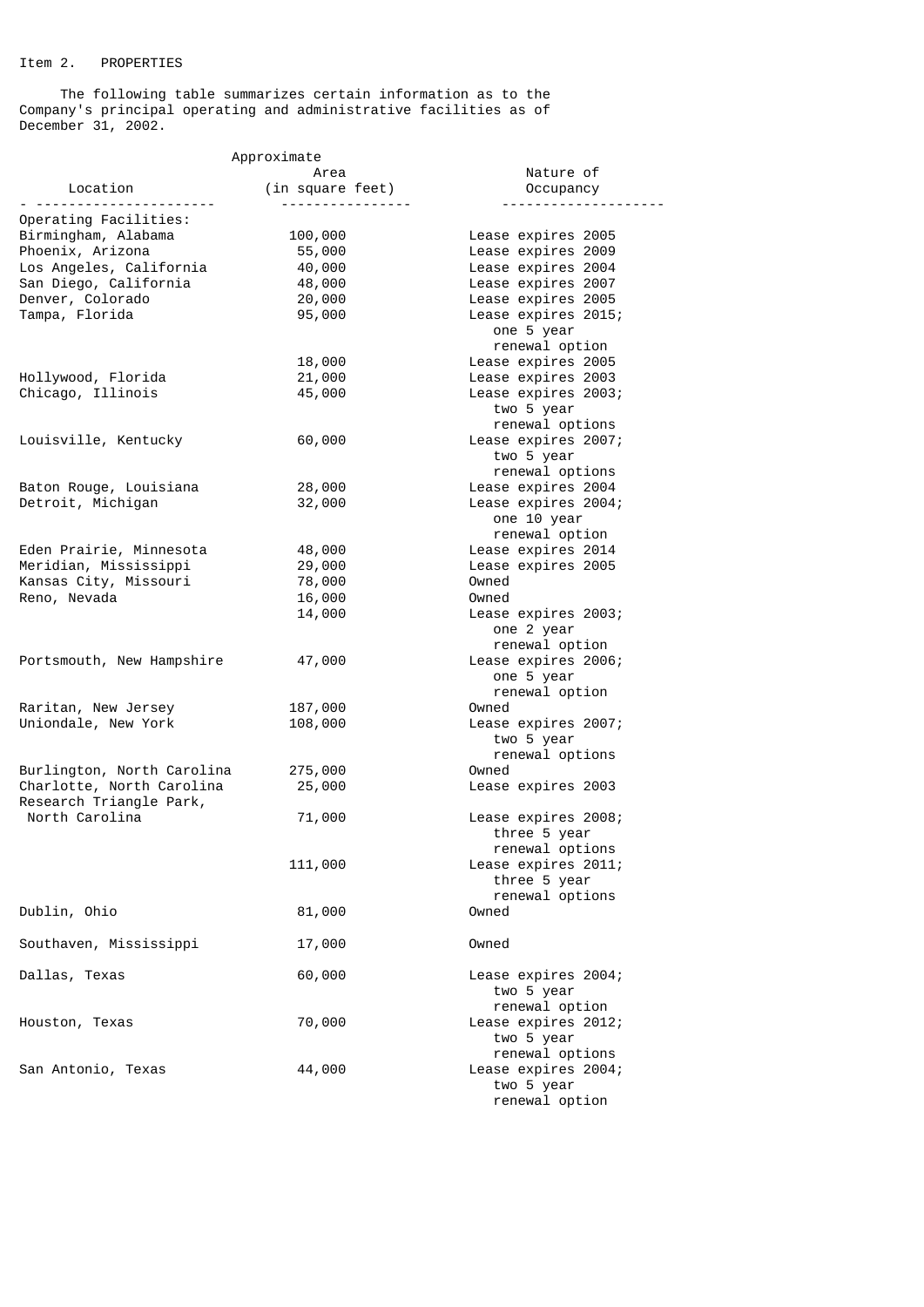Item 2. PROPERTIES

The following table summarizes certain information as to the Company's principal operating and administrative facilities as of December 31, 2002.

| Location | Approximate Area (in square feet) | Nature of Occupancy |
|---|---|---|
| Operating Facilities: | | |
| Birmingham, Alabama | 100,000 | Lease expires 2005 |
| Phoenix, Arizona | 55,000 | Lease expires 2009 |
| Los Angeles, California | 40,000 | Lease expires 2004 |
| San Diego, California | 48,000 | Lease expires 2007 |
| Denver, Colorado | 20,000 | Lease expires 2005 |
| Tampa, Florida | 95,000 | Lease expires 2015; one 5 year renewal option |
| | 18,000 | Lease expires 2005 |
| Hollywood, Florida | 21,000 | Lease expires 2003 |
| Chicago, Illinois | 45,000 | Lease expires 2003; two 5 year renewal options |
| Louisville, Kentucky | 60,000 | Lease expires 2007; two 5 year renewal options |
| Baton Rouge, Louisiana | 28,000 | Lease expires 2004 |
| Detroit, Michigan | 32,000 | Lease expires 2004; one 10 year renewal option |
| Eden Prairie, Minnesota | 48,000 | Lease expires 2014 |
| Meridian, Mississippi | 29,000 | Lease expires 2005 |
| Kansas City, Missouri | 78,000 | Owned |
| Reno, Nevada | 16,000 | Owned |
| | 14,000 | Lease expires 2003; one 2 year renewal option |
| Portsmouth, New Hampshire | 47,000 | Lease expires 2006; one 5 year renewal option |
| Raritan, New Jersey | 187,000 | Owned |
| Uniondale, New York | 108,000 | Lease expires 2007; two 5 year renewal options |
| Burlington, North Carolina | 275,000 | Owned |
| Charlotte, North Carolina | 25,000 | Lease expires 2003 |
| Research Triangle Park, North Carolina | 71,000 | Lease expires 2008; three 5 year renewal options |
| | 111,000 | Lease expires 2011; three 5 year renewal options |
| Dublin, Ohio | 81,000 | Owned |
| Southaven, Mississippi | 17,000 | Owned |
| Dallas, Texas | 60,000 | Lease expires 2004; two 5 year renewal option |
| Houston, Texas | 70,000 | Lease expires 2012; two 5 year renewal options |
| San Antonio, Texas | 44,000 | Lease expires 2004; two 5 year renewal option |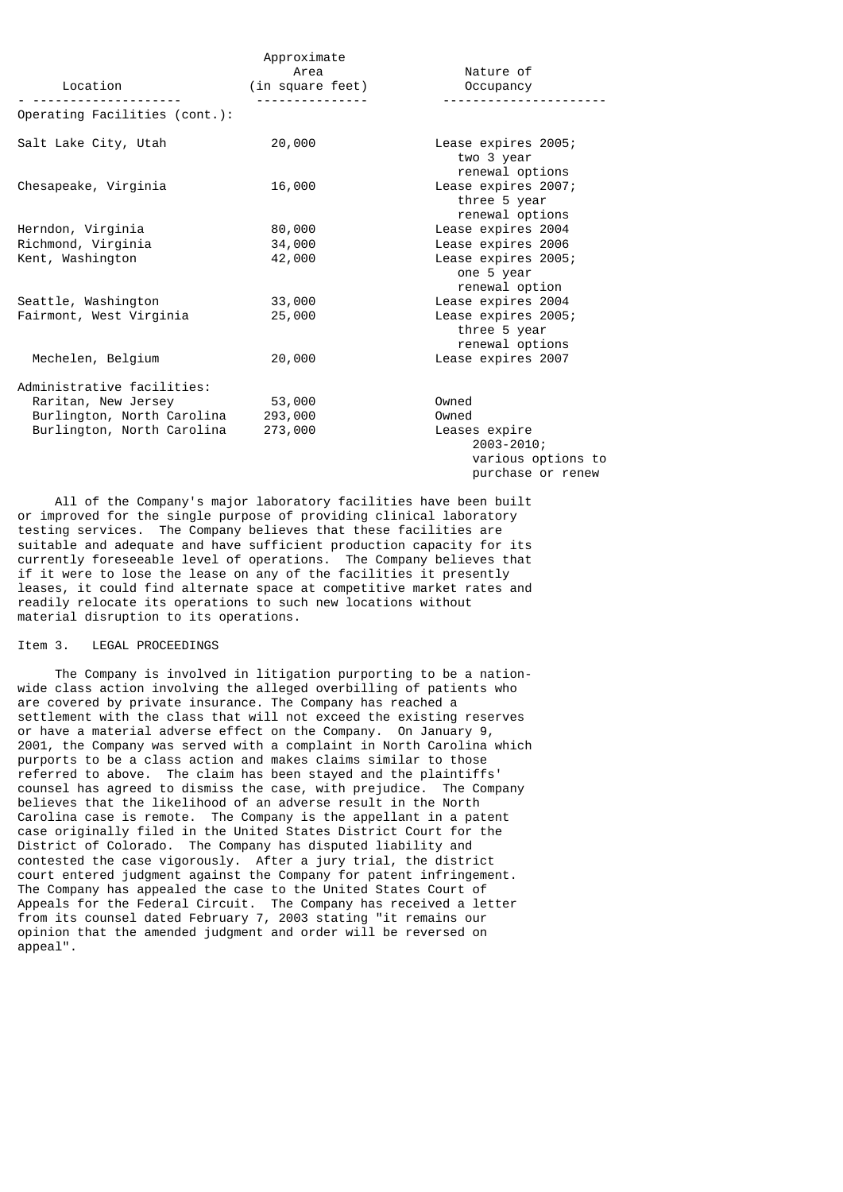| Location | Approximate Area (in square feet) | Nature of Occupancy |
|---|---|---|
| Operating Facilities (cont.): | | |
| Salt Lake City, Utah | 20,000 | Lease expires 2005; two 3 year renewal options |
| Chesapeake, Virginia | 16,000 | Lease expires 2007; three 5 year renewal options |
| Herndon, Virginia | 80,000 | Lease expires 2004 |
| Richmond, Virginia | 34,000 | Lease expires 2006 |
| Kent, Washington | 42,000 | Lease expires 2005; one 5 year renewal option |
| Seattle, Washington | 33,000 | Lease expires 2004 |
| Fairmont, West Virginia | 25,000 | Lease expires 2005; three 5 year renewal options |
| Mechelen, Belgium | 20,000 | Lease expires 2007 |
| Administrative facilities: | | |
| Raritan, New Jersey | 53,000 | Owned |
| Burlington, North Carolina | 293,000 | Owned |
| Burlington, North Carolina | 273,000 | Leases expire 2003-2010; various options to purchase or renew |

All of the Company's major laboratory facilities have been built or improved for the single purpose of providing clinical laboratory testing services. The Company believes that these facilities are suitable and adequate and have sufficient production capacity for its currently foreseeable level of operations. The Company believes that if it were to lose the lease on any of the facilities it presently leases, it could find alternate space at competitive market rates and readily relocate its operations to such new locations without material disruption to its operations.

Item 3. LEGAL PROCEEDINGS

The Company is involved in litigation purporting to be a nation-wide class action involving the alleged overbilling of patients who are covered by private insurance. The Company has reached a settlement with the class that will not exceed the existing reserves or have a material adverse effect on the Company. On January 9, 2001, the Company was served with a complaint in North Carolina which purports to be a class action and makes claims similar to those referred to above. The claim has been stayed and the plaintiffs' counsel has agreed to dismiss the case, with prejudice. The Company believes that the likelihood of an adverse result in the North Carolina case is remote. The Company is the appellant in a patent case originally filed in the United States District Court for the District of Colorado. The Company has disputed liability and contested the case vigorously. After a jury trial, the district court entered judgment against the Company for patent infringement. The Company has appealed the case to the United States Court of Appeals for the Federal Circuit. The Company has received a letter from its counsel dated February 7, 2003 stating "it remains our opinion that the amended judgment and order will be reversed on appeal".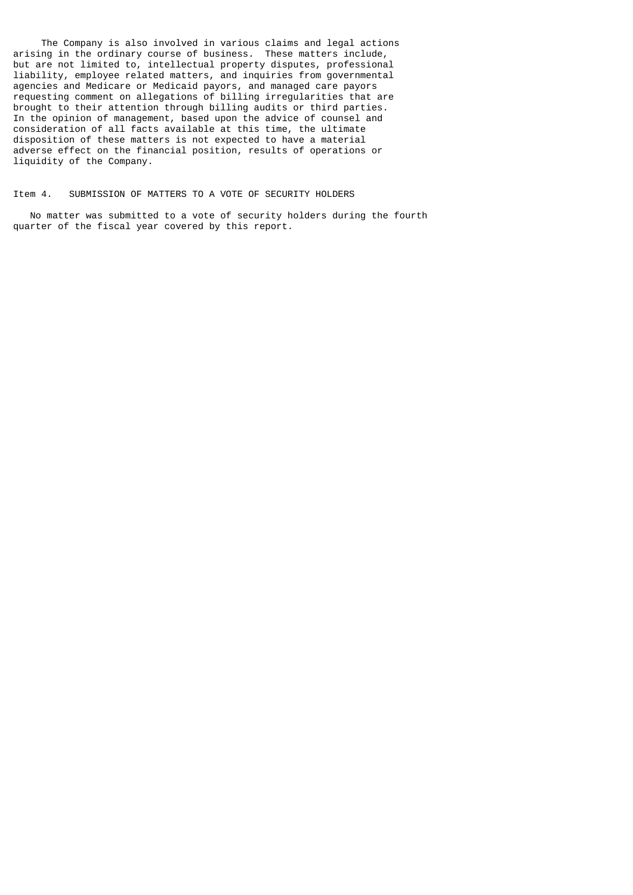The Company is also involved in various claims and legal actions arising in the ordinary course of business. These matters include, but are not limited to, intellectual property disputes, professional liability, employee related matters, and inquiries from governmental agencies and Medicare or Medicaid payors, and managed care payors requesting comment on allegations of billing irregularities that are brought to their attention through billing audits or third parties. In the opinion of management, based upon the advice of counsel and consideration of all facts available at this time, the ultimate disposition of these matters is not expected to have a material adverse effect on the financial position, results of operations or liquidity of the Company.

## Item 4. SUBMISSION OF MATTERS TO A VOTE OF SECURITY HOLDERS

No matter was submitted to a vote of security holders during the fourth quarter of the fiscal year covered by this report.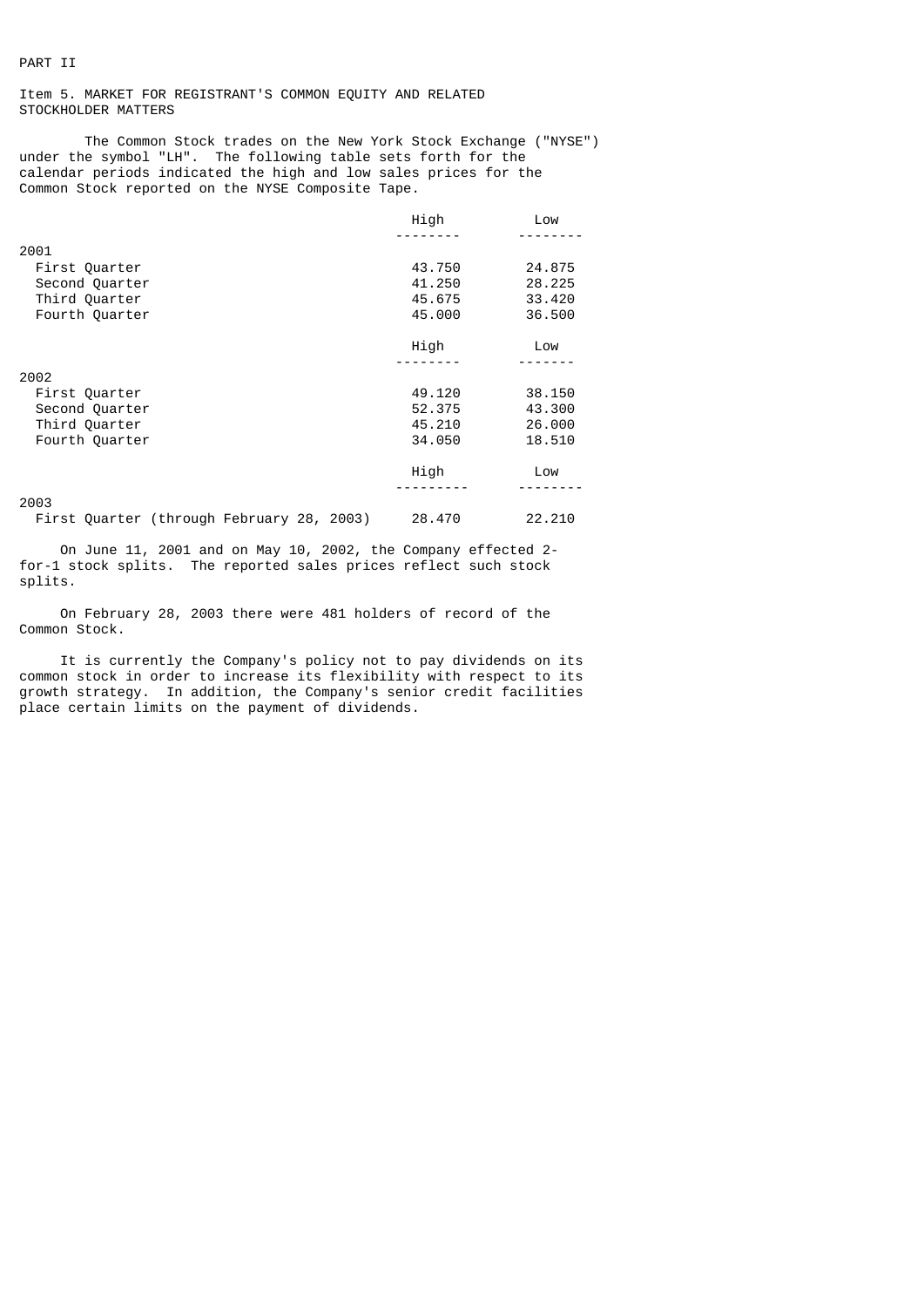PART II

Item 5. MARKET FOR REGISTRANT'S COMMON EQUITY AND RELATED STOCKHOLDER MATTERS

The Common Stock trades on the New York Stock Exchange ("NYSE") under the symbol "LH". The following table sets forth for the calendar periods indicated the high and low sales prices for the Common Stock reported on the NYSE Composite Tape.

| | High | Low |
|---|---|---|
| **2001** | | |
| First Quarter | 43.750 | 24.875 |
| Second Quarter | 41.250 | 28.225 |
| Third Quarter | 45.675 | 33.420 |
| Fourth Quarter | 45.000 | 36.500 |
| | **High** | **Low** |
| **2002** | | |
| First Quarter | 49.120 | 38.150 |
| Second Quarter | 52.375 | 43.300 |
| Third Quarter | 45.210 | 26.000 |
| Fourth Quarter | 34.050 | 18.510 |
| | **High** | **Low** |
| **2003** | | |
| First Quarter (through February 28, 2003) | 28.470 | 22.210 |

On June 11, 2001 and on May 10, 2002, the Company effected 2-for-1 stock splits. The reported sales prices reflect such stock splits.

On February 28, 2003 there were 481 holders of record of the Common Stock.

It is currently the Company's policy not to pay dividends on its common stock in order to increase its flexibility with respect to its growth strategy. In addition, the Company's senior credit facilities place certain limits on the payment of dividends.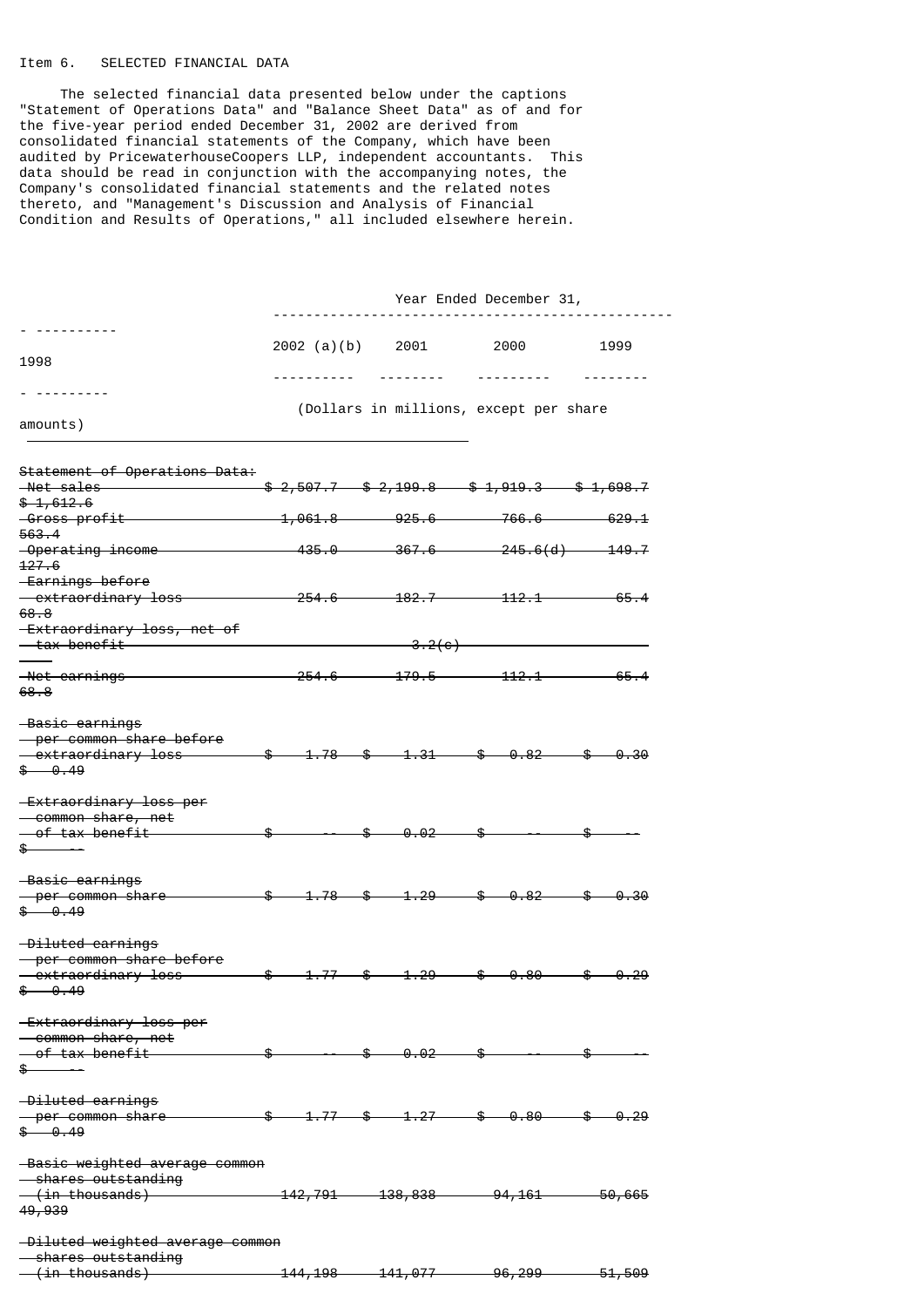Item 6. SELECTED FINANCIAL DATA

The selected financial data presented below under the captions "Statement of Operations Data" and "Balance Sheet Data" as of and for the five-year period ended December 31, 2002 are derived from consolidated financial statements of the Company, which have been audited by PricewaterhouseCoopers LLP, independent accountants. This data should be read in conjunction with the accompanying notes, the Company's consolidated financial statements and the related notes thereto, and "Management's Discussion and Analysis of Financial Condition and Results of Operations," all included elsewhere herein.

| | Year Ended December 31, | | | | |
|---|---|---|---|---|---|
| | 2002 (a)(b) | 2001 | 2000 | 1999 | 1998 |
| | (Dollars in millions, except per share amounts) | | | | |
| Statement of Operations Data: | | | | | |
| Net sales | $ 2,507.7 | $ 2,199.8 | $ 1,919.3 | $ 1,698.7 | $ 1,612.6 |
| Gross profit | 1,061.8 | 925.6 | 766.6 | 629.1 | 563.4 |
| Operating income | 435.0 | 367.6 | 245.6(d) | 149.7 | 127.6 |
| Earnings before extraordinary loss | 254.6 | 182.7 | 112.1 | 65.4 | 68.8 |
| Extraordinary loss, net of tax benefit | | 3.2(c) | | | |
| Net earnings | 254.6 | 179.5 | 112.1 | 65.4 | 68.8 |
| Basic earnings per common share before extraordinary loss | $ 1.78 | $ 1.31 | $ 0.82 | $ 0.30 | $ 0.49 |
| Extraordinary loss per common share, net of tax benefit | $ -- | $ 0.02 | $ -- | $ -- | $ -- |
| Basic earnings per common share | $ 1.78 | $ 1.29 | $ 0.82 | $ 0.30 | $ 0.49 |
| Diluted earnings per common share before extraordinary loss | $ 1.77 | $ 1.29 | $ 0.80 | $ 0.29 | $ 0.49 |
| Extraordinary loss per common share, net of tax benefit | $ -- | $ 0.02 | $ -- | $ -- | $ -- |
| Diluted earnings per common share | $ 1.77 | $ 1.27 | $ 0.80 | $ 0.29 | $ 0.49 |
| Basic weighted average common shares outstanding (in thousands) | 142,791 | 138,838 | 94,161 | 50,665 | 49,939 |
| Diluted weighted average common shares outstanding (in thousands) | 144,198 | 141,077 | 96,299 | 51,509 | |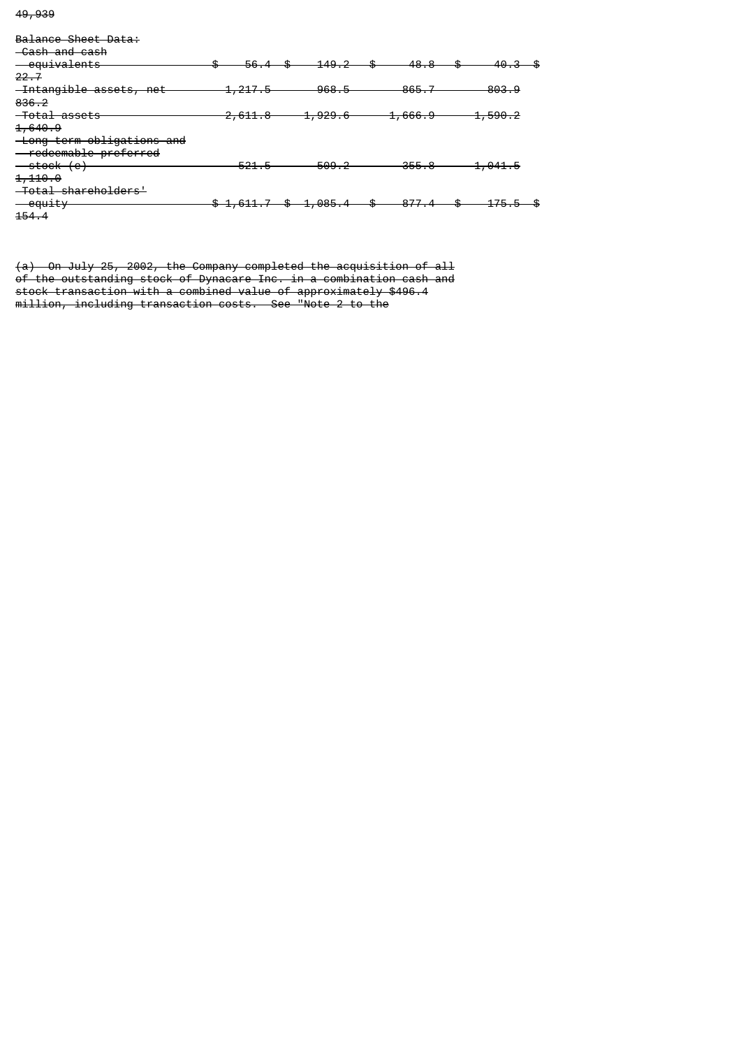49,939

Balance Sheet Data:

| | | | | | |
|---|---|---|---|---|---|
| Cash and cash equivalents | $ 56.4 | $ 149.2 | $ 48.8 | $ 40.3 | $ 22.7 |
| Intangible assets, net | 1,217.5 | 968.5 | 865.7 | 803.9 | 836.2 |
| Total assets | 2,611.8 | 1,929.6 | 1,666.9 | 1,590.2 | 1,640.9 |
| Long term obligations and redeemable preferred stock (c) | 521.5 | 509.2 | 355.8 | 1,041.5 | 1,110.0 |
| Total shareholders' equity | $ 1,611.7 | $ 1,085.4 | $ 877.4 | $ 175.5 | $ 154.4 |

(a) On July 25, 2002, the Company completed the acquisition of all of the outstanding stock of Dynacare Inc. in a combination cash and stock transaction with a combined value of approximately $496.4 million, including transaction costs. See "Note 2 to the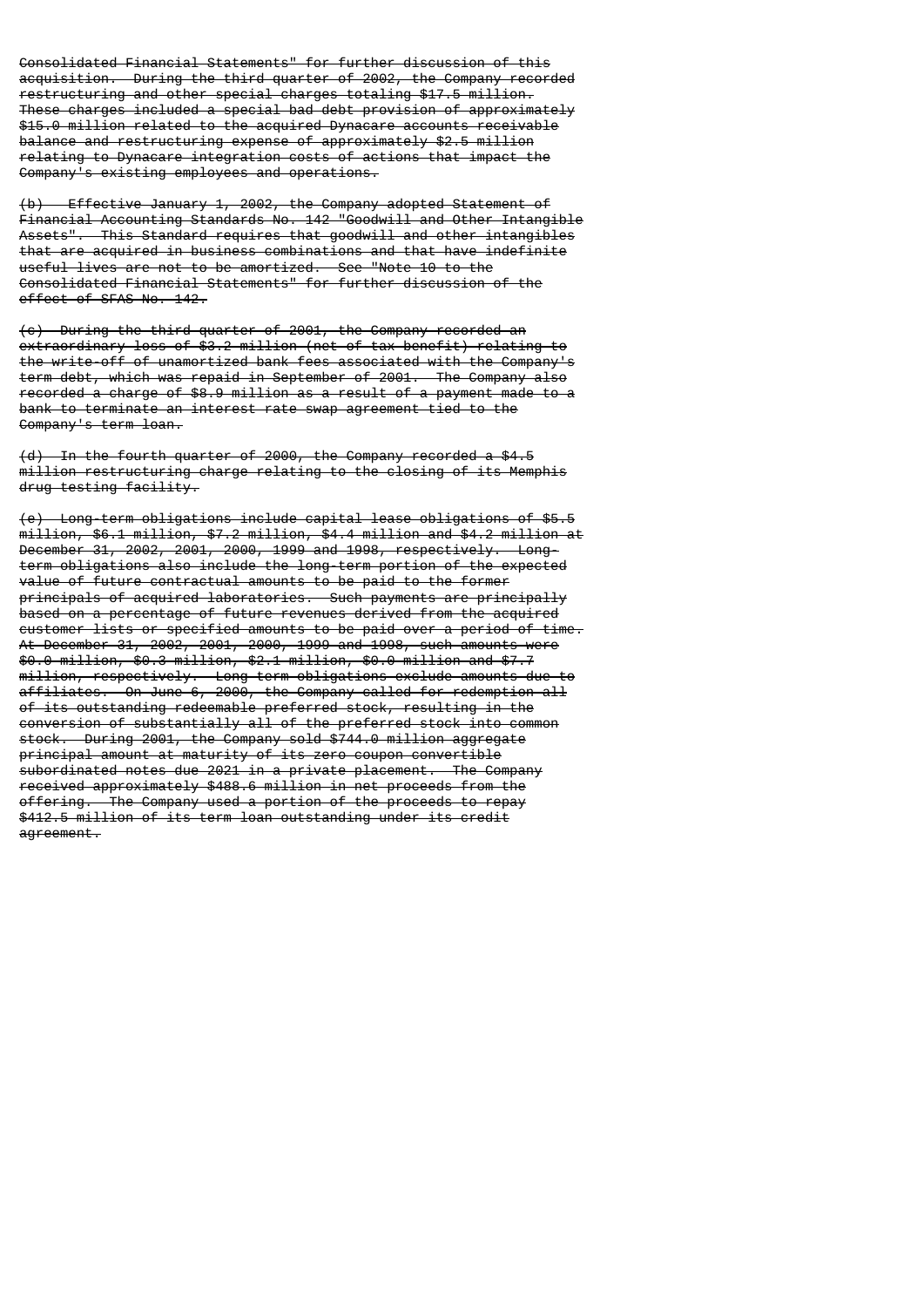Consolidated Financial Statements" for further discussion of this acquisition. During the third quarter of 2002, the Company recorded restructuring and other special charges totaling $17.5 million. These charges included a special bad debt provision of approximately $15.0 million related to the acquired Dynacare accounts receivable balance and restructuring expense of approximately $2.5 million relating to Dynacare integration costs of actions that impact the Company's existing employees and operations.

(b) Effective January 1, 2002, the Company adopted Statement of Financial Accounting Standards No. 142 "Goodwill and Other Intangible Assets". This Standard requires that goodwill and other intangibles that are acquired in business combinations and that have indefinite useful lives are not to be amortized. See "Note 10 to the Consolidated Financial Statements" for further discussion of the effect of SFAS No. 142.

(c) During the third quarter of 2001, the Company recorded an extraordinary loss of $3.2 million (net of tax benefit) relating to the write-off of unamortized bank fees associated with the Company's term debt, which was repaid in September of 2001. The Company also recorded a charge of $8.9 million as a result of a payment made to a bank to terminate an interest rate swap agreement tied to the Company's term loan.

(d) In the fourth quarter of 2000, the Company recorded a $4.5 million restructuring charge relating to the closing of its Memphis drug testing facility.

(e) Long-term obligations include capital lease obligations of $5.5 million, $6.1 million, $7.2 million, $4.4 million and $4.2 million at December 31, 2002, 2001, 2000, 1999 and 1998, respectively. Long-term obligations also include the long-term portion of the expected value of future contractual amounts to be paid to the former principals of acquired laboratories. Such payments are principally based on a percentage of future revenues derived from the acquired customer lists or specified amounts to be paid over a period of time. At December 31, 2002, 2001, 2000, 1999 and 1998, such amounts were $0.0 million, $0.3 million, $2.1 million, $0.0 million and $7.7 million, respectively. Long-term obligations exclude amounts due to affiliates. On June 6, 2000, the Company called for redemption all of its outstanding redeemable preferred stock, resulting in the conversion of substantially all of the preferred stock into common stock. During 2001, the Company sold $744.0 million aggregate principal amount at maturity of its zero coupon convertible subordinated notes due 2021 in a private placement. The Company received approximately $488.6 million in net proceeds from the offering. The Company used a portion of the proceeds to repay $412.5 million of its term loan outstanding under its credit agreement.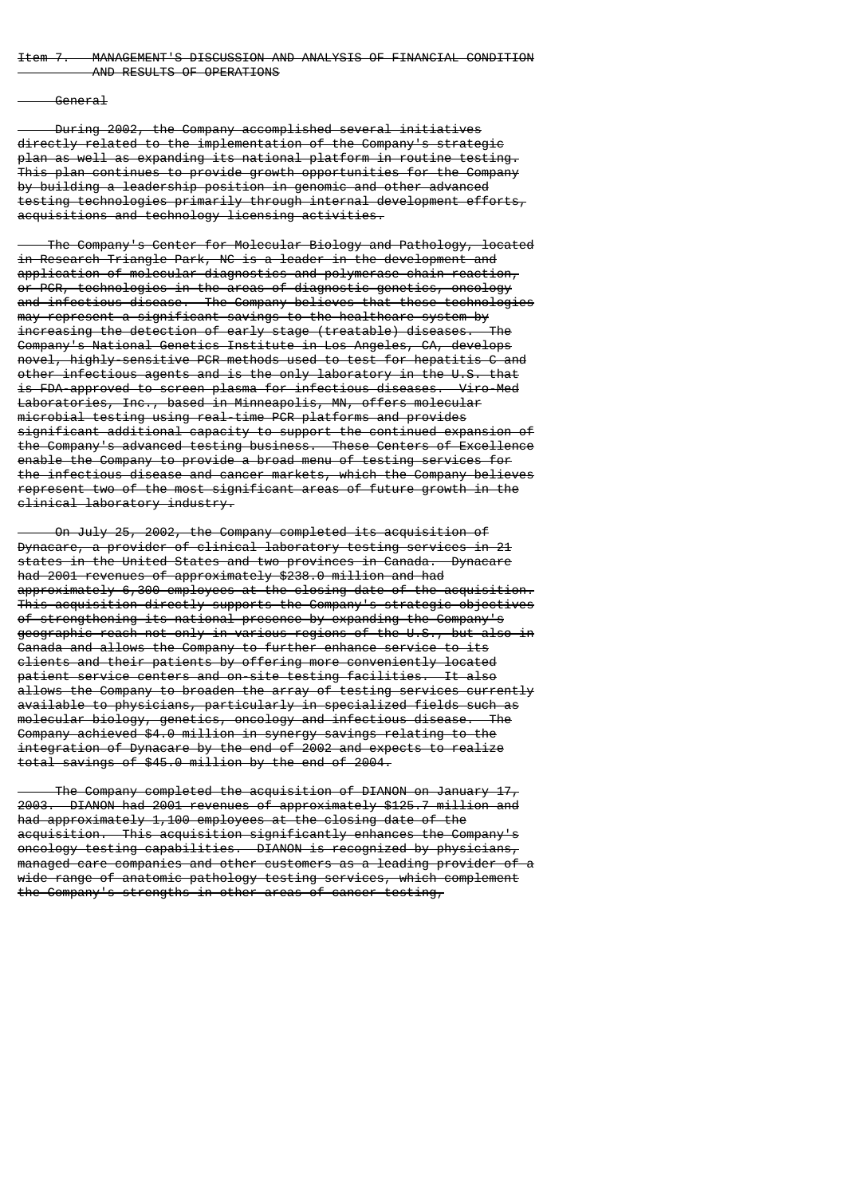# Item 7. MANAGEMENT'S DISCUSSION AND ANALYSIS OF FINANCIAL CONDITION AND RESULTS OF OPERATIONS

## General

During 2002, the Company accomplished several initiatives directly related to the implementation of the Company's strategic plan as well as expanding its national platform in routine testing. This plan continues to provide growth opportunities for the Company by building a leadership position in genomic and other advanced testing technologies primarily through internal development efforts, acquisitions and technology licensing activities.

The Company's Center for Molecular Biology and Pathology, located in Research Triangle Park, NC is a leader in the development and application of molecular diagnostics and polymerase chain reaction, or PCR, technologies in the areas of diagnostic genetics, oncology and infectious disease. The Company believes that these technologies may represent a significant savings to the healthcare system by increasing the detection of early stage (treatable) diseases. The Company's National Genetics Institute in Los Angeles, CA, develops novel, highly-sensitive PCR methods used to test for hepatitis C and other infectious agents and is the only laboratory in the U.S. that is FDA-approved to screen plasma for infectious diseases. Viro-Med Laboratories, Inc., based in Minneapolis, MN, offers molecular microbial testing using real-time PCR platforms and provides significant additional capacity to support the continued expansion of the Company's advanced testing business. These Centers of Excellence enable the Company to provide a broad menu of testing services for the infectious disease and cancer markets, which the Company believes represent two of the most significant areas of future growth in the clinical laboratory industry.

On July 25, 2002, the Company completed its acquisition of Dynacare, a provider of clinical laboratory testing services in 21 states in the United States and two provinces in Canada. Dynacare had 2001 revenues of approximately $238.0 million and had approximately 6,300 employees at the closing date of the acquisition. This acquisition directly supports the Company's strategic objectives of strengthening its national presence by expanding the Company's geographic reach not only in various regions of the U.S., but also in Canada and allows the Company to further enhance service to its clients and their patients by offering more conveniently located patient service centers and on-site testing facilities. It also allows the Company to broaden the array of testing services currently available to physicians, particularly in specialized fields such as molecular biology, genetics, oncology and infectious disease. The Company achieved $4.0 million in synergy savings relating to the integration of Dynacare by the end of 2002 and expects to realize total savings of $45.0 million by the end of 2004.

The Company completed the acquisition of DIANON on January 17, 2003. DIANON had 2001 revenues of approximately $125.7 million and had approximately 1,100 employees at the closing date of the acquisition. This acquisition significantly enhances the Company's oncology testing capabilities. DIANON is recognized by physicians, managed care companies and other customers as a leading provider of a wide range of anatomic pathology testing services, which complement the Company's strengths in other areas of cancer testing,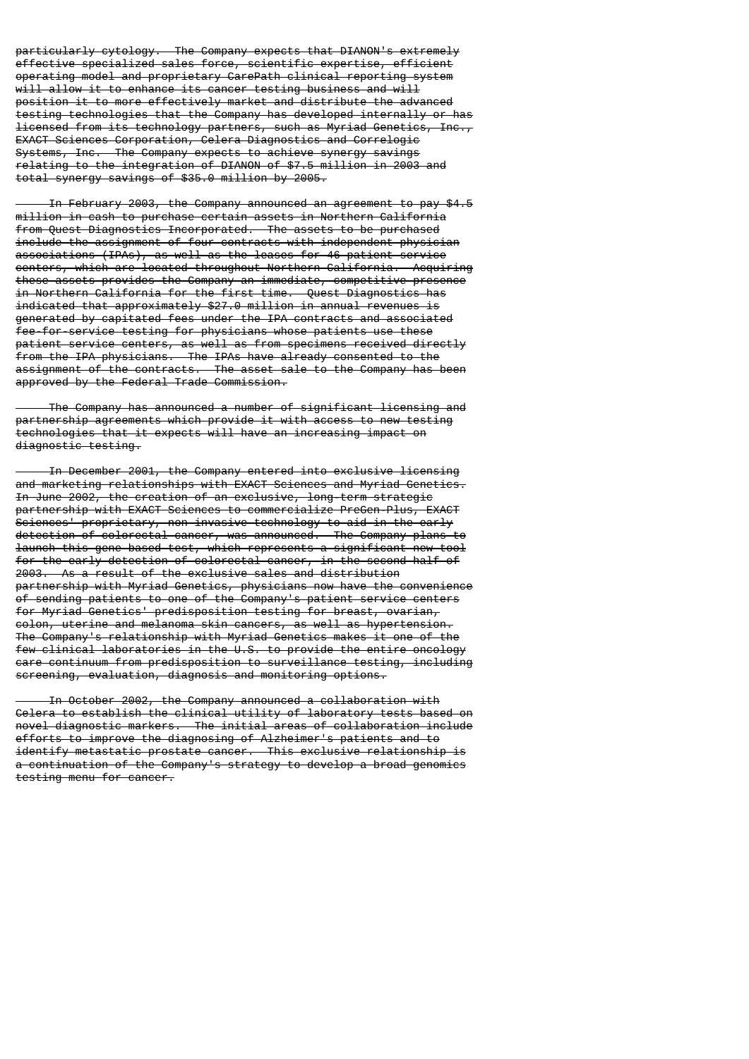particularly cytology. The Company expects that DIANON's extremely effective specialized sales force, scientific expertise, efficient operating model and proprietary CarePath clinical reporting system will allow it to enhance its cancer testing business and will position it to more effectively market and distribute the advanced testing technologies that the Company has developed internally or has licensed from its technology partners, such as Myriad Genetics, Inc., EXACT Sciences Corporation, Celera Diagnostics and Correlogic Systems, Inc. The Company expects to achieve synergy savings relating to the integration of DIANON of $7.5 million in 2003 and total synergy savings of $35.0 million by 2005.

In February 2003, the Company announced an agreement to pay $4.5 million in cash to purchase certain assets in Northern California from Quest Diagnostics Incorporated. The assets to be purchased include the assignment of four contracts with independent physician associations (IPAs), as well as the leases for 46 patient service centers, which are located throughout Northern California. Acquiring these assets provides the Company an immediate, competitive presence in Northern California for the first time. Quest Diagnostics has indicated that approximately $27.0 million in annual revenues is generated by capitated fees under the IPA contracts and associated fee-for-service testing for physicians whose patients use these patient service centers, as well as from specimens received directly from the IPA physicians. The IPAs have already consented to the assignment of the contracts. The asset sale to the Company has been approved by the Federal Trade Commission.

The Company has announced a number of significant licensing and partnership agreements which provide it with access to new testing technologies that it expects will have an increasing impact on diagnostic testing.

In December 2001, the Company entered into exclusive licensing and marketing relationships with EXACT Sciences and Myriad Genetics. In June 2002, the creation of an exclusive, long-term strategic partnership with EXACT Sciences to commercialize PreGen-Plus, EXACT Sciences' proprietary, non-invasive technology to aid in the early detection of colorectal cancer, was announced. The Company plans to launch this gene-based test, which represents a significant new tool for the early detection of colorectal cancer, in the second half of 2003. As a result of the exclusive sales and distribution partnership with Myriad Genetics, physicians now have the convenience of sending patients to one of the Company's patient service centers for Myriad Genetics' predisposition testing for breast, ovarian, colon, uterine and melanoma skin cancers, as well as hypertension. The Company's relationship with Myriad Genetics makes it one of the few clinical laboratories in the U.S. to provide the entire oncology care continuum from predisposition to surveillance testing, including screening, evaluation, diagnosis and monitoring options.

In October 2002, the Company announced a collaboration with Celera to establish the clinical utility of laboratory tests based on novel diagnostic markers. The initial areas of collaboration include efforts to improve the diagnosing of Alzheimer's patients and to identify metastatic prostate cancer. This exclusive relationship is a continuation of the Company's strategy to develop a broad genomics testing menu for cancer.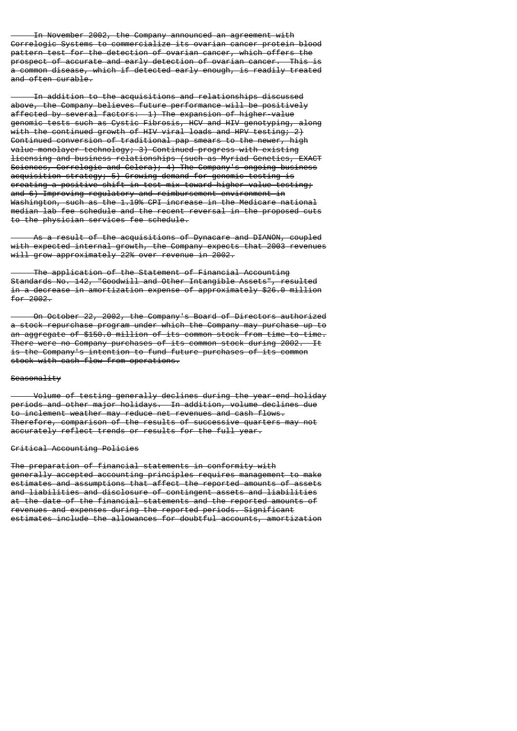In November 2002, the Company announced an agreement with Correlogic Systems to commercialize its ovarian cancer protein blood pattern test for the detection of ovarian cancer, which offers the prospect of accurate and early detection of ovarian cancer. This is a common disease, which if detected early enough, is readily treated and often curable.

In addition to the acquisitions and relationships discussed above, the Company believes future performance will be positively affected by several factors: 1) The expansion of higher-value genomic tests such as Cystic Fibrosis, HCV and HIV genotyping, along with the continued growth of HIV viral loads and HPV testing; 2) Continued conversion of traditional pap smears to the newer, high value monolayer technology; 3) Continued progress with existing licensing and business relationships (such as Myriad Genetics, EXACT Sciences, Correlogic and Celera); 4) The Company's ongoing business acquisition strategy; 5) Growing demand for genomic testing is creating a positive shift in test mix toward higher value testing; and 6) Improving regulatory and reimbursement environment in Washington, such as the 1.19% CPI increase in the Medicare national median lab fee schedule and the recent reversal in the proposed cuts to the physician services fee schedule.

As a result of the acquisitions of Dynacare and DIANON, coupled with expected internal growth, the Company expects that 2003 revenues will grow approximately 22% over revenue in 2002.

The application of the Statement of Financial Accounting Standards No. 142, "Goodwill and Other Intangible Assets", resulted in a decrease in amortization expense of approximately $26.0 million for 2002.

On October 22, 2002, the Company's Board of Directors authorized a stock repurchase program under which the Company may purchase up to an aggregate of $150.0 million of its common stock from time-to-time. There were no Company purchases of its common stock during 2002. It is the Company's intention to fund future purchases of its common stock with cash flow from operations.

Seasonality

Volume of testing generally declines during the year-end holiday periods and other major holidays. In addition, volume declines due to inclement weather may reduce net revenues and cash flows. Therefore, comparison of the results of successive quarters may not accurately reflect trends or results for the full year.

Critical Accounting Policies

The preparation of financial statements in conformity with generally accepted accounting principles requires management to make estimates and assumptions that affect the reported amounts of assets and liabilities and disclosure of contingent assets and liabilities at the date of the financial statements and the reported amounts of revenues and expenses during the reported periods. Significant estimates include the allowances for doubtful accounts, amortization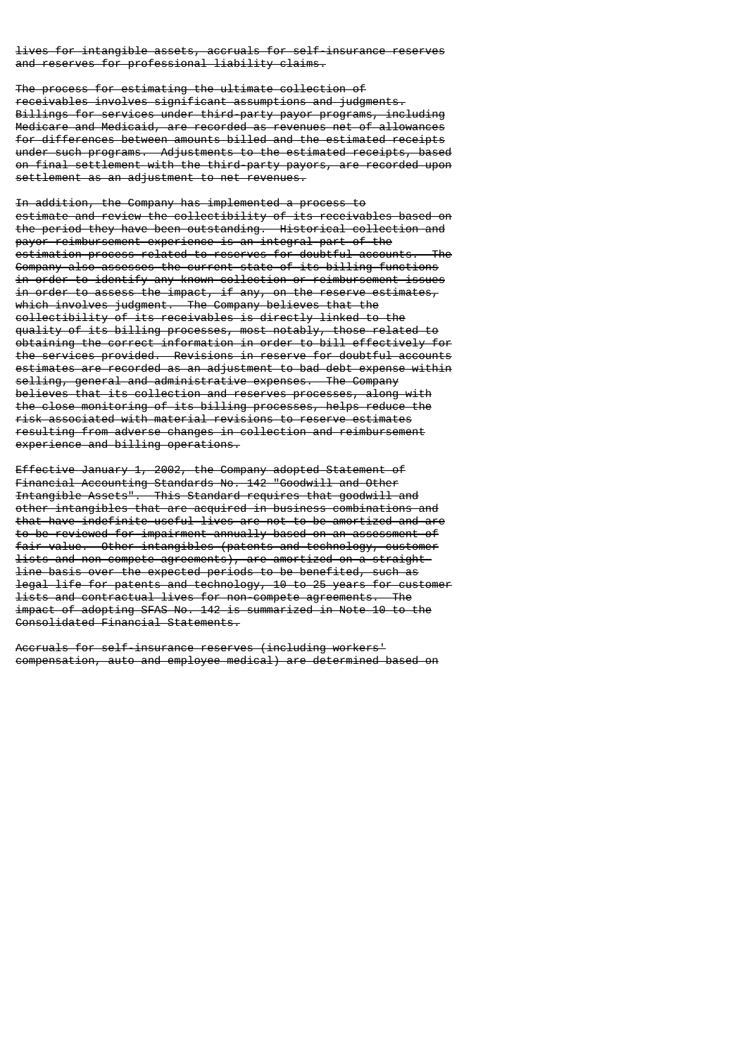~~lives for intangible assets, accruals for self-insurance reserves and reserves for professional liability claims.~~

~~The process for estimating the ultimate collection of receivables involves significant assumptions and judgments. Billings for services under third-party payor programs, including Medicare and Medicaid, are recorded as revenues net of allowances for differences between amounts billed and the estimated receipts under such programs. Adjustments to the estimated receipts, based on final settlement with the third-party payors, are recorded upon settlement as an adjustment to net revenues.~~

~~In addition, the Company has implemented a process to estimate and review the collectibility of its receivables based on the period they have been outstanding. Historical collection and payor reimbursement experience is an integral part of the estimation process related to reserves for doubtful accounts. The Company also assesses the current state of its billing functions in order to identify any known collection or reimbursement issues in order to assess the impact, if any, on the reserve estimates, which involves judgment. The Company believes that the collectibility of its receivables is directly linked to the quality of its billing processes, most notably, those related to obtaining the correct information in order to bill effectively for the services provided. Revisions in reserve for doubtful accounts estimates are recorded as an adjustment to bad debt expense within selling, general and administrative expenses. The Company believes that its collection and reserves processes, along with the close monitoring of its billing processes, helps reduce the risk associated with material revisions to reserve estimates resulting from adverse changes in collection and reimbursement experience and billing operations.~~

~~Effective January 1, 2002, the Company adopted Statement of Financial Accounting Standards No. 142 "Goodwill and Other Intangible Assets". This Standard requires that goodwill and other intangibles that are acquired in business combinations and that have indefinite useful lives are not to be amortized and are to be reviewed for impairment annually based on an assessment of fair value. Other intangibles (patents and technology, customer lists and non-compete agreements), are amortized on a straight-line basis over the expected periods to be benefited, such as legal life for patents and technology, 10 to 25 years for customer lists and contractual lives for non-compete agreements. The impact of adopting SFAS No. 142 is summarized in Note 10 to the Consolidated Financial Statements.~~

~~Accruals for self-insurance reserves (including workers' compensation, auto and employee medical) are determined based on~~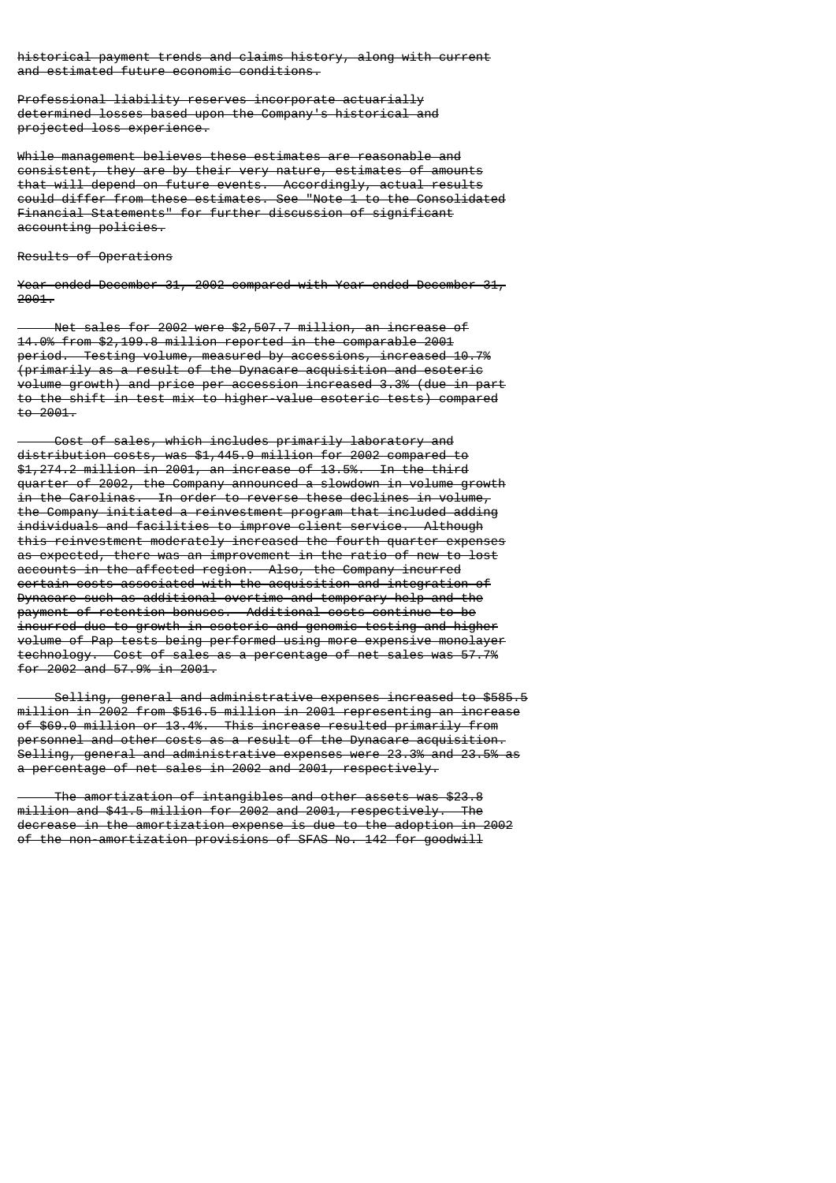historical payment trends and claims history, along with current and estimated future economic conditions.

Professional liability reserves incorporate actuarially determined losses based upon the Company's historical and projected loss experience.

While management believes these estimates are reasonable and consistent, they are by their very nature, estimates of amounts that will depend on future events. Accordingly, actual results could differ from these estimates. See "Note 1 to the Consolidated Financial Statements" for further discussion of significant accounting policies.

## Results of Operations

### Year ended December 31, 2002 compared with Year ended December 31, 2001.

Net sales for 2002 were $2,507.7 million, an increase of 14.0% from $2,199.8 million reported in the comparable 2001 period. Testing volume, measured by accessions, increased 10.7% (primarily as a result of the Dynacare acquisition and esoteric volume growth) and price per accession increased 3.3% (due in part to the shift in test mix to higher-value esoteric tests) compared to 2001.

Cost of sales, which includes primarily laboratory and distribution costs, was $1,445.9 million for 2002 compared to $1,274.2 million in 2001, an increase of 13.5%. In the third quarter of 2002, the Company announced a slowdown in volume growth in the Carolinas. In order to reverse these declines in volume, the Company initiated a reinvestment program that included adding individuals and facilities to improve client service. Although this reinvestment moderately increased the fourth quarter expenses as expected, there was an improvement in the ratio of new to lost accounts in the affected region. Also, the Company incurred certain costs associated with the acquisition and integration of Dynacare such as additional overtime and temporary help and the payment of retention bonuses. Additional costs continue to be incurred due to growth in esoteric and genomic testing and higher volume of Pap tests being performed using more expensive monolayer technology. Cost of sales as a percentage of net sales was 57.7% for 2002 and 57.9% in 2001.

Selling, general and administrative expenses increased to $585.5 million in 2002 from $516.5 million in 2001 representing an increase of $69.0 million or 13.4%. This increase resulted primarily from personnel and other costs as a result of the Dynacare acquisition. Selling, general and administrative expenses were 23.3% and 23.5% as a percentage of net sales in 2002 and 2001, respectively.

The amortization of intangibles and other assets was $23.8 million and $41.5 million for 2002 and 2001, respectively. The decrease in the amortization expense is due to the adoption in 2002 of the non-amortization provisions of SFAS No. 142 for goodwill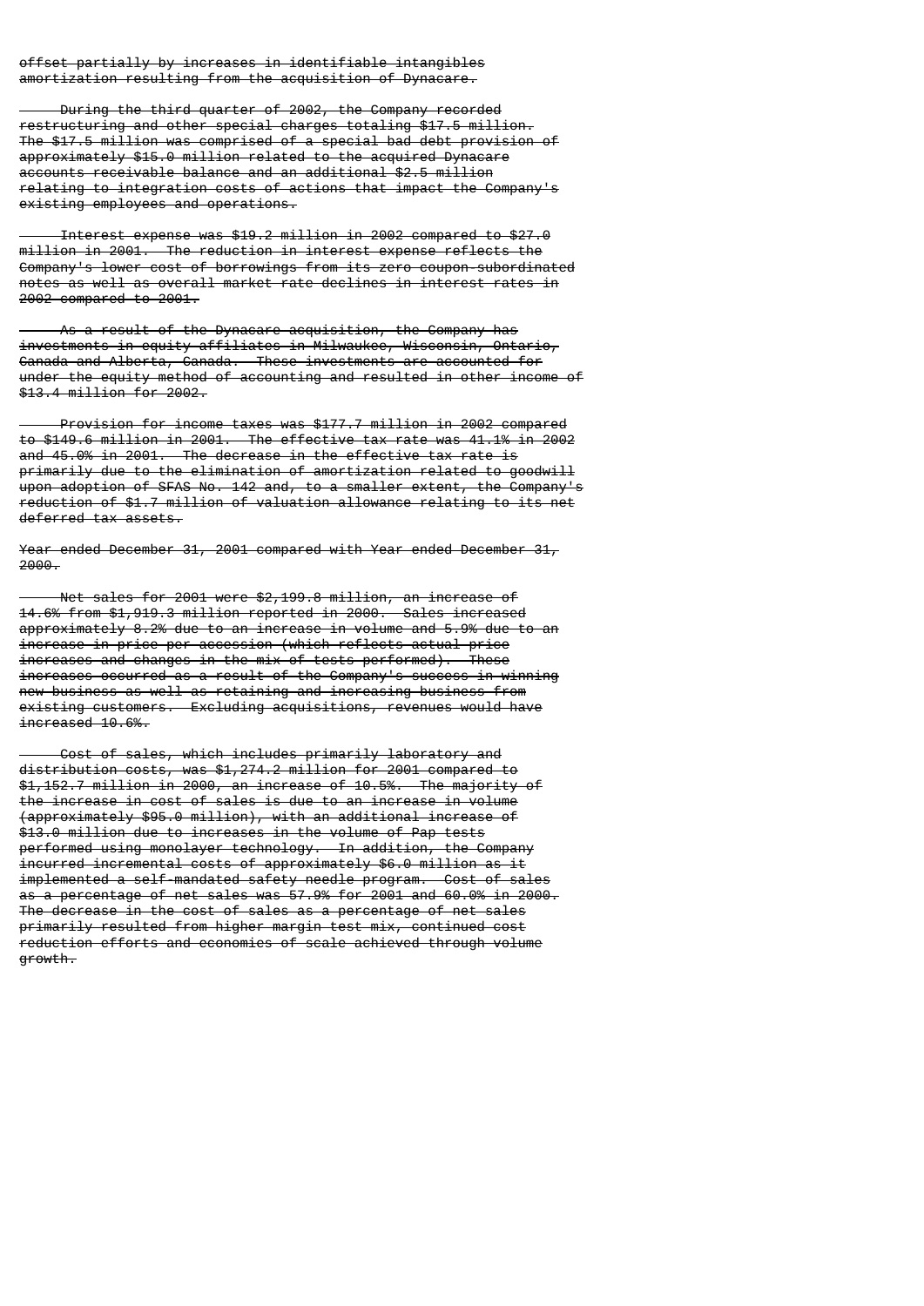offset partially by increases in identifiable intangibles amortization resulting from the acquisition of Dynacare.

During the third quarter of 2002, the Company recorded restructuring and other special charges totaling $17.5 million. The $17.5 million was comprised of a special bad debt provision of approximately $15.0 million related to the acquired Dynacare accounts receivable balance and an additional $2.5 million relating to integration costs of actions that impact the Company's existing employees and operations.

Interest expense was $19.2 million in 2002 compared to $27.0 million in 2001. The reduction in interest expense reflects the Company's lower cost of borrowings from its zero coupon-subordinated notes as well as overall market rate declines in interest rates in 2002 compared to 2001.

As a result of the Dynacare acquisition, the Company has investments in equity affiliates in Milwaukee, Wisconsin, Ontario, Canada and Alberta, Canada. These investments are accounted for under the equity method of accounting and resulted in other income of $13.4 million for 2002.

Provision for income taxes was $177.7 million in 2002 compared to $149.6 million in 2001. The effective tax rate was 41.1% in 2002 and 45.0% in 2001. The decrease in the effective tax rate is primarily due to the elimination of amortization related to goodwill upon adoption of SFAS No. 142 and, to a smaller extent, the Company's reduction of $1.7 million of valuation allowance relating to its net deferred tax assets.

Year ended December 31, 2001 compared with Year ended December 31, 2000.

Net sales for 2001 were $2,199.8 million, an increase of 14.6% from $1,919.3 million reported in 2000. Sales increased approximately 8.2% due to an increase in volume and 5.9% due to an increase in price per accession (which reflects actual price increases and changes in the mix of tests performed). These increases occurred as a result of the Company's success in winning new business as well as retaining and increasing business from existing customers. Excluding acquisitions, revenues would have increased 10.6%.

Cost of sales, which includes primarily laboratory and distribution costs, was $1,274.2 million for 2001 compared to $1,152.7 million in 2000, an increase of 10.5%. The majority of the increase in cost of sales is due to an increase in volume (approximately $95.0 million), with an additional increase of $13.0 million due to increases in the volume of Pap tests performed using monolayer technology. In addition, the Company incurred incremental costs of approximately $6.0 million as it implemented a self-mandated safety needle program. Cost of sales as a percentage of net sales was 57.9% for 2001 and 60.0% in 2000. The decrease in the cost of sales as a percentage of net sales primarily resulted from higher margin test mix, continued cost reduction efforts and economies of scale achieved through volume growth.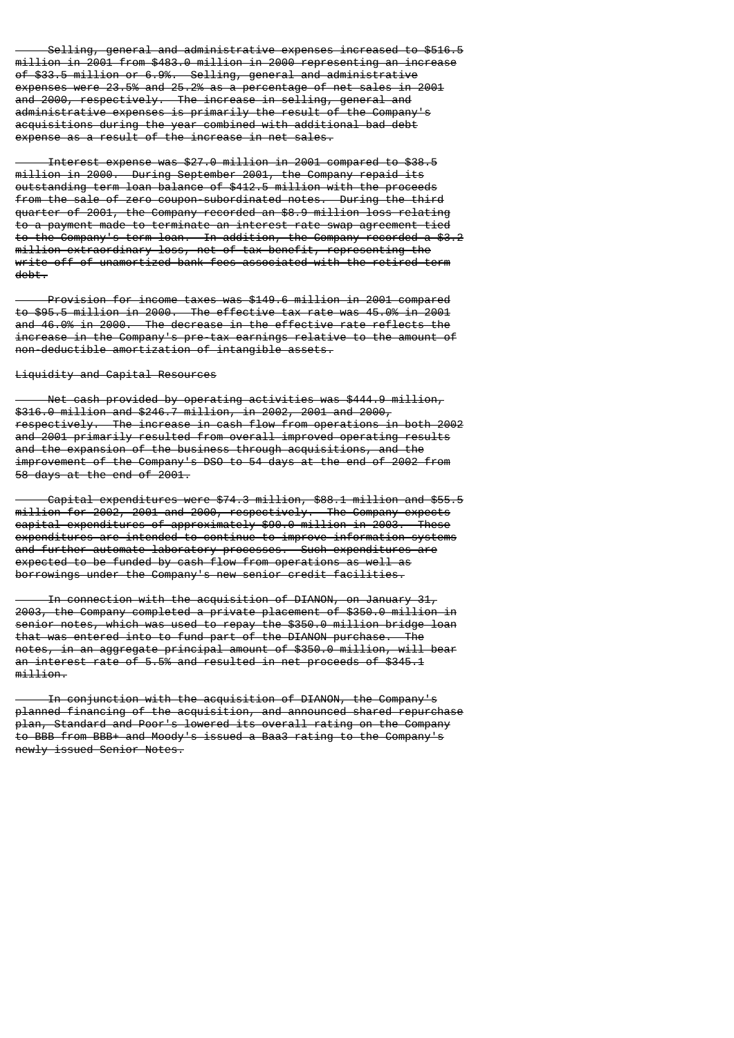Selling, general and administrative expenses increased to $516.5 million in 2001 from $483.0 million in 2000 representing an increase of $33.5 million or 6.9%. Selling, general and administrative expenses were 23.5% and 25.2% as a percentage of net sales in 2001 and 2000, respectively. The increase in selling, general and administrative expenses is primarily the result of the Company's acquisitions during the year combined with additional bad debt expense as a result of the increase in net sales.

Interest expense was $27.0 million in 2001 compared to $38.5 million in 2000. During September 2001, the Company repaid its outstanding term loan balance of $412.5 million with the proceeds from the sale of zero coupon-subordinated notes. During the third quarter of 2001, the Company recorded an $8.9 million loss relating to a payment made to terminate an interest rate swap agreement tied to the Company's term loan. In addition, the Company recorded a $3.2 million extraordinary loss, net of tax benefit, representing the write-off of unamortized bank fees associated with the retired term debt.

Provision for income taxes was $149.6 million in 2001 compared to $95.5 million in 2000. The effective tax rate was 45.0% in 2001 and 46.0% in 2000. The decrease in the effective rate reflects the increase in the Company's pre-tax earnings relative to the amount of non-deductible amortization of intangible assets.

Liquidity and Capital Resources

Net cash provided by operating activities was $444.9 million, $316.0 million and $246.7 million, in 2002, 2001 and 2000, respectively. The increase in cash flow from operations in both 2002 and 2001 primarily resulted from overall improved operating results and the expansion of the business through acquisitions, and the improvement of the Company's DSO to 54 days at the end of 2002 from 58 days at the end of 2001.

Capital expenditures were $74.3 million, $88.1 million and $55.5 million for 2002, 2001 and 2000, respectively. The Company expects capital expenditures of approximately $90.0 million in 2003. These expenditures are intended to continue to improve information systems and further automate laboratory processes. Such expenditures are expected to be funded by cash flow from operations as well as borrowings under the Company's new senior credit facilities.

In connection with the acquisition of DIANON, on January 31, 2003, the Company completed a private placement of $350.0 million in senior notes, which was used to repay the $350.0 million bridge loan that was entered into to fund part of the DIANON purchase. The notes, in an aggregate principal amount of $350.0 million, will bear an interest rate of 5.5% and resulted in net proceeds of $345.1 million.

In conjunction with the acquisition of DIANON, the Company's planned financing of the acquisition, and announced shared repurchase plan, Standard and Poor's lowered its overall rating on the Company to BBB from BBB+ and Moody's issued a Baa3 rating to the Company's newly issued Senior Notes.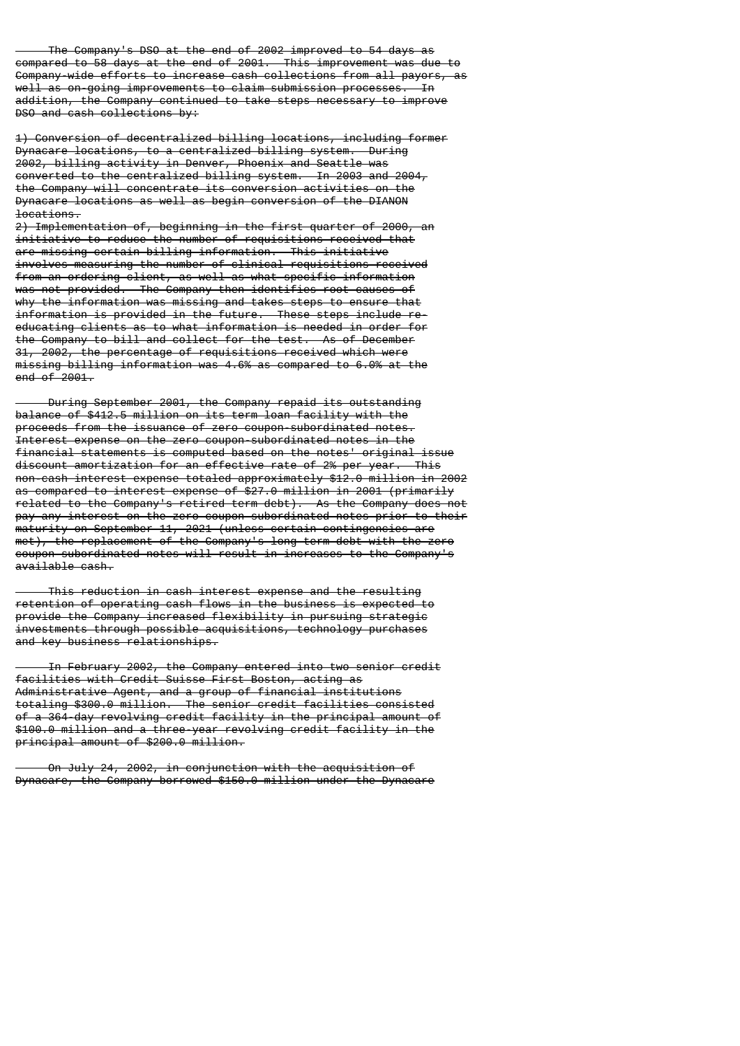The Company's DSO at the end of 2002 improved to 54 days as compared to 58 days at the end of 2001. This improvement was due to Company-wide efforts to increase cash collections from all payors, as well as on-going improvements to claim submission processes. In addition, the Company continued to take steps necessary to improve DSO and cash collections by:

1) Conversion of decentralized billing locations, including former Dynacare locations, to a centralized billing system. During 2002, billing activity in Denver, Phoenix and Seattle was converted to the centralized billing system. In 2003 and 2004, the Company will concentrate its conversion activities on the Dynacare locations as well as begin conversion of the DIANON locations.

2) Implementation of, beginning in the first quarter of 2000, an initiative to reduce the number of requisitions received that are missing certain billing information. This initiative involves measuring the number of clinical requisitions received from an ordering client, as well as what specific information was not provided. The Company then identifies root causes of why the information was missing and takes steps to ensure that information is provided in the future. These steps include re-educating clients as to what information is needed in order for the Company to bill and collect for the test. As of December 31, 2002, the percentage of requisitions received which were missing billing information was 4.6% as compared to 6.0% at the end of 2001.

During September 2001, the Company repaid its outstanding balance of $412.5 million on its term loan facility with the proceeds from the issuance of zero coupon-subordinated notes. Interest expense on the zero coupon-subordinated notes in the financial statements is computed based on the notes' original issue discount amortization for an effective rate of 2% per year. This non-cash interest expense totaled approximately $12.0 million in 2002 as compared to interest expense of $27.0 million in 2001 (primarily related to the Company's retired term debt). As the Company does not pay any interest on the zero coupon-subordinated notes prior to their maturity on September 11, 2021 (unless certain contingencies are met), the replacement of the Company's long term debt with the zero coupon-subordinated notes will result in increases to the Company's available cash.

This reduction in cash interest expense and the resulting retention of operating cash flows in the business is expected to provide the Company increased flexibility in pursuing strategic investments through possible acquisitions, technology purchases and key business relationships.

In February 2002, the Company entered into two senior credit facilities with Credit Suisse First Boston, acting as Administrative Agent, and a group of financial institutions totaling $300.0 million. The senior credit facilities consisted of a 364-day revolving credit facility in the principal amount of $100.0 million and a three-year revolving credit facility in the principal amount of $200.0 million.

On July 24, 2002, in conjunction with the acquisition of Dynacare, the Company borrowed $150.0 million under the Dynacare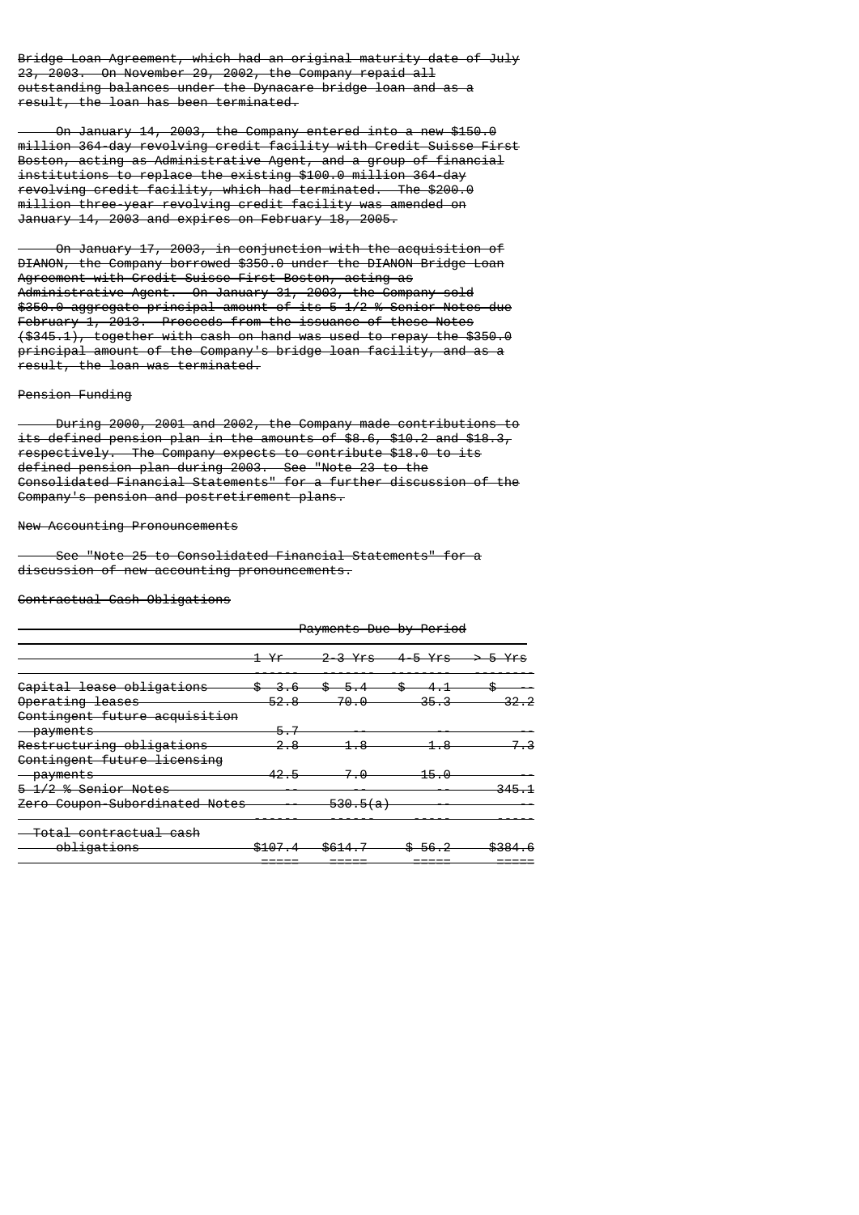Bridge Loan Agreement, which had an original maturity date of July 23, 2003. On November 29, 2002, the Company repaid all outstanding balances under the Dynacare bridge loan and as a result, the loan has been terminated.

On January 14, 2003, the Company entered into a new $150.0 million 364-day revolving credit facility with Credit Suisse First Boston, acting as Administrative Agent, and a group of financial institutions to replace the existing $100.0 million 364-day revolving credit facility, which had terminated. The $200.0 million three-year revolving credit facility was amended on January 14, 2003 and expires on February 18, 2005.

On January 17, 2003, in conjunction with the acquisition of DIANON, the Company borrowed $350.0 under the DIANON Bridge Loan Agreement with Credit Suisse First Boston, acting as Administrative Agent. On January 31, 2003, the Company sold $350.0 aggregate principal amount of its 5 1/2 % Senior Notes due February 1, 2013. Proceeds from the issuance of these Notes ($345.1), together with cash on hand was used to repay the $350.0 principal amount of the Company's bridge loan facility, and as a result, the loan was terminated.

Pension Funding

During 2000, 2001 and 2002, the Company made contributions to its defined pension plan in the amounts of $8.6, $10.2 and $18.3, respectively. The Company expects to contribute $18.0 to its defined pension plan during 2003. See "Note 23 to the Consolidated Financial Statements" for a further discussion of the Company's pension and postretirement plans.

New Accounting Pronouncements

See "Note 25 to Consolidated Financial Statements" for a discussion of new accounting pronouncements.

Contractual Cash Obligations

| | Payments Due by Period | | | |
|---|---|---|---|---|
| | 1 Yr | 2-3 Yrs | 4-5 Yrs | > 5 Yrs |
| Capital lease obligations | $ 3.6 | $ 5.4 | $ 4.1 | $ -- |
| Operating leases | 52.8 | 70.0 | 35.3 | 32.2 |
| Contingent future acquisition payments | 5.7 | -- | -- | -- |
| Restructuring obligations | 2.8 | 1.8 | 1.8 | 7.3 |
| Contingent future licensing payments | 42.5 | 7.0 | 15.0 | -- |
| 5 1/2 % Senior Notes | -- | -- | -- | 345.1 |
| Zero Coupon-Subordinated Notes | -- | 530.5(a) | -- | -- |
| Total contractual cash obligations | $107.4 | $614.7 | $ 56.2 | $384.6 |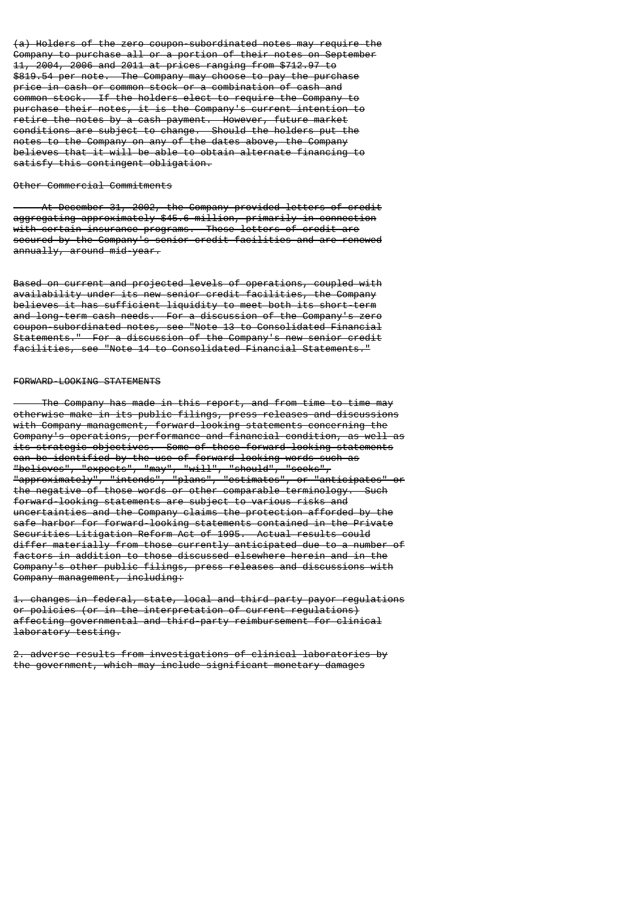(a) Holders of the zero coupon-subordinated notes may require the Company to purchase all or a portion of their notes on September 11, 2004, 2006 and 2011 at prices ranging from $712.97 to $819.54 per note. The Company may choose to pay the purchase price in cash or common stock or a combination of cash and common stock. If the holders elect to require the Company to purchase their notes, it is the Company's current intention to retire the notes by a cash payment. However, future market conditions are subject to change. Should the holders put the notes to the Company on any of the dates above, the Company believes that it will be able to obtain alternate financing to satisfy this contingent obligation.

Other Commercial Commitments

At December 31, 2002, the Company provided letters of credit aggregating approximately $45.6 million, primarily in connection with certain insurance programs. These letters of credit are secured by the Company's senior credit facilities and are renewed annually, around mid-year.

Based on current and projected levels of operations, coupled with availability under its new senior credit facilities, the Company believes it has sufficient liquidity to meet both its short-term and long-term cash needs. For a discussion of the Company's zero coupon-subordinated notes, see "Note 13 to Consolidated Financial Statements." For a discussion of the Company's new senior credit facilities, see "Note 14 to Consolidated Financial Statements."

FORWARD-LOOKING STATEMENTS

The Company has made in this report, and from time to time may otherwise make in its public filings, press releases and discussions with Company management, forward-looking statements concerning the Company's operations, performance and financial condition, as well as its strategic objectives. Some of these forward-looking statements can be identified by the use of forward-looking words such as "believes", "expects", "may", "will", "should", "seeks", "approximately", "intends", "plans", "estimates", or "anticipates" or the negative of those words or other comparable terminology. Such forward-looking statements are subject to various risks and uncertainties and the Company claims the protection afforded by the safe harbor for forward-looking statements contained in the Private Securities Litigation Reform Act of 1995. Actual results could differ materially from those currently anticipated due to a number of factors in addition to those discussed elsewhere herein and in the Company's other public filings, press releases and discussions with Company management, including:

1. changes in federal, state, local and third party payor regulations or policies (or in the interpretation of current regulations) affecting governmental and third-party reimbursement for clinical laboratory testing.

2. adverse results from investigations of clinical laboratories by the government, which may include significant monetary damages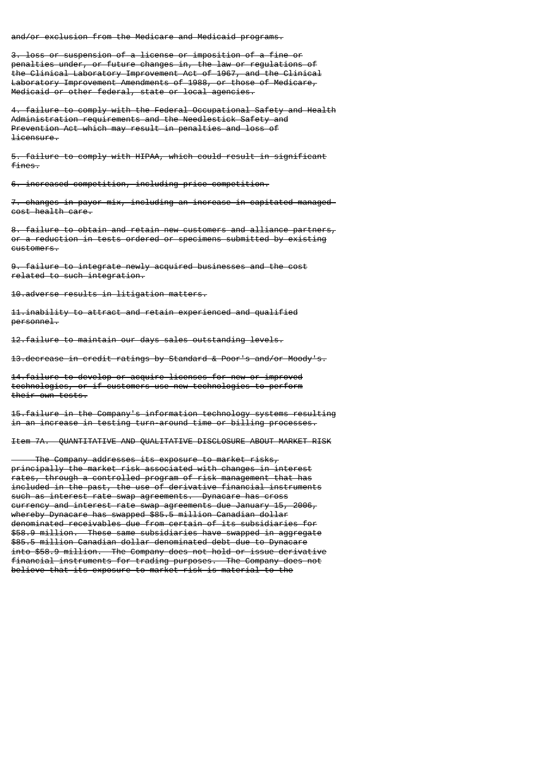and/or exclusion from the Medicare and Medicaid programs.

3. loss or suspension of a license or imposition of a fine or penalties under, or future changes in, the law or regulations of the Clinical Laboratory Improvement Act of 1967, and the Clinical Laboratory Improvement Amendments of 1988, or those of Medicare, Medicaid or other federal, state or local agencies.

4. failure to comply with the Federal Occupational Safety and Health Administration requirements and the Needlestick Safety and Prevention Act which may result in penalties and loss of licensure.

5. failure to comply with HIPAA, which could result in significant fines.

6. increased competition, including price competition.

7. changes in payor mix, including an increase in capitated managed-cost health care.

8. failure to obtain and retain new customers and alliance partners, or a reduction in tests ordered or specimens submitted by existing customers.

9. failure to integrate newly acquired businesses and the cost related to such integration.

10. adverse results in litigation matters.

11. inability to attract and retain experienced and qualified personnel.

12. failure to maintain our days sales outstanding levels.

13. decrease in credit ratings by Standard & Poor's and/or Moody's.

14. failure to develop or acquire licenses for new or improved technologies, or if customers use new technologies to perform their own tests.

15. failure in the Company's information technology systems resulting in an increase in testing turn-around time or billing processes.

## Item 7A. QUANTITATIVE AND QUALITATIVE DISCLOSURE ABOUT MARKET RISK

The Company addresses its exposure to market risks, principally the market risk associated with changes in interest rates, through a controlled program of risk management that has included in the past, the use of derivative financial instruments such as interest rate swap agreements. Dynacare has cross currency and interest rate swap agreements due January 15, 2006, whereby Dynacare has swapped $85.5 million Canadian dollar denominated receivables due from certain of its subsidiaries for $58.9 million. These same subsidiaries have swapped in aggregate $85.5 million Canadian dollar denominated debt due to Dynacare into $58.9 million. The Company does not hold or issue derivative financial instruments for trading purposes. The Company does not believe that its exposure to market risk is material to the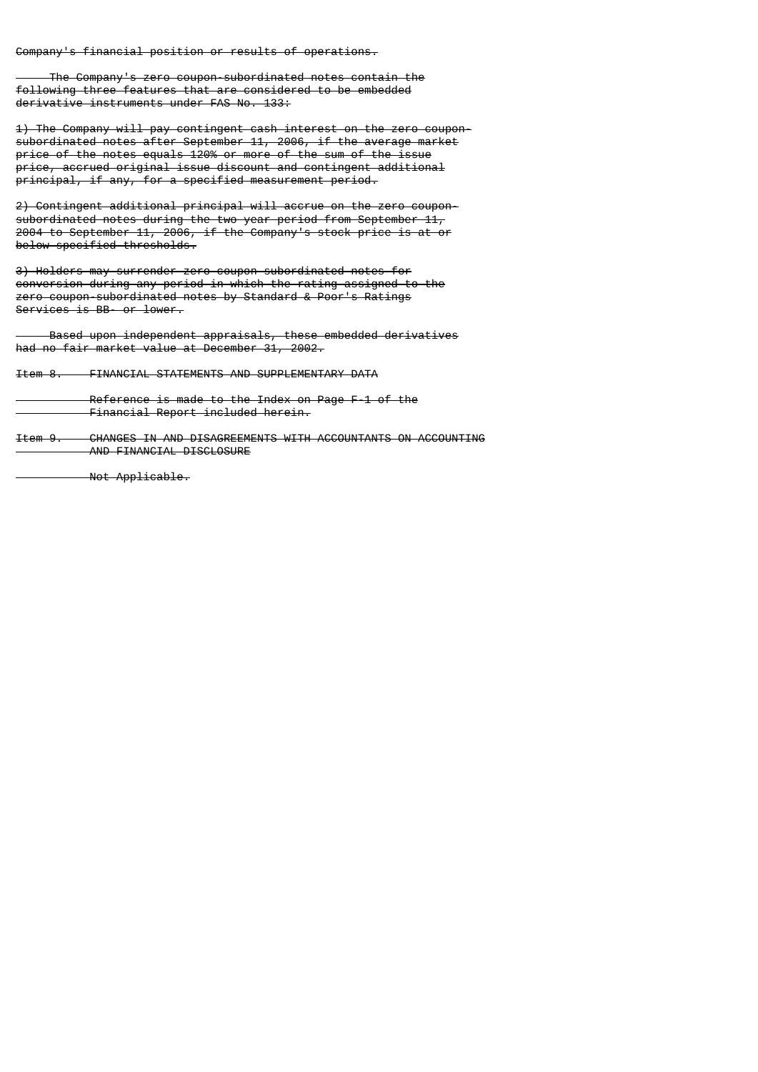Company's financial position or results of operations.

The Company's zero coupon subordinated notes contain the following three features that are considered to be embedded derivative instruments under FAS No. 133:

1) The Company will pay contingent cash interest on the zero coupon subordinated notes after September 11, 2006, if the average market price of the notes equals 120% or more of the sum of the issue price, accrued original issue discount and contingent additional principal, if any, for a specified measurement period.

2) Contingent additional principal will accrue on the zero coupon subordinated notes during the two year period from September 11, 2004 to September 11, 2006, if the Company's stock price is at or below specified thresholds.

3) Holders may surrender zero coupon subordinated notes for conversion during any period in which the rating assigned to the zero coupon subordinated notes by Standard & Poor's Ratings Services is BB- or lower.

Based upon independent appraisals, these embedded derivatives had no fair market value at December 31, 2002.

## Item 8. FINANCIAL STATEMENTS AND SUPPLEMENTARY DATA

Reference is made to the Index on Page F-1 of the Financial Report included herein.

## Item 9. CHANGES IN AND DISAGREEMENTS WITH ACCOUNTANTS ON ACCOUNTING AND FINANCIAL DISCLOSURE

Not Applicable.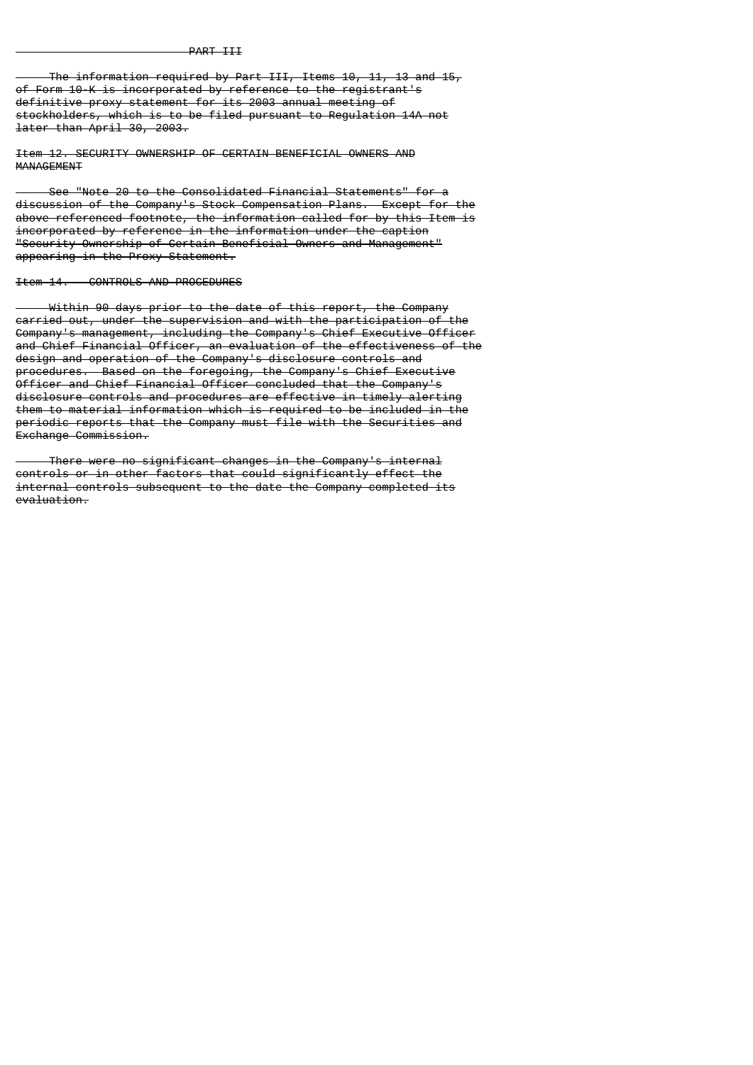## PART III

The information required by Part III, Items 10, 11, 13 and 15, of Form 10-K is incorporated by reference to the registrant's definitive proxy statement for its 2003 annual meeting of stockholders, which is to be filed pursuant to Regulation 14A not later than April 30, 2003.

### Item 12. SECURITY OWNERSHIP OF CERTAIN BENEFICIAL OWNERS AND MANAGEMENT

See "Note 20 to the Consolidated Financial Statements" for a discussion of the Company's Stock Compensation Plans. Except for the above referenced footnote, the information called for by this Item is incorporated by reference in the information under the caption "Security Ownership of Certain Beneficial Owners and Management" appearing in the Proxy Statement.

### Item 14. CONTROLS AND PROCEDURES

Within 90 days prior to the date of this report, the Company carried out, under the supervision and with the participation of the Company's management, including the Company's Chief Executive Officer and Chief Financial Officer, an evaluation of the effectiveness of the design and operation of the Company's disclosure controls and procedures. Based on the foregoing, the Company's Chief Executive Officer and Chief Financial Officer concluded that the Company's disclosure controls and procedures are effective in timely alerting them to material information which is required to be included in the periodic reports that the Company must file with the Securities and Exchange Commission.

There were no significant changes in the Company's internal controls or in other factors that could significantly effect the internal controls subsequent to the date the Company completed its evaluation.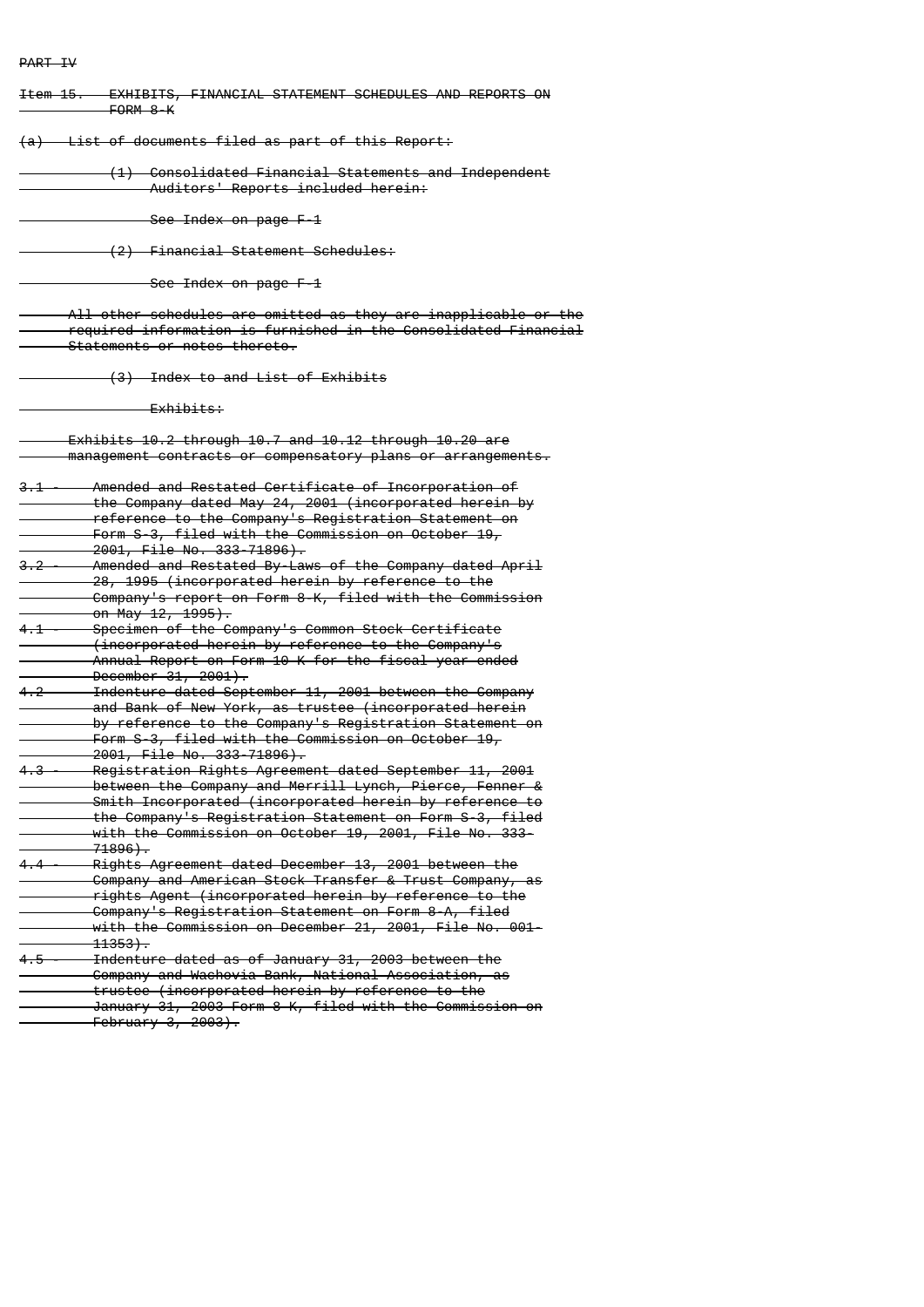PART IV

Item 15. EXHIBITS, FINANCIAL STATEMENT SCHEDULES AND REPORTS ON FORM 8-K

(a) List of documents filed as part of this Report:

(1) Consolidated Financial Statements and Independent Auditors' Reports included herein:

See Index on page F-1

(2) Financial Statement Schedules:

See Index on page F-1

All other schedules are omitted as they are inapplicable or the required information is furnished in the Consolidated Financial Statements or notes thereto.

(3) Index to and List of Exhibits

Exhibits:

Exhibits 10.2 through 10.7 and 10.12 through 10.20 are management contracts or compensatory plans or arrangements.

3.1 - Amended and Restated Certificate of Incorporation of the Company dated May 24, 2001 (incorporated herein by reference to the Company's Registration Statement on Form S-3, filed with the Commission on October 19, 2001, File No. 333-71896).

3.2 - Amended and Restated By-Laws of the Company dated April 28, 1995 (incorporated herein by reference to the Company's report on Form 8-K, filed with the Commission on May 12, 1995).

4.1 - Specimen of the Company's Common Stock Certificate (incorporated herein by reference to the Company's Annual Report on Form 10-K for the fiscal year ended December 31, 2001).

4.2 - Indenture dated September 11, 2001 between the Company and Bank of New York, as trustee (incorporated herein by reference to the Company's Registration Statement on Form S-3, filed with the Commission on October 19, 2001, File No. 333-71896).

4.3 - Registration Rights Agreement dated September 11, 2001 between the Company and Merrill Lynch, Pierce, Fenner & Smith Incorporated (incorporated herein by reference to the Company's Registration Statement on Form S-3, filed with the Commission on October 19, 2001, File No. 333-71896).

4.4 - Rights Agreement dated December 13, 2001 between the Company and American Stock Transfer & Trust Company, as rights Agent (incorporated herein by reference to the Company's Registration Statement on Form 8-A, filed with the Commission on December 21, 2001, File No. 001-11353).

4.5 - Indenture dated as of January 31, 2003 between the Company and Wachovia Bank, National Association, as trustee (incorporated herein by reference to the January 31, 2003 Form 8-K, filed with the Commission on February 3, 2003).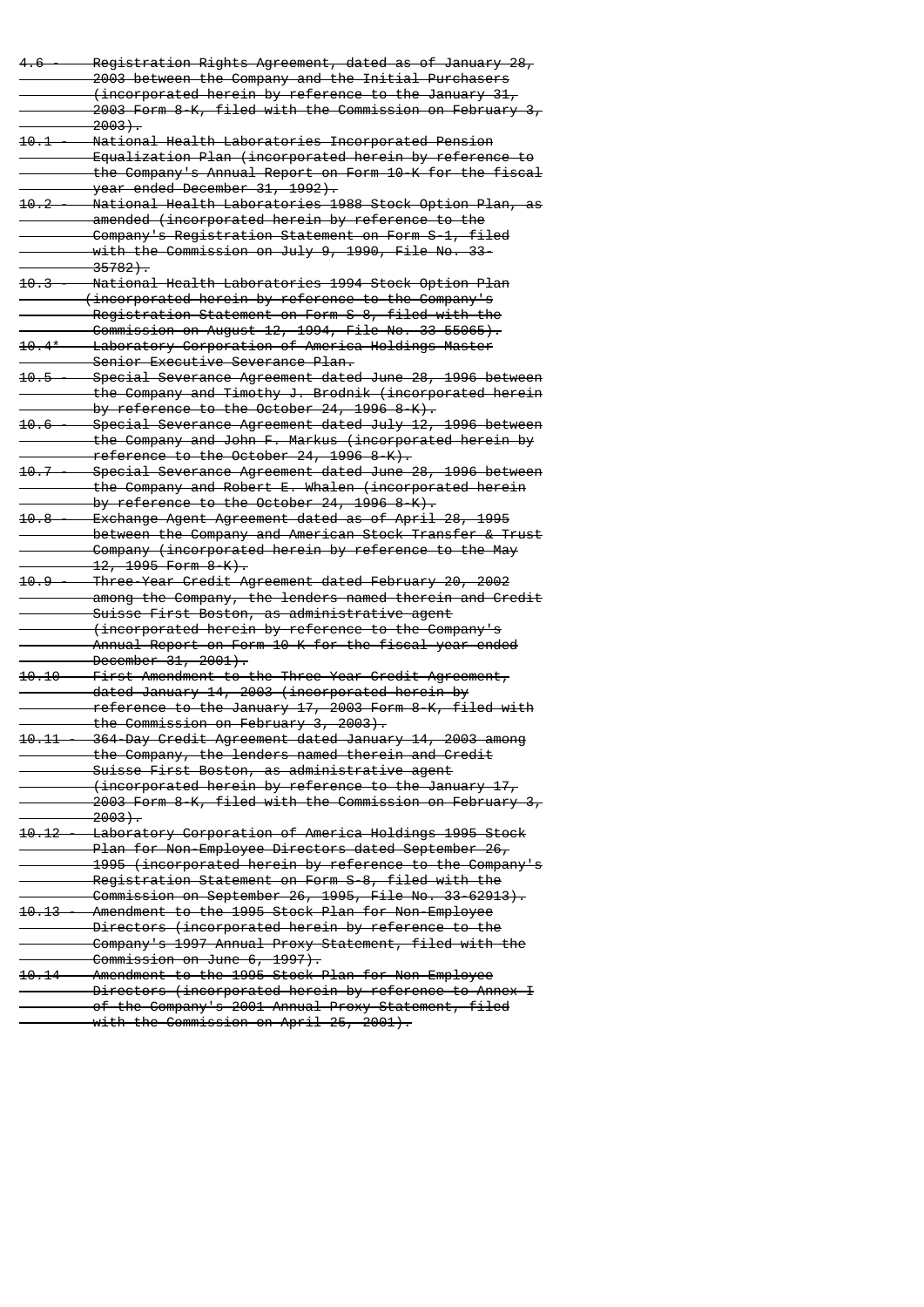4.6 - Registration Rights Agreement, dated as of January 28, 2003 between the Company and the Initial Purchasers (incorporated herein by reference to the January 31, 2003 Form 8-K, filed with the Commission on February 3, 2003).

10.1 - National Health Laboratories Incorporated Pension Equalization Plan (incorporated herein by reference to the Company's Annual Report on Form 10-K for the fiscal year ended December 31, 1992).

10.2 - National Health Laboratories 1988 Stock Option Plan, as amended (incorporated herein by reference to the Company's Registration Statement on Form S-1, filed with the Commission on July 9, 1990, File No. 33-35782).

10.3 - National Health Laboratories 1994 Stock Option Plan (incorporated herein by reference to the Company's Registration Statement on Form S-8, filed with the Commission on August 12, 1994, File No. 33-55065).

10.4* Laboratory Corporation of America Holdings Master Senior Executive Severance Plan.

10.5 - Special Severance Agreement dated June 28, 1996 between the Company and Timothy J. Brodnik (incorporated herein by reference to the October 24, 1996 8-K).

10.6 - Special Severance Agreement dated July 12, 1996 between the Company and John F. Markus (incorporated herein by reference to the October 24, 1996 8-K).

10.7 - Special Severance Agreement dated June 28, 1996 between the Company and Robert E. Whalen (incorporated herein by reference to the October 24, 1996 8-K).

10.8 - Exchange Agent Agreement dated as of April 28, 1995 between the Company and American Stock Transfer & Trust Company (incorporated herein by reference to the May 12, 1995 Form 8-K).

10.9 - Three-Year Credit Agreement dated February 20, 2002 among the Company, the lenders named therein and Credit Suisse First Boston, as administrative agent (incorporated herein by reference to the Company's Annual Report on Form 10-K for the fiscal year ended December 31, 2001).

10.10 - First Amendment to the Three Year Credit Agreement, dated January 14, 2003 (incorporated herein by reference to the January 17, 2003 Form 8-K, filed with the Commission on February 3, 2003).

10.11 - 364-Day Credit Agreement dated January 14, 2003 among the Company, the lenders named therein and Credit Suisse First Boston, as administrative agent (incorporated herein by reference to the January 17, 2003 Form 8-K, filed with the Commission on February 3, 2003).

10.12 - Laboratory Corporation of America Holdings 1995 Stock Plan for Non-Employee Directors dated September 26, 1995 (incorporated herein by reference to the Company's Registration Statement on Form S-8, filed with the Commission on September 26, 1995, File No. 33-62913).

10.13 - Amendment to the 1995 Stock Plan for Non-Employee Directors (incorporated herein by reference to the Company's 1997 Annual Proxy Statement, filed with the Commission on June 6, 1997).

10.14 - Amendment to the 1995 Stock Plan for Non-Employee Directors (incorporated herein by reference to Annex I of the Company's 2001 Annual Proxy Statement, filed with the Commission on April 25, 2001).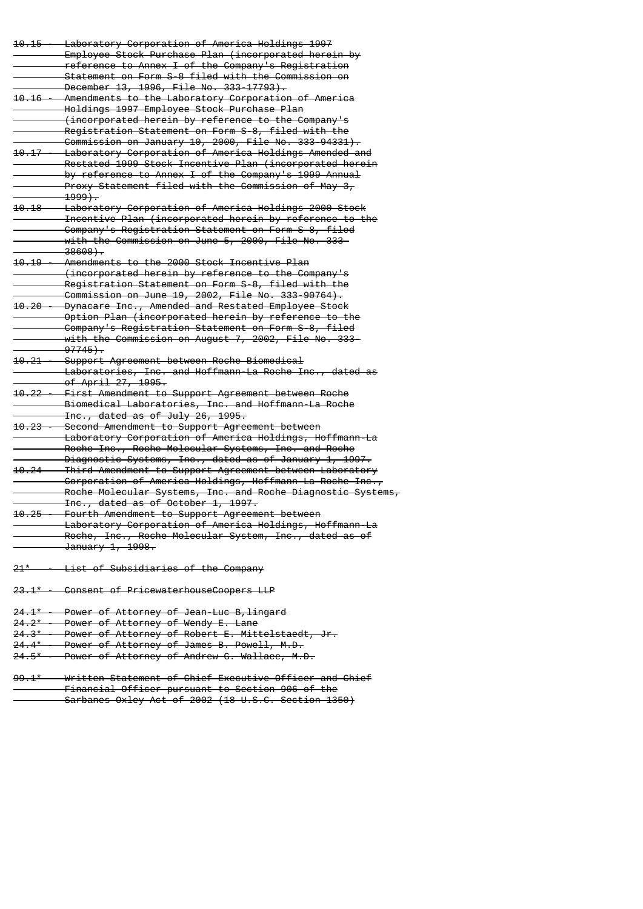~~10.15 - Laboratory Corporation of America Holdings 1997 Employee Stock Purchase Plan (incorporated herein by reference to Annex I of the Company's Registration Statement on Form S-8 filed with the Commission on December 13, 1996, File No. 333-17793).~~

~~10.16 - Amendments to the Laboratory Corporation of America Holdings 1997 Employee Stock Purchase Plan (incorporated herein by reference to the Company's Registration Statement on Form S-8, filed with the Commission on January 10, 2000, File No. 333-94331).~~

~~10.17 - Laboratory Corporation of America Holdings Amended and Restated 1999 Stock Incentive Plan (incorporated herein by reference to Annex I of the Company's 1999 Annual Proxy Statement filed with the Commission of May 3, 1999).~~

~~10.18 - Laboratory Corporation of America Holdings 2000 Stock Incentive Plan (incorporated herein by reference to the Company's Registration Statement on Form S-8, filed with the Commission on June 5, 2000, File No. 333-38608).~~

~~10.19 - Amendments to the 2000 Stock Incentive Plan (incorporated herein by reference to the Company's Registration Statement on Form S-8, filed with the Commission on June 19, 2002, File No. 333-90764).~~

~~10.20 - Dynacare Inc., Amended and Restated Employee Stock Option Plan (incorporated herein by reference to the Company's Registration Statement on Form S-8, filed with the Commission on August 7, 2002, File No. 333-97745).~~

~~10.21 - Support Agreement between Roche Biomedical Laboratories, Inc. and Hoffmann-La Roche Inc., dated as of April 27, 1995.~~

~~10.22 - First Amendment to Support Agreement between Roche Biomedical Laboratories, Inc. and Hoffmann-La Roche Inc., dated as of July 26, 1995.~~

~~10.23 - Second Amendment to Support Agreement between Laboratory Corporation of America Holdings, Hoffmann-La Roche Inc., Roche Molecular Systems, Inc. and Roche Diagnostic Systems, Inc., dated as of January 1, 1997.~~

~~10.24 - Third Amendment to Support Agreement between Laboratory Corporation of America Holdings, Hoffmann-La Roche Inc., Roche Molecular Systems, Inc. and Roche Diagnostic Systems, Inc., dated as of October 1, 1997.~~

~~10.25 - Fourth Amendment to Support Agreement between Laboratory Corporation of America Holdings, Hoffmann-La Roche, Inc., Roche Molecular System, Inc., dated as of January 1, 1998.~~

~~21* - List of Subsidiaries of the Company~~

~~23.1* - Consent of PricewaterhouseCoopers LLP~~

~~24.1* - Power of Attorney of Jean-Luc B,lingard~~
~~24.2* - Power of Attorney of Wendy E. Lane~~
~~24.3* - Power of Attorney of Robert E. Mittelstaedt, Jr.~~
~~24.4* - Power of Attorney of James B. Powell, M.D.~~
~~24.5* - Power of Attorney of Andrew G. Wallace, M.D.~~

~~99.1* - Written Statement of Chief Executive Officer and Chief Financial Officer pursuant to Section 906 of the Sarbanes-Oxley Act of 2002 (18 U.S.C. Section 1350)~~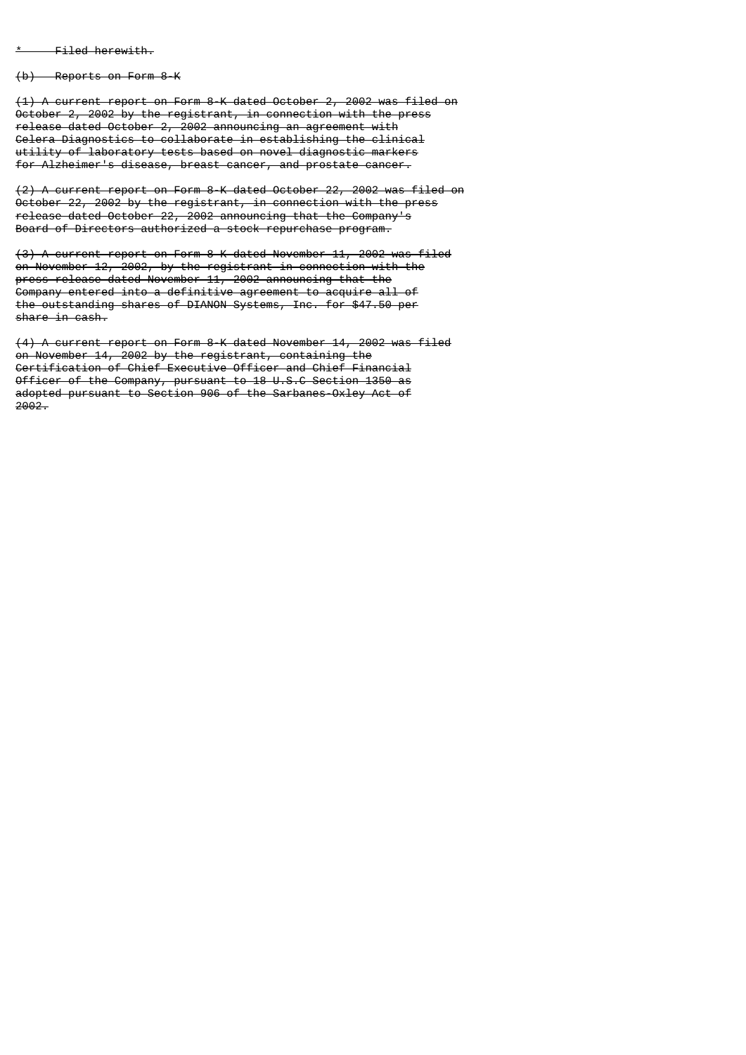* Filed herewith.

(b) Reports on Form 8-K

(1) A current report on Form 8-K dated October 2, 2002 was filed on October 2, 2002 by the registrant, in connection with the press release dated October 2, 2002 announcing an agreement with Celera Diagnostics to collaborate in establishing the clinical utility of laboratory tests based on novel diagnostic markers for Alzheimer's disease, breast cancer, and prostate cancer.

(2) A current report on Form 8-K dated October 22, 2002 was filed on October 22, 2002 by the registrant, in connection with the press release dated October 22, 2002 announcing that the Company's Board of Directors authorized a stock repurchase program.

(3) A current report on Form 8-K dated November 11, 2002 was filed on November 12, 2002, by the registrant in connection with the press release dated November 11, 2002 announcing that the Company entered into a definitive agreement to acquire all of the outstanding shares of DIANON Systems, Inc. for $47.50 per share in cash.

(4) A current report on Form 8-K dated November 14, 2002 was filed on November 14, 2002 by the registrant, containing the Certification of Chief Executive Officer and Chief Financial Officer of the Company, pursuant to 18 U.S.C Section 1350 as adopted pursuant to Section 906 of the Sarbanes-Oxley Act of 2002.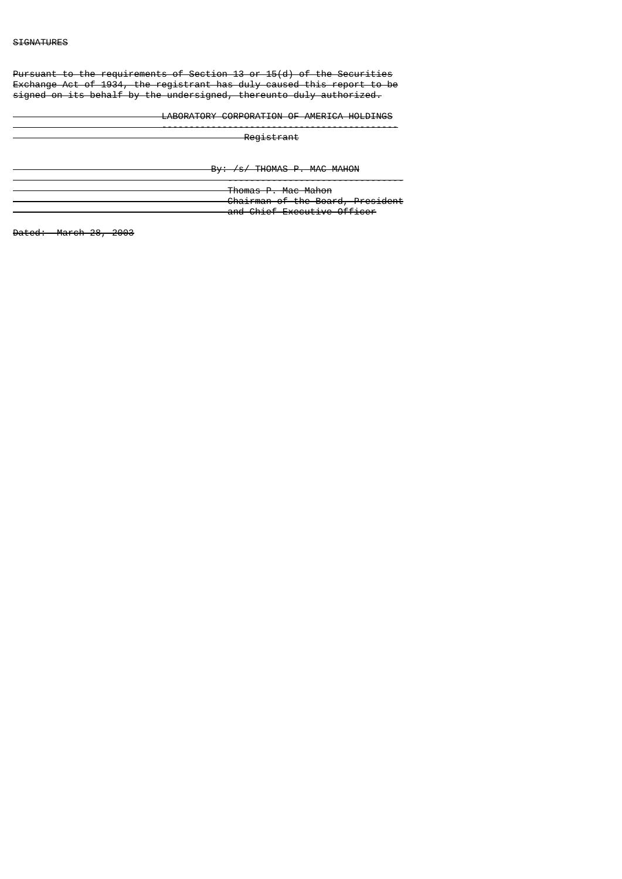SIGNATURES

Pursuant to the requirements of Section 13 or 15(d) of the Securities Exchange Act of 1934, the registrant has duly caused this report to be signed on its behalf by the undersigned, thereunto duly authorized.

LABORATORY CORPORATION OF AMERICA HOLDINGS

Registrant

By: /s/ THOMAS P. MAC MAHON

Thomas P. Mac Mahon
Chairman of the Board, President
and Chief Executive Officer

Dated: March 28, 2003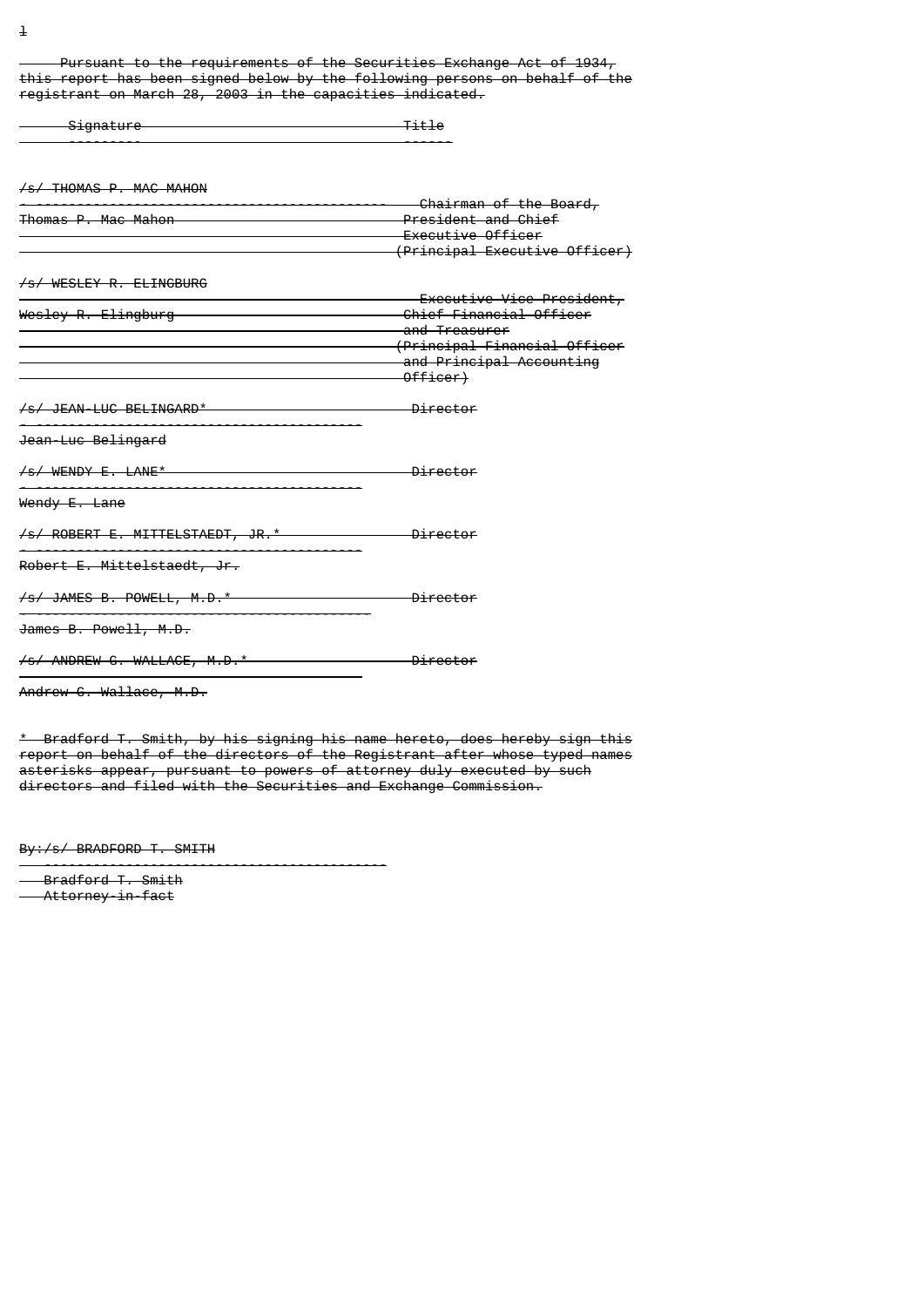Pursuant to the requirements of the Securities Exchange Act of 1934, this report has been signed below by the following persons on behalf of the registrant on March 28, 2003 in the capacities indicated.

| Signature | Title |
| --- | --- |
| /s/ THOMAS P. MAC MAHON<br>Thomas P. Mac Mahon | Chairman of the Board, President and Chief Executive Officer (Principal Executive Officer) |
| /s/ WESLEY R. ELINGBURG<br>Wesley R. Elingburg | Executive Vice President, Chief Financial Officer and Treasurer (Principal Financial Officer and Principal Accounting Officer) |
| /s/ JEAN-LUC BELINGARD*<br>Jean-Luc Belingard | Director |
| /s/ WENDY E. LANE*<br>Wendy E. Lane | Director |
| /s/ ROBERT E. MITTELSTAEDT, JR.*<br>Robert E. Mittelstaedt, Jr. | Director |
| /s/ JAMES B. POWELL, M.D.*<br>James B. Powell, M.D. | Director |
| /s/ ANDREW G. WALLACE, M.D.*<br>Andrew G. Wallace, M.D. | Director |

* Bradford T. Smith, by his signing his name hereto, does hereby sign this report on behalf of the directors of the Registrant after whose typed names asterisks appear, pursuant to powers of attorney duly executed by such directors and filed with the Securities and Exchange Commission.

By:/s/ BRADFORD T. SMITH

Bradford T. Smith
Attorney-in-fact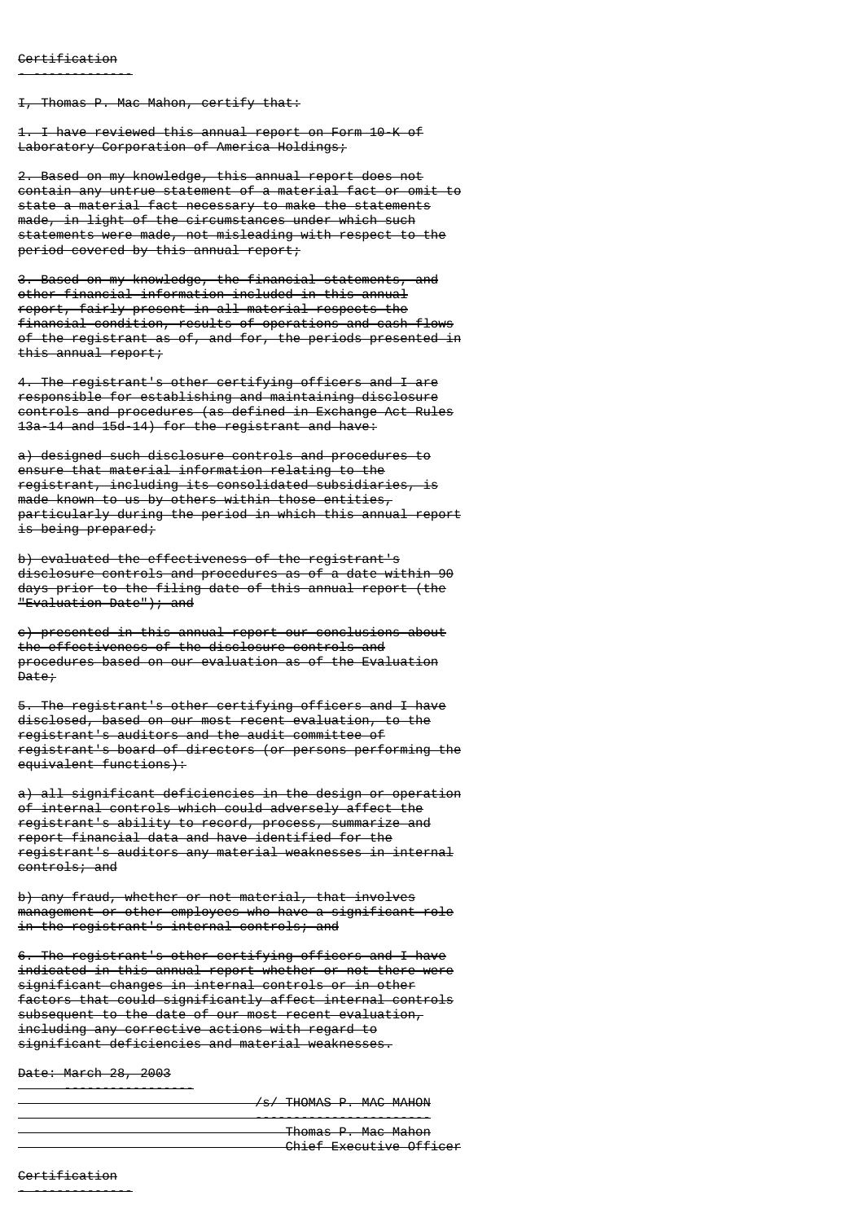Certification
-------------

I, Thomas P. Mac Mahon, certify that:

1. I have reviewed this annual report on Form 10-K of Laboratory Corporation of America Holdings;

2. Based on my knowledge, this annual report does not contain any untrue statement of a material fact or omit to state a material fact necessary to make the statements made, in light of the circumstances under which such statements were made, not misleading with respect to the period covered by this annual report;

3. Based on my knowledge, the financial statements, and other financial information included in this annual report, fairly present in all material respects the financial condition, results of operations and cash flows of the registrant as of, and for, the periods presented in this annual report;

4. The registrant's other certifying officers and I are responsible for establishing and maintaining disclosure controls and procedures (as defined in Exchange Act Rules 13a-14 and 15d-14) for the registrant and have:

a) designed such disclosure controls and procedures to ensure that material information relating to the registrant, including its consolidated subsidiaries, is made known to us by others within those entities, particularly during the period in which this annual report is being prepared;

b) evaluated the effectiveness of the registrant's disclosure controls and procedures as of a date within 90 days prior to the filing date of this annual report (the "Evaluation Date"); and

c) presented in this annual report our conclusions about the effectiveness of the disclosure controls and procedures based on our evaluation as of the Evaluation Date;

5. The registrant's other certifying officers and I have disclosed, based on our most recent evaluation, to the registrant's auditors and the audit committee of registrant's board of directors (or persons performing the equivalent functions):

a) all significant deficiencies in the design or operation of internal controls which could adversely affect the registrant's ability to record, process, summarize and report financial data and have identified for the registrant's auditors any material weaknesses in internal controls; and

b) any fraud, whether or not material, that involves management or other employees who have a significant role in the registrant's internal controls; and

6. The registrant's other certifying officers and I have indicated in this annual report whether or not there were significant changes in internal controls or in other factors that could significantly affect internal controls subsequent to the date of our most recent evaluation, including any corrective actions with regard to significant deficiencies and material weaknesses.

Date: March 28, 2003

/s/ THOMAS P. MAC MAHON
Thomas P. Mac Mahon
Chief Executive Officer

Certification
-------------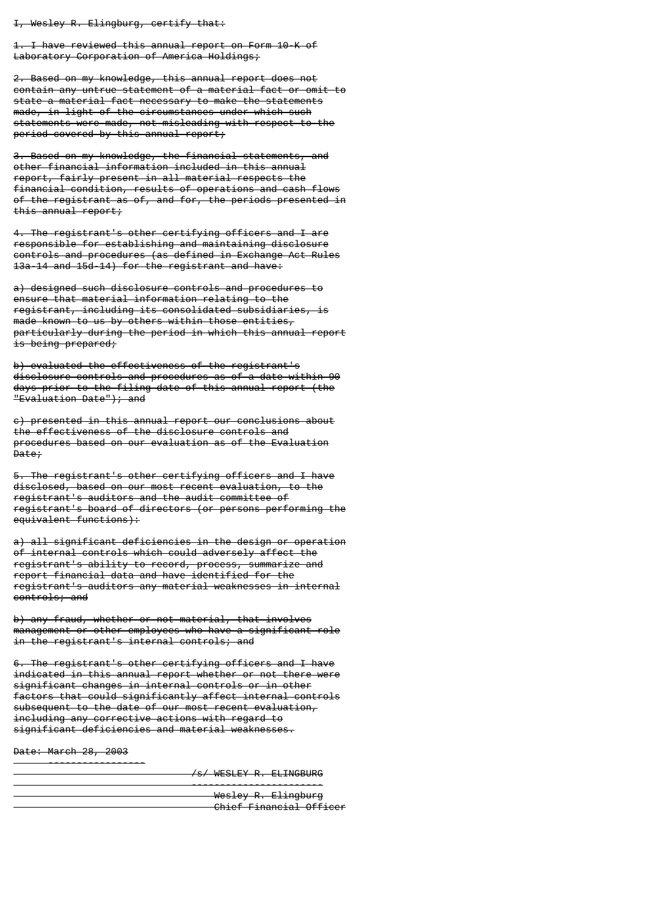I, Wesley R. Elingburg, certify that:

1. I have reviewed this annual report on Form 10-K of Laboratory Corporation of America Holdings;

2. Based on my knowledge, this annual report does not contain any untrue statement of a material fact or omit to state a material fact necessary to make the statements made, in light of the circumstances under which such statements were made, not misleading with respect to the period covered by this annual report;

3. Based on my knowledge, the financial statements, and other financial information included in this annual report, fairly present in all material respects the financial condition, results of operations and cash flows of the registrant as of, and for, the periods presented in this annual report;

4. The registrant's other certifying officers and I are responsible for establishing and maintaining disclosure controls and procedures (as defined in Exchange Act Rules 13a-14 and 15d-14) for the registrant and have:

a) designed such disclosure controls and procedures to ensure that material information relating to the registrant, including its consolidated subsidiaries, is made known to us by others within those entities, particularly during the period in which this annual report is being prepared;

b) evaluated the effectiveness of the registrant's disclosure controls and procedures as of a date within 90 days prior to the filing date of this annual report (the "Evaluation Date"); and

c) presented in this annual report our conclusions about the effectiveness of the disclosure controls and procedures based on our evaluation as of the Evaluation Date;

5. The registrant's other certifying officers and I have disclosed, based on our most recent evaluation, to the registrant's auditors and the audit committee of registrant's board of directors (or persons performing the equivalent functions):

a) all significant deficiencies in the design or operation of internal controls which could adversely affect the registrant's ability to record, process, summarize and report financial data and have identified for the registrant's auditors any material weaknesses in internal controls; and

b) any fraud, whether or not material, that involves management or other employees who have a significant role in the registrant's internal controls; and

6. The registrant's other certifying officers and I have indicated in this annual report whether or not there were significant changes in internal controls or in other factors that could significantly affect internal controls subsequent to the date of our most recent evaluation, including any corrective actions with regard to significant deficiencies and material weaknesses.

Date: March 28, 2003

/s/ WESLEY R. ELINGBURG

Wesley R. Elingburg
Chief Financial Officer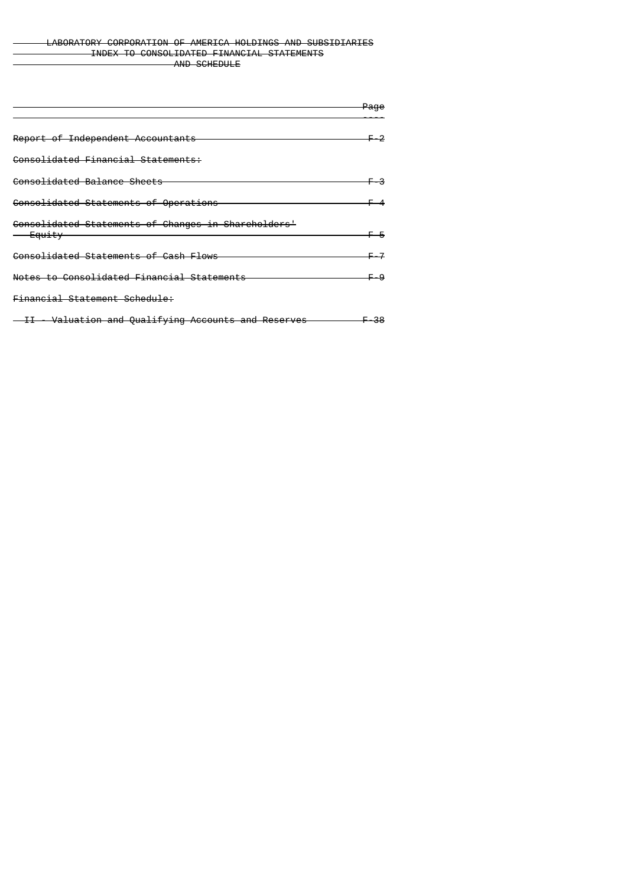# LABORATORY CORPORATION OF AMERICA HOLDINGS AND SUBSIDIARIES

## INDEX TO CONSOLIDATED FINANCIAL STATEMENTS AND SCHEDULE

| | Page |
|---|---|
| Report of Independent Accountants | F-2 |
| Consolidated Financial Statements: | |
| Consolidated Balance Sheets | F-3 |
| Consolidated Statements of Operations | F-4 |
| Consolidated Statements of Changes in Shareholders' Equity | F-5 |
| Consolidated Statements of Cash Flows | F-7 |
| Notes to Consolidated Financial Statements | F-9 |
| Financial Statement Schedule: | |
| II - Valuation and Qualifying Accounts and Reserves | F-38 |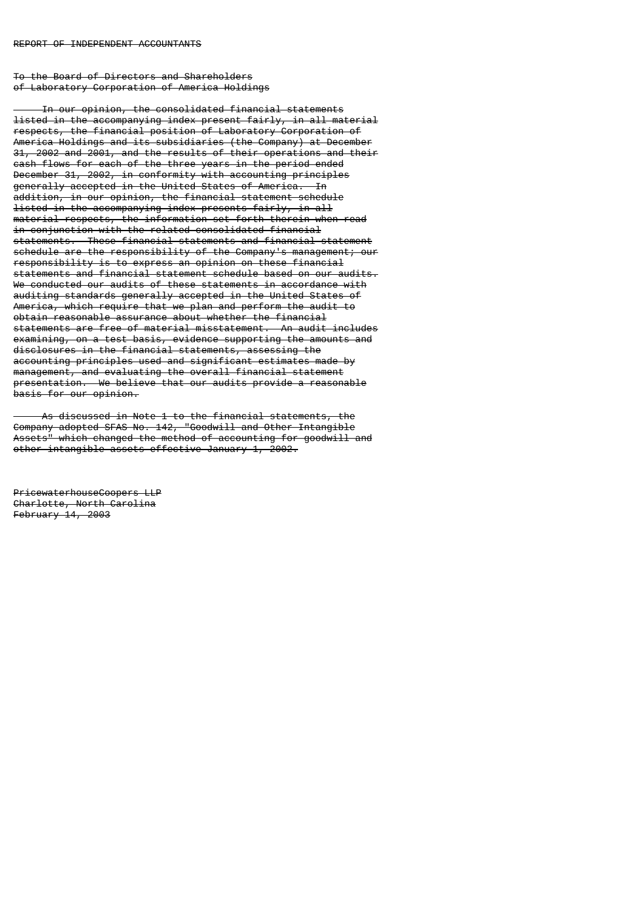REPORT OF INDEPENDENT ACCOUNTANTS

To the Board of Directors and Shareholders
of Laboratory Corporation of America Holdings

In our opinion, the consolidated financial statements listed in the accompanying index present fairly, in all material respects, the financial position of Laboratory Corporation of America Holdings and its subsidiaries (the Company) at December 31, 2002 and 2001, and the results of their operations and their cash flows for each of the three years in the period ended December 31, 2002, in conformity with accounting principles generally accepted in the United States of America. In addition, in our opinion, the financial statement schedule listed in the accompanying index presents fairly, in all material respects, the information set forth therein when read in conjunction with the related consolidated financial statements. These financial statements and financial statement schedule are the responsibility of the Company's management; our responsibility is to express an opinion on these financial statements and financial statement schedule based on our audits. We conducted our audits of these statements in accordance with auditing standards generally accepted in the United States of America, which require that we plan and perform the audit to obtain reasonable assurance about whether the financial statements are free of material misstatement. An audit includes examining, on a test basis, evidence supporting the amounts and disclosures in the financial statements, assessing the accounting principles used and significant estimates made by management, and evaluating the overall financial statement presentation. We believe that our audits provide a reasonable basis for our opinion.

As discussed in Note 1 to the financial statements, the Company adopted SFAS No. 142, "Goodwill and Other Intangible Assets" which changed the method of accounting for goodwill and other intangible assets effective January 1, 2002.

PricewaterhouseCoopers LLP
Charlotte, North Carolina
February 14, 2003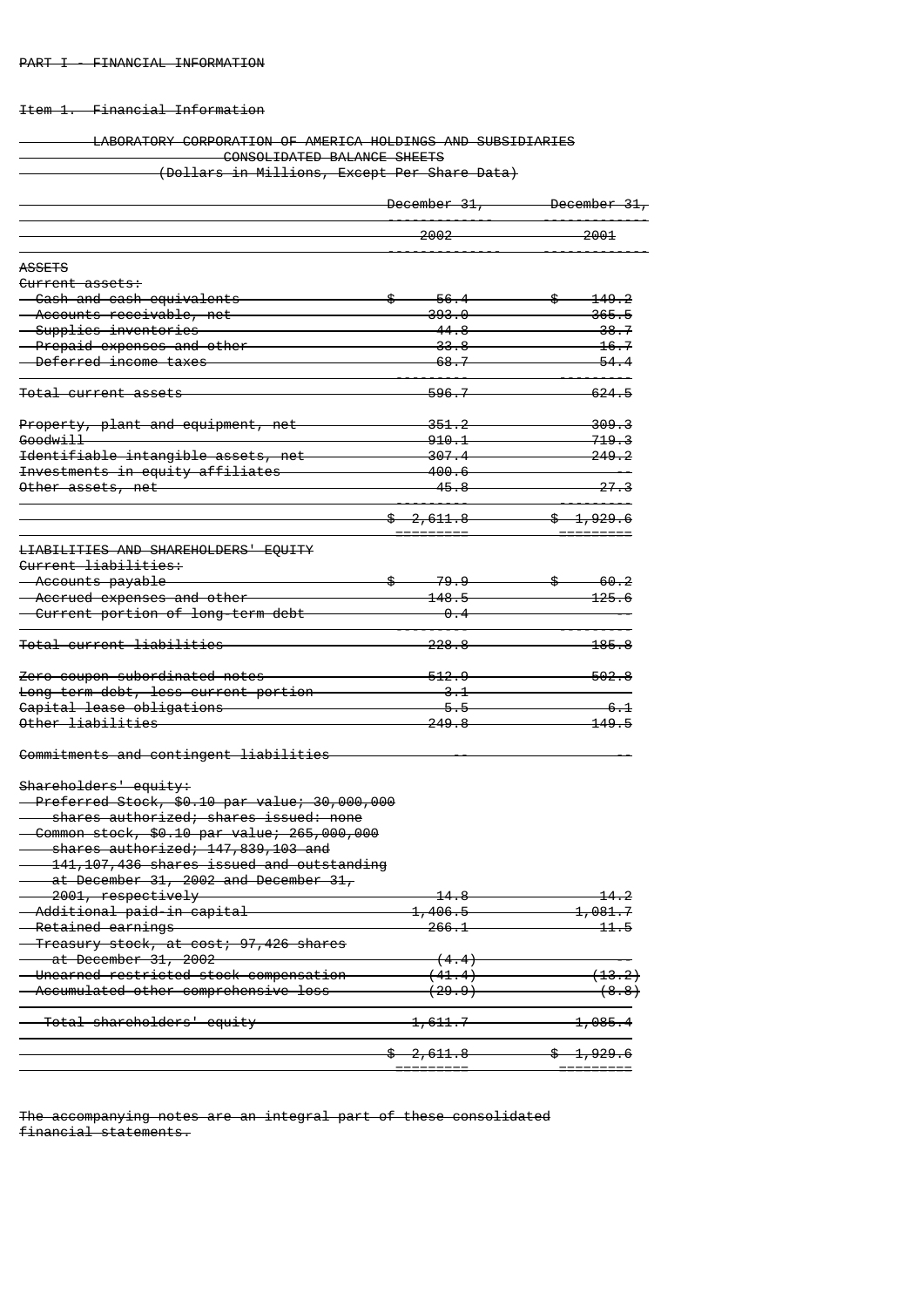PART I - FINANCIAL INFORMATION

Item 1. Financial Information

LABORATORY CORPORATION OF AMERICA HOLDINGS AND SUBSIDIARIES
CONSOLIDATED BALANCE SHEETS
(Dollars in Millions, Except Per Share Data)

| | December 31, 2002 | December 31, 2001 |
|---|---|---|
| **ASSETS** | | |
| Current assets: | | |
| Cash and cash equivalents | $ 56.4 | $ 149.2 |
| Accounts receivable, net | 393.0 | 365.5 |
| Supplies inventories | 44.8 | 38.7 |
| Prepaid expenses and other | 33.8 | 16.7 |
| Deferred income taxes | 68.7 | 54.4 |
| Total current assets | 596.7 | 624.5 |
| Property, plant and equipment, net | 351.2 | 309.3 |
| Goodwill | 910.1 | 719.3 |
| Identifiable intangible assets, net | 307.4 | 249.2 |
| Investments in equity affiliates | 400.6 | -- |
| Other assets, net | 45.8 | 27.3 |
| | $ 2,611.8 | $ 1,929.6 |
| **LIABILITIES AND SHAREHOLDERS' EQUITY** | | |
| Current liabilities: | | |
| Accounts payable | $ 79.9 | $ 60.2 |
| Accrued expenses and other | 148.5 | 125.6 |
| Current portion of long-term debt | 0.4 | -- |
| Total current liabilities | 228.8 | 185.8 |
| Zero coupon subordinated notes | 512.9 | 502.8 |
| Long-term debt, less current portion | 3.1 | |
| Capital lease obligations | 5.5 | 6.1 |
| Other liabilities | 249.8 | 149.5 |
| Commitments and contingent liabilities | -- | -- |
| Shareholders' equity: | | |
| Preferred Stock, $0.10 par value; 30,000,000 shares authorized; shares issued: none | | |
| Common stock, $0.10 par value; 265,000,000 shares authorized; 147,839,103 and 141,107,436 shares issued and outstanding at December 31, 2002 and December 31, 2001, respectively | 14.8 | 14.2 |
| Additional paid-in capital | 1,406.5 | 1,081.7 |
| Retained earnings | 266.1 | 11.5 |
| Treasury stock, at cost; 97,426 shares at December 31, 2002 | (4.4) | -- |
| Unearned restricted stock compensation | (41.4) | (13.2) |
| Accumulated other comprehensive loss | (29.9) | (8.8) |
| Total shareholders' equity | 1,611.7 | 1,085.4 |
| | $ 2,611.8 | $ 1,929.6 |

The accompanying notes are an integral part of these consolidated financial statements.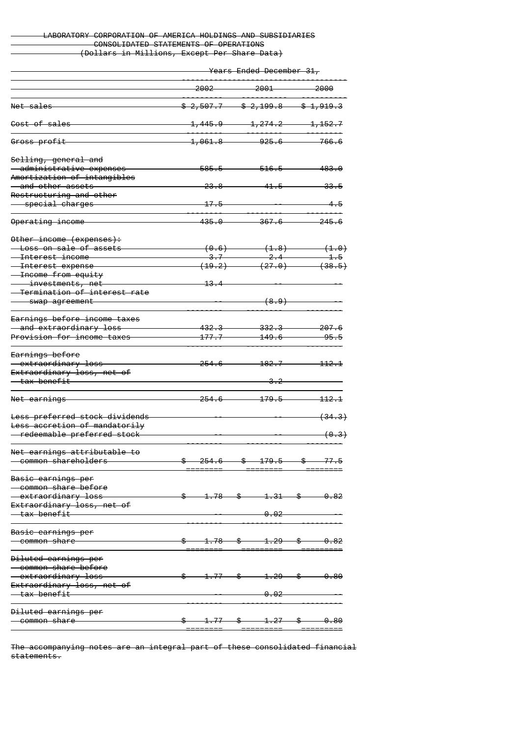LABORATORY CORPORATION OF AMERICA HOLDINGS AND SUBSIDIARIES
CONSOLIDATED STATEMENTS OF OPERATIONS
(Dollars in Millions, Except Per Share Data)

| | Years Ended December 31, | | |
|---|---|---|---|
| | 2002 | 2001 | 2000 |
| Net sales | $ 2,507.7 | $ 2,199.8 | $ 1,919.3 |
| Cost of sales | 1,445.9 | 1,274.2 | 1,152.7 |
| Gross profit | 1,061.8 | 925.6 | 766.6 |
| Selling, general and administrative expenses | 585.5 | 516.5 | 483.0 |
| Amortization of intangibles and other assets | 23.8 | 41.5 | 33.5 |
| Restructuring and other special charges | 17.5 | -- | 4.5 |
| Operating income | 435.0 | 367.6 | 245.6 |
| Other income (expenses): | | | |
| Loss on sale of assets | (0.6) | (1.8) | (1.0) |
| Interest income | 3.7 | 2.4 | 1.5 |
| Interest expense | (19.2) | (27.0) | (38.5) |
| Income from equity investments, net | 13.4 | -- | -- |
| Termination of interest rate swap agreement | -- | (8.9) | -- |
| Earnings before income taxes and extraordinary loss | 432.3 | 332.3 | 207.6 |
| Provision for income taxes | 177.7 | 149.6 | 95.5 |
| Earnings before extraordinary loss | 254.6 | 182.7 | 112.1 |
| Extraordinary loss, net of tax benefit | | 3.2 | |
| Net earnings | 254.6 | 179.5 | 112.1 |
| Less preferred stock dividends | -- | -- | (34.3) |
| Less accretion of mandatorily redeemable preferred stock | -- | -- | (0.3) |
| Net earnings attributable to common shareholders | $ 254.6 | $ 179.5 | $ 77.5 |
| Basic earnings per common share before extraordinary loss | $ 1.78 | $ 1.31 | $ 0.82 |
| Extraordinary loss, net of tax benefit | -- | 0.02 | -- |
| Basic earnings per common share | $ 1.78 | $ 1.29 | $ 0.82 |
| Diluted earnings per common share before extraordinary loss | $ 1.77 | $ 1.29 | $ 0.80 |
| Extraordinary loss, net of tax benefit | -- | 0.02 | -- |
| Diluted earnings per common share | $ 1.77 | $ 1.27 | $ 0.80 |

The accompanying notes are an integral part of these consolidated financial statements.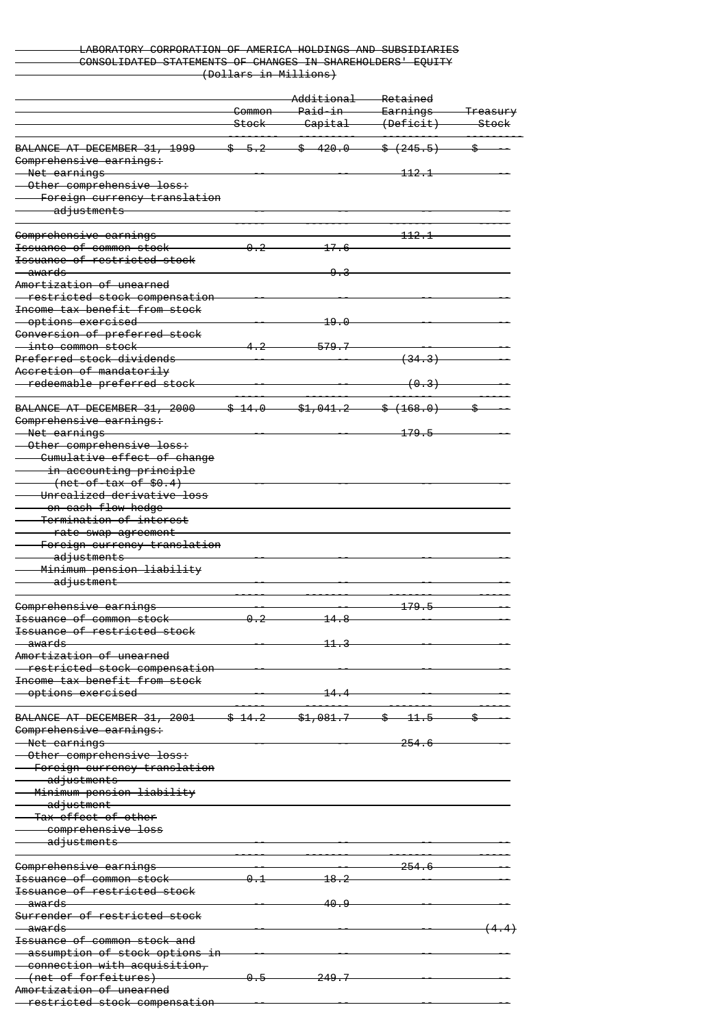LABORATORY CORPORATION OF AMERICA HOLDINGS AND SUBSIDIARIES
CONSOLIDATED STATEMENTS OF CHANGES IN SHAREHOLDERS' EQUITY
(Dollars in Millions)

| | Common Stock | Additional Paid-in Capital | Retained Earnings (Deficit) | Treasury Stock |
|---|---|---|---|---|
| BALANCE AT DECEMBER 31, 1999 | $ 5.2 | $ 420.0 | $ (245.5) | $ -- |
| Comprehensive earnings: | | | | |
| Net earnings | -- | -- | 112.1 | -- |
| Other comprehensive loss: | | | | |
| Foreign currency translation adjustments | -- | -- | -- | -- |
| Comprehensive earnings | | | 112.1 | |
| Issuance of common stock | 0.2 | 17.6 | | |
| Issuance of restricted stock awards | | 9.3 | | |
| Amortization of unearned restricted stock compensation | -- | -- | -- | -- |
| Income tax benefit from stock options exercised | -- | 19.0 | -- | -- |
| Conversion of preferred stock into common stock | 4.2 | 579.7 | -- | -- |
| Preferred stock dividends | -- | -- | (34.3) | -- |
| Accretion of mandatorily redeemable preferred stock | -- | -- | (0.3) | -- |
| BALANCE AT DECEMBER 31, 2000 | $ 14.0 | $1,041.2 | $ (168.0) | $ -- |
| Comprehensive earnings: | | | | |
| Net earnings | -- | -- | 179.5 | -- |
| Other comprehensive loss: | | | | |
| Cumulative effect of change in accounting principle (net of tax of $0.4) | -- | -- | -- | -- |
| Unrealized derivative loss on cash flow hedge | | | | |
| Termination of interest rate swap agreement | | | | |
| Foreign currency translation adjustments | -- | -- | -- | -- |
| Minimum pension liability adjustment | -- | -- | -- | -- |
| Comprehensive earnings | -- | -- | 179.5 | -- |
| Issuance of common stock | 0.2 | 14.8 | -- | -- |
| Issuance of restricted stock awards | -- | 11.3 | -- | -- |
| Amortization of unearned restricted stock compensation | -- | -- | -- | -- |
| Income tax benefit from stock options exercised | -- | 14.4 | -- | -- |
| BALANCE AT DECEMBER 31, 2001 | $ 14.2 | $1,081.7 | $ 11.5 | $ -- |
| Comprehensive earnings: | | | | |
| Net earnings | -- | -- | 254.6 | -- |
| Other comprehensive loss: | | | | |
| Foreign currency translation adjustments | | | | |
| Minimum pension liability adjustment | | | | |
| Tax effect of other comprehensive loss adjustments | -- | -- | -- | -- |
| Comprehensive earnings | -- | -- | 254.6 | -- |
| Issuance of common stock | 0.1 | 18.2 | -- | -- |
| Issuance of restricted stock awards | -- | 40.9 | -- | -- |
| Surrender of restricted stock awards | -- | -- | -- | (4.4) |
| Issuance of common stock and assumption of stock options in connection with acquisition, (net of forfeitures) | 0.5 | 249.7 | -- | -- |
| Amortization of unearned restricted stock compensation | -- | -- | -- | -- |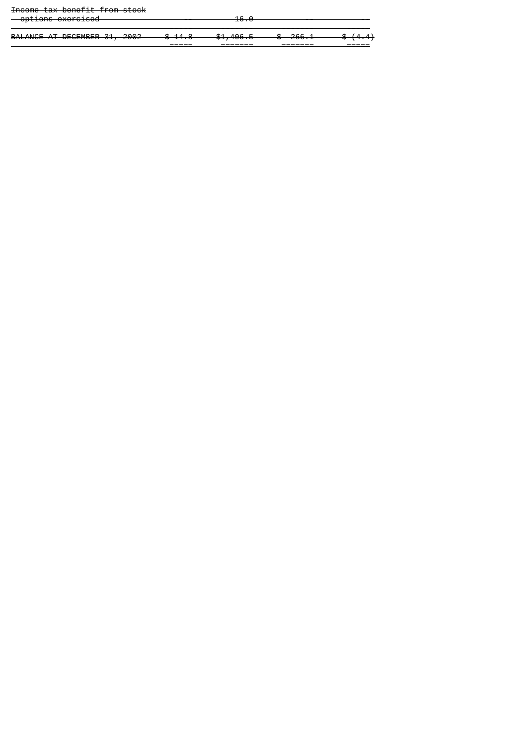| | | | | |
|---|---|---|---|---|
| Income tax benefit from stock options exercised | -- | 16.0 | -- | -- |
| BALANCE AT DECEMBER 31, 2002 | $ 14.8 | $1,406.5 | $ 266.1 | $ (4.4) |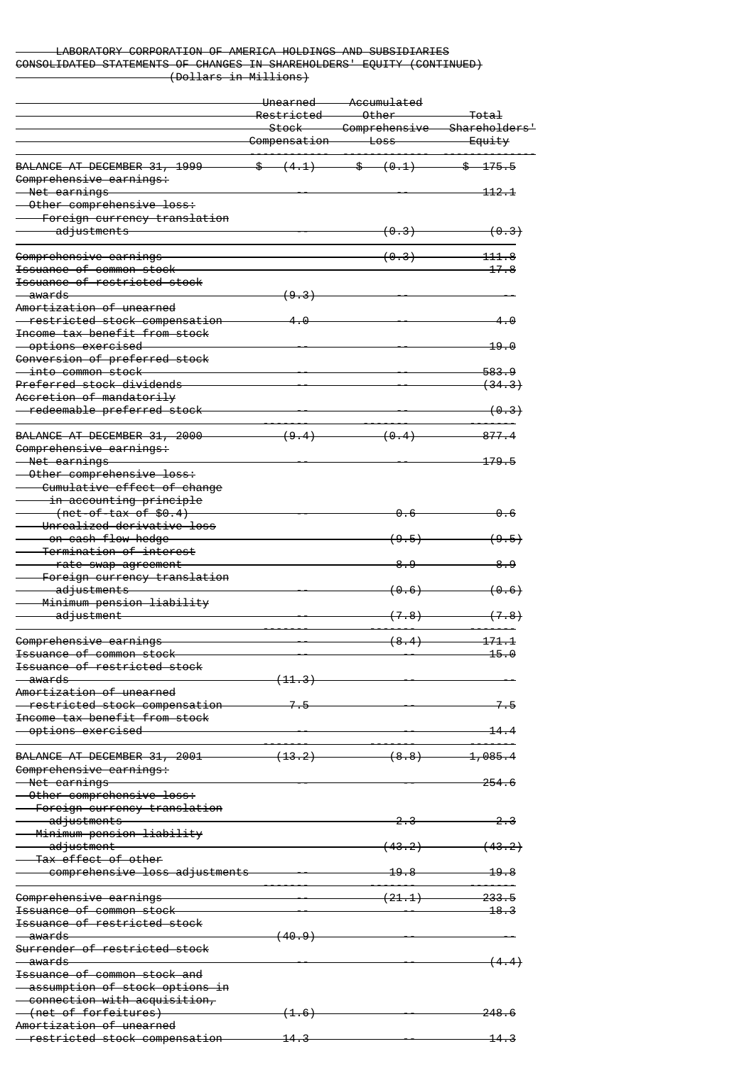LABORATORY CORPORATION OF AMERICA HOLDINGS AND SUBSIDIARIES
CONSOLIDATED STATEMENTS OF CHANGES IN SHAREHOLDERS' EQUITY (CONTINUED)
(Dollars in Millions)

| | Unearned Restricted Stock Compensation | Accumulated Other Comprehensive Loss | Total Shareholders' Equity |
|---|---|---|---|
| BALANCE AT DECEMBER 31, 1999 | $ (4.1) | $ (0.1) | $ 175.5 |
| Comprehensive earnings: | | | |
| Net earnings | -- | -- | 112.1 |
| Other comprehensive loss: | | | |
| Foreign currency translation adjustments | -- | (0.3) | (0.3) |
| Comprehensive earnings | | (0.3) | 111.8 |
| Issuance of common stock | | | 17.8 |
| Issuance of restricted stock awards | (9.3) | -- | -- |
| Amortization of unearned restricted stock compensation | 4.0 | -- | 4.0 |
| Income tax benefit from stock options exercised | -- | -- | 19.0 |
| Conversion of preferred stock into common stock | -- | -- | 583.9 |
| Preferred stock dividends | -- | -- | (34.3) |
| Accretion of mandatorily redeemable preferred stock | -- | -- | (0.3) |
| BALANCE AT DECEMBER 31, 2000 | (9.4) | (0.4) | 877.4 |
| Comprehensive earnings: | | | |
| Net earnings | -- | -- | 179.5 |
| Other comprehensive loss: | | | |
| Cumulative effect of change in accounting principle (net of tax of $0.4) | -- | 0.6 | 0.6 |
| Unrealized derivative loss on cash flow hedge | | (9.5) | (9.5) |
| Termination of interest rate swap agreement | | 8.9 | 8.9 |
| Foreign currency translation adjustments | -- | (0.6) | (0.6) |
| Minimum pension liability adjustment | -- | (7.8) | (7.8) |
| Comprehensive earnings | -- | (8.4) | 171.1 |
| Issuance of common stock | -- | -- | 15.0 |
| Issuance of restricted stock awards | (11.3) | -- | -- |
| Amortization of unearned restricted stock compensation | 7.5 | -- | 7.5 |
| Income tax benefit from stock options exercised | -- | -- | 14.4 |
| BALANCE AT DECEMBER 31, 2001 | (13.2) | (8.8) | 1,085.4 |
| Comprehensive earnings: | | | |
| Net earnings | -- | -- | 254.6 |
| Other comprehensive loss: | | | |
| Foreign currency translation adjustments | | 2.3 | 2.3 |
| Minimum pension liability adjustment | | (43.2) | (43.2) |
| Tax effect of other comprehensive loss adjustments | -- | 19.8 | 19.8 |
| Comprehensive earnings | -- | (21.1) | 233.5 |
| Issuance of common stock | -- | -- | 18.3 |
| Issuance of restricted stock awards | (40.9) | -- | -- |
| Surrender of restricted stock awards | -- | -- | (4.4) |
| Issuance of common stock and assumption of stock options in connection with acquisition, (net of forfeitures) | (1.6) | -- | 248.6 |
| Amortization of unearned restricted stock compensation | 14.3 | -- | 14.3 |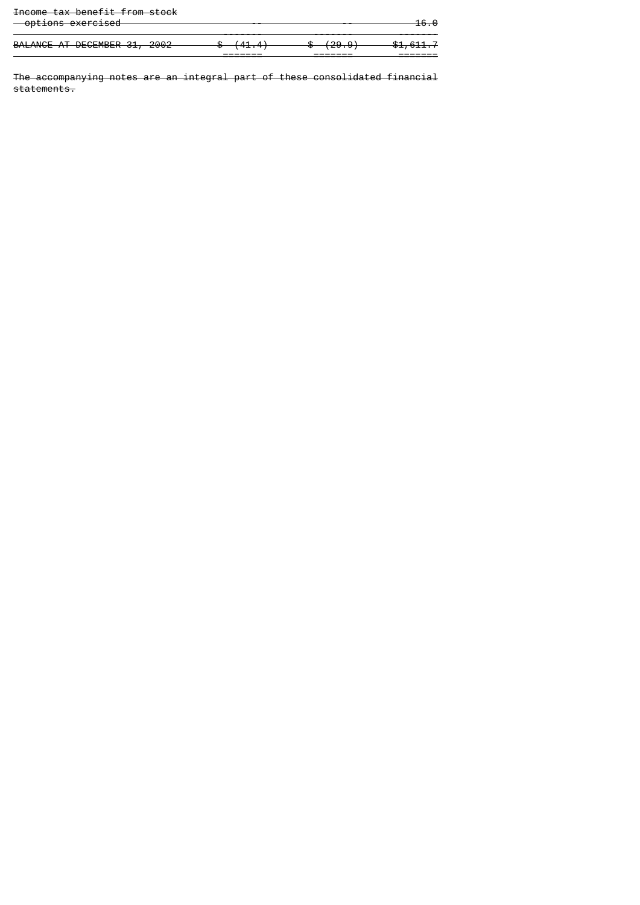| | | | |
|---|---|---|---|
| Income tax benefit from stock options exercised | -- | -- | 16.0 |
| BALANCE AT DECEMBER 31, 2002 | $ (41.4) | $ (29.9) | $1,611.7 |

The accompanying notes are an integral part of these consolidated financial statements.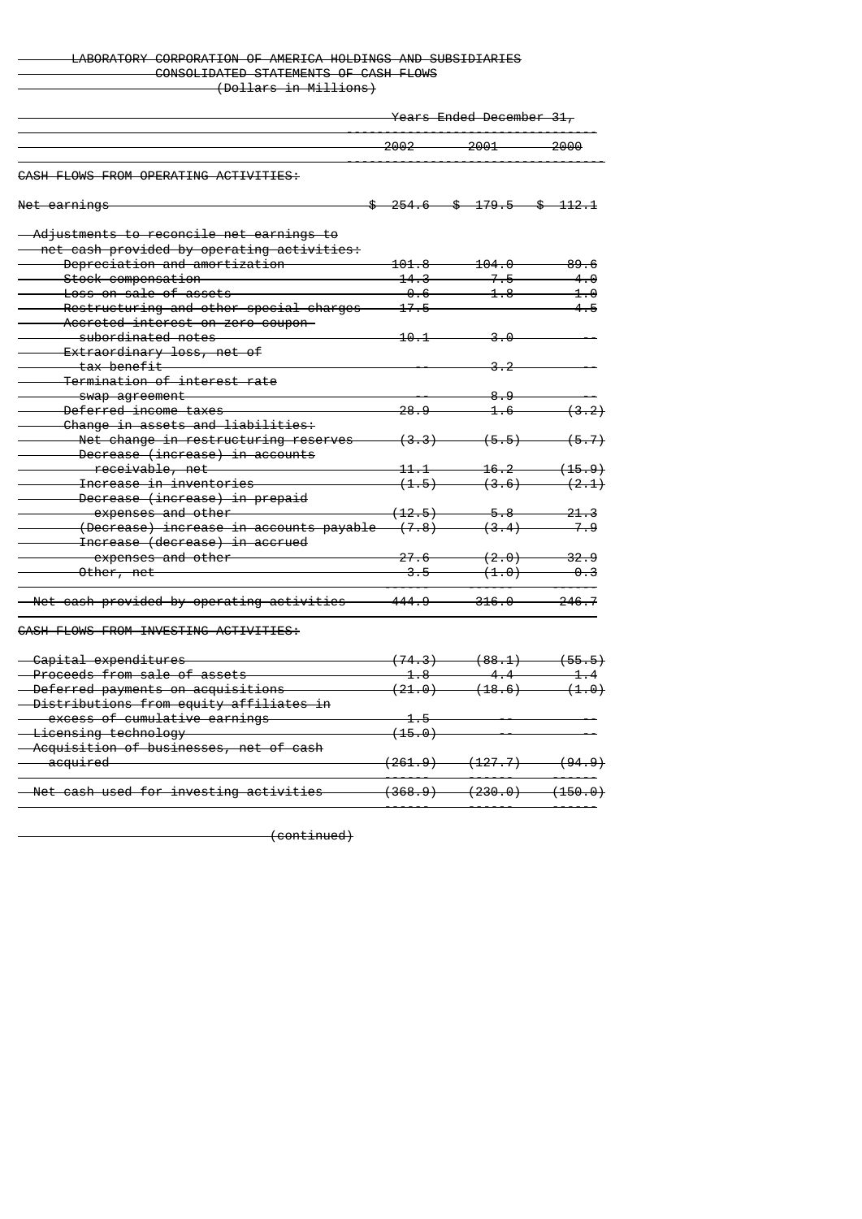LABORATORY CORPORATION OF AMERICA HOLDINGS AND SUBSIDIARIES

CONSOLIDATED STATEMENTS OF CASH FLOWS

(Dollars in Millions)

| | Years Ended December 31, | | |
|---|---|---|---|
| | 2002 | 2001 | 2000 |
| **CASH FLOWS FROM OPERATING ACTIVITIES:** | | | |
| Net earnings | $ 254.6 | $ 179.5 | $ 112.1 |
| Adjustments to reconcile net earnings to net cash provided by operating activities: | | | |
| Depreciation and amortization | 101.8 | 104.0 | 89.6 |
| Stock compensation | 14.3 | 7.5 | 4.0 |
| Loss on sale of assets | 0.6 | 1.8 | 1.0 |
| Restructuring and other special charges | 17.5 | | 4.5 |
| Accreted interest on zero coupon subordinated notes | 10.1 | 3.0 | -- |
| Extraordinary loss, net of tax benefit | -- | 3.2 | -- |
| Termination of interest rate swap agreement | -- | 8.9 | -- |
| Deferred income taxes | 28.9 | 1.6 | (3.2) |
| Change in assets and liabilities: | | | |
| Net change in restructuring reserves | (3.3) | (5.5) | (5.7) |
| Decrease (increase) in accounts receivable, net | 11.1 | 16.2 | (15.9) |
| Increase in inventories | (1.5) | (3.6) | (2.1) |
| Decrease (increase) in prepaid expenses and other | (12.5) | 5.8 | 21.3 |
| (Decrease) increase in accounts payable | (7.8) | (3.4) | 7.9 |
| Increase (decrease) in accrued expenses and other | 27.6 | (2.0) | 32.9 |
| Other, net | 3.5 | (1.0) | 0.3 |
| Net cash provided by operating activities | 444.9 | 316.0 | 246.7 |
| **CASH FLOWS FROM INVESTING ACTIVITIES:** | | | |
| Capital expenditures | (74.3) | (88.1) | (55.5) |
| Proceeds from sale of assets | 1.8 | 4.4 | 1.4 |
| Deferred payments on acquisitions | (21.0) | (18.6) | (1.0) |
| Distributions from equity affiliates in excess of cumulative earnings | 1.5 | -- | -- |
| Licensing technology | (15.0) | -- | -- |
| Acquisition of businesses, net of cash acquired | (261.9) | (127.7) | (94.9) |
| Net cash used for investing activities | (368.9) | (230.0) | (150.0) |

(continued)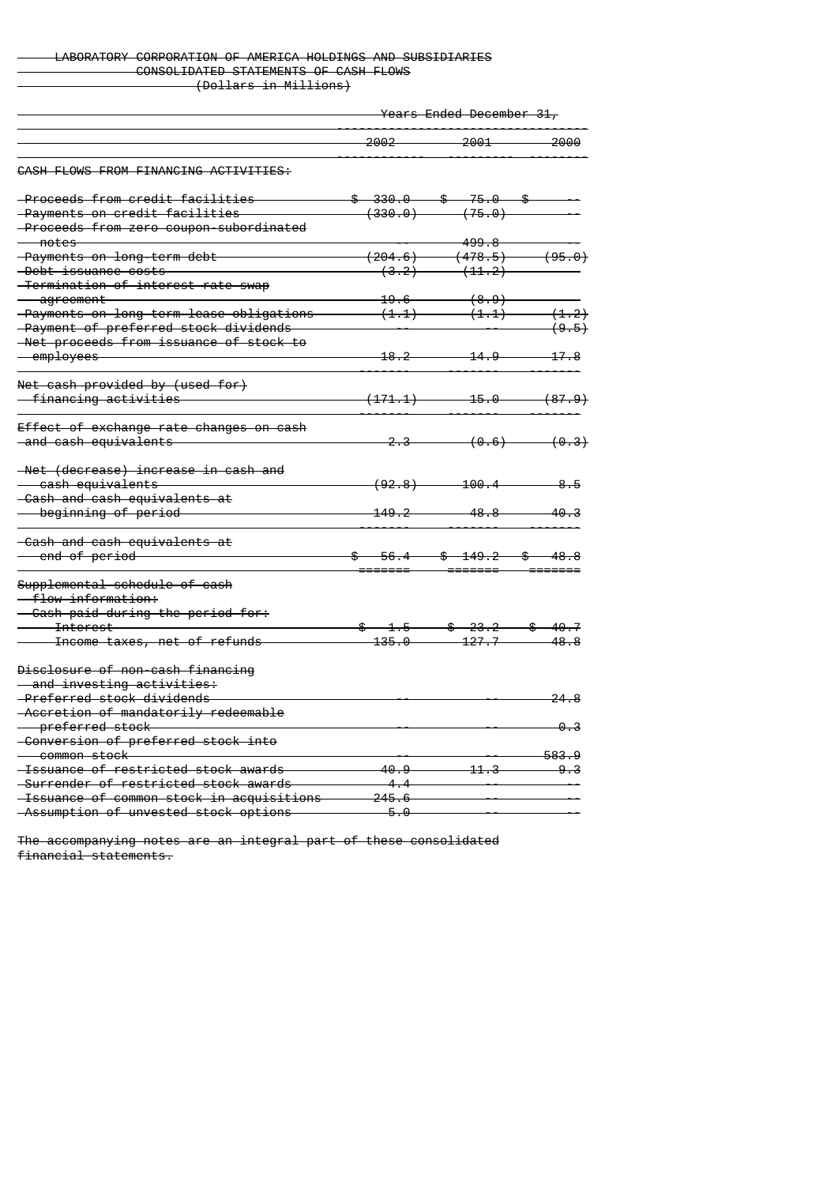LABORATORY CORPORATION OF AMERICA HOLDINGS AND SUBSIDIARIES
CONSOLIDATED STATEMENTS OF CASH FLOWS
(Dollars in Millions)

| | Years Ended December 31, | | |
|---|---|---|---|
| | 2002 | 2001 | 2000 |
| CASH FLOWS FROM FINANCING ACTIVITIES: | | | |
| Proceeds from credit facilities | $ 330.0 | $ 75.0 | $ -- |
| Payments on credit facilities | (330.0) | (75.0) | -- |
| Proceeds from zero coupon-subordinated notes | -- | 499.8 | -- |
| Payments on long-term debt | (204.6) | (478.5) | (95.0) |
| Debt issuance costs | (3.2) | (11.2) | |
| Termination of interest rate swap agreement | 19.6 | (8.9) | |
| Payments on long-term lease obligations | (1.1) | (1.1) | (1.2) |
| Payment of preferred stock dividends | -- | -- | (9.5) |
| Net proceeds from issuance of stock to employees | 18.2 | 14.9 | 17.8 |
| Net cash provided by (used for) financing activities | (171.1) | 15.0 | (87.9) |
| Effect of exchange rate changes on cash and cash equivalents | 2.3 | (0.6) | (0.3) |
| Net (decrease) increase in cash and cash equivalents | (92.8) | 100.4 | 8.5 |
| Cash and cash equivalents at beginning of period | 149.2 | 48.8 | 40.3 |
| Cash and cash equivalents at end of period | $ 56.4 | $ 149.2 | $ 48.8 |
| Supplemental schedule of cash flow information: | | | |
| Cash paid during the period for: | | | |
| Interest | $ 1.5 | $ 23.2 | $ 40.7 |
| Income taxes, net of refunds | 135.0 | 127.7 | 48.8 |
| Disclosure of non-cash financing and investing activities: | | | |
| Preferred stock dividends | -- | -- | 24.8 |
| Accretion of mandatorily redeemable preferred stock | -- | -- | 0.3 |
| Conversion of preferred stock into common stock | -- | -- | 583.9 |
| Issuance of restricted stock awards | 40.9 | 11.3 | 9.3 |
| Surrender of restricted stock awards | 4.4 | -- | -- |
| Issuance of common stock in acquisitions | 245.6 | -- | -- |
| Assumption of unvested stock options | 5.0 | -- | -- |

The accompanying notes are an integral part of these consolidated financial statements.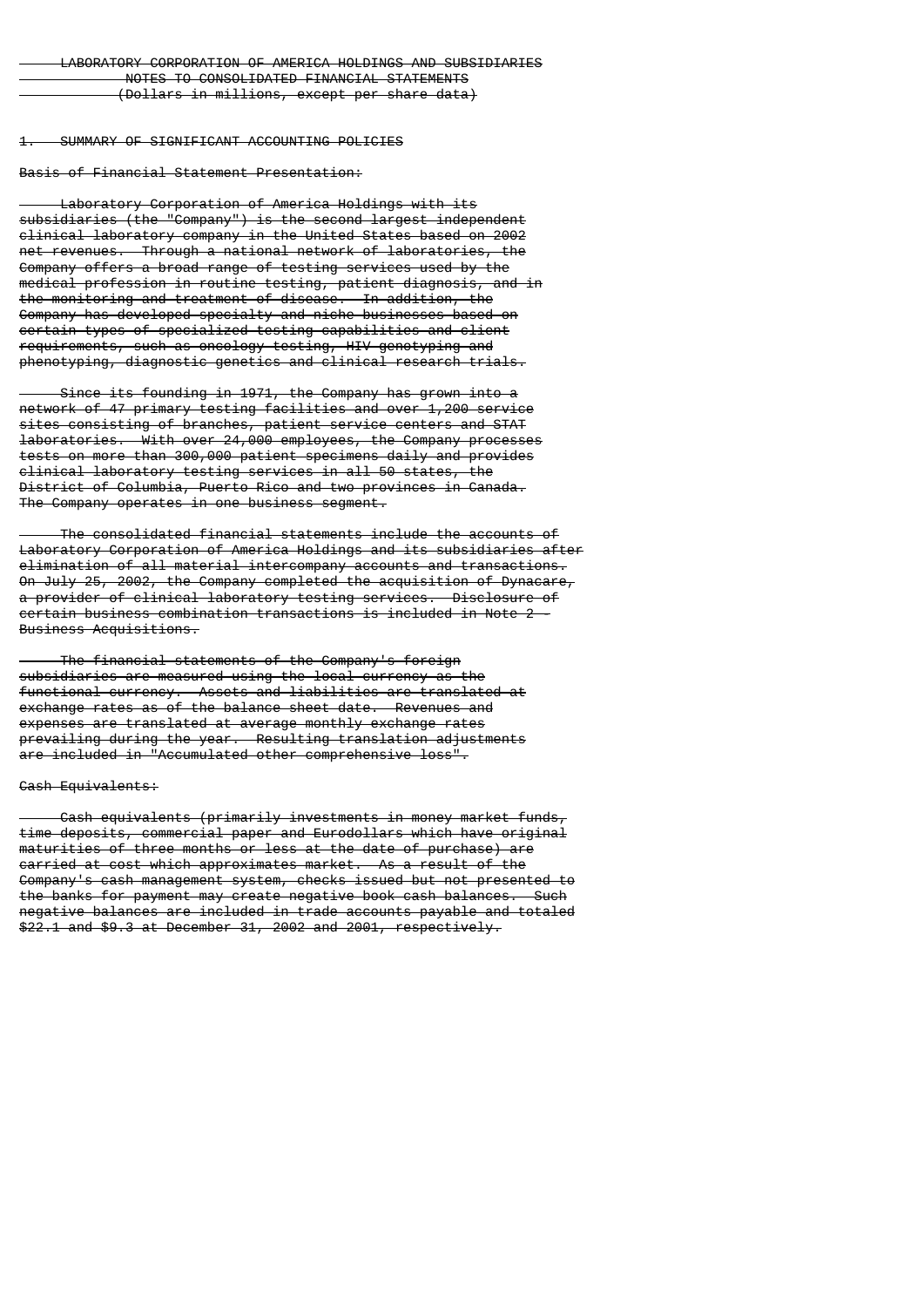LABORATORY CORPORATION OF AMERICA HOLDINGS AND SUBSIDIARIES
NOTES TO CONSOLIDATED FINANCIAL STATEMENTS
(Dollars in millions, except per share data)

## 1. SUMMARY OF SIGNIFICANT ACCOUNTING POLICIES

### Basis of Financial Statement Presentation:

Laboratory Corporation of America Holdings with its subsidiaries (the "Company") is the second largest independent clinical laboratory company in the United States based on 2002 net revenues. Through a national network of laboratories, the Company offers a broad range of testing services used by the medical profession in routine testing, patient diagnosis, and in the monitoring and treatment of disease. In addition, the Company has developed specialty and niche businesses based on certain types of specialized testing capabilities and client requirements, such as oncology testing, HIV genotyping and phenotyping, diagnostic genetics and clinical research trials.

Since its founding in 1971, the Company has grown into a network of 47 primary testing facilities and over 1,200 service sites consisting of branches, patient service centers and STAT laboratories. With over 24,000 employees, the Company processes tests on more than 300,000 patient specimens daily and provides clinical laboratory testing services in all 50 states, the District of Columbia, Puerto Rico and two provinces in Canada. The Company operates in one business segment.

The consolidated financial statements include the accounts of Laboratory Corporation of America Holdings and its subsidiaries after elimination of all material intercompany accounts and transactions. On July 25, 2002, the Company completed the acquisition of Dynacare, a provider of clinical laboratory testing services. Disclosure of certain business combination transactions is included in Note 2 - Business Acquisitions.

The financial statements of the Company's foreign subsidiaries are measured using the local currency as the functional currency. Assets and liabilities are translated at exchange rates as of the balance sheet date. Revenues and expenses are translated at average monthly exchange rates prevailing during the year. Resulting translation adjustments are included in "Accumulated other comprehensive loss".

### Cash Equivalents:

Cash equivalents (primarily investments in money market funds, time deposits, commercial paper and Eurodollars which have original maturities of three months or less at the date of purchase) are carried at cost which approximates market. As a result of the Company's cash management system, checks issued but not presented to the banks for payment may create negative book cash balances. Such negative balances are included in trade accounts payable and totaled $22.1 and $9.3 at December 31, 2002 and 2001, respectively.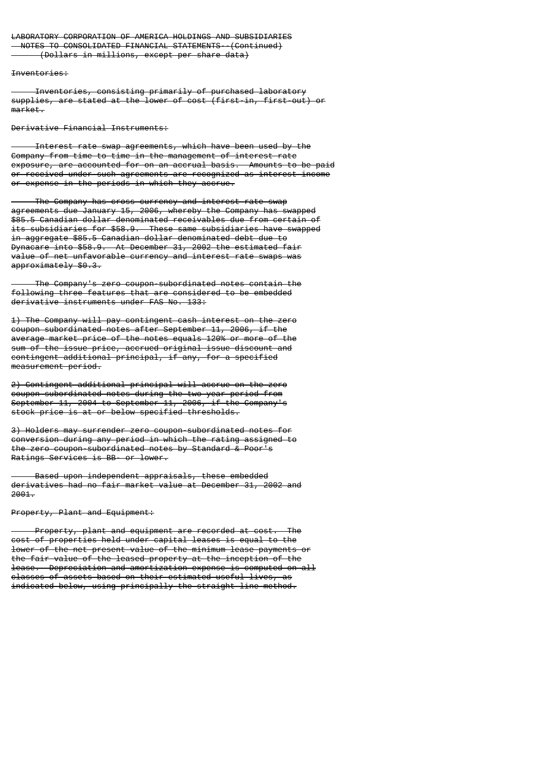LABORATORY CORPORATION OF AMERICA HOLDINGS AND SUBSIDIARIES
NOTES TO CONSOLIDATED FINANCIAL STATEMENTS--(Continued)
(Dollars in millions, except per share data)

Inventories:

Inventories, consisting primarily of purchased laboratory supplies, are stated at the lower of cost (first-in, first-out) or market.

Derivative Financial Instruments:

Interest rate swap agreements, which have been used by the Company from time to time in the management of interest rate exposure, are accounted for on an accrual basis. Amounts to be paid or received under such agreements are recognized as interest income or expense in the periods in which they accrue.

The Company has cross currency and interest rate swap agreements due January 15, 2006, whereby the Company has swapped $85.5 Canadian dollar denominated receivables due from certain of its subsidiaries for $58.9. These same subsidiaries have swapped in aggregate $85.5 Canadian dollar denominated debt due to Dynacare into $58.9. At December 31, 2002 the estimated fair value of net unfavorable currency and interest rate swaps was approximately $0.3.

The Company's zero coupon-subordinated notes contain the following three features that are considered to be embedded derivative instruments under FAS No. 133:

1) The Company will pay contingent cash interest on the zero coupon subordinated notes after September 11, 2006, if the average market price of the notes equals 120% or more of the sum of the issue price, accrued original issue discount and contingent additional principal, if any, for a specified measurement period.

2) Contingent additional principal will accrue on the zero coupon subordinated notes during the two year period from September 11, 2004 to September 11, 2006, if the Company's stock price is at or below specified thresholds.

3) Holders may surrender zero coupon-subordinated notes for conversion during any period in which the rating assigned to the zero coupon-subordinated notes by Standard & Poor's Ratings Services is BB- or lower.

Based upon independent appraisals, these embedded derivatives had no fair market value at December 31, 2002 and 2001.

Property, Plant and Equipment:

Property, plant and equipment are recorded at cost. The cost of properties held under capital leases is equal to the lower of the net present value of the minimum lease payments or the fair value of the leased property at the inception of the lease. Depreciation and amortization expense is computed on all classes of assets based on their estimated useful lives, as indicated below, using principally the straight-line method.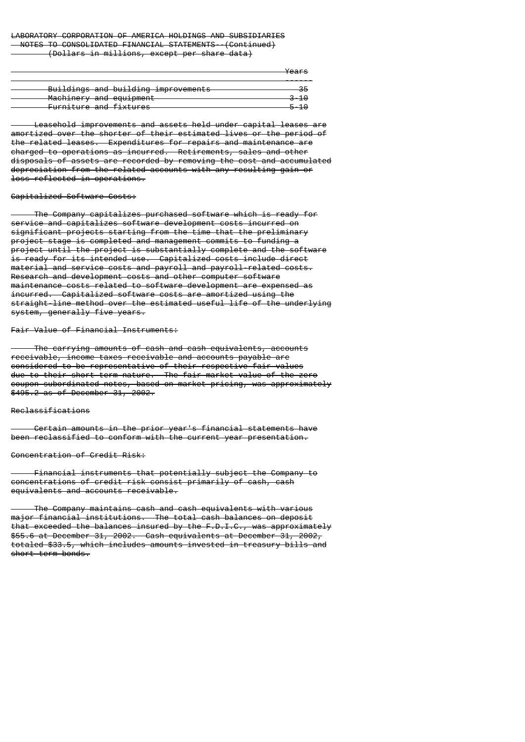LABORATORY CORPORATION OF AMERICA HOLDINGS AND SUBSIDIARIES
NOTES TO CONSOLIDATED FINANCIAL STATEMENTS--(Continued)
(Dollars in millions, except per share data)

| | Years |
|---|---|
| Buildings and building improvements | 35 |
| Machinery and equipment | 3-10 |
| Furniture and fixtures | 5-10 |

Leasehold improvements and assets held under capital leases are amortized over the shorter of their estimated lives or the period of the related leases. Expenditures for repairs and maintenance are charged to operations as incurred. Retirements, sales and other disposals of assets are recorded by removing the cost and accumulated depreciation from the related accounts with any resulting gain or loss reflected in operations.

Capitalized Software Costs:

The Company capitalizes purchased software which is ready for service and capitalizes software development costs incurred on significant projects starting from the time that the preliminary project stage is completed and management commits to funding a project until the project is substantially complete and the software is ready for its intended use. Capitalized costs include direct material and service costs and payroll and payroll-related costs. Research and development costs and other computer software maintenance costs related to software development are expensed as incurred. Capitalized software costs are amortized using the straight-line method over the estimated useful life of the underlying system, generally five years.

Fair Value of Financial Instruments:

The carrying amounts of cash and cash equivalents, accounts receivable, income taxes receivable and accounts payable are considered to be representative of their respective fair values due to their short-term nature. The fair market value of the zero coupon-subordinated notes, based on market pricing, was approximately $495.2 as of December 31, 2002.

Reclassifications

Certain amounts in the prior year's financial statements have been reclassified to conform with the current year presentation.

Concentration of Credit Risk:

Financial instruments that potentially subject the Company to concentrations of credit risk consist primarily of cash, cash equivalents and accounts receivable.

The Company maintains cash and cash equivalents with various major financial institutions. The total cash balances on deposit that exceeded the balances insured by the F.D.I.C., was approximately $55.6 at December 31, 2002. Cash equivalents at December 31, 2002, totaled $33.5, which includes amounts invested in treasury bills and short-term bonds.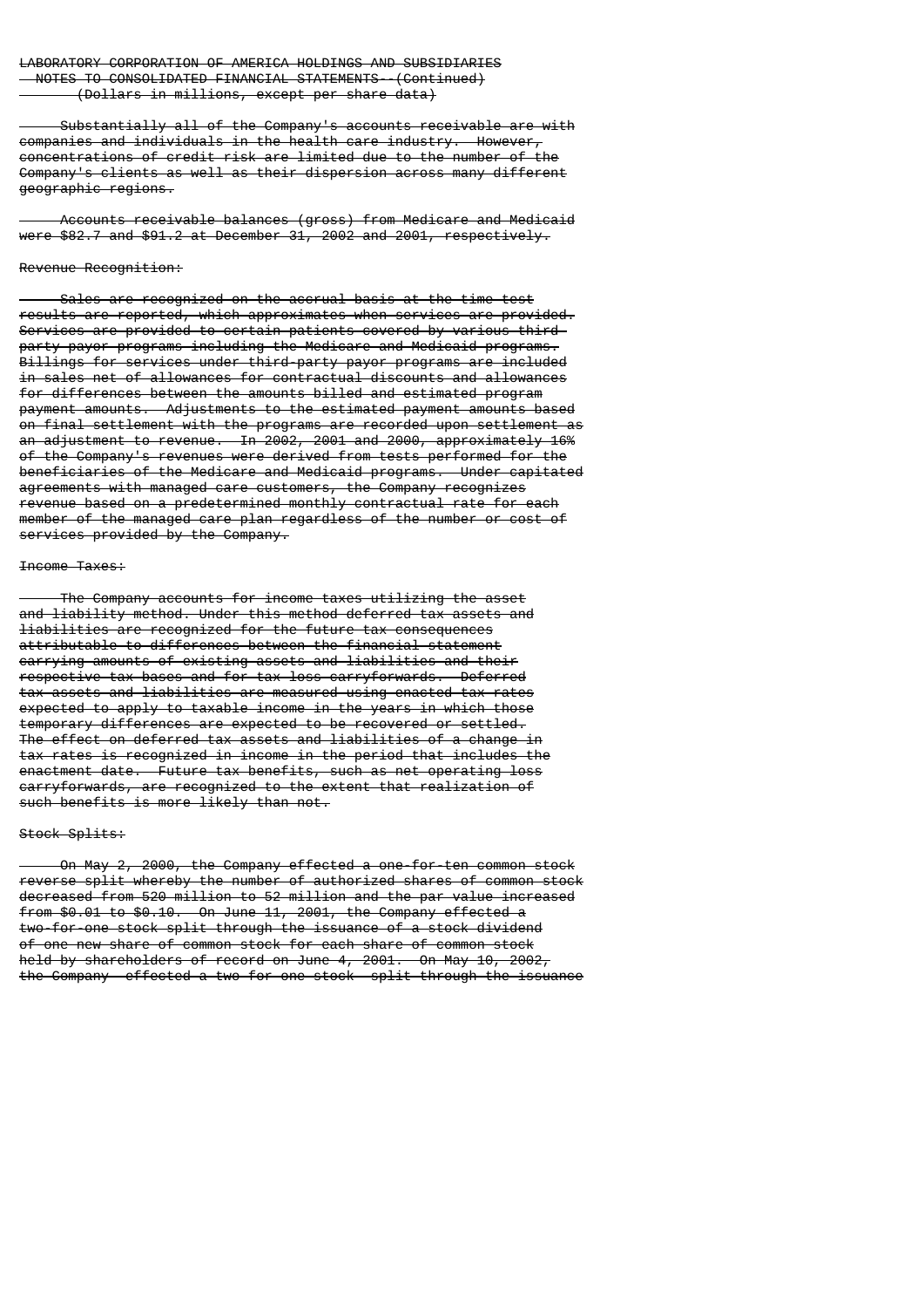Substantially all of the Company's accounts receivable are with companies and individuals in the health care industry. However, concentrations of credit risk are limited due to the number of the Company's clients as well as their dispersion across many different geographic regions.

Accounts receivable balances (gross) from Medicare and Medicaid were $82.7 and $91.2 at December 31, 2002 and 2001, respectively.

Revenue Recognition:

Sales are recognized on the accrual basis at the time test results are reported, which approximates when services are provided. Services are provided to certain patients covered by various third-party payor programs including the Medicare and Medicaid programs. Billings for services under third-party payor programs are included in sales net of allowances for contractual discounts and allowances for differences between the amounts billed and estimated program payment amounts. Adjustments to the estimated payment amounts based on final settlement with the programs are recorded upon settlement as an adjustment to revenue. In 2002, 2001 and 2000, approximately 16% of the Company's revenues were derived from tests performed for the beneficiaries of the Medicare and Medicaid programs. Under capitated agreements with managed care customers, the Company recognizes revenue based on a predetermined monthly contractual rate for each member of the managed care plan regardless of the number or cost of services provided by the Company.

Income Taxes:

The Company accounts for income taxes utilizing the asset and liability method. Under this method deferred tax assets and liabilities are recognized for the future tax consequences attributable to differences between the financial statement carrying amounts of existing assets and liabilities and their respective tax bases and for tax loss carryforwards. Deferred tax assets and liabilities are measured using enacted tax rates expected to apply to taxable income in the years in which those temporary differences are expected to be recovered or settled. The effect on deferred tax assets and liabilities of a change in tax rates is recognized in income in the period that includes the enactment date. Future tax benefits, such as net operating loss carryforwards, are recognized to the extent that realization of such benefits is more likely than not.

Stock Splits:

On May 2, 2000, the Company effected a one-for-ten common stock reverse split whereby the number of authorized shares of common stock decreased from 520 million to 52 million and the par value increased from $0.01 to $0.10. On June 11, 2001, the Company effected a two-for-one stock split through the issuance of a stock dividend of one new share of common stock for each share of common stock held by shareholders of record on June 4, 2001. On May 10, 2002, the Company effected a two-for-one stock split through the issuance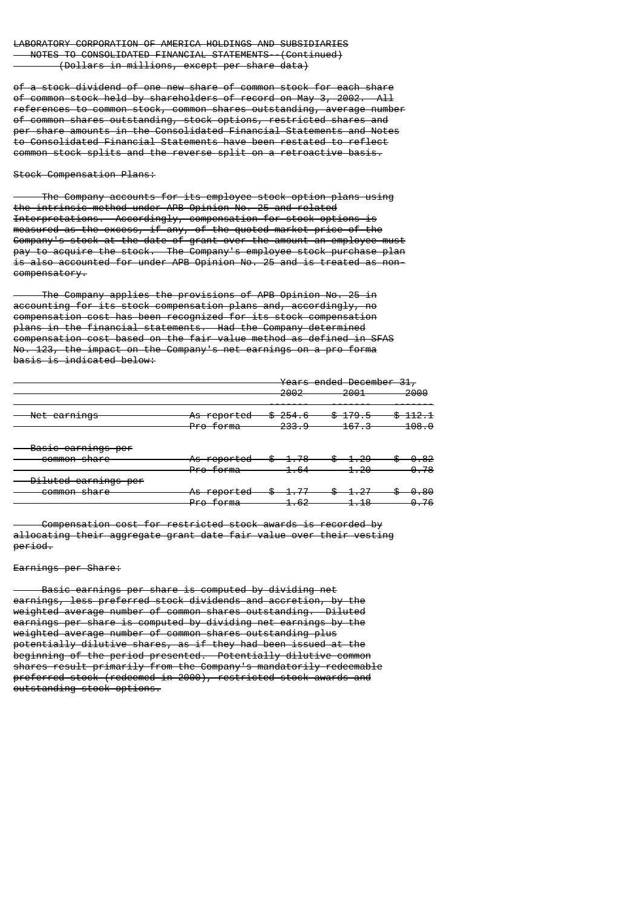of a stock dividend of one new share of common stock for each share of common stock held by shareholders of record on May 3, 2002. All references to common stock, common shares outstanding, average number of common shares outstanding, stock options, restricted shares and per share amounts in the Consolidated Financial Statements and Notes to Consolidated Financial Statements have been restated to reflect common stock splits and the reverse split on a retroactive basis.

Stock Compensation Plans:

The Company accounts for its employee stock option plans using the intrinsic method under APB Opinion No. 25 and related Interpretations. Accordingly, compensation for stock options is measured as the excess, if any, of the quoted market price of the Company's stock at the date of grant over the amount an employee must pay to acquire the stock. The Company's employee stock purchase plan is also accounted for under APB Opinion No. 25 and is treated as non-compensatory.

The Company applies the provisions of APB Opinion No. 25 in accounting for its stock compensation plans and, accordingly, no compensation cost has been recognized for its stock compensation plans in the financial statements. Had the Company determined compensation cost based on the fair value method as defined in SFAS No. 123, the impact on the Company's net earnings on a pro forma basis is indicated below:

| | | Years ended December 31, | | |
|---|---|---|---|---|
| | | 2002 | 2001 | 2000 |
| Net earnings | As reported | $ 254.6 | $ 179.5 | $ 112.1 |
| | Pro forma | 233.9 | 167.3 | 108.0 |
| Basic earnings per common share | As reported | $ 1.78 | $ 1.29 | $ 0.82 |
| | Pro forma | 1.64 | 1.20 | 0.78 |
| Diluted earnings per common share | As reported | $ 1.77 | $ 1.27 | $ 0.80 |
| | Pro forma | 1.62 | 1.18 | 0.76 |

Compensation cost for restricted stock awards is recorded by allocating their aggregate grant date fair value over their vesting period.

Earnings per Share:

Basic earnings per share is computed by dividing net earnings, less preferred stock dividends and accretion, by the weighted average number of common shares outstanding. Diluted earnings per share is computed by dividing net earnings by the weighted average number of common shares outstanding plus potentially dilutive shares, as if they had been issued at the beginning of the period presented. Potentially dilutive common shares result primarily from the Company's mandatorily redeemable preferred stock (redeemed in 2000), restricted stock awards and outstanding stock options.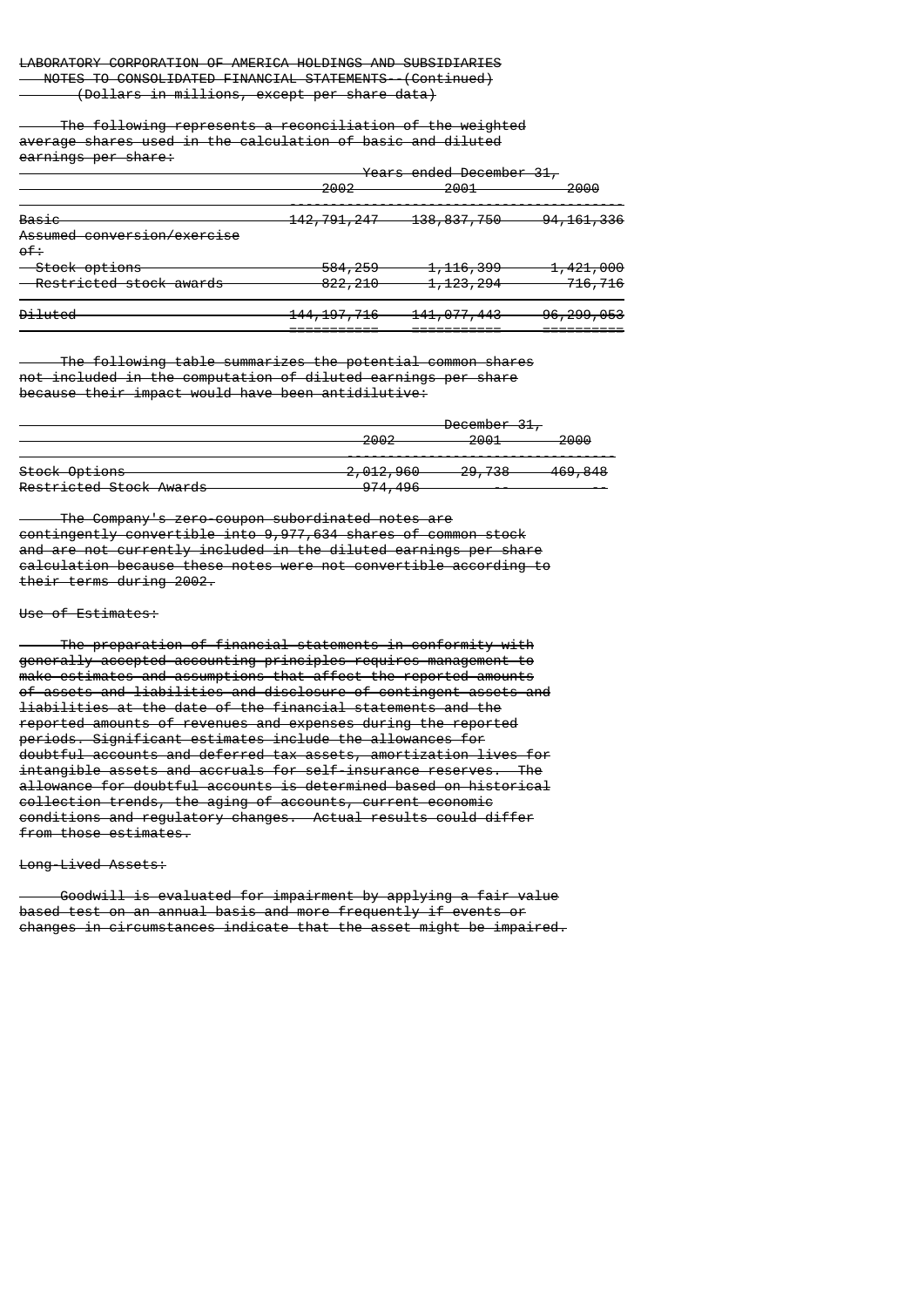LABORATORY CORPORATION OF AMERICA HOLDINGS AND SUBSIDIARIES
NOTES TO CONSOLIDATED FINANCIAL STATEMENTS--(Continued)
(Dollars in millions, except per share data)

The following represents a reconciliation of the weighted average shares used in the calculation of basic and diluted earnings per share:

| | Years ended December 31, | | |
|---|---|---|---|
| | 2002 | 2001 | 2000 |
| Basic | 142,791,247 | 138,837,750 | 94,161,336 |
| Assumed conversion/exercise of: | | | |
| Stock options | 584,259 | 1,116,399 | 1,421,000 |
| Restricted stock awards | 822,210 | 1,123,294 | 716,716 |
| Diluted | 144,197,716 | 141,077,443 | 96,299,053 |

The following table summarizes the potential common shares not included in the computation of diluted earnings per share because their impact would have been antidilutive:

| | December 31, | | |
|---|---|---|---|
| | 2002 | 2001 | 2000 |
| Stock Options | 2,012,960 | 29,738 | 469,848 |
| Restricted Stock Awards | 974,496 | -- | -- |

The Company's zero-coupon subordinated notes are contingently convertible into 9,977,634 shares of common stock and are not currently included in the diluted earnings per share calculation because these notes were not convertible according to their terms during 2002.

Use of Estimates:

The preparation of financial statements in conformity with generally accepted accounting principles requires management to make estimates and assumptions that affect the reported amounts of assets and liabilities and disclosure of contingent assets and liabilities at the date of the financial statements and the reported amounts of revenues and expenses during the reported periods. Significant estimates include the allowances for doubtful accounts and deferred tax assets, amortization lives for intangible assets and accruals for self-insurance reserves. The allowance for doubtful accounts is determined based on historical collection trends, the aging of accounts, current economic conditions and regulatory changes. Actual results could differ from those estimates.

Long-Lived Assets:

Goodwill is evaluated for impairment by applying a fair value based test on an annual basis and more frequently if events or changes in circumstances indicate that the asset might be impaired.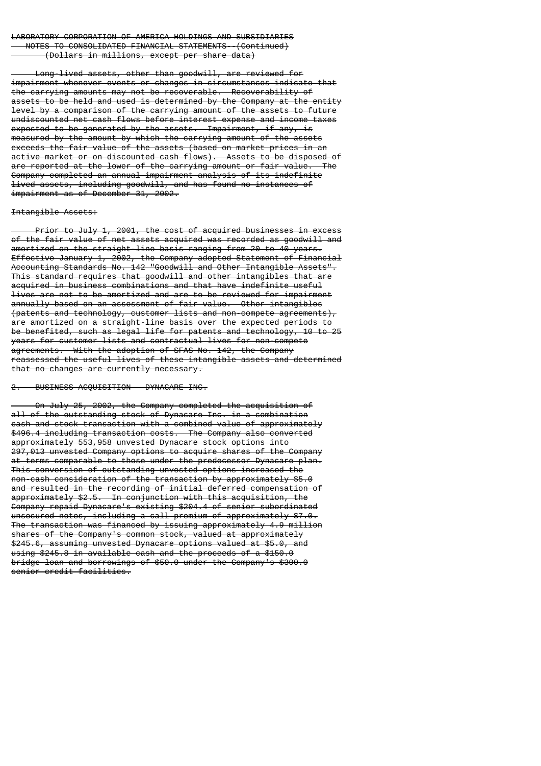Long-lived assets, other than goodwill, are reviewed for impairment whenever events or changes in circumstances indicate that the carrying amounts may not be recoverable. Recoverability of assets to be held and used is determined by the Company at the entity level by a comparison of the carrying amount of the assets to future undiscounted net cash flows before interest expense and income taxes expected to be generated by the assets. Impairment, if any, is measured by the amount by which the carrying amount of the assets exceeds the fair value of the assets (based on market prices in an active market or on discounted cash flows). Assets to be disposed of are reported at the lower of the carrying amount or fair value. The Company completed an annual impairment analysis of its indefinite lived assets, including goodwill, and has found no instances of impairment as of December 31, 2002.

Intangible Assets:

Prior to July 1, 2001, the cost of acquired businesses in excess of the fair value of net assets acquired was recorded as goodwill and amortized on the straight-line basis ranging from 20 to 40 years. Effective January 1, 2002, the Company adopted Statement of Financial Accounting Standards No. 142 "Goodwill and Other Intangible Assets". This standard requires that goodwill and other intangibles that are acquired in business combinations and that have indefinite useful lives are not to be amortized and are to be reviewed for impairment annually based on an assessment of fair value. Other intangibles (patents and technology, customer lists and non-compete agreements), are amortized on a straight-line basis over the expected periods to be benefited, such as legal life for patents and technology, 10 to 25 years for customer lists and contractual lives for non-compete agreements. With the adoption of SFAS No. 142, the Company reassessed the useful lives of these intangible assets and determined that no changes are currently necessary.

2. BUSINESS ACQUISITION - DYNACARE INC.

On July 25, 2002, the Company completed the acquisition of all of the outstanding stock of Dynacare Inc. in a combination cash and stock transaction with a combined value of approximately $496.4 including transaction costs. The Company also converted approximately 553,958 unvested Dynacare stock options into 297,013 unvested Company options to acquire shares of the Company at terms comparable to those under the predecessor Dynacare plan. This conversion of outstanding unvested options increased the non-cash consideration of the transaction by approximately $5.0 and resulted in the recording of initial deferred compensation of approximately $2.5. In conjunction with this acquisition, the Company repaid Dynacare's existing $204.4 of senior subordinated unsecured notes, including a call premium of approximately $7.0. The transaction was financed by issuing approximately 4.9 million shares of the Company's common stock, valued at approximately $245.6, assuming unvested Dynacare options valued at $5.0, and using $245.8 in available cash and the proceeds of a $150.0 bridge loan and borrowings of $50.0 under the Company's $300.0 senior credit facilities.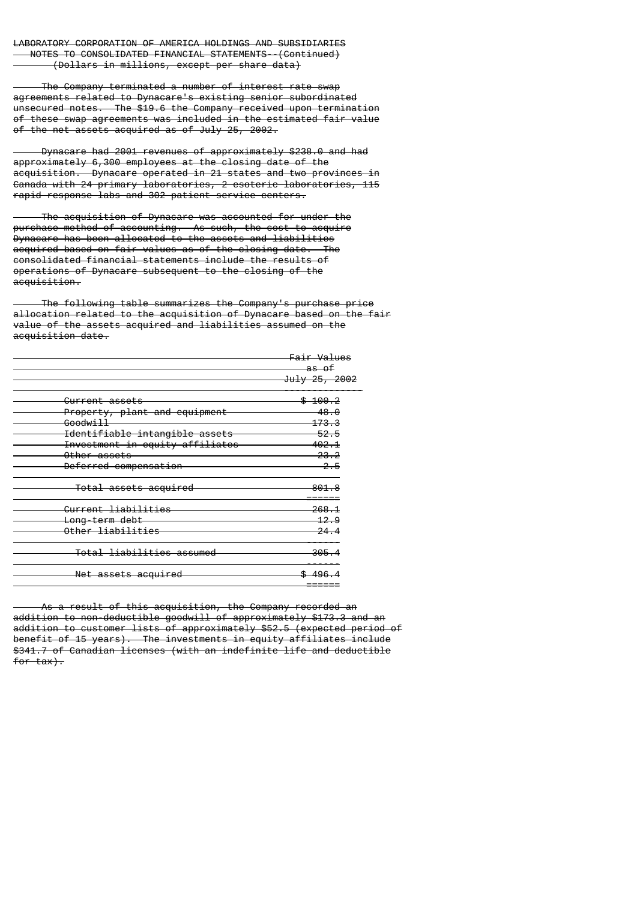LABORATORY CORPORATION OF AMERICA HOLDINGS AND SUBSIDIARIES
NOTES TO CONSOLIDATED FINANCIAL STATEMENTS--(Continued)
(Dollars in millions, except per share data)

The Company terminated a number of interest rate swap agreements related to Dynacare's existing senior subordinated unsecured notes. The $19.6 the Company received upon termination of these swap agreements was included in the estimated fair value of the net assets acquired as of July 25, 2002.

Dynacare had 2001 revenues of approximately $238.0 and had approximately 6,300 employees at the closing date of the acquisition. Dynacare operated in 21 states and two provinces in Canada with 24 primary laboratories, 2 esoteric laboratories, 115 rapid response labs and 302 patient service centers.

The acquisition of Dynacare was accounted for under the purchase method of accounting. As such, the cost to acquire Dynacare has been allocated to the assets and liabilities acquired based on fair values as of the closing date. The consolidated financial statements include the results of operations of Dynacare subsequent to the closing of the acquisition.

The following table summarizes the Company's purchase price allocation related to the acquisition of Dynacare based on the fair value of the assets acquired and liabilities assumed on the acquisition date.

| | Fair Values as of July 25, 2002 |
|---|---|
| Current assets | $ 100.2 |
| Property, plant and equipment | 48.0 |
| Goodwill | 173.3 |
| Identifiable intangible assets | 52.5 |
| Investment in equity affiliates | 402.1 |
| Other assets | 23.2 |
| Deferred compensation | 2.5 |
| Total assets acquired | 801.8 |
| Current liabilities | 268.1 |
| Long-term debt | 12.9 |
| Other liabilities | 24.4 |
| Total liabilities assumed | 305.4 |
| Net assets acquired | $ 496.4 |

As a result of this acquisition, the Company recorded an addition to non-deductible goodwill of approximately $173.3 and an addition to customer lists of approximately $52.5 (expected period of benefit of 15 years). The investments in equity affiliates include $341.7 of Canadian licenses (with an indefinite life and deductible for tax).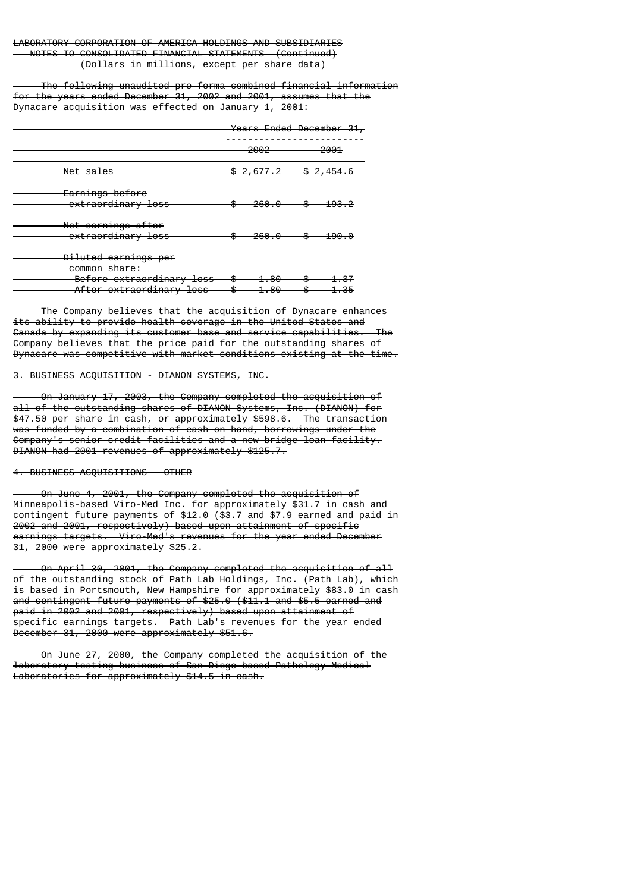LABORATORY CORPORATION OF AMERICA HOLDINGS AND SUBSIDIARIES
NOTES TO CONSOLIDATED FINANCIAL STATEMENTS--(Continued)
(Dollars in millions, except per share data)

The following unaudited pro forma combined financial information for the years ended December 31, 2002 and 2001, assumes that the Dynacare acquisition was effected on January 1, 2001:

| | Years Ended December 31, | |
|---|---|---|
| | 2002 | 2001 |
| Net sales | $ 2,677.2 | $ 2,454.6 |
| Earnings before extraordinary loss | $ 260.0 | $ 193.2 |
| Net earnings after extraordinary loss | $ 260.0 | $ 190.0 |
| Diluted earnings per common share: | | |
| Before extraordinary loss | $ 1.80 | $ 1.37 |
| After extraordinary loss | $ 1.80 | $ 1.35 |

The Company believes that the acquisition of Dynacare enhances its ability to provide health coverage in the United States and Canada by expanding its customer base and service capabilities. The Company believes that the price paid for the outstanding shares of Dynacare was competitive with market conditions existing at the time.

3. BUSINESS ACQUISITION - DIANON SYSTEMS, INC.

On January 17, 2003, the Company completed the acquisition of all of the outstanding shares of DIANON Systems, Inc. (DIANON) for $47.50 per share in cash, or approximately $598.6. The transaction was funded by a combination of cash on hand, borrowings under the Company's senior credit facilities and a new bridge loan facility. DIANON had 2001 revenues of approximately $125.7.

4. BUSINESS ACQUISITIONS - OTHER

On June 4, 2001, the Company completed the acquisition of Minneapolis-based Viro-Med Inc. for approximately $31.7 in cash and contingent future payments of $12.0 ($3.7 and $7.9 earned and paid in 2002 and 2001, respectively) based upon attainment of specific earnings targets. Viro-Med's revenues for the year ended December 31, 2000 were approximately $25.2.

On April 30, 2001, the Company completed the acquisition of all of the outstanding stock of Path Lab Holdings, Inc. (Path Lab), which is based in Portsmouth, New Hampshire for approximately $83.0 in cash and contingent future payments of $25.0 ($11.1 and $5.5 earned and paid in 2002 and 2001, respectively) based upon attainment of specific earnings targets. Path Lab's revenues for the year ended December 31, 2000 were approximately $51.6.

On June 27, 2000, the Company completed the acquisition of the laboratory testing business of San Diego-based Pathology Medical Laboratories for approximately $14.5 in cash.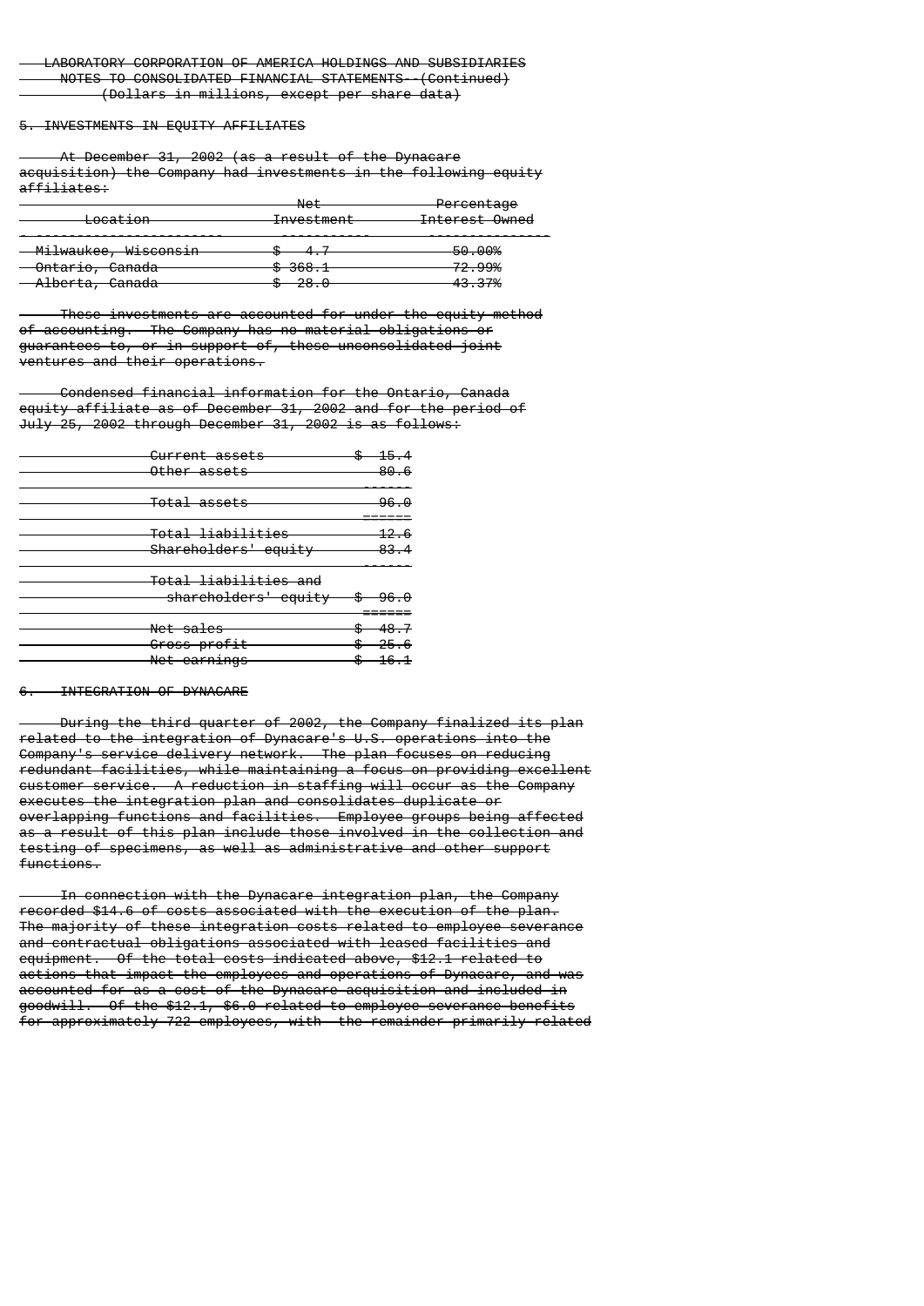LABORATORY CORPORATION OF AMERICA HOLDINGS AND SUBSIDIARIES
NOTES TO CONSOLIDATED FINANCIAL STATEMENTS--(Continued)
(Dollars in millions, except per share data)

## 5. INVESTMENTS IN EQUITY AFFILIATES

At December 31, 2002 (as a result of the Dynacare acquisition) the Company had investments in the following equity affiliates:

| Location | Net Investment | Percentage Interest Owned |
|---|---|---|
| Milwaukee, Wisconsin | $ 4.7 | 50.00% |
| Ontario, Canada | $ 368.1 | 72.99% |
| Alberta, Canada | $ 28.0 | 43.37% |

These investments are accounted for under the equity method of accounting. The Company has no material obligations or guarantees to, or in support of, these unconsolidated joint ventures and their operations.

Condensed financial information for the Ontario, Canada equity affiliate as of December 31, 2002 and for the period of July 25, 2002 through December 31, 2002 is as follows:

| | |
|---|---|
| Current assets | $ 15.4 |
| Other assets | 80.6 |
| Total assets | 96.0 |
| Total liabilities | 12.6 |
| Shareholders' equity | 83.4 |
| Total liabilities and shareholders' equity | $ 96.0 |
| Net sales | $ 48.7 |
| Gross profit | $ 25.6 |
| Net earnings | $ 16.1 |

## 6. INTEGRATION OF DYNACARE

During the third quarter of 2002, the Company finalized its plan related to the integration of Dynacare's U.S. operations into the Company's service delivery network. The plan focuses on reducing redundant facilities, while maintaining a focus on providing excellent customer service. A reduction in staffing will occur as the Company executes the integration plan and consolidates duplicate or overlapping functions and facilities. Employee groups being affected as a result of this plan include those involved in the collection and testing of specimens, as well as administrative and other support functions.

In connection with the Dynacare integration plan, the Company recorded $14.6 of costs associated with the execution of the plan. The majority of these integration costs related to employee severance and contractual obligations associated with leased facilities and equipment. Of the total costs indicated above, $12.1 related to actions that impact the employees and operations of Dynacare, and was accounted for as a cost of the Dynacare acquisition and included in goodwill. Of the $12.1, $6.0 related to employee severance benefits for approximately 722 employees, with the remainder primarily related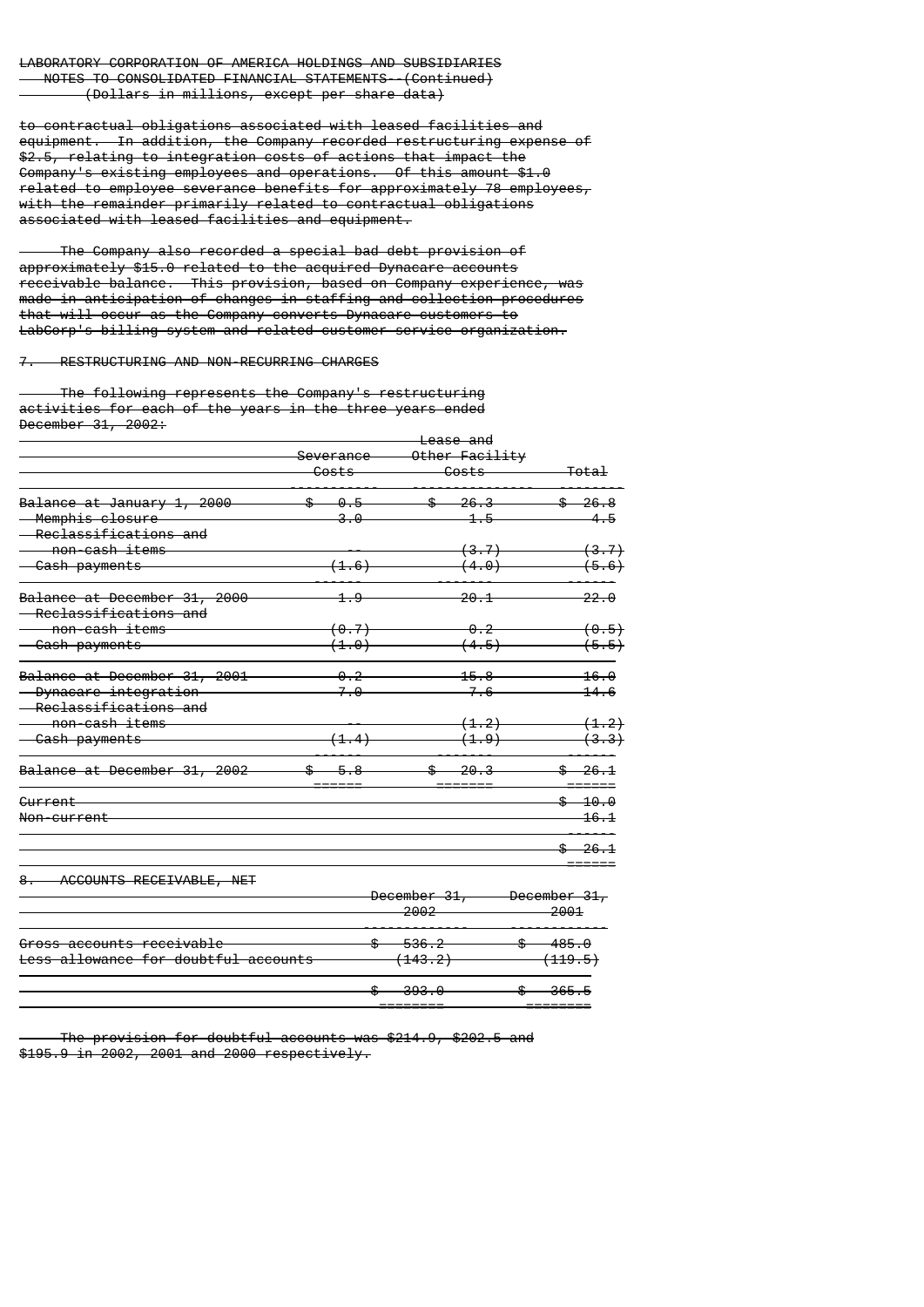to contractual obligations associated with leased facilities and equipment. In addition, the Company recorded restructuring expense of $2.5, relating to integration costs of actions that impact the Company's existing employees and operations. Of this amount $1.0 related to employee severance benefits for approximately 78 employees, with the remainder primarily related to contractual obligations associated with leased facilities and equipment.

The Company also recorded a special bad debt provision of approximately $15.0 related to the acquired Dynacare accounts receivable balance. This provision, based on Company experience, was made in anticipation of changes in staffing and collection procedures that will occur as the Company converts Dynacare customers to LabCorp's billing system and related customer service organization.

## 7. RESTRUCTURING AND NON-RECURRING CHARGES

The following represents the Company's restructuring activities for each of the years in the three years ended December 31, 2002:

| | Severance Costs | Lease and Other Facility Costs | Total |
|---|---|---|---|
| Balance at January 1, 2000 | $ 0.5 | $ 26.3 | $ 26.8 |
| Memphis closure | 3.0 | 1.5 | 4.5 |
| Reclassifications and non-cash items | -- | (3.7) | (3.7) |
| Cash payments | (1.6) | (4.0) | (5.6) |
| Balance at December 31, 2000 | 1.9 | 20.1 | 22.0 |
| Reclassifications and non-cash items | (0.7) | 0.2 | (0.5) |
| Cash payments | (1.0) | (4.5) | (5.5) |
| Balance at December 31, 2001 | 0.2 | 15.8 | 16.0 |
| Dynacare integration | 7.0 | 7.6 | 14.6 |
| Reclassifications and non-cash items | -- | (1.2) | (1.2) |
| Cash payments | (1.4) | (1.9) | (3.3) |
| Balance at December 31, 2002 | $ 5.8 | $ 20.3 | $ 26.1 |
| Current | | | $ 10.0 |
| Non-current | | | 16.1 |
| | | | $ 26.1 |

## 8. ACCOUNTS RECEIVABLE, NET

| | December 31, 2002 | December 31, 2001 |
|---|---|---|
| Gross accounts receivable | $ 536.2 | $ 485.0 |
| Less allowance for doubtful accounts | (143.2) | (119.5) |
| | $ 393.0 | $ 365.5 |

The provision for doubtful accounts was $214.9, $202.5 and $195.9 in 2002, 2001 and 2000 respectively.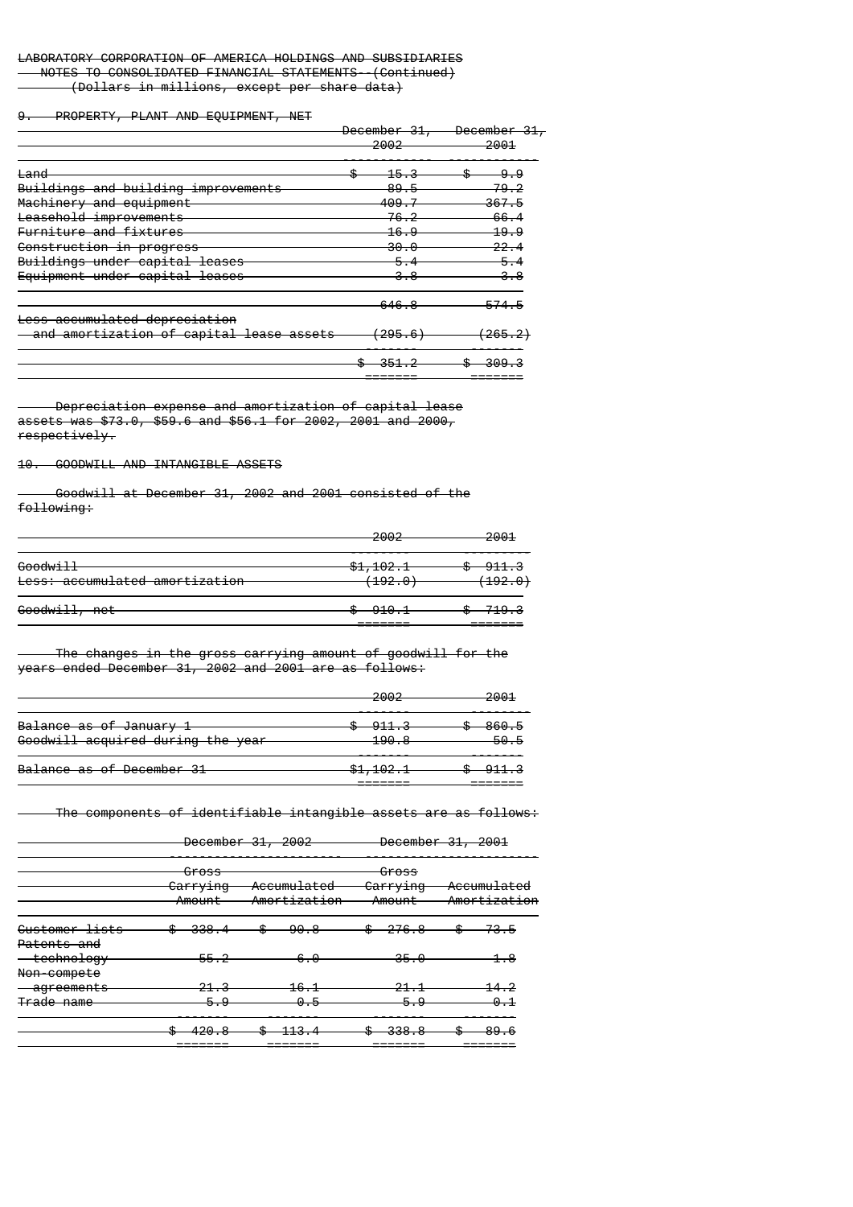LABORATORY CORPORATION OF AMERICA HOLDINGS AND SUBSIDIARIES
NOTES TO CONSOLIDATED FINANCIAL STATEMENTS--(Continued)
(Dollars in millions, except per share data)

## 9. PROPERTY, PLANT AND EQUIPMENT, NET

| | December 31, 2002 | December 31, 2001 |
|---|---|---|
| Land | $ 15.3 | $ 9.9 |
| Buildings and building improvements | 89.5 | 79.2 |
| Machinery and equipment | 409.7 | 367.5 |
| Leasehold improvements | 76.2 | 66.4 |
| Furniture and fixtures | 16.9 | 19.9 |
| Construction in progress | 30.0 | 22.4 |
| Buildings under capital leases | 5.4 | 5.4 |
| Equipment under capital leases | 3.8 | 3.8 |
| | 646.8 | 574.5 |
| Less accumulated depreciation and amortization of capital lease assets | (295.6) | (265.2) |
| | $ 351.2 | $ 309.3 |

Depreciation expense and amortization of capital lease assets was $73.0, $59.6 and $56.1 for 2002, 2001 and 2000, respectively.

## 10. GOODWILL AND INTANGIBLE ASSETS

Goodwill at December 31, 2002 and 2001 consisted of the following:

| | 2002 | 2001 |
|---|---|---|
| Goodwill | $1,102.1 | $ 911.3 |
| Less: accumulated amortization | (192.0) | (192.0) |
| Goodwill, net | $ 910.1 | $ 719.3 |

The changes in the gross carrying amount of goodwill for the years ended December 31, 2002 and 2001 are as follows:

| | 2002 | 2001 |
|---|---|---|
| Balance as of January 1 | $ 911.3 | $ 860.5 |
| Goodwill acquired during the year | 190.8 | 50.5 |
| Balance as of December 31 | $1,102.1 | $ 911.3 |

The components of identifiable intangible assets are as follows:

| | December 31, 2002 | | December 31, 2001 | |
|---|---|---|---|---|
| | Gross Carrying Amount | Accumulated Amortization | Gross Carrying Amount | Accumulated Amortization |
| Customer lists | $ 338.4 | $ 90.8 | $ 276.8 | $ 73.5 |
| Patents and technology | 55.2 | 6.0 | 35.0 | 1.8 |
| Non-compete agreements | 21.3 | 16.1 | 21.1 | 14.2 |
| Trade name | 5.9 | 0.5 | 5.9 | 0.1 |
| | $ 420.8 | $ 113.4 | $ 338.8 | $ 89.6 |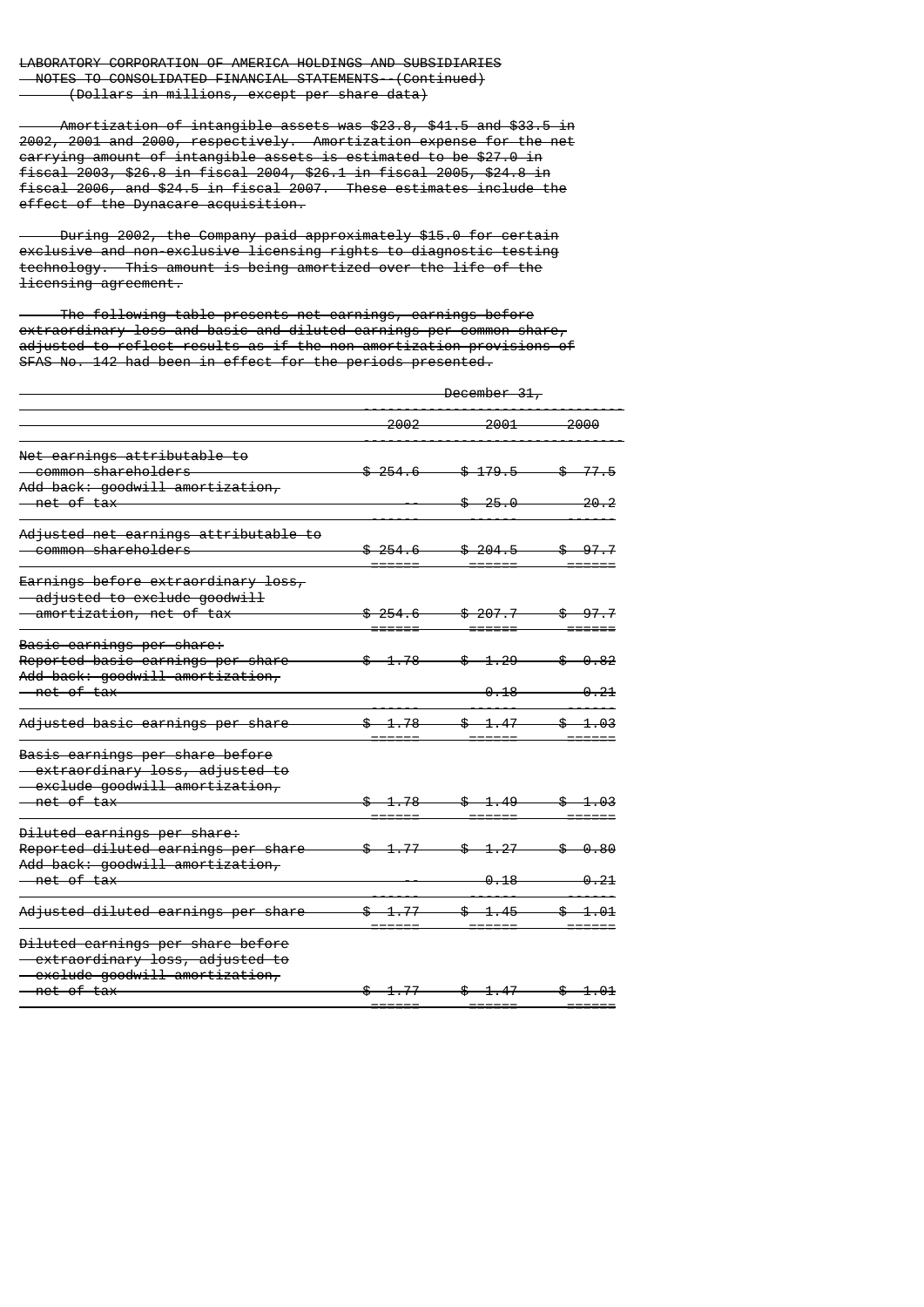LABORATORY CORPORATION OF AMERICA HOLDINGS AND SUBSIDIARIES
NOTES TO CONSOLIDATED FINANCIAL STATEMENTS--(Continued)
(Dollars in millions, except per share data)

Amortization of intangible assets was $23.8, $41.5 and $33.5 in 2002, 2001 and 2000, respectively. Amortization expense for the net carrying amount of intangible assets is estimated to be $27.0 in fiscal 2003, $26.8 in fiscal 2004, $26.1 in fiscal 2005, $24.8 in fiscal 2006, and $24.5 in fiscal 2007. These estimates include the effect of the Dynacare acquisition.

During 2002, the Company paid approximately $15.0 for certain exclusive and non-exclusive licensing rights to diagnostic testing technology. This amount is being amortized over the life of the licensing agreement.

The following table presents net earnings, earnings before extraordinary loss and basic and diluted earnings per common share, adjusted to reflect results as if the non-amortization provisions of SFAS No. 142 had been in effect for the periods presented.

| | December 31, | | |
|---|---|---|---|
| | 2002 | 2001 | 2000 |
| Net earnings attributable to common shareholders | $ 254.6 | $ 179.5 | $ 77.5 |
| Add back: goodwill amortization, net of tax | -- | $ 25.0 | 20.2 |
| Adjusted net earnings attributable to common shareholders | $ 254.6 | $ 204.5 | $ 97.7 |
| Earnings before extraordinary loss, adjusted to exclude goodwill amortization, net of tax | $ 254.6 | $ 207.7 | $ 97.7 |
| Basic earnings per share: | | | |
| Reported basic earnings per share | $ 1.78 | $ 1.29 | $ 0.82 |
| Add back: goodwill amortization, net of tax | | 0.18 | 0.21 |
| Adjusted basic earnings per share | $ 1.78 | $ 1.47 | $ 1.03 |
| Basis earnings per share before extraordinary loss, adjusted to exclude goodwill amortization, net of tax | $ 1.78 | $ 1.49 | $ 1.03 |
| Diluted earnings per share: | | | |
| Reported diluted earnings per share | $ 1.77 | $ 1.27 | $ 0.80 |
| Add back: goodwill amortization, net of tax | -- | 0.18 | 0.21 |
| Adjusted diluted earnings per share | $ 1.77 | $ 1.45 | $ 1.01 |
| Diluted earnings per share before extraordinary loss, adjusted to exclude goodwill amortization, net of tax | $ 1.77 | $ 1.47 | $ 1.01 |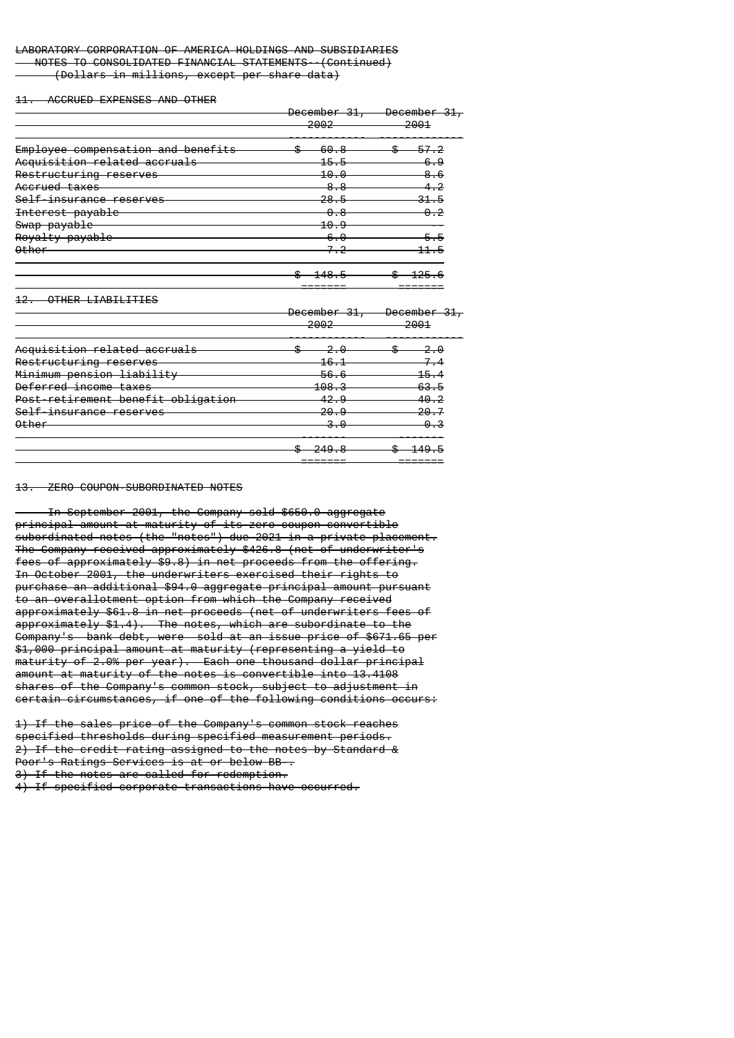LABORATORY CORPORATION OF AMERICA HOLDINGS AND SUBSIDIARIES
NOTES TO CONSOLIDATED FINANCIAL STATEMENTS--(Continued)
(Dollars in millions, except per share data)

11. ACCRUED EXPENSES AND OTHER

| | December 31, 2002 | December 31, 2001 |
|---|---|---|
| Employee compensation and benefits | $ 60.8 | $ 57.2 |
| Acquisition related accruals | 15.5 | 6.9 |
| Restructuring reserves | 10.0 | 8.6 |
| Accrued taxes | 8.8 | 4.2 |
| Self-insurance reserves | 28.5 | 31.5 |
| Interest payable | 0.8 | 0.2 |
| Swap payable | 10.9 | -- |
| Royalty payable | 6.0 | 5.5 |
| Other | 7.2 | 11.5 |
| | $ 148.5 | $ 125.6 |

12. OTHER LIABILITIES

| | December 31, 2002 | December 31, 2001 |
|---|---|---|
| Acquisition related accruals | $ 2.0 | $ 2.0 |
| Restructuring reserves | 16.1 | 7.4 |
| Minimum pension liability | 56.6 | 15.4 |
| Deferred income taxes | 108.3 | 63.5 |
| Post-retirement benefit obligation | 42.9 | 40.2 |
| Self-insurance reserves | 20.9 | 20.7 |
| Other | 3.0 | 0.3 |
| | $ 249.8 | $ 149.5 |

13. ZERO COUPON-SUBORDINATED NOTES

In September 2001, the Company sold $650.0 aggregate principal amount at maturity of its zero coupon convertible subordinated notes (the "notes") due 2021 in a private placement. The Company received approximately $426.8 (net of underwriter's fees of approximately $9.8) in net proceeds from the offering. In October 2001, the underwriters exercised their rights to purchase an additional $94.0 aggregate principal amount pursuant to an overallotment option from which the Company received approximately $61.8 in net proceeds (net of underwriters fees of approximately $1.4). The notes, which are subordinate to the Company's bank debt, were sold at an issue price of $671.65 per $1,000 principal amount at maturity (representing a yield to maturity of 2.0% per year). Each one thousand dollar principal amount at maturity of the notes is convertible into 13.4108 shares of the Company's common stock, subject to adjustment in certain circumstances, if one of the following conditions occurs:

1) If the sales price of the Company's common stock reaches specified thresholds during specified measurement periods.
2) If the credit rating assigned to the notes by Standard & Poor's Ratings Services is at or below BB-.
3) If the notes are called for redemption.
4) If specified corporate transactions have occurred.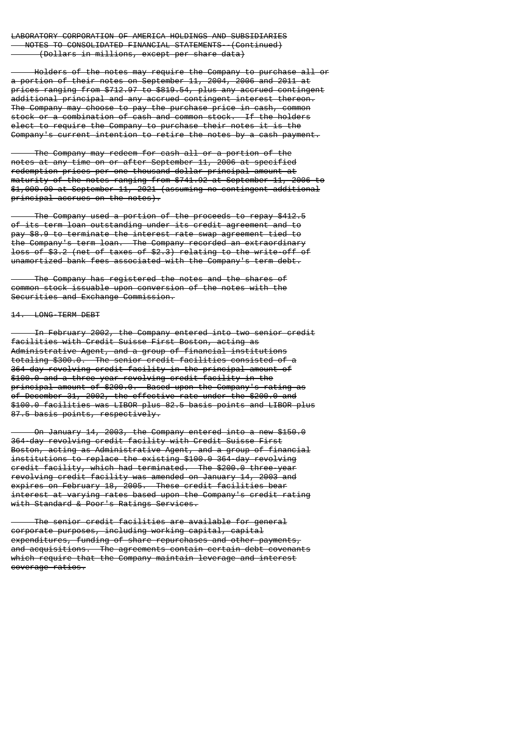Holders of the notes may require the Company to purchase all or a portion of their notes on September 11, 2004, 2006 and 2011 at prices ranging from $712.97 to $819.54, plus any accrued contingent additional principal and any accrued contingent interest thereon. The Company may choose to pay the purchase price in cash, common stock or a combination of cash and common stock. If the holders elect to require the Company to purchase their notes it is the Company's current intention to retire the notes by a cash payment.

The Company may redeem for cash all or a portion of the notes at any time on or after September 11, 2006 at specified redemption prices per one thousand dollar principal amount at maturity of the notes ranging from $741.92 at September 11, 2006 to $1,000.00 at September 11, 2021 (assuming no contingent additional principal accrues on the notes).

The Company used a portion of the proceeds to repay $412.5 of its term loan outstanding under its credit agreement and to pay $8.9 to terminate the interest rate swap agreement tied to the Company's term loan. The Company recorded an extraordinary loss of $3.2 (net of taxes of $2.3) relating to the write-off of unamortized bank fees associated with the Company's term debt.

The Company has registered the notes and the shares of common stock issuable upon conversion of the notes with the Securities and Exchange Commission.

## 14. LONG-TERM DEBT

In February 2002, the Company entered into two senior credit facilities with Credit Suisse First Boston, acting as Administrative Agent, and a group of financial institutions totaling $300.0. The senior credit facilities consisted of a 364-day revolving credit facility in the principal amount of $100.0 and a three-year revolving credit facility in the principal amount of $200.0. Based upon the Company's rating as of December 31, 2002, the effective rate under the $200.0 and $100.0 facilities was LIBOR plus 82.5 basis points and LIBOR plus 87.5 basis points, respectively.

On January 14, 2003, the Company entered into a new $150.0 364-day revolving credit facility with Credit Suisse First Boston, acting as Administrative Agent, and a group of financial institutions to replace the existing $100.0 364-day revolving credit facility, which had terminated. The $200.0 three-year revolving credit facility was amended on January 14, 2003 and expires on February 18, 2005. These credit facilities bear interest at varying rates based upon the Company's credit rating with Standard & Poor's Ratings Services.

The senior credit facilities are available for general corporate purposes, including working capital, capital expenditures, funding of share repurchases and other payments, and acquisitions. The agreements contain certain debt covenants which require that the Company maintain leverage and interest coverage ratios.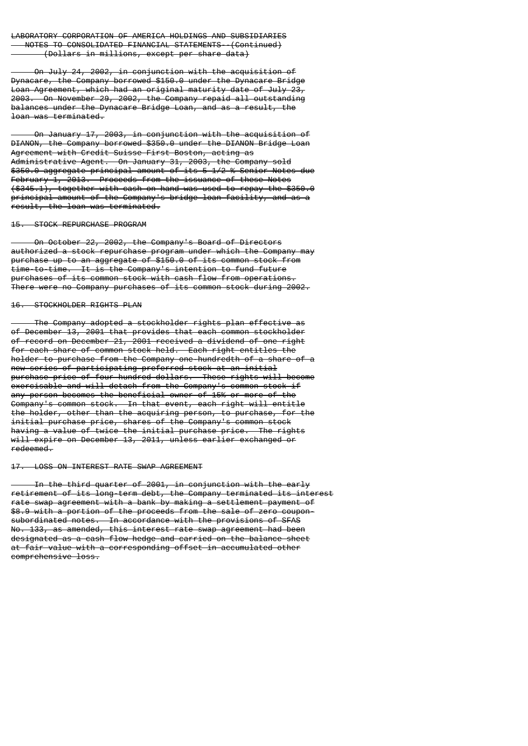On July 24, 2002, in conjunction with the acquisition of Dynacare, the Company borrowed $150.0 under the Dynacare Bridge Loan Agreement, which had an original maturity date of July 23, 2003. On November 29, 2002, the Company repaid all outstanding balances under the Dynacare Bridge Loan, and as a result, the loan was terminated.

On January 17, 2003, in conjunction with the acquisition of DIANON, the Company borrowed $350.0 under the DIANON Bridge Loan Agreement with Credit Suisse First Boston, acting as Administrative Agent. On January 31, 2003, the Company sold $350.0 aggregate principal amount of its 5 1/2 % Senior Notes due February 1, 2013. Proceeds from the issuance of these Notes ($345.1), together with cash on hand was used to repay the $350.0 principal amount of the Company's bridge loan facility, and as a result, the loan was terminated.

## 15. STOCK REPURCHASE PROGRAM

On October 22, 2002, the Company's Board of Directors authorized a stock repurchase program under which the Company may purchase up to an aggregate of $150.0 of its common stock from time-to-time. It is the Company's intention to fund future purchases of its common stock with cash flow from operations. There were no Company purchases of its common stock during 2002.

## 16. STOCKHOLDER RIGHTS PLAN

The Company adopted a stockholder rights plan effective as of December 13, 2001 that provides that each common stockholder of record on December 21, 2001 received a dividend of one right for each share of common stock held. Each right entitles the holder to purchase from the Company one-hundredth of a share of a new series of participating preferred stock at an initial purchase price of four hundred dollars. These rights will become exercisable and will detach from the Company's common stock if any person becomes the beneficial owner of 15% or more of the Company's common stock. In that event, each right will entitle the holder, other than the acquiring person, to purchase, for the initial purchase price, shares of the Company's common stock having a value of twice the initial purchase price. The rights will expire on December 13, 2011, unless earlier exchanged or redeemed.

## 17. LOSS ON INTEREST RATE SWAP AGREEMENT

In the third quarter of 2001, in conjunction with the early retirement of its long-term debt, the Company terminated its interest rate swap agreement with a bank by making a settlement payment of $8.9 with a portion of the proceeds from the sale of zero coupon-subordinated notes. In accordance with the provisions of SFAS No. 133, as amended, this interest rate swap agreement had been designated as a cash flow hedge and carried on the balance sheet at fair value with a corresponding offset in accumulated other comprehensive loss.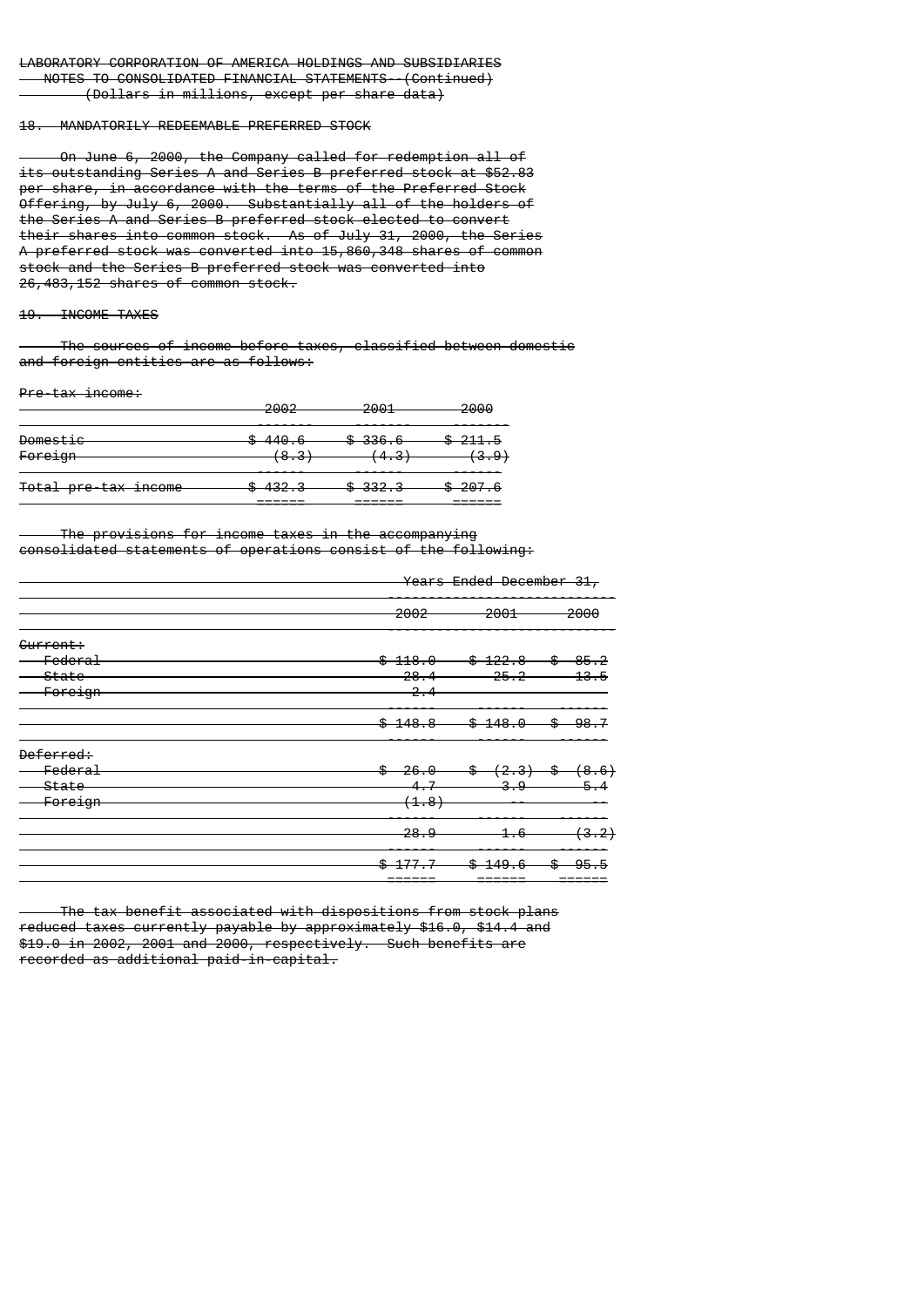LABORATORY CORPORATION OF AMERICA HOLDINGS AND SUBSIDIARIES
NOTES TO CONSOLIDATED FINANCIAL STATEMENTS--(Continued)
(Dollars in millions, except per share data)

## 18. MANDATORILY REDEEMABLE PREFERRED STOCK

On June 6, 2000, the Company called for redemption all of its outstanding Series A and Series B preferred stock at $52.83 per share, in accordance with the terms of the Preferred Stock Offering, by July 6, 2000. Substantially all of the holders of the Series A and Series B preferred stock elected to convert their shares into common stock. As of July 31, 2000, the Series A preferred stock was converted into 15,860,348 shares of common stock and the Series B preferred stock was converted into 26,483,152 shares of common stock.

## 19. INCOME TAXES

The sources of income before taxes, classified between domestic and foreign entities are as follows:

Pre-tax income:

| | 2002 | 2001 | 2000 |
|---|---|---|---|
| Domestic | $ 440.6 | $ 336.6 | $ 211.5 |
| Foreign | (8.3) | (4.3) | (3.9) |
| Total pre-tax income | $ 432.3 | $ 332.3 | $ 207.6 |

The provisions for income taxes in the accompanying consolidated statements of operations consist of the following:

| | Years Ended December 31, | | |
|---|---|---|---|
| | 2002 | 2001 | 2000 |
| Current: | | | |
| Federal | $ 118.0 | $ 122.8 | $ 85.2 |
| State | 28.4 | 25.2 | 13.5 |
| Foreign | 2.4 | | |
| | $ 148.8 | $ 148.0 | $ 98.7 |
| Deferred: | | | |
| Federal | $ 26.0 | $ (2.3) | $ (8.6) |
| State | 4.7 | 3.9 | 5.4 |
| Foreign | (1.8) | -- | -- |
| | 28.9 | 1.6 | (3.2) |
| | $ 177.7 | $ 149.6 | $ 95.5 |

The tax benefit associated with dispositions from stock plans reduced taxes currently payable by approximately $16.0, $14.4 and $19.0 in 2002, 2001 and 2000, respectively. Such benefits are recorded as additional paid-in-capital.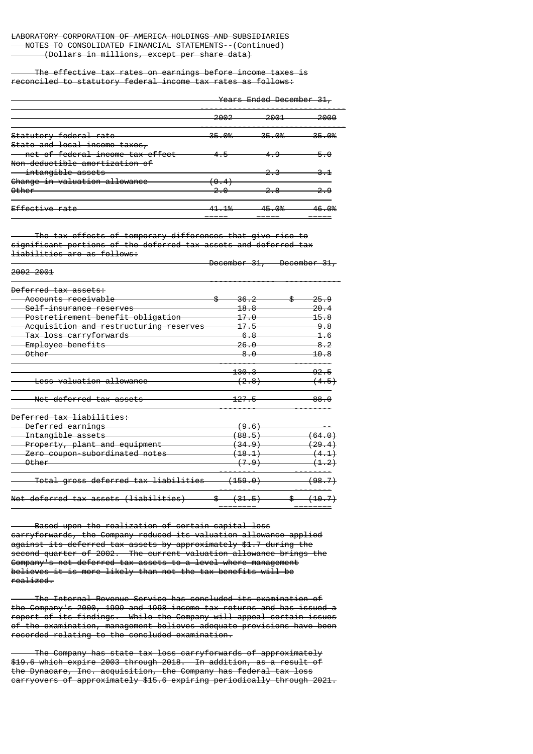LABORATORY CORPORATION OF AMERICA HOLDINGS AND SUBSIDIARIES
NOTES TO CONSOLIDATED FINANCIAL STATEMENTS--(Continued)
(Dollars in millions, except per share data)

The effective tax rates on earnings before income taxes is reconciled to statutory federal income tax rates as follows:

| | Years Ended December 31, | | |
|---|---|---|---|
| | 2002 | 2001 | 2000 |
| Statutory federal rate | 35.0% | 35.0% | 35.0% |
| State and local income taxes, net of federal income tax effect | 4.5 | 4.9 | 5.0 |
| Non-deductible amortization of intangible assets | -- | 2.3 | 3.1 |
| Change in valuation allowance | (0.4) | -- | -- |
| Other | 2.0 | 2.8 | 2.9 |
| Effective rate | 41.1% | 45.0% | 46.0% |

The tax effects of temporary differences that give rise to significant portions of the deferred tax assets and deferred tax liabilities are as follows:

| | December 31, 2002 | December 31, 2001 |
|---|---|---|
| Deferred tax assets: | | |
| Accounts receivable | $ 36.2 | $ 25.9 |
| Self-insurance reserves | 18.8 | 20.4 |
| Postretirement benefit obligation | 17.0 | 15.8 |
| Acquisition and restructuring reserves | 17.5 | 9.8 |
| Tax loss carryforwards | 6.8 | 1.6 |
| Employee benefits | 26.0 | 8.2 |
| Other | 8.0 | 10.8 |
| | 130.3 | 92.5 |
| Less valuation allowance | (2.8) | (4.5) |
| Net deferred tax assets | 127.5 | 88.0 |
| Deferred tax liabilities: | | |
| Deferred earnings | (9.6) | -- |
| Intangible assets | (88.5) | (64.0) |
| Property, plant and equipment | (34.9) | (29.4) |
| Zero coupon-subordinated notes | (18.1) | (4.1) |
| Other | (7.9) | (1.2) |
| Total gross deferred tax liabilities | (159.0) | (98.7) |
| Net deferred tax assets (liabilities) | $ (31.5) | $ (10.7) |

Based upon the realization of certain capital loss carryforwards, the Company reduced its valuation allowance applied against its deferred tax assets by approximately $1.7 during the second quarter of 2002. The current valuation allowance brings the Company's net deferred tax assets to a level where management believes it is more likely than not the tax benefits will be realized.

The Internal Revenue Service has concluded its examination of the Company's 2000, 1999 and 1998 income tax returns and has issued a report of its findings. While the Company will appeal certain issues of the examination, management believes adequate provisions have been recorded relating to the concluded examination.

The Company has state tax loss carryforwards of approximately $19.6 which expire 2003 through 2018. In addition, as a result of the Dynacare, Inc. acquisition, the Company has federal tax loss carryovers of approximately $15.6 expiring periodically through 2021.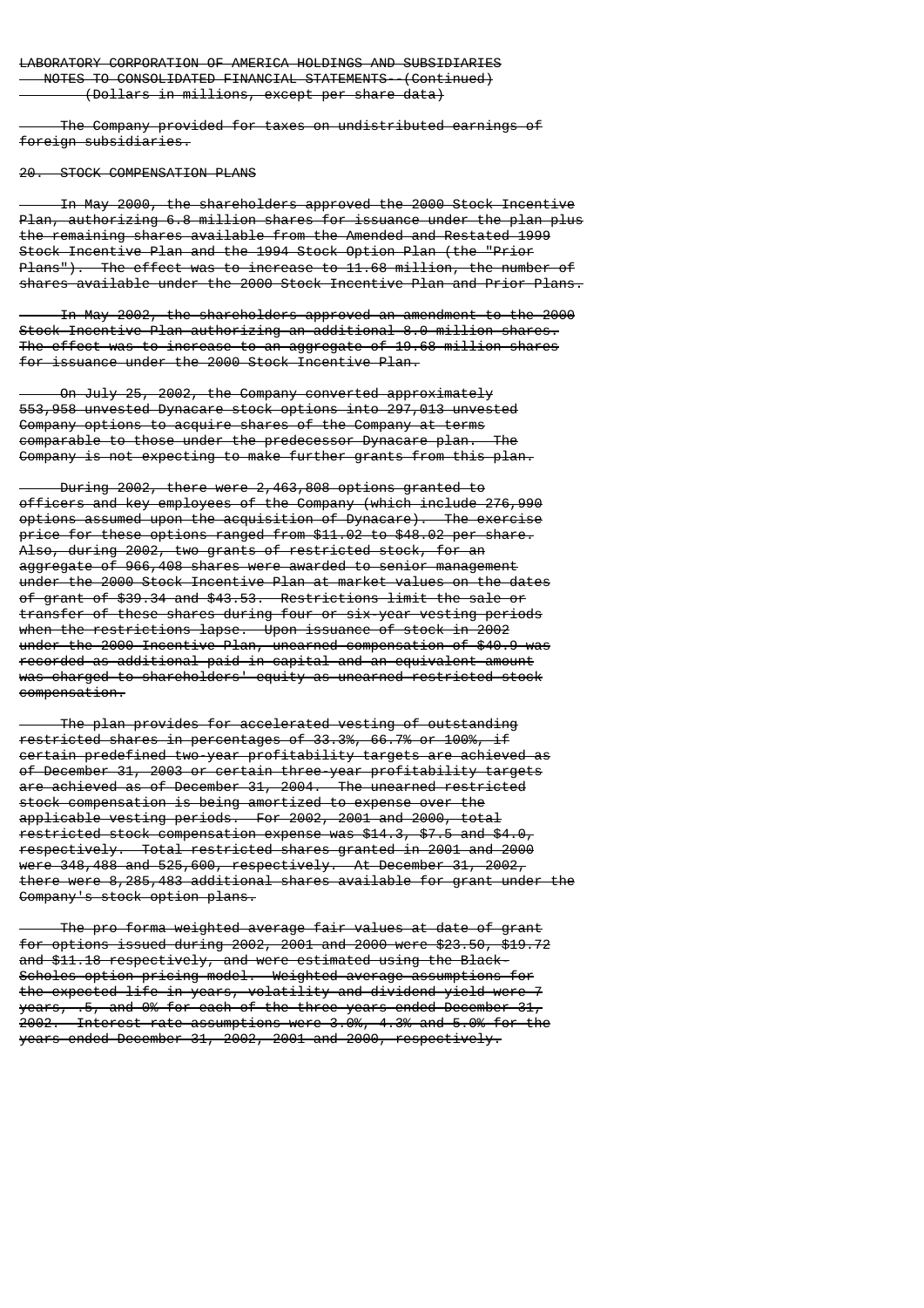The Company provided for taxes on undistributed earnings of foreign subsidiaries.

## 20. STOCK COMPENSATION PLANS

In May 2000, the shareholders approved the 2000 Stock Incentive Plan, authorizing 6.8 million shares for issuance under the plan plus the remaining shares available from the Amended and Restated 1999 Stock Incentive Plan and the 1994 Stock Option Plan (the "Prior Plans"). The effect was to increase to 11.68 million, the number of shares available under the 2000 Stock Incentive Plan and Prior Plans.

In May 2002, the shareholders approved an amendment to the 2000 Stock Incentive Plan authorizing an additional 8.0 million shares. The effect was to increase to an aggregate of 19.68 million shares for issuance under the 2000 Stock Incentive Plan.

On July 25, 2002, the Company converted approximately 553,958 unvested Dynacare stock options into 297,013 unvested Company options to acquire shares of the Company at terms comparable to those under the predecessor Dynacare plan. The Company is not expecting to make further grants from this plan.

During 2002, there were 2,463,808 options granted to officers and key employees of the Company (which include 276,990 options assumed upon the acquisition of Dynacare). The exercise price for these options ranged from $11.02 to $48.02 per share. Also, during 2002, two grants of restricted stock, for an aggregate of 966,408 shares were awarded to senior management under the 2000 Stock Incentive Plan at market values on the dates of grant of $39.34 and $43.53. Restrictions limit the sale or transfer of these shares during four or six-year vesting periods when the restrictions lapse. Upon issuance of stock in 2002 under the 2000 Incentive Plan, unearned compensation of $40.9 was recorded as additional paid in capital and an equivalent amount was charged to shareholders' equity as unearned restricted stock compensation.

The plan provides for accelerated vesting of outstanding restricted shares in percentages of 33.3%, 66.7% or 100%, if certain predefined two-year profitability targets are achieved as of December 31, 2003 or certain three-year profitability targets are achieved as of December 31, 2004. The unearned restricted stock compensation is being amortized to expense over the applicable vesting periods. For 2002, 2001 and 2000, total restricted stock compensation expense was $14.3, $7.5 and $4.0, respectively. Total restricted shares granted in 2001 and 2000 were 348,488 and 525,600, respectively. At December 31, 2002, there were 8,285,483 additional shares available for grant under the Company's stock option plans.

The pro forma weighted average fair values at date of grant for options issued during 2002, 2001 and 2000 were $23.50, $19.72 and $11.18 respectively, and were estimated using the Black-Scholes option pricing model. Weighted average assumptions for the expected life in years, volatility and dividend yield were 7 years, .5, and 0% for each of the three years ended December 31, 2002. Interest rate assumptions were 3.0%, 4.3% and 5.0% for the years ended December 31, 2002, 2001 and 2000, respectively.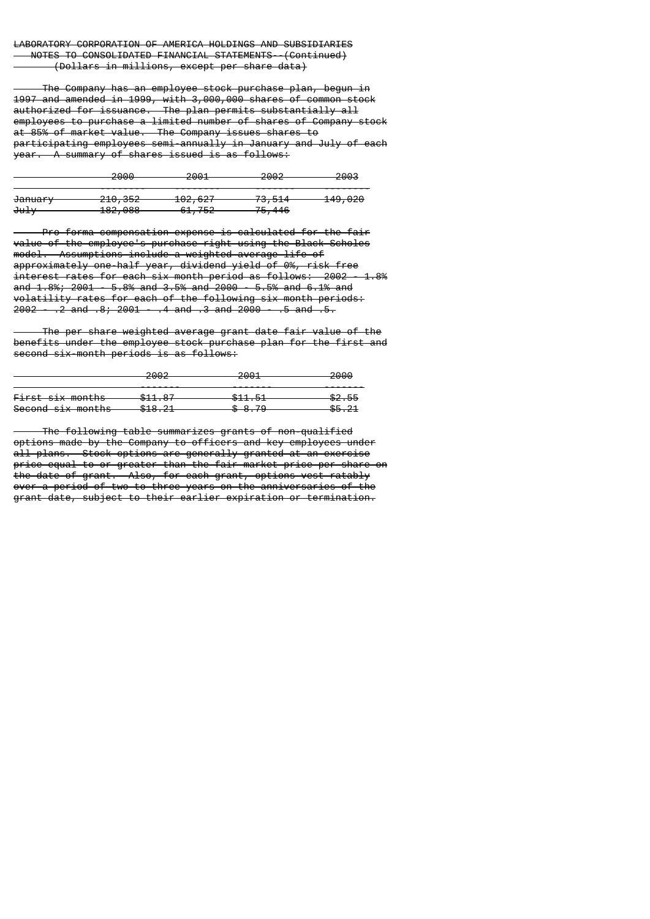LABORATORY CORPORATION OF AMERICA HOLDINGS AND SUBSIDIARIES
NOTES TO CONSOLIDATED FINANCIAL STATEMENTS--(Continued)
(Dollars in millions, except per share data)

The Company has an employee stock purchase plan, begun in 1997 and amended in 1999, with 3,000,000 shares of common stock authorized for issuance. The plan permits substantially all employees to purchase a limited number of shares of Company stock at 85% of market value. The Company issues shares to participating employees semi-annually in January and July of each year. A summary of shares issued is as follows:

| | 2000 | 2001 | 2002 | 2003 |
|---|---|---|---|---|
| January | 210,352 | 102,627 | 73,514 | 149,020 |
| July | 182,088 | 61,752 | 75,446 | |

Pro forma compensation expense is calculated for the fair value of the employee's purchase right using the Black-Scholes model. Assumptions include a weighted average life of approximately one-half year, dividend yield of 0%, risk free interest rates for each six month period as follows: 2002 - 1.8% and 1.8%; 2001 - 5.8% and 3.5% and 2000 - 5.5% and 6.1% and volatility rates for each of the following six month periods: 2002 - .2 and .8; 2001 - .4 and .3 and 2000 - .5 and .5.

The per share weighted average grant date fair value of the benefits under the employee stock purchase plan for the first and second six-month periods is as follows:

| | 2002 | 2001 | 2000 |
|---|---|---|---|
| First six months | $11.87 | $11.51 | $2.55 |
| Second six months | $18.21 | $ 8.79 | $5.21 |

The following table summarizes grants of non-qualified options made by the Company to officers and key employees under all plans. Stock options are generally granted at an exercise price equal to or greater than the fair market price per share on the date of grant. Also, for each grant, options vest ratably over a period of two to three years on the anniversaries of the grant date, subject to their earlier expiration or termination.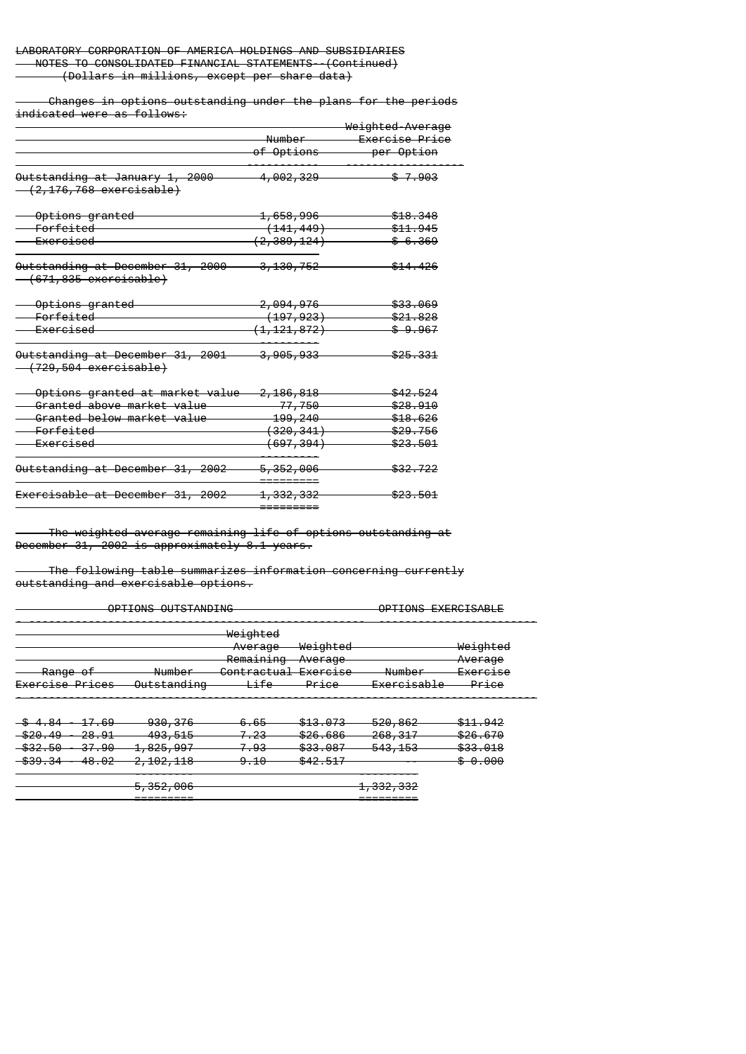LABORATORY CORPORATION OF AMERICA HOLDINGS AND SUBSIDIARIES
NOTES TO CONSOLIDATED FINANCIAL STATEMENTS--(Continued)
(Dollars in millions, except per share data)

Changes in options outstanding under the plans for the periods indicated were as follows:

| | Number of Options | Weighted-Average Exercise Price per Option |
|---|---|---|
| Outstanding at January 1, 2000 (2,176,768 exercisable) | 4,002,329 | $ 7.903 |
| Options granted | 1,658,996 | $18.348 |
| Forfeited | (141,449) | $11.945 |
| Exercised | (2,389,124) | $ 6.369 |
| Outstanding at December 31, 2000 (671,835 exercisable) | 3,130,752 | $14.426 |
| Options granted | 2,094,976 | $33.069 |
| Forfeited | (197,923) | $21.828 |
| Exercised | (1,121,872) | $ 9.967 |
| Outstanding at December 31, 2001 (729,504 exercisable) | 3,905,933 | $25.331 |
| Options granted at market value | 2,186,818 | $42.524 |
| Granted above market value | 77,750 | $28.910 |
| Granted below market value | 199,240 | $18.626 |
| Forfeited | (320,341) | $29.756 |
| Exercised | (697,394) | $23.501 |
| Outstanding at December 31, 2002 | 5,352,006 | $32.722 |
| Exercisable at December 31, 2002 | 1,332,332 | $23.501 |

The weighted average remaining life of options outstanding at December 31, 2002 is approximately 8.1 years.

The following table summarizes information concerning currently outstanding and exercisable options.

| OPTIONS OUTSTANDING | | | | OPTIONS EXERCISABLE | |
|---|---|---|---|---|---|
| Range of Exercise Prices | Number Outstanding | Weighted Average Remaining Contractual Life | Weighted Average Exercise Price | Number Exercisable | Weighted Average Exercise Price |
| $ 4.84 - 17.69 | 930,376 | 6.65 | $13.073 | 520,862 | $11.942 |
| $20.49 - 28.91 | 493,515 | 7.23 | $26.686 | 268,317 | $26.670 |
| $32.50 - 37.90 | 1,825,997 | 7.93 | $33.087 | 543,153 | $33.018 |
| $39.34 - 48.02 | 2,102,118 | 9.10 | $42.517 | -- | $ 0.000 |
| | 5,352,006 | | | 1,332,332 | |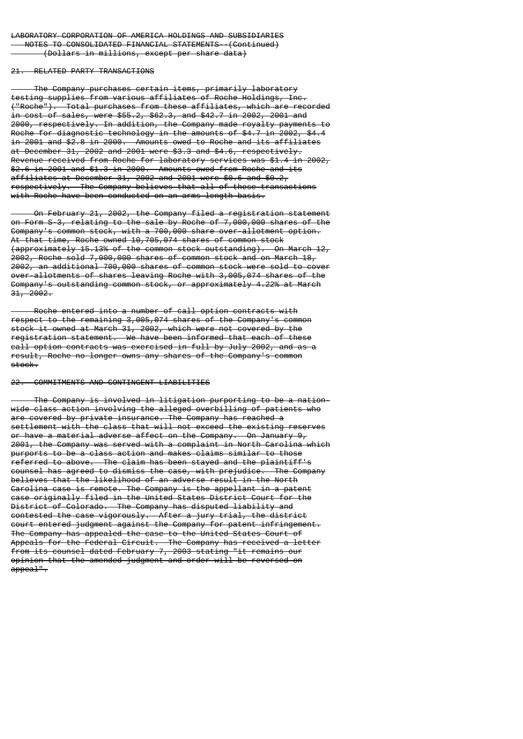LABORATORY CORPORATION OF AMERICA HOLDINGS AND SUBSIDIARIES
NOTES TO CONSOLIDATED FINANCIAL STATEMENTS--(Continued)
(Dollars in millions, except per share data)

## 21. RELATED PARTY TRANSACTIONS

The Company purchases certain items, primarily laboratory testing supplies from various affiliates of Roche Holdings, Inc. ("Roche"). Total purchases from these affiliates, which are recorded in cost of sales, were $55.2, $62.3, and $42.7 in 2002, 2001 and 2000, respectively. In addition, the Company made royalty payments to Roche for diagnostic technology in the amounts of $4.7 in 2002, $4.4 in 2001 and $2.8 in 2000. Amounts owed to Roche and its affiliates at December 31, 2002 and 2001 were $3.3 and $4.6, respectively. Revenue received from Roche for laboratory services was $1.4 in 2002, $2.6 in 2001 and $1.3 in 2000. Amounts owed from Roche and its affiliates at December 31, 2002 and 2001 were $0.6 and $0.2, respectively. The Company believes that all of these transactions with Roche have been conducted on an arms-length basis.

On February 21, 2002, the Company filed a registration statement on Form S-3, relating to the sale by Roche of 7,000,000 shares of the Company's common stock, with a 700,000 share over-allotment option. At that time, Roche owned 10,705,074 shares of common stock (approximately 15.13% of the common stock outstanding). On March 12, 2002, Roche sold 7,000,000 shares of common stock and on March 18, 2002, an additional 700,000 shares of common stock were sold to cover over-allotments of shares leaving Roche with 3,005,074 shares of the Company's outstanding common stock, or approximately 4.22% at March 31, 2002.

Roche entered into a number of call option contracts with respect to the remaining 3,005,074 shares of the Company's common stock it owned at March 31, 2002, which were not covered by the registration statement. We have been informed that each of these call option contracts was exercised in full by July 2002, and as a result, Roche no longer owns any shares of the Company's common stock.

## 22. COMMITMENTS AND CONTINGENT LIABILITIES

The Company is involved in litigation purporting to be a nation-wide class action involving the alleged overbilling of patients who are covered by private insurance. The Company has reached a settlement with the class that will not exceed the existing reserves or have a material adverse affect on the Company. On January 9, 2001, the Company was served with a complaint in North Carolina which purports to be a class action and makes claims similar to those referred to above. The claim has been stayed and the plaintiff's counsel has agreed to dismiss the case, with prejudice. The Company believes that the likelihood of an adverse result in the North Carolina case is remote. The Company is the appellant in a patent case originally filed in the United States District Court for the District of Colorado. The Company has disputed liability and contested the case vigorously. After a jury trial, the district court entered judgment against the Company for patent infringement. The Company has appealed the case to the United States Court of Appeals for the Federal Circuit. The Company has received a letter from its counsel dated February 7, 2003 stating "it remains our opinion that the amended judgment and order will be reversed on appeal".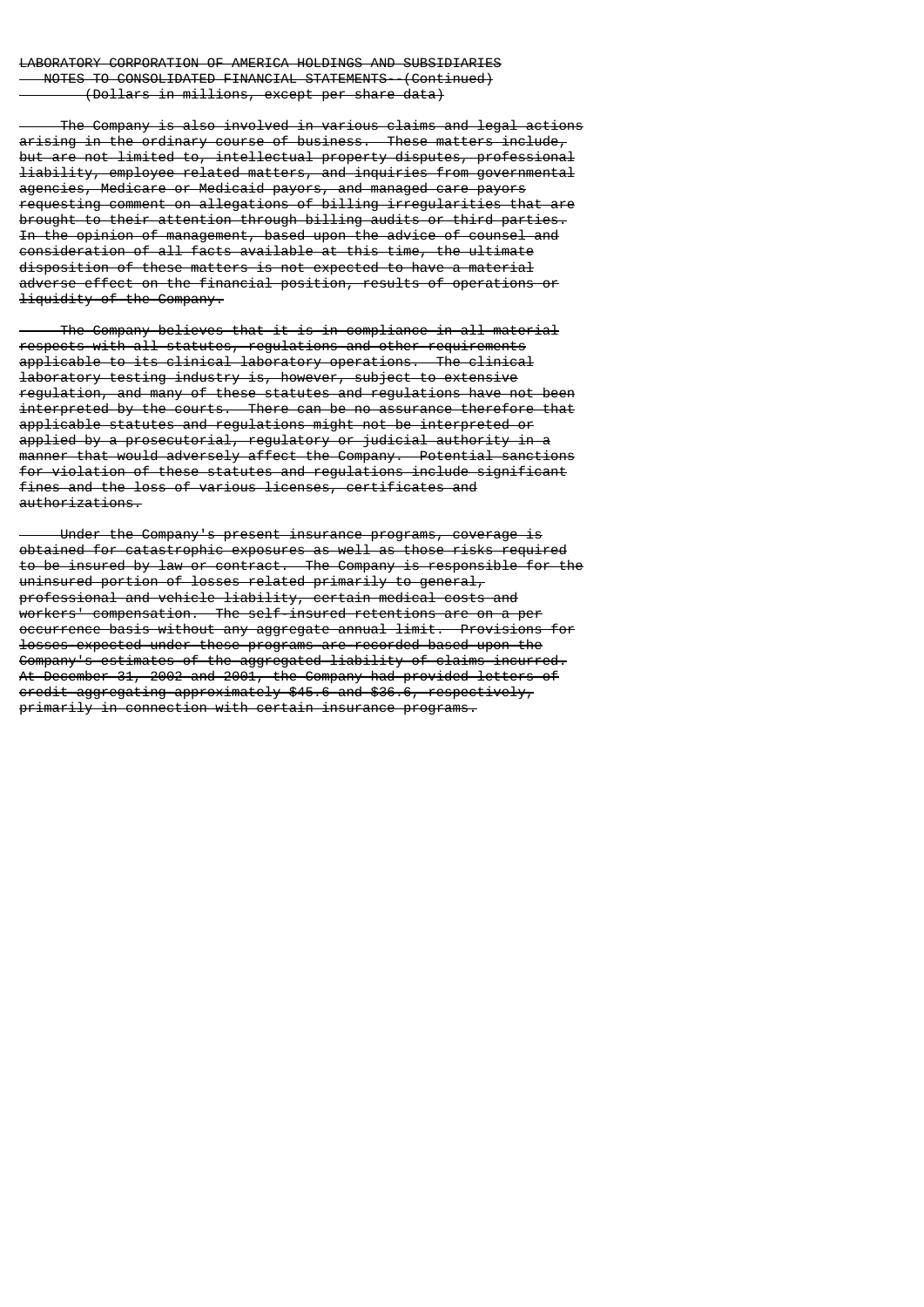The Company is also involved in various claims and legal actions arising in the ordinary course of business. These matters include, but are not limited to, intellectual property disputes, professional liability, employee related matters, and inquiries from governmental agencies, Medicare or Medicaid payors, and managed care payors requesting comment on allegations of billing irregularities that are brought to their attention through billing audits or third parties. In the opinion of management, based upon the advice of counsel and consideration of all facts available at this time, the ultimate disposition of these matters is not expected to have a material adverse effect on the financial position, results of operations or liquidity of the Company.

The Company believes that it is in compliance in all material respects with all statutes, regulations and other requirements applicable to its clinical laboratory operations. The clinical laboratory testing industry is, however, subject to extensive regulation, and many of these statutes and regulations have not been interpreted by the courts. There can be no assurance therefore that applicable statutes and regulations might not be interpreted or applied by a prosecutorial, regulatory or judicial authority in a manner that would adversely affect the Company. Potential sanctions for violation of these statutes and regulations include significant fines and the loss of various licenses, certificates and authorizations.

Under the Company's present insurance programs, coverage is obtained for catastrophic exposures as well as those risks required to be insured by law or contract. The Company is responsible for the uninsured portion of losses related primarily to general, professional and vehicle liability, certain medical costs and workers' compensation. The self-insured retentions are on a per occurrence basis without any aggregate annual limit. Provisions for losses expected under these programs are recorded based upon the Company's estimates of the aggregated liability of claims incurred. At December 31, 2002 and 2001, the Company had provided letters of credit aggregating approximately $45.6 and $36.6, respectively, primarily in connection with certain insurance programs.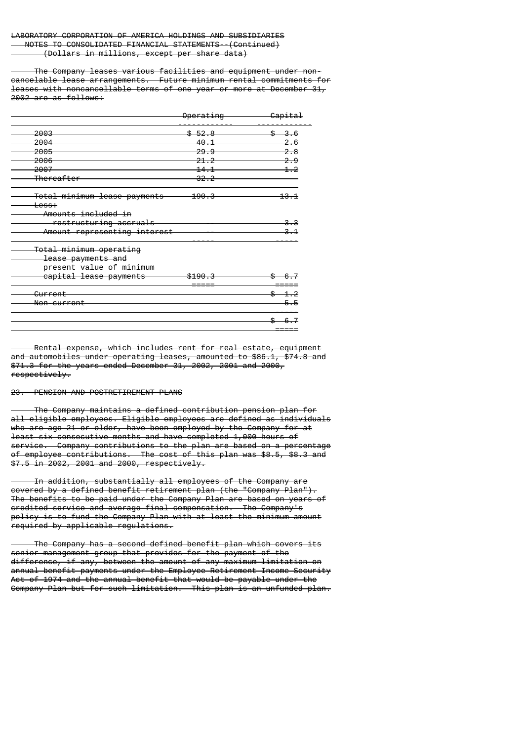The Company leases various facilities and equipment under non-cancelable lease arrangements. Future minimum rental commitments for leases with noncancellable terms of one year or more at December 31, 2002 are as follows:

| | Operating | Capital |
|---|---|---|
| 2003 | $ 52.8 | $ 3.6 |
| 2004 | 40.1 | 2.6 |
| 2005 | 29.9 | 2.8 |
| 2006 | 21.2 | 2.9 |
| 2007 | 14.1 | 1.2 |
| Thereafter | 32.2 | |
| Total minimum lease payments | 190.3 | 13.1 |
| Less: | | |
| Amounts included in restructuring accruals | -- | 3.3 |
| Amount representing interest | -- | 3.1 |
| Total minimum operating lease payments and present value of minimum capital lease payments | $190.3 | $ 6.7 |
| Current | | $ 1.2 |
| Non-current | | 5.5 |
| | | $ 6.7 |

Rental expense, which includes rent for real estate, equipment and automobiles under operating leases, amounted to $86.1, $74.8 and $71.3 for the years ended December 31, 2002, 2001 and 2000, respectively.

## 23. PENSION AND POSTRETIREMENT PLANS

The Company maintains a defined contribution pension plan for all eligible employees. Eligible employees are defined as individuals who are age 21 or older, have been employed by the Company for at least six consecutive months and have completed 1,000 hours of service. Company contributions to the plan are based on a percentage of employee contributions. The cost of this plan was $8.5, $8.3 and $7.5 in 2002, 2001 and 2000, respectively.

In addition, substantially all employees of the Company are covered by a defined benefit retirement plan (the "Company Plan"). The benefits to be paid under the Company Plan are based on years of credited service and average final compensation. The Company's policy is to fund the Company Plan with at least the minimum amount required by applicable regulations.

The Company has a second defined benefit plan which covers its senior management group that provides for the payment of the difference, if any, between the amount of any maximum limitation on annual benefit payments under the Employee Retirement Income Security Act of 1974 and the annual benefit that would be payable under the Company Plan but for such limitation. This plan is an unfunded plan.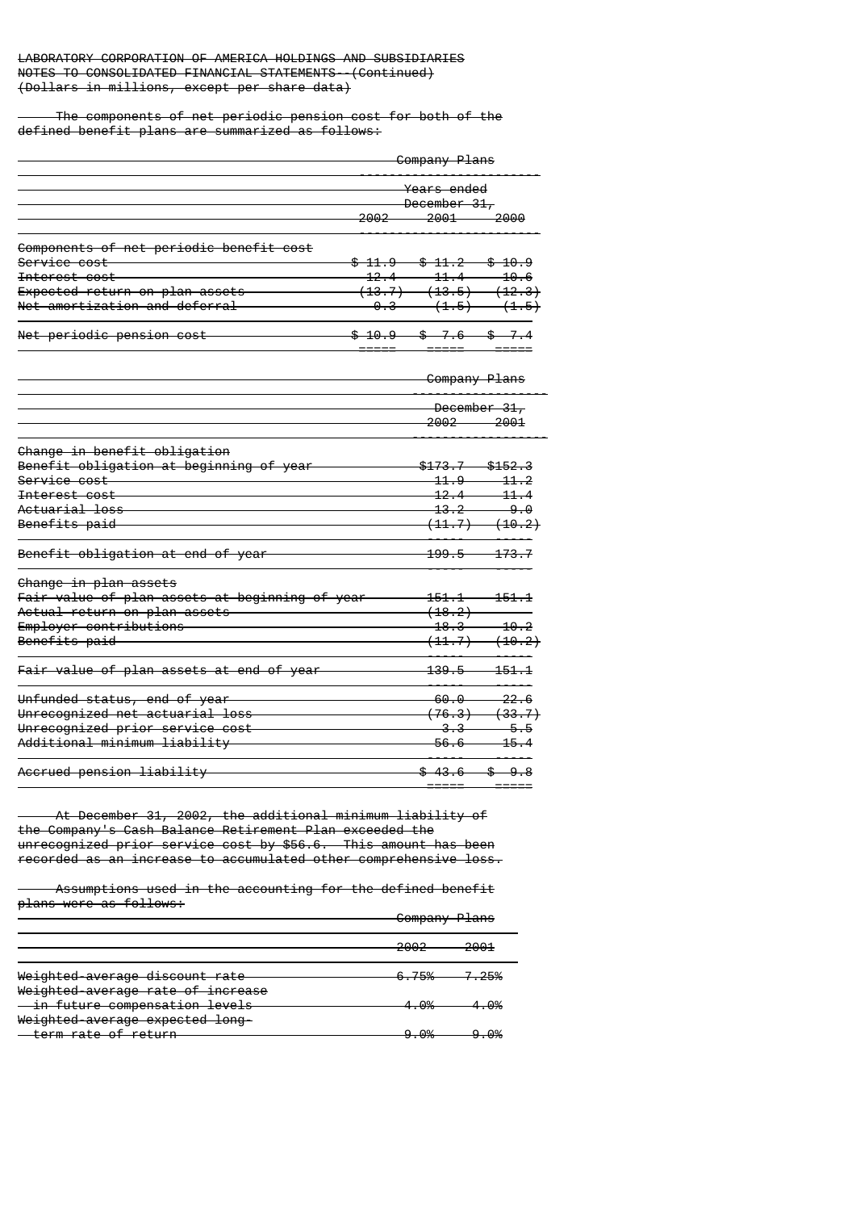LABORATORY CORPORATION OF AMERICA HOLDINGS AND SUBSIDIARIES
NOTES TO CONSOLIDATED FINANCIAL STATEMENTS--(Continued)
(Dollars in millions, except per share data)

The components of net periodic pension cost for both of the defined benefit plans are summarized as follows:

| | Company Plans | | |
|---|---|---|---|
| | Years ended December 31, | | |
| | 2002 | 2001 | 2000 |
| Components of net periodic benefit cost | | | |
| Service cost | $ 11.9 | $ 11.2 | $ 10.9 |
| Interest cost | 12.4 | 11.4 | 10.6 |
| Expected return on plan assets | (13.7) | (13.5) | (12.2) |
| Net amortization and deferral | 0.3 | (1.5) | (1.5) |
| Net periodic pension cost | $ 10.9 | $ 7.6 | $ 7.4 |

| | Company Plans | |
|---|---|---|
| | December 31, | |
| | 2002 | 2001 |
| Change in benefit obligation | | |
| Benefit obligation at beginning of year | $173.7 | $152.3 |
| Service cost | 11.9 | 11.2 |
| Interest cost | 12.4 | 11.4 |
| Actuarial loss | 13.2 | 9.0 |
| Benefits paid | (11.7) | (10.2) |
| Benefit obligation at end of year | 199.5 | 173.7 |
| Change in plan assets | | |
| Fair value of plan assets at beginning of year | 151.1 | 151.1 |
| Actual return on plan assets | (18.2) | |
| Employer contributions | 18.3 | 10.2 |
| Benefits paid | (11.7) | (10.2) |
| Fair value of plan assets at end of year | 139.5 | 151.1 |
| Unfunded status, end of year | 60.0 | 22.6 |
| Unrecognized net actuarial loss | (76.3) | (33.7) |
| Unrecognized prior service cost | 3.3 | 5.5 |
| Additional minimum liability | 56.6 | 15.4 |
| Accrued pension liability | $ 43.6 | $ 9.8 |

At December 31, 2002, the additional minimum liability of the Company's Cash Balance Retirement Plan exceeded the unrecognized prior service cost by $56.6. This amount has been recorded as an increase to accumulated other comprehensive loss.

Assumptions used in the accounting for the defined benefit plans were as follows:

| | Company Plans | |
|---|---|---|
| | 2002 | 2001 |
| Weighted-average discount rate | 6.75% | 7.25% |
| Weighted-average rate of increase in future compensation levels | 4.0% | 4.0% |
| Weighted-average expected long-term rate of return | 9.0% | 9.0% |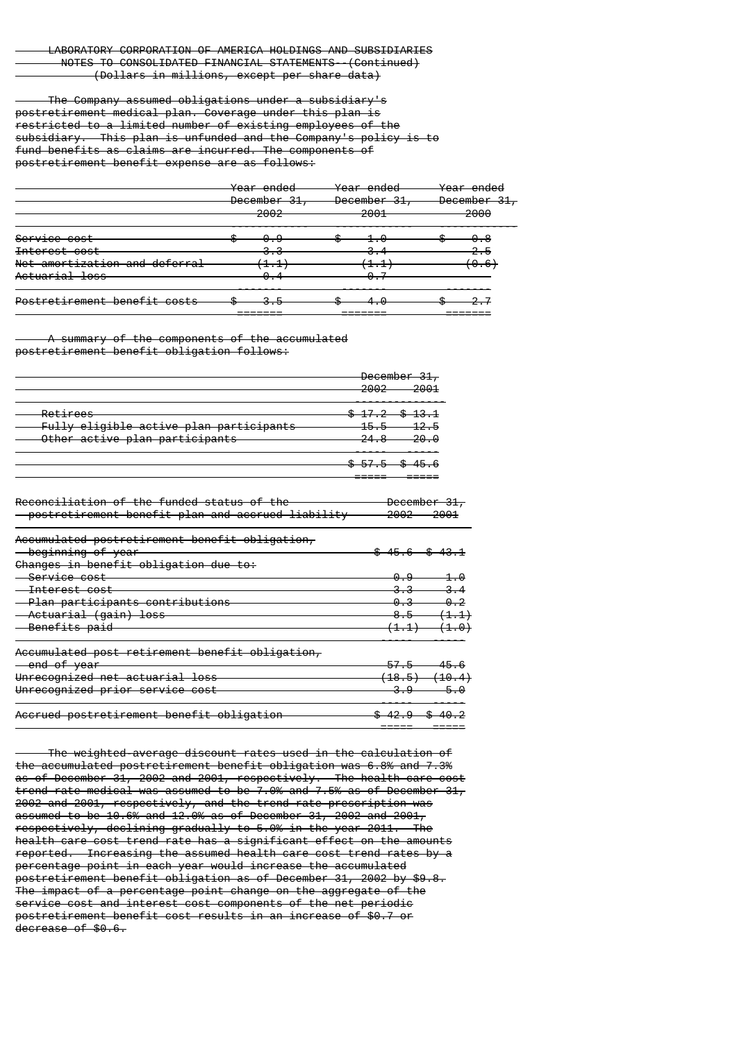LABORATORY CORPORATION OF AMERICA HOLDINGS AND SUBSIDIARIES
NOTES TO CONSOLIDATED FINANCIAL STATEMENTS--(Continued)
(Dollars in millions, except per share data)

The Company assumed obligations under a subsidiary's postretirement medical plan. Coverage under this plan is restricted to a limited number of existing employees of the subsidiary. This plan is unfunded and the Company's policy is to fund benefits as claims are incurred. The components of postretirement benefit expense are as follows:

| | Year ended December 31, 2002 | Year ended December 31, 2001 | Year ended December 31, 2000 |
|---|---|---|---|
| Service cost | $ 0.9 | $ 1.0 | $ 0.8 |
| Interest cost | 3.3 | 3.4 | 2.5 |
| Net amortization and deferral | (1.1) | (1.1) | (0.6) |
| Actuarial loss | 0.4 | 0.7 | |
| Postretirement benefit costs | $ 3.5 | $ 4.0 | $ 2.7 |

A summary of the components of the accumulated postretirement benefit obligation follows:

| | December 31, 2002 | December 31, 2001 |
|---|---|---|
| Retirees | $ 17.2 | $ 13.1 |
| Fully eligible active plan participants | 15.5 | 12.5 |
| Other active plan participants | 24.8 | 20.0 |
| | $ 57.5 | $ 45.6 |

| Reconciliation of the funded status of the postretirement benefit plan and accrued liability | December 31, 2002 | December 31, 2001 |
|---|---|---|
| Accumulated postretirement benefit obligation, beginning of year | $ 45.6 | $ 43.1 |
| Changes in benefit obligation due to: | | |
| Service cost | 0.9 | 1.0 |
| Interest cost | 3.3 | 3.4 |
| Plan participants contributions | 0.3 | 0.2 |
| Actuarial (gain) loss | 8.5 | (1.1) |
| Benefits paid | (1.1) | (1.0) |
| Accumulated post retirement benefit obligation, end of year | 57.5 | 45.6 |
| Unrecognized net actuarial loss | (18.5) | (10.4) |
| Unrecognized prior service cost | 3.9 | 5.0 |
| Accrued postretirement benefit obligation | $ 42.9 | $ 40.2 |

The weighted-average discount rates used in the calculation of the accumulated postretirement benefit obligation was 6.8% and 7.3% as of December 31, 2002 and 2001, respectively. The health care cost trend rate medical was assumed to be 7.0% and 7.5% as of December 31, 2002 and 2001, respectively, and the trend rate prescription was assumed to be 10.6% and 12.0% as of December 31, 2002 and 2001, respectively, declining gradually to 5.0% in the year 2011. The health care cost trend rate has a significant effect on the amounts reported. Increasing the assumed health care cost trend rates by a percentage point in each year would increase the accumulated postretirement benefit obligation as of December 31, 2002 by $9.8. The impact of a percentage point change on the aggregate of the service cost and interest cost components of the net periodic postretirement benefit cost results in an increase of $0.7 or decrease of $0.6.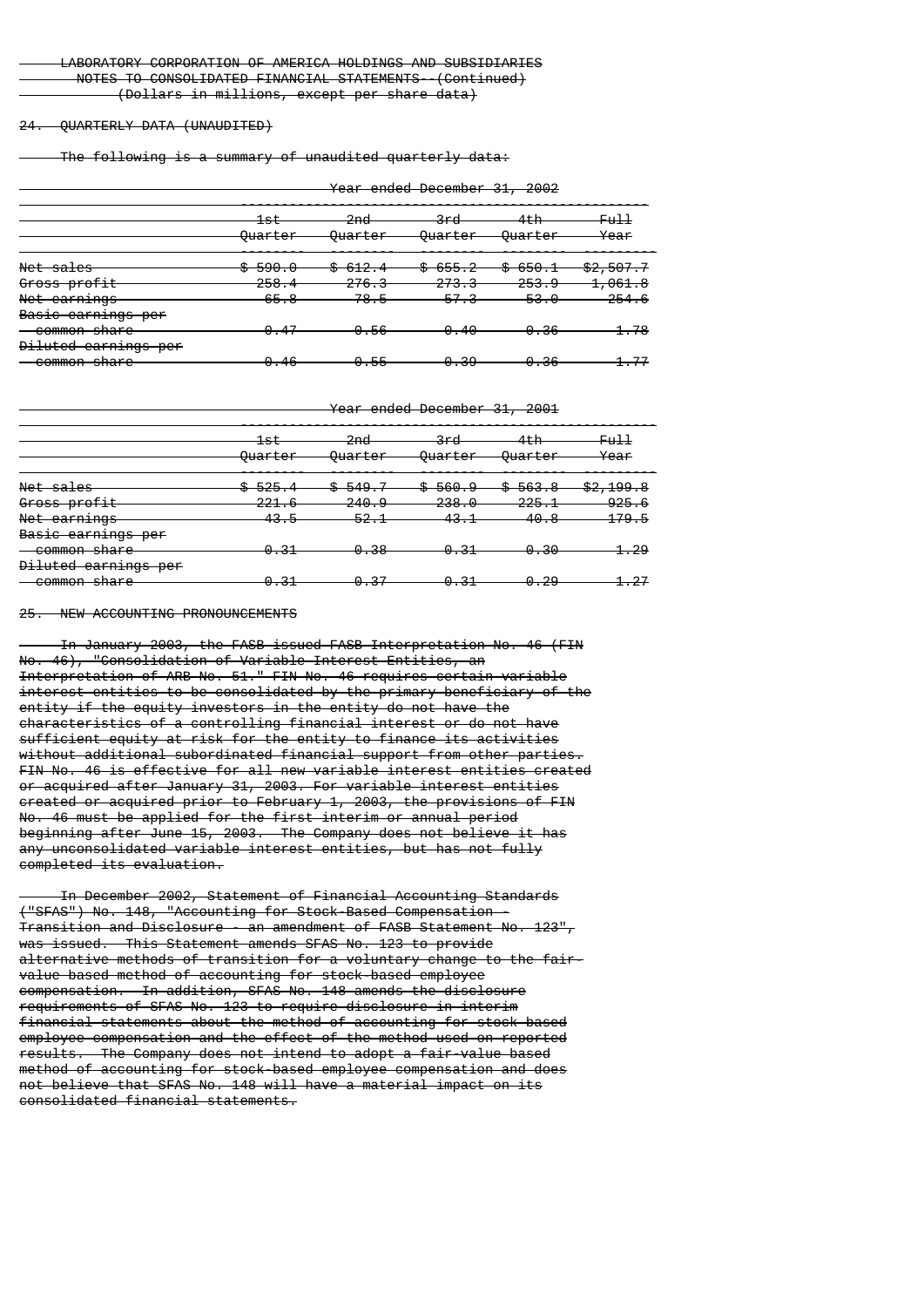LABORATORY CORPORATION OF AMERICA HOLDINGS AND SUBSIDIARIES
NOTES TO CONSOLIDATED FINANCIAL STATEMENTS--(Continued)
(Dollars in millions, except per share data)

## 24. QUARTERLY DATA (UNAUDITED)

The following is a summary of unaudited quarterly data:

| | Year ended December 31, 2002 | | | | |
|---|---|---|---|---|---|
| | 1st Quarter | 2nd Quarter | 3rd Quarter | 4th Quarter | Full Year |
| Net sales | $ 590.0 | $ 612.4 | $ 655.2 | $ 650.1 | $2,507.7 |
| Gross profit | 258.4 | 276.3 | 273.3 | 253.9 | 1,061.8 |
| Net earnings | 65.8 | 78.5 | 57.3 | 53.0 | 254.6 |
| Basic earnings per common share | 0.47 | 0.56 | 0.40 | 0.36 | 1.78 |
| Diluted earnings per common share | 0.46 | 0.55 | 0.39 | 0.36 | 1.77 |

| | Year ended December 31, 2001 | | | | |
|---|---|---|---|---|---|
| | 1st Quarter | 2nd Quarter | 3rd Quarter | 4th Quarter | Full Year |
| Net sales | $ 525.4 | $ 549.7 | $ 560.9 | $ 563.8 | $2,199.8 |
| Gross profit | 221.6 | 240.9 | 238.0 | 225.1 | 925.6 |
| Net earnings | 43.5 | 52.1 | 43.1 | 40.8 | 179.5 |
| Basic earnings per common share | 0.31 | 0.38 | 0.31 | 0.30 | 1.29 |
| Diluted earnings per common share | 0.31 | 0.37 | 0.31 | 0.29 | 1.27 |

## 25. NEW ACCOUNTING PRONOUNCEMENTS

In January 2003, the FASB issued FASB Interpretation No. 46 (FIN No. 46), "Consolidation of Variable Interest Entities, an Interpretation of ARB No. 51." FIN No. 46 requires certain variable interest entities to be consolidated by the primary beneficiary of the entity if the equity investors in the entity do not have the characteristics of a controlling financial interest or do not have sufficient equity at risk for the entity to finance its activities without additional subordinated financial support from other parties. FIN No. 46 is effective for all new variable interest entities created or acquired after January 31, 2003. For variable interest entities created or acquired prior to February 1, 2003, the provisions of FIN No. 46 must be applied for the first interim or annual period beginning after June 15, 2003. The Company does not believe it has any unconsolidated variable interest entities, but has not fully completed its evaluation.

In December 2002, Statement of Financial Accounting Standards ("SFAS") No. 148, "Accounting for Stock-Based Compensation - Transition and Disclosure - an amendment of FASB Statement No. 123", was issued. This Statement amends SFAS No. 123 to provide alternative methods of transition for a voluntary change to the fair-value based method of accounting for stock-based employee compensation. In addition, SFAS No. 148 amends the disclosure requirements of SFAS No. 123 to require disclosure in interim financial statements about the method of accounting for stock-based employee compensation and the effect of the method used on reported results. The Company does not intend to adopt a fair-value based method of accounting for stock-based employee compensation and does not believe that SFAS No. 148 will have a material impact on its consolidated financial statements.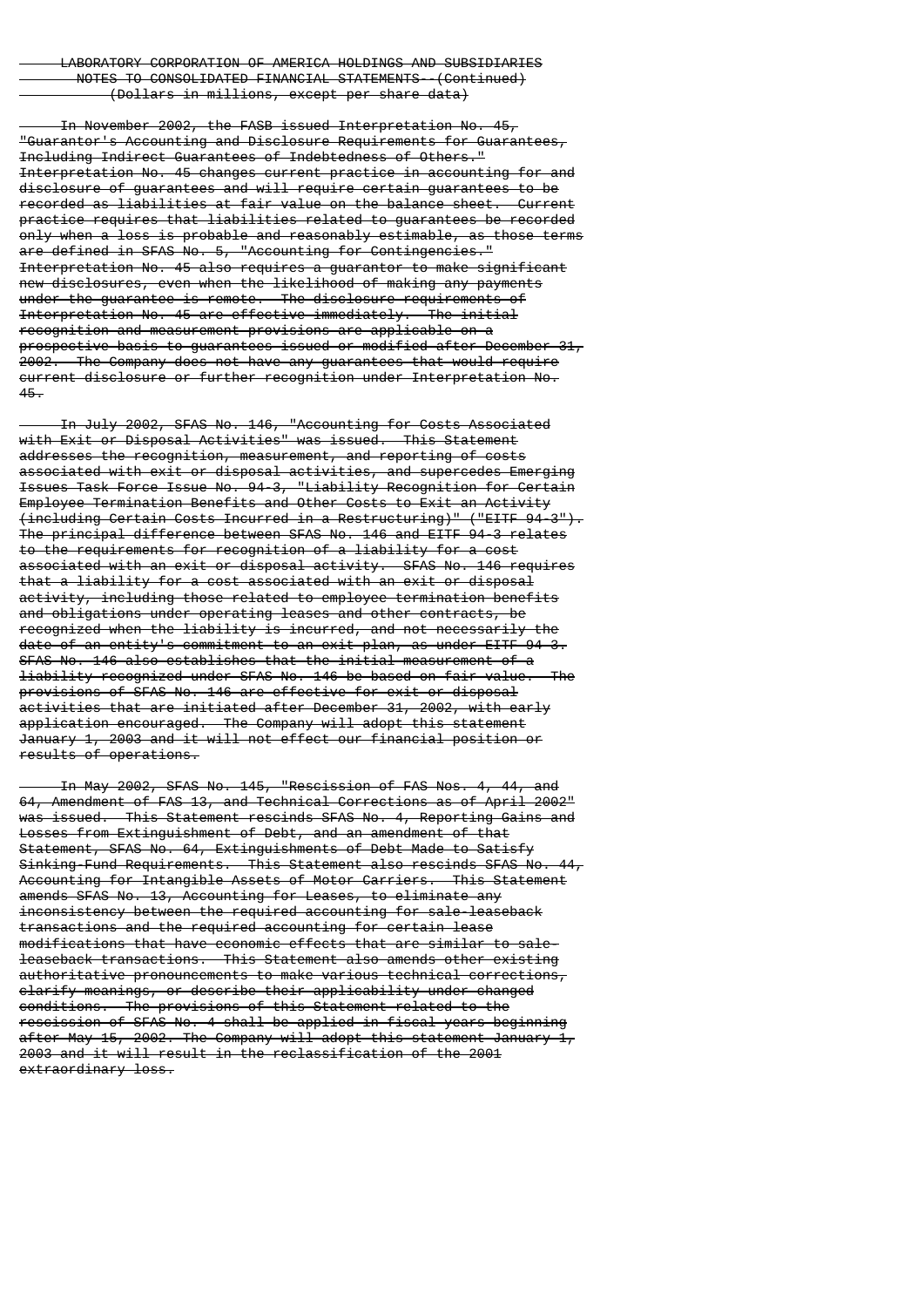In November 2002, the FASB issued Interpretation No. 45, "Guarantor's Accounting and Disclosure Requirements for Guarantees, Including Indirect Guarantees of Indebtedness of Others." Interpretation No. 45 changes current practice in accounting for and disclosure of guarantees and will require certain guarantees to be recorded as liabilities at fair value on the balance sheet. Current practice requires that liabilities related to guarantees be recorded only when a loss is probable and reasonably estimable, as those terms are defined in SFAS No. 5, "Accounting for Contingencies." Interpretation No. 45 also requires a guarantor to make significant new disclosures, even when the likelihood of making any payments under the guarantee is remote. The disclosure requirements of Interpretation No. 45 are effective immediately. The initial recognition and measurement provisions are applicable on a prospective basis to guarantees issued or modified after December 31, 2002. The Company does not have any guarantees that would require current disclosure or further recognition under Interpretation No. 45.

In July 2002, SFAS No. 146, "Accounting for Costs Associated with Exit or Disposal Activities" was issued. This Statement addresses the recognition, measurement, and reporting of costs associated with exit or disposal activities, and supercedes Emerging Issues Task Force Issue No. 94-3, "Liability Recognition for Certain Employee Termination Benefits and Other Costs to Exit an Activity (including Certain Costs Incurred in a Restructuring)" ("EITF 94-3"). The principal difference between SFAS No. 146 and EITF 94-3 relates to the requirements for recognition of a liability for a cost associated with an exit or disposal activity. SFAS No. 146 requires that a liability for a cost associated with an exit or disposal activity, including those related to employee termination benefits and obligations under operating leases and other contracts, be recognized when the liability is incurred, and not necessarily the date of an entity's commitment to an exit plan, as under EITF 94-3. SFAS No. 146 also establishes that the initial measurement of a liability recognized under SFAS No. 146 be based on fair value. The provisions of SFAS No. 146 are effective for exit or disposal activities that are initiated after December 31, 2002, with early application encouraged. The Company will adopt this statement January 1, 2003 and it will not effect our financial position or results of operations.

In May 2002, SFAS No. 145, "Rescission of FAS Nos. 4, 44, and 64, Amendment of FAS 13, and Technical Corrections as of April 2002" was issued. This Statement rescinds SFAS No. 4, Reporting Gains and Losses from Extinguishment of Debt, and an amendment of that Statement, SFAS No. 64, Extinguishments of Debt Made to Satisfy Sinking-Fund Requirements. This Statement also rescinds SFAS No. 44, Accounting for Intangible Assets of Motor Carriers. This Statement amends SFAS No. 13, Accounting for Leases, to eliminate any inconsistency between the required accounting for sale-leaseback transactions and the required accounting for certain lease modifications that have economic effects that are similar to sale-leaseback transactions. This Statement also amends other existing authoritative pronouncements to make various technical corrections, clarify meanings, or describe their applicability under changed conditions. The provisions of this Statement related to the rescission of SFAS No. 4 shall be applied in fiscal years beginning after May 15, 2002. The Company will adopt this statement January 1, 2003 and it will result in the reclassification of the 2001 extraordinary loss.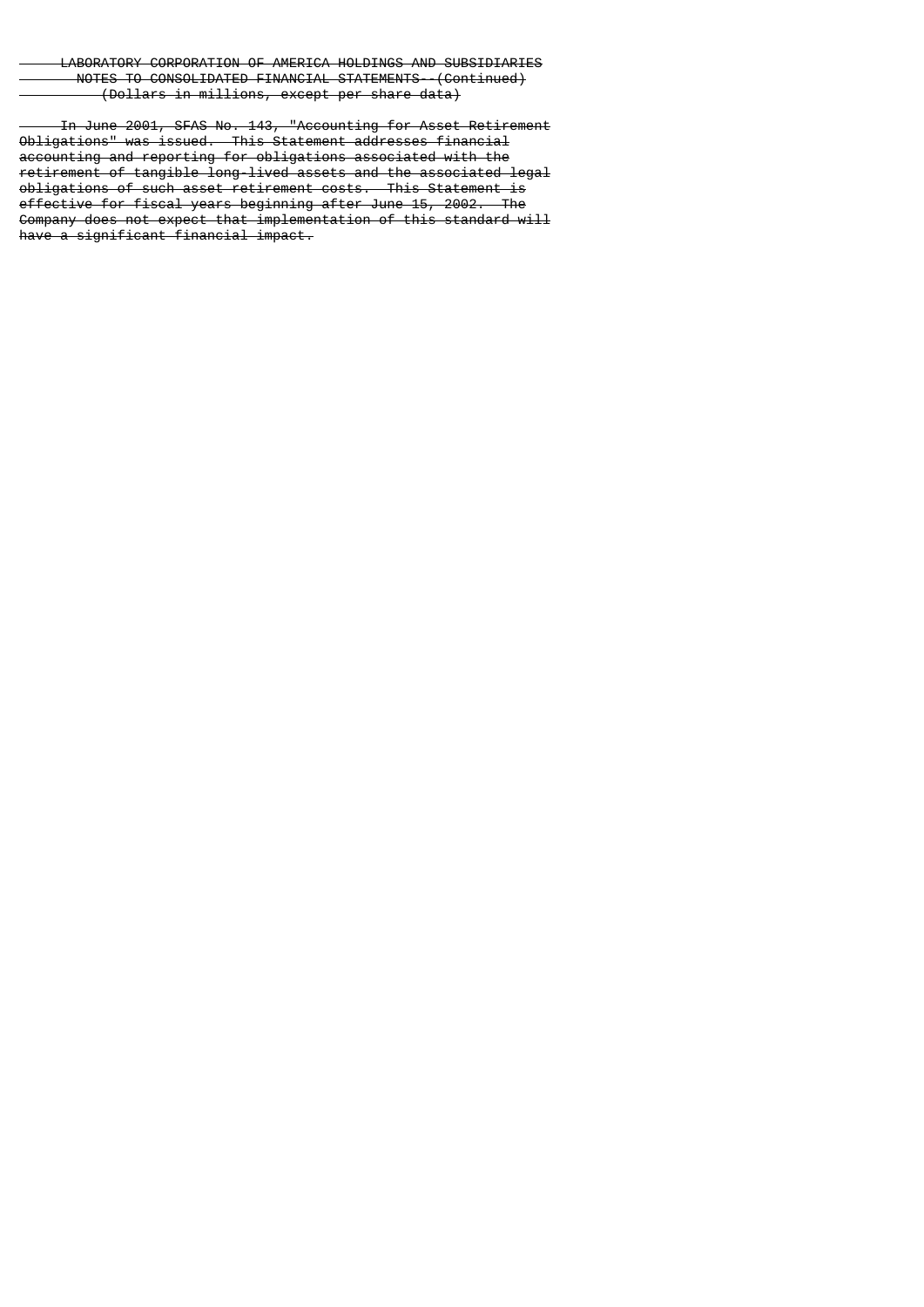In June 2001, SFAS No. 143, "Accounting for Asset Retirement Obligations" was issued. This Statement addresses financial accounting and reporting for obligations associated with the retirement of tangible long-lived assets and the associated legal obligations of such asset retirement costs. This Statement is effective for fiscal years beginning after June 15, 2002. The Company does not expect that implementation of this standard will have a significant financial impact.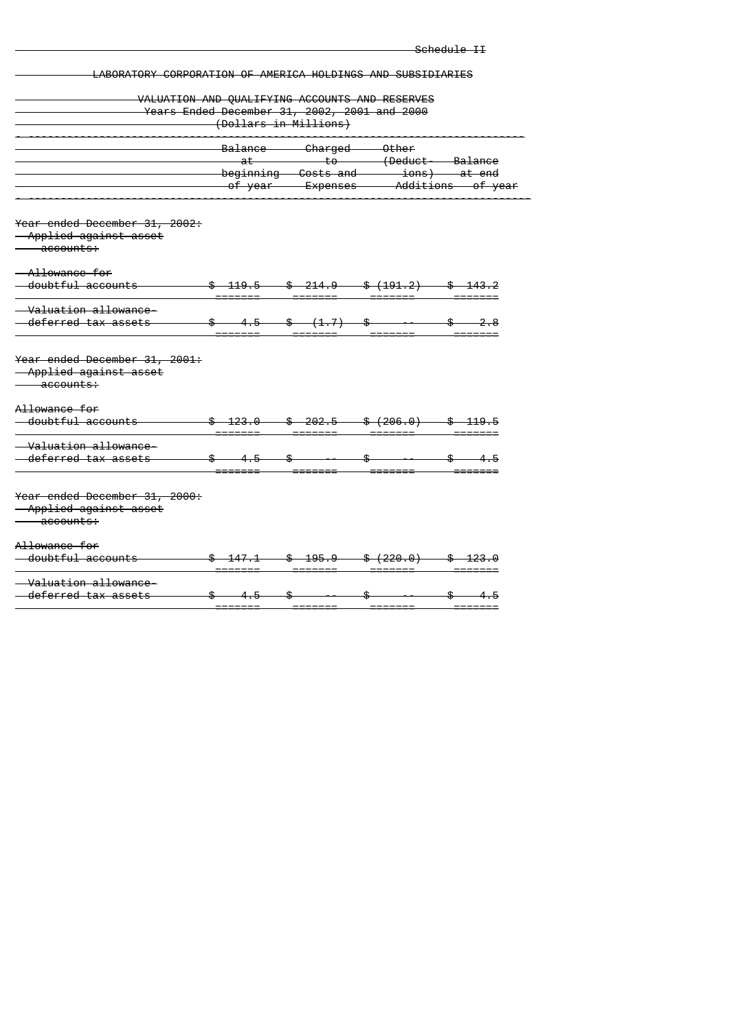Schedule II

LABORATORY CORPORATION OF AMERICA HOLDINGS AND SUBSIDIARIES

VALUATION AND QUALIFYING ACCOUNTS AND RESERVES
Years Ended December 31, 2002, 2001 and 2000
(Dollars in Millions)

| | Balance at beginning of year | Charged to Costs and Expenses | Other (Deductions) Additions | Balance at end of year |
|---|---|---|---|---|
| **Year ended December 31, 2002:** | | | | |
| Applied against asset accounts: | | | | |
| Allowance for doubtful accounts | $ 119.5 | $ 214.9 | $ (191.2) | $ 143.2 |
| Valuation allowance-deferred tax assets | $ 4.5 | $ (1.7) | $ -- | $ 2.8 |
| **Year ended December 31, 2001:** | | | | |
| Applied against asset accounts: | | | | |
| Allowance for doubtful accounts | $ 123.0 | $ 202.5 | $ (206.0) | $ 119.5 |
| Valuation allowance-deferred tax assets | $ 4.5 | $ -- | $ -- | $ 4.5 |
| **Year ended December 31, 2000:** | | | | |
| Applied against asset accounts: | | | | |
| Allowance for doubtful accounts | $ 147.1 | $ 195.9 | $ (220.0) | $ 123.0 |
| Valuation allowance-deferred tax assets | $ 4.5 | $ -- | $ -- | $ 4.5 |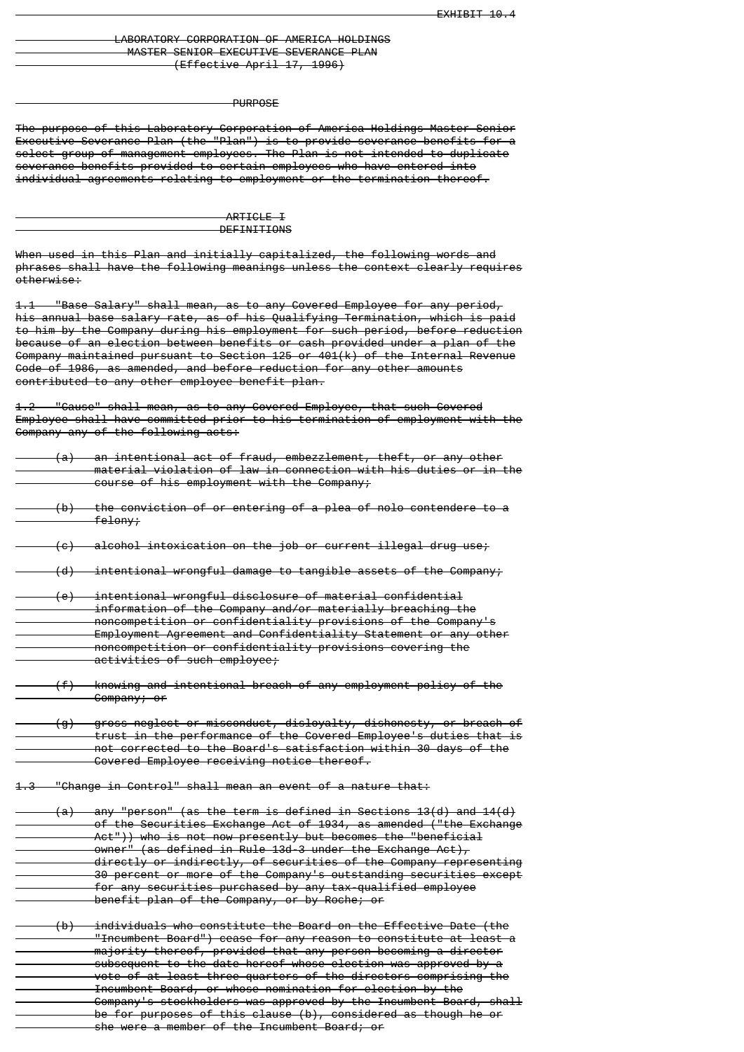EXHIBIT 10.4

# LABORATORY CORPORATION OF AMERICA HOLDINGS
# MASTER SENIOR EXECUTIVE SEVERANCE PLAN
## (Effective April 17, 1996)

## PURPOSE

The purpose of this Laboratory Corporation of America Holdings Master Senior Executive Severance Plan (the "Plan") is to provide severance benefits for a select group of management employees. The Plan is not intended to duplicate severance benefits provided to certain employees who have entered into individual agreements relating to employment or the termination thereof.

## ARTICLE I
## DEFINITIONS

When used in this Plan and initially capitalized, the following words and phrases shall have the following meanings unless the context clearly requires otherwise:

1.1 "Base Salary" shall mean, as to any Covered Employee for any period, his annual base salary rate, as of his Qualifying Termination, which is paid to him by the Company during his employment for such period, before reduction because of an election between benefits or cash provided under a plan of the Company maintained pursuant to Section 125 or 401(k) of the Internal Revenue Code of 1986, as amended, and before reduction for any other amounts contributed to any other employee benefit plan.

1.2 "Cause" shall mean, as to any Covered Employee, that such Covered Employee shall have committed prior to his termination of employment with the Company any of the following acts:

(a) an intentional act of fraud, embezzlement, theft, or any other material violation of law in connection with his duties or in the course of his employment with the Company;

(b) the conviction of or entering of a plea of nolo contendere to a felony;

(c) alcohol intoxication on the job or current illegal drug use;

(d) intentional wrongful damage to tangible assets of the Company;

(e) intentional wrongful disclosure of material confidential information of the Company and/or materially breaching the noncompetition or confidentiality provisions of the Company's Employment Agreement and Confidentiality Statement or any other noncompetition or confidentiality provisions covering the activities of such employee;

(f) knowing and intentional breach of any employment policy of the Company; or

(g) gross neglect or misconduct, disloyalty, dishonesty, or breach of trust in the performance of the Covered Employee's duties that is not corrected to the Board's satisfaction within 30 days of the Covered Employee receiving notice thereof.

1.3 "Change in Control" shall mean an event of a nature that:

(a) any "person" (as the term is defined in Sections 13(d) and 14(d) of the Securities Exchange Act of 1934, as amended ("the Exchange Act")) who is not now presently but becomes the "beneficial owner" (as defined in Rule 13d-3 under the Exchange Act), directly or indirectly, of securities of the Company representing 30 percent or more of the Company's outstanding securities except for any securities purchased by any tax-qualified employee benefit plan of the Company, or by Roche; or

(b) individuals who constitute the Board on the Effective Date (the "Incumbent Board") cease for any reason to constitute at least a majority thereof, provided that any person becoming a director subsequent to the date hereof whose election was approved by a vote of at least three quarters of the directors comprising the Incumbent Board, or whose nomination for election by the Company's stockholders was approved by the Incumbent Board, shall be for purposes of this clause (b), considered as though he or she were a member of the Incumbent Board; or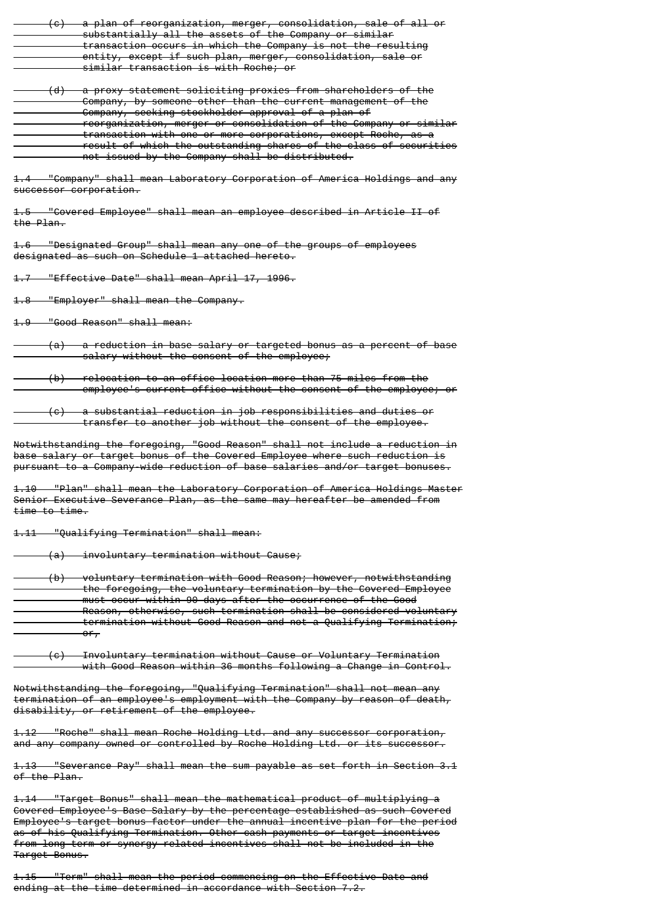~~(c) a plan of reorganization, merger, consolidation, sale of all or substantially all the assets of the Company or similar transaction occurs in which the Company is not the resulting entity, except if such plan, merger, consolidation, sale or similar transaction is with Roche; or~~

~~(d) a proxy statement soliciting proxies from shareholders of the Company, by someone other than the current management of the Company, seeking stockholder approval of a plan of reorganization, merger or consolidation of the Company or similar transaction with one or more corporations, except Roche, as a result of which the outstanding shares of the class of securities not issued by the Company shall be distributed.~~

~~1.4 "Company" shall mean Laboratory Corporation of America Holdings and any successor corporation.~~

~~1.5 "Covered Employee" shall mean an employee described in Article II of the Plan.~~

~~1.6 "Designated Group" shall mean any one of the groups of employees designated as such on Schedule 1 attached hereto.~~

~~1.7 "Effective Date" shall mean April 17, 1996.~~

~~1.8 "Employer" shall mean the Company.~~

~~1.9 "Good Reason" shall mean:~~

~~(a) a reduction in base salary or targeted bonus as a percent of base salary without the consent of the employee;~~

~~(b) relocation to an office location more than 75 miles from the employee's current office without the consent of the employee; or~~

~~(c) a substantial reduction in job responsibilities and duties or transfer to another job without the consent of the employee.~~

~~Notwithstanding the foregoing, "Good Reason" shall not include a reduction in base salary or target bonus of the Covered Employee where such reduction is pursuant to a Company-wide reduction of base salaries and/or target bonuses.~~

~~1.10 "Plan" shall mean the Laboratory Corporation of America Holdings Master Senior Executive Severance Plan, as the same may hereafter be amended from time to time.~~

~~1.11 "Qualifying Termination" shall mean:~~

~~(a) involuntary termination without Cause;~~

~~(b) voluntary termination with Good Reason; however, notwithstanding the foregoing, the voluntary termination by the Covered Employee must occur within 90 days after the occurrence of the Good Reason, otherwise, such termination shall be considered voluntary termination without Good Reason and not a Qualifying Termination; or,~~

~~(c) Involuntary termination without Cause or Voluntary Termination with Good Reason within 36 months following a Change in Control.~~

~~Notwithstanding the foregoing, "Qualifying Termination" shall not mean any termination of an employee's employment with the Company by reason of death, disability, or retirement of the employee.~~

~~1.12 "Roche" shall mean Roche Holding Ltd. and any successor corporation, and any company owned or controlled by Roche Holding Ltd. or its successor.~~

~~1.13 "Severance Pay" shall mean the sum payable as set forth in Section 3.1 of the Plan.~~

~~1.14 "Target Bonus" shall mean the mathematical product of multiplying a Covered Employee's Base Salary by the percentage established as such Covered Employee's target bonus factor under the annual incentive plan for the period as of his Qualifying Termination. Other cash payments or target incentives from long term or synergy related incentives shall not be included in the Target Bonus.~~

~~1.15 "Term" shall mean the period commencing on the Effective Date and ending at the time determined in accordance with Section 7.2.~~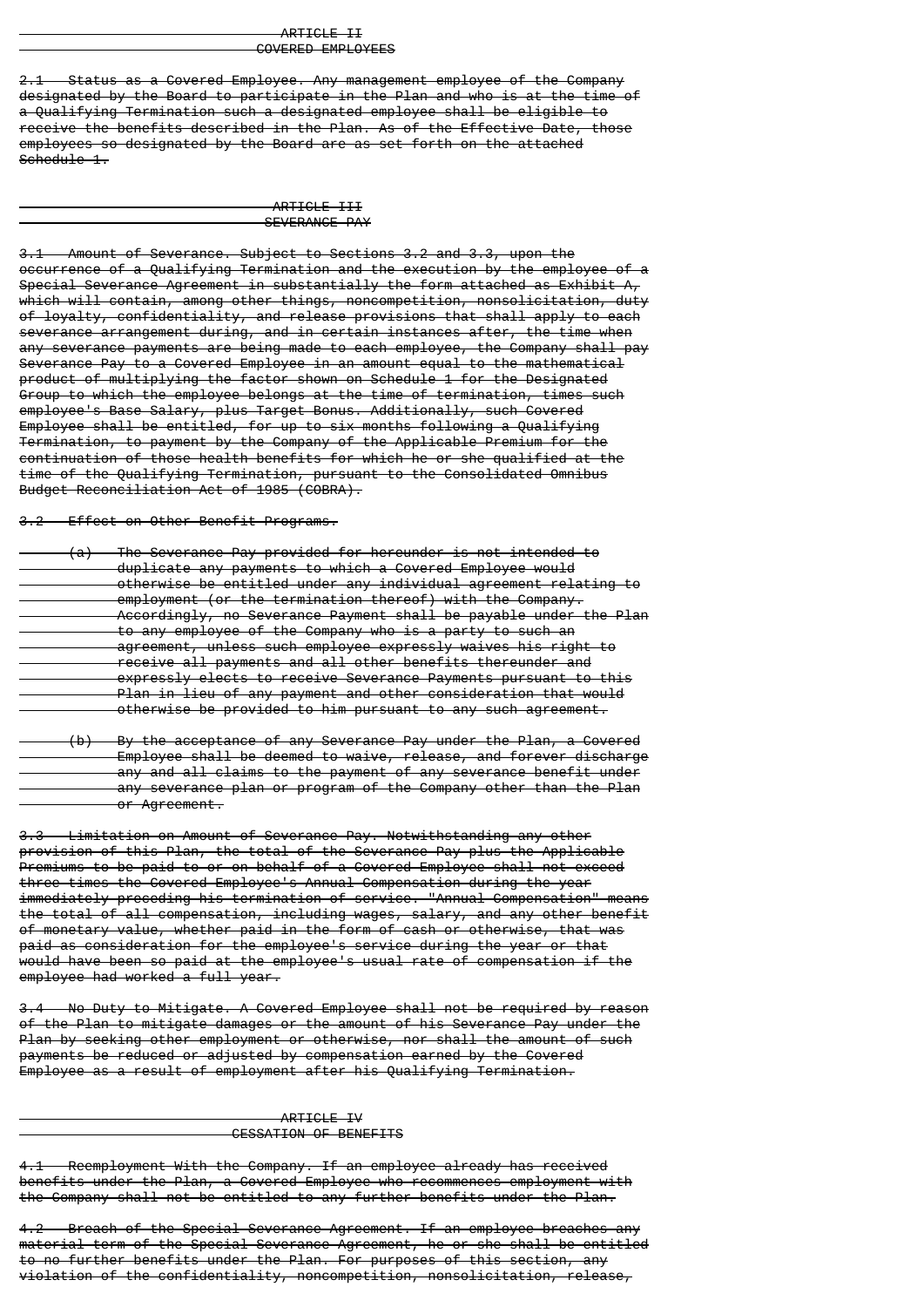## ~~ARTICLE II~~
## ~~COVERED EMPLOYEES~~

~~2.1 Status as a Covered Employee. Any management employee of the Company designated by the Board to participate in the Plan and who is at the time of a Qualifying Termination such a designated employee shall be eligible to receive the benefits described in the Plan. As of the Effective Date, those employees so designated by the Board are as set forth on the attached Schedule 1.~~

## ~~ARTICLE III~~
## ~~SEVERANCE PAY~~

~~3.1 Amount of Severance. Subject to Sections 3.2 and 3.3, upon the occurrence of a Qualifying Termination and the execution by the employee of a Special Severance Agreement in substantially the form attached as Exhibit A, which will contain, among other things, noncompetition, nonsolicitation, duty of loyalty, confidentiality, and release provisions that shall apply to each severance arrangement during, and in certain instances after, the time when any severance payments are being made to each employee, the Company shall pay Severance Pay to a Covered Employee in an amount equal to the mathematical product of multiplying the factor shown on Schedule 1 for the Designated Group to which the employee belongs at the time of termination, times such employee's Base Salary, plus Target Bonus. Additionally, such Covered Employee shall be entitled, for up to six months following a Qualifying Termination, to payment by the Company of the Applicable Premium for the continuation of those health benefits for which he or she qualified at the time of the Qualifying Termination, pursuant to the Consolidated Omnibus Budget Reconciliation Act of 1985 (COBRA).~~

~~3.2 Effect on Other Benefit Programs.~~

~~(a) The Severance Pay provided for hereunder is not intended to duplicate any payments to which a Covered Employee would otherwise be entitled under any individual agreement relating to employment (or the termination thereof) with the Company. Accordingly, no Severance Payment shall be payable under the Plan to any employee of the Company who is a party to such an agreement, unless such employee expressly waives his right to receive all payments and all other benefits thereunder and expressly elects to receive Severance Payments pursuant to this Plan in lieu of any payment and other consideration that would otherwise be provided to him pursuant to any such agreement.~~

~~(b) By the acceptance of any Severance Pay under the Plan, a Covered Employee shall be deemed to waive, release, and forever discharge any and all claims to the payment of any severance benefit under any severance plan or program of the Company other than the Plan or Agreement.~~

~~3.3 Limitation on Amount of Severance Pay. Notwithstanding any other provision of this Plan, the total of the Severance Pay plus the Applicable Premiums to be paid to or on behalf of a Covered Employee shall not exceed three times the Covered Employee's Annual Compensation during the year immediately preceding his termination of service. "Annual Compensation" means the total of all compensation, including wages, salary, and any other benefit of monetary value, whether paid in the form of cash or otherwise, that was paid as consideration for the employee's service during the year or that would have been so paid at the employee's usual rate of compensation if the employee had worked a full year.~~

~~3.4 No Duty to Mitigate. A Covered Employee shall not be required by reason of the Plan to mitigate damages or the amount of his Severance Pay under the Plan by seeking other employment or otherwise, nor shall the amount of such payments be reduced or adjusted by compensation earned by the Covered Employee as a result of employment after his Qualifying Termination.~~

## ~~ARTICLE IV~~
## ~~CESSATION OF BENEFITS~~

~~4.1 Reemployment With the Company. If an employee already has received benefits under the Plan, a Covered Employee who recommences employment with the Company shall not be entitled to any further benefits under the Plan.~~

~~4.2 Breach of the Special Severance Agreement. If an employee breaches any material term of the Special Severance Agreement, he or she shall be entitled to no further benefits under the Plan. For purposes of this section, any violation of the confidentiality, noncompetition, nonsolicitation, release,~~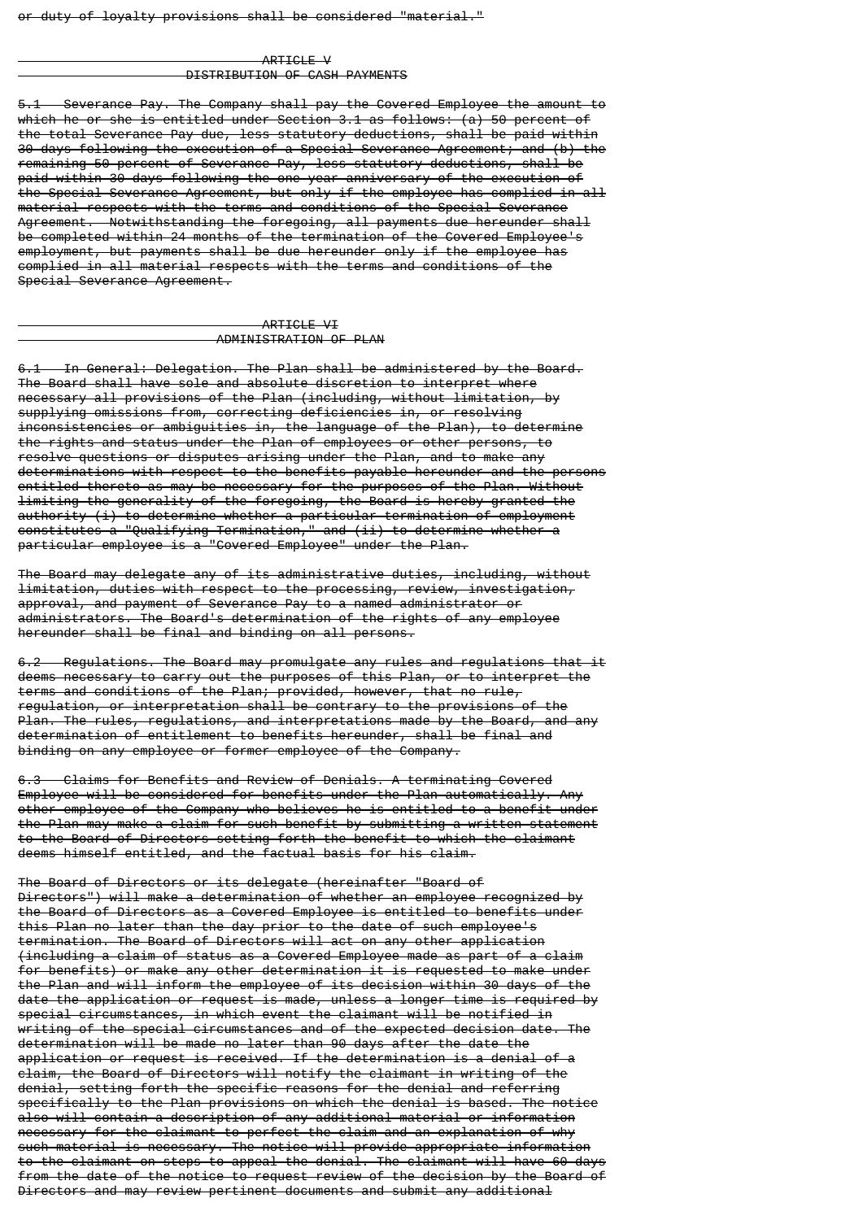or duty of loyalty provisions shall be considered "material."

## ARTICLE V
## DISTRIBUTION OF CASH PAYMENTS

5.1 Severance Pay. The Company shall pay the Covered Employee the amount to which he or she is entitled under Section 3.1 as follows: (a) 50 percent of the total Severance Pay due, less statutory deductions, shall be paid within 30 days following the execution of a Special Severance Agreement; and (b) the remaining 50 percent of Severance Pay, less statutory deductions, shall be paid within 30 days following the one year anniversary of the execution of the Special Severance Agreement, but only if the employee has complied in all material respects with the terms and conditions of the Special Severance Agreement. Notwithstanding the foregoing, all payments due hereunder shall be completed within 24 months of the termination of the Covered Employee's employment, but payments shall be due hereunder only if the employee has complied in all material respects with the terms and conditions of the Special Severance Agreement.

## ARTICLE VI
## ADMINISTRATION OF PLAN

6.1 In General: Delegation. The Plan shall be administered by the Board. The Board shall have sole and absolute discretion to interpret where necessary all provisions of the Plan (including, without limitation, by supplying omissions from, correcting deficiencies in, or resolving inconsistencies or ambiguities in, the language of the Plan), to determine the rights and status under the Plan of employees or other persons, to resolve questions or disputes arising under the Plan, and to make any determinations with respect to the benefits payable hereunder and the persons entitled thereto as may be necessary for the purposes of the Plan. Without limiting the generality of the foregoing, the Board is hereby granted the authority (i) to determine whether a particular termination of employment constitutes a "Qualifying Termination," and (ii) to determine whether a particular employee is a "Covered Employee" under the Plan.

The Board may delegate any of its administrative duties, including, without limitation, duties with respect to the processing, review, investigation, approval, and payment of Severance Pay to a named administrator or administrators. The Board's determination of the rights of any employee hereunder shall be final and binding on all persons.

6.2 Regulations. The Board may promulgate any rules and regulations that it deems necessary to carry out the purposes of this Plan, or to interpret the terms and conditions of the Plan; provided, however, that no rule, regulation, or interpretation shall be contrary to the provisions of the Plan. The rules, regulations, and interpretations made by the Board, and any determination of entitlement to benefits hereunder, shall be final and binding on any employee or former employee of the Company.

6.3 Claims for Benefits and Review of Denials. A terminating Covered Employee will be considered for benefits under the Plan automatically. Any other employee of the Company who believes he is entitled to a benefit under the Plan may make a claim for such benefit by submitting a written statement to the Board of Directors setting forth the benefit to which the claimant deems himself entitled, and the factual basis for his claim.

The Board of Directors or its delegate (hereinafter "Board of Directors") will make a determination of whether an employee recognized by the Board of Directors as a Covered Employee is entitled to benefits under this Plan no later than the day prior to the date of such employee's termination. The Board of Directors will act on any other application (including a claim of status as a Covered Employee made as part of a claim for benefits) or make any other determination it is requested to make under the Plan and will inform the employee of its decision within 30 days of the date the application or request is made, unless a longer time is required by special circumstances, in which event the claimant will be notified in writing of the special circumstances and of the expected decision date. The determination will be made no later than 90 days after the date the application or request is received. If the determination is a denial of a claim, the Board of Directors will notify the claimant in writing of the denial, setting forth the specific reasons for the denial and referring specifically to the Plan provisions on which the denial is based. The notice also will contain a description of any additional material or information necessary for the claimant to perfect the claim and an explanation of why such material is necessary. The notice will provide appropriate information to the claimant on steps to appeal the denial. The claimant will have 60 days from the date of the notice to request review of the decision by the Board of Directors and may review pertinent documents and submit any additional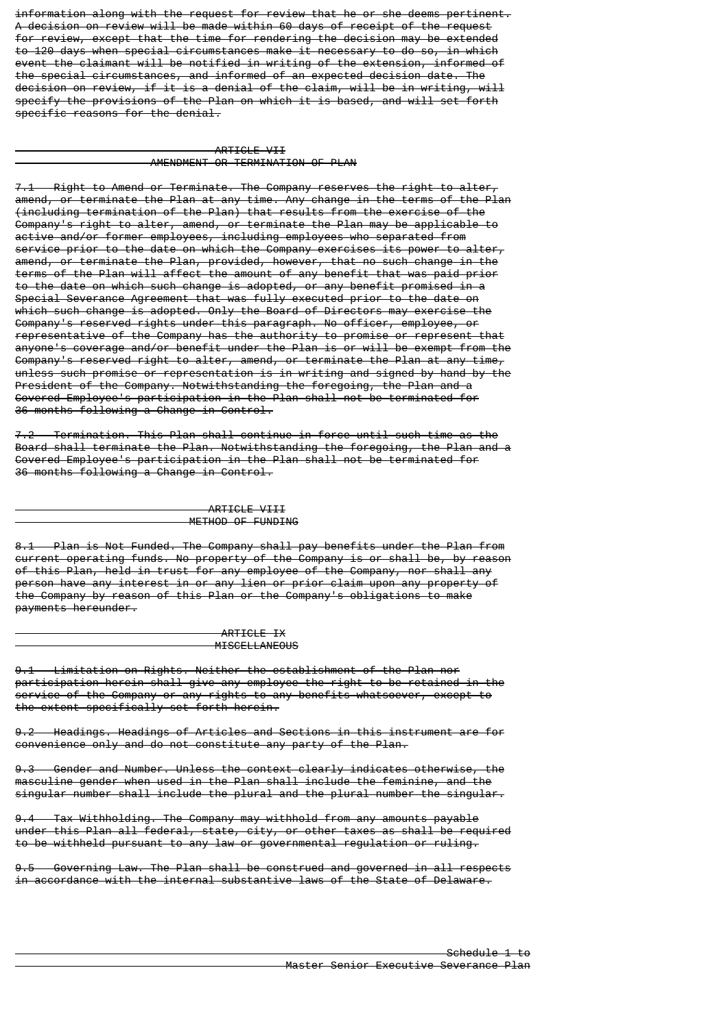information along with the request for review that he or she deems pertinent. A decision on review will be made within 60 days of receipt of the request for review, except that the time for rendering the decision may be extended to 120 days when special circumstances make it necessary to do so, in which event the claimant will be notified in writing of the extension, informed of the special circumstances, and informed of an expected decision date. The decision on review, if it is a denial of the claim, will be in writing, will specify the provisions of the Plan on which it is based, and will set forth specific reasons for the denial.

## ARTICLE VII
## AMENDMENT OR TERMINATION OF PLAN

7.1 Right to Amend or Terminate. The Company reserves the right to alter, amend, or terminate the Plan at any time. Any change in the terms of the Plan (including termination of the Plan) that results from the exercise of the Company's right to alter, amend, or terminate the Plan may be applicable to active and/or former employees, including employees who separated from service prior to the date on which the Company exercises its power to alter, amend, or terminate the Plan, provided, however, that no such change in the terms of the Plan will affect the amount of any benefit that was paid prior to the date on which such change is adopted, or any benefit promised in a Special Severance Agreement that was fully executed prior to the date on which such change is adopted. Only the Board of Directors may exercise the Company's reserved rights under this paragraph. No officer, employee, or representative of the Company has the authority to promise or represent that anyone's coverage and/or benefit under the Plan is or will be exempt from the Company's reserved right to alter, amend, or terminate the Plan at any time, unless such promise or representation is in writing and signed by hand by the President of the Company. Notwithstanding the foregoing, the Plan and a Covered Employee's participation in the Plan shall not be terminated for 36 months following a Change in Control.

7.2 Termination. This Plan shall continue in force until such time as the Board shall terminate the Plan. Notwithstanding the foregoing, the Plan and a Covered Employee's participation in the Plan shall not be terminated for 36 months following a Change in Control.

## ARTICLE VIII
## METHOD OF FUNDING

8.1 Plan is Not Funded. The Company shall pay benefits under the Plan from current operating funds. No property of the Company is or shall be, by reason of this Plan, held in trust for any employee of the Company, nor shall any person have any interest in or any lien or prior claim upon any property of the Company by reason of this Plan or the Company's obligations to make payments hereunder.

## ARTICLE IX
## MISCELLANEOUS

9.1 Limitation on Rights. Neither the establishment of the Plan nor participation herein shall give any employee the right to be retained in the service of the Company or any rights to any benefits whatsoever, except to the extent specifically set forth herein.

9.2 Headings. Headings of Articles and Sections in this instrument are for convenience only and do not constitute any party of the Plan.

9.3 Gender and Number. Unless the context clearly indicates otherwise, the masculine gender when used in the Plan shall include the feminine, and the singular number shall include the plural and the plural number the singular.

9.4 Tax Withholding. The Company may withhold from any amounts payable under this Plan all federal, state, city, or other taxes as shall be required to be withheld pursuant to any law or governmental regulation or ruling.

9.5 Governing Law. The Plan shall be construed and governed in all respects in accordance with the internal substantive laws of the State of Delaware.

Schedule 1 to
Master Senior Executive Severance Plan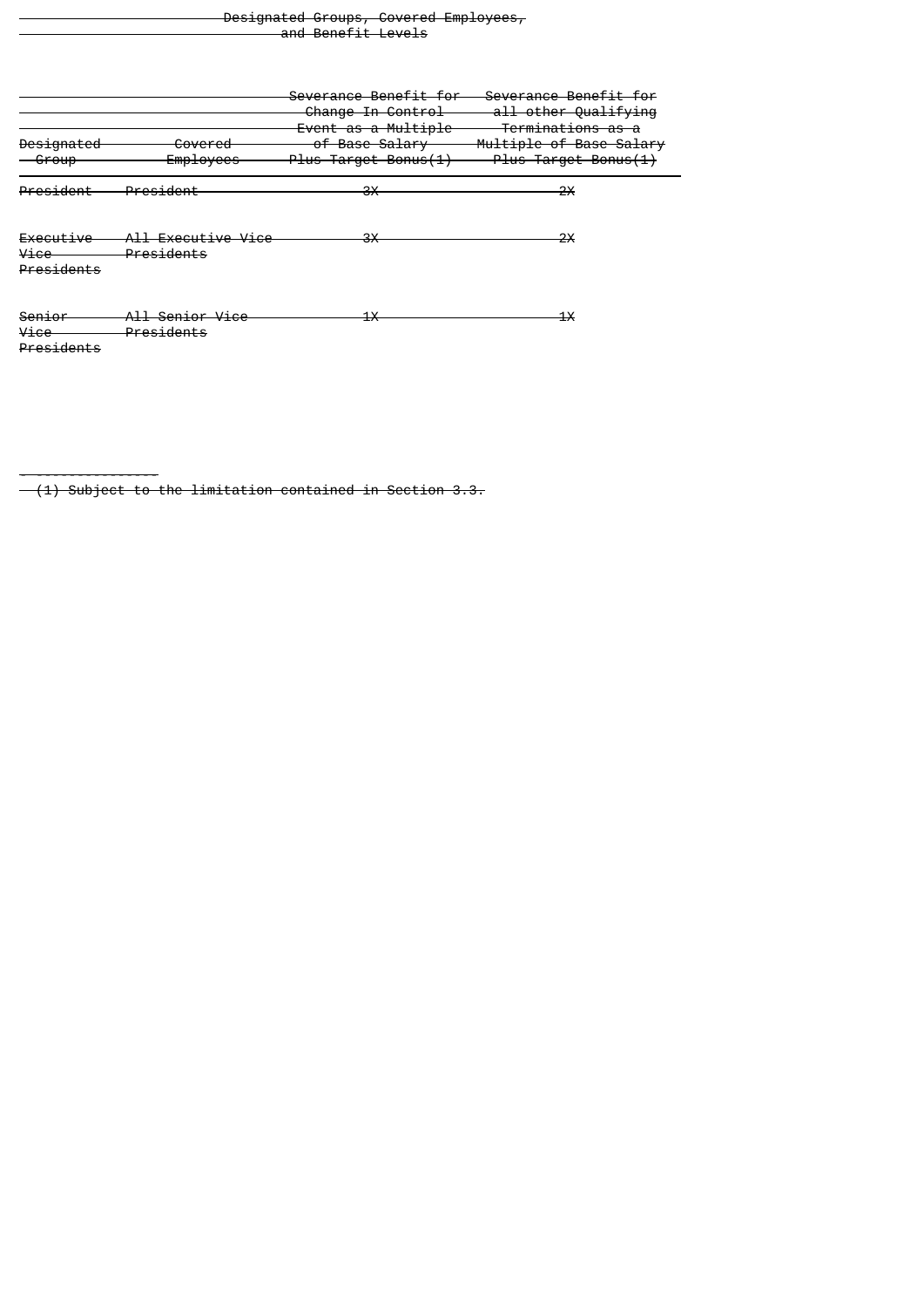~~Designated Groups, Covered Employees, and Benefit Levels~~

| ~~Designated Group~~ | ~~Covered Employees~~ | ~~Severance Benefit for Change In Control Event as a Multiple of Base Salary Plus Target Bonus(1)~~ | ~~Severance Benefit for all other Qualifying Terminations as a Multiple of Base Salary Plus Target Bonus(1)~~ |
|---|---|---|---|
| ~~President~~ | ~~President~~ | ~~3X~~ | ~~2X~~ |
| ~~Executive Vice Presidents~~ | ~~All Executive Vice Presidents~~ | ~~3X~~ | ~~2X~~ |
| ~~Senior Vice Presidents~~ | ~~All Senior Vice Presidents~~ | ~~1X~~ | ~~1X~~ |

---

~~(1) Subject to the limitation contained in Section 3.3.~~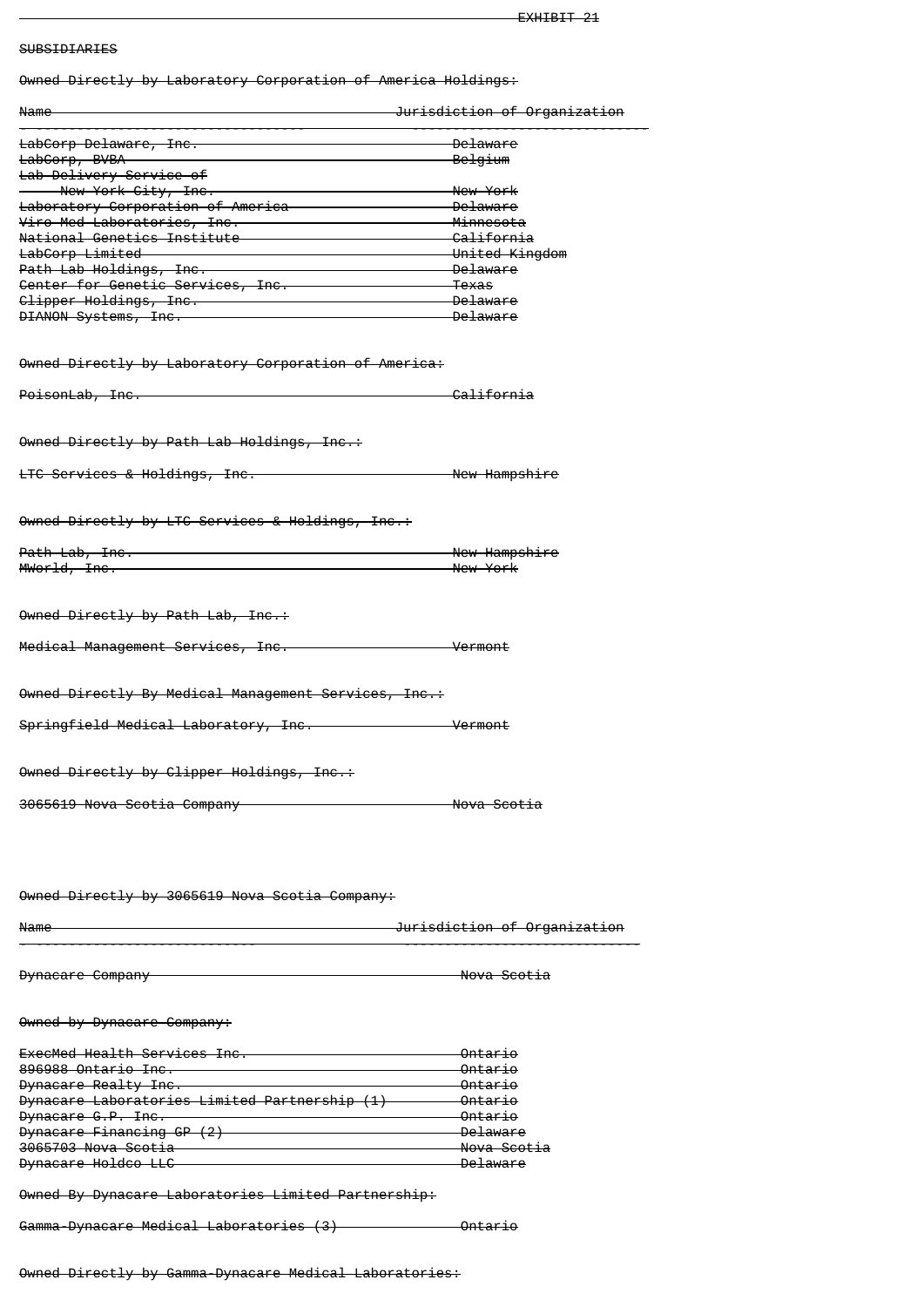EXHIBIT 21

SUBSIDIARIES

Owned Directly by Laboratory Corporation of America Holdings:

| Name | Jurisdiction of Organization |
|---|---|
| LabCorp Delaware, Inc. | Delaware |
| LabCorp, BVBA | Belgium |
| Lab Delivery Service of New York City, Inc. | New York |
| Laboratory Corporation of America | Delaware |
| Viro-Med Laboratories, Inc. | Minnesota |
| National Genetics Institute | California |
| LabCorp Limited | United Kingdom |
| Path Lab Holdings, Inc. | Delaware |
| Center for Genetic Services, Inc. | Texas |
| Clipper Holdings, Inc. | Delaware |
| DIANON Systems, Inc. | Delaware |

Owned Directly by Laboratory Corporation of America:

| Name | Jurisdiction of Organization |
|---|---|
| PoisonLab, Inc. | California |

Owned Directly by Path Lab Holdings, Inc.:

| Name | Jurisdiction of Organization |
|---|---|
| LTC Services & Holdings, Inc. | New Hampshire |

Owned Directly by LTC Services & Holdings, Inc.:

| Name | Jurisdiction of Organization |
|---|---|
| Path Lab, Inc. | New Hampshire |
| MWorld, Inc. | New York |

Owned Directly by Path Lab, Inc.:

| Name | Jurisdiction of Organization |
|---|---|
| Medical Management Services, Inc. | Vermont |

Owned Directly By Medical Management Services, Inc.:

| Name | Jurisdiction of Organization |
|---|---|
| Springfield Medical Laboratory, Inc. | Vermont |

Owned Directly by Clipper Holdings, Inc.:

| Name | Jurisdiction of Organization |
|---|---|
| 3065619 Nova Scotia Company | Nova Scotia |

Owned Directly by 3065619 Nova Scotia Company:

| Name | Jurisdiction of Organization |
|---|---|
| Dynacare Company | Nova Scotia |

Owned by Dynacare Company:

| Name | Jurisdiction of Organization |
|---|---|
| ExecMed Health Services Inc. | Ontario |
| 896988 Ontario Inc. | Ontario |
| Dynacare Realty Inc. | Ontario |
| Dynacare Laboratories Limited Partnership (1) | Ontario |
| Dynacare G.P. Inc. | Ontario |
| Dynacare Financing GP (2) | Delaware |
| 3065703 Nova Scotia | Nova Scotia |
| Dynacare Holdco LLC | Delaware |

Owned By Dynacare Laboratories Limited Partnership:

| Name | Jurisdiction of Organization |
|---|---|
| Gamma-Dynacare Medical Laboratories (3) | Ontario |

Owned Directly by Gamma-Dynacare Medical Laboratories: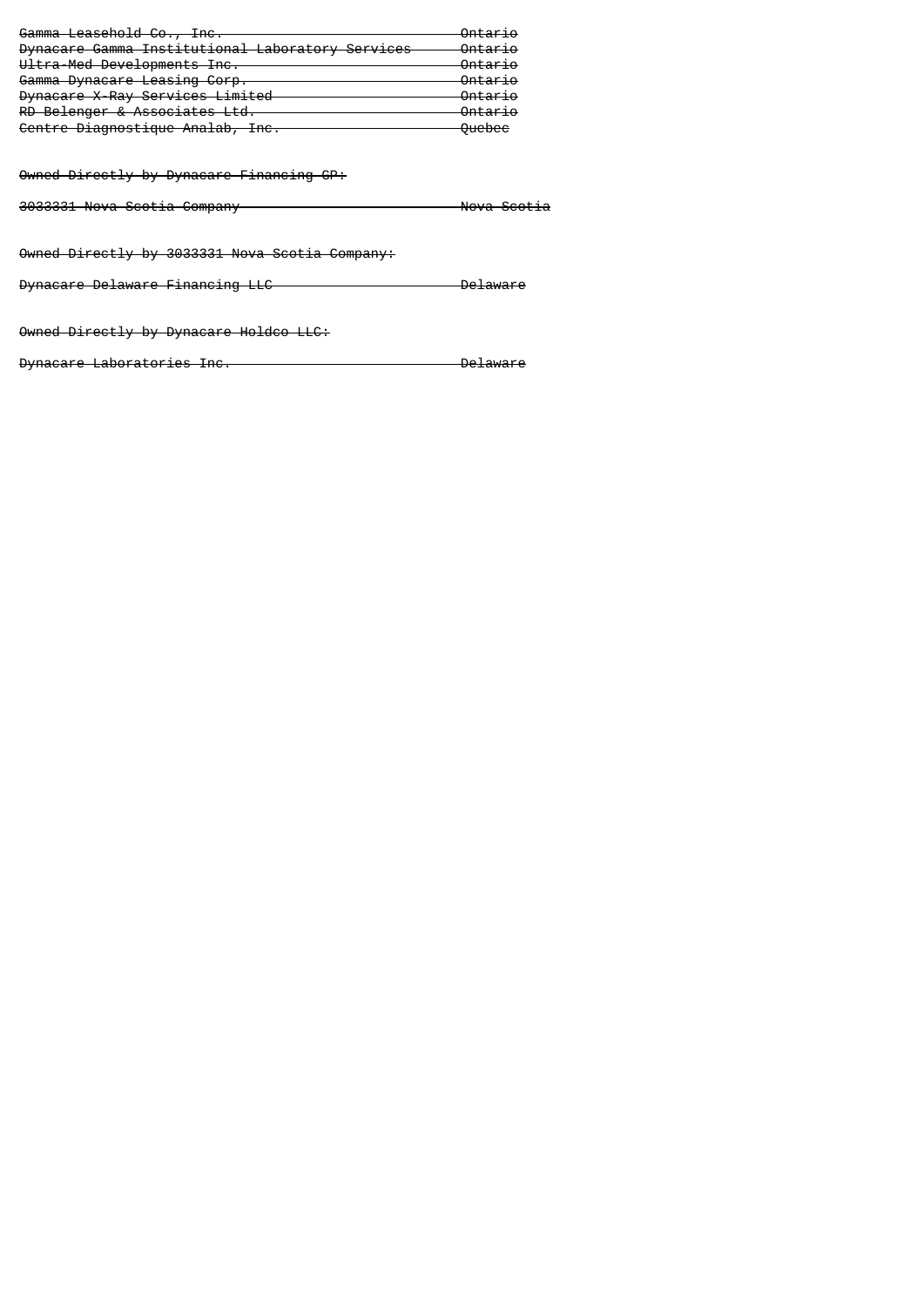| | |
|---|---|
| ~~Gamma Leasehold Co., Inc.~~ | ~~Ontario~~ |
| ~~Dynacare Gamma Institutional Laboratory Services~~ | ~~Ontario~~ |
| ~~Ultra-Med Developments Inc.~~ | ~~Ontario~~ |
| ~~Gamma Dynacare Leasing Corp.~~ | ~~Ontario~~ |
| ~~Dynacare X-Ray Services Limited~~ | ~~Ontario~~ |
| ~~RD Belenger & Associates Ltd.~~ | ~~Ontario~~ |
| ~~Centre Diagnostique Analab, Inc.~~ | ~~Quebec~~ |

~~Owned Directly by Dynacare Financing GP:~~

| | |
|---|---|
| ~~3033331 Nova Scotia Company~~ | ~~Nova Scotia~~ |

~~Owned Directly by 3033331 Nova Scotia Company:~~

| | |
|---|---|
| ~~Dynacare Delaware Financing LLC~~ | ~~Delaware~~ |

~~Owned Directly by Dynacare Holdco LLC:~~

| | |
|---|---|
| ~~Dynacare Laboratories Inc.~~ | ~~Delaware~~ |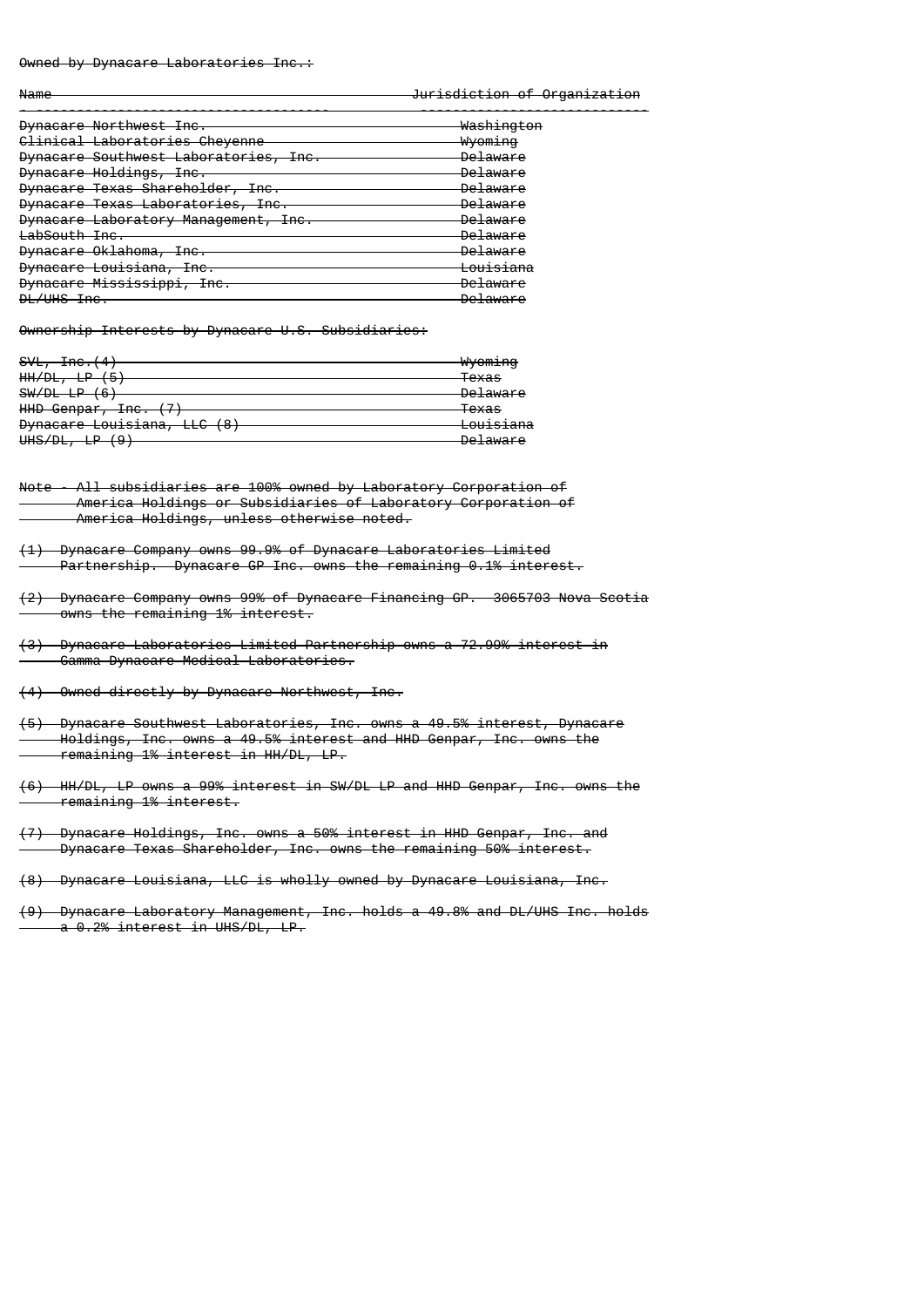Owned by Dynacare Laboratories Inc.:

| Name | Jurisdiction of Organization |
|---|---|
| Dynacare Northwest Inc. | Washington |
| Clinical Laboratories Cheyenne | Wyoming |
| Dynacare Southwest Laboratories, Inc. | Delaware |
| Dynacare Holdings, Inc. | Delaware |
| Dynacare Texas Shareholder, Inc. | Delaware |
| Dynacare Texas Laboratories, Inc. | Delaware |
| Dynacare Laboratory Management, Inc. | Delaware |
| LabSouth Inc. | Delaware |
| Dynacare Oklahoma, Inc. | Delaware |
| Dynacare Louisiana, Inc. | Louisiana |
| Dynacare Mississippi, Inc. | Delaware |
| DL/UHS Inc. | Delaware |

Ownership Interests by Dynacare U.S. Subsidiaries:

| | |
|---|---|
| SVL, Inc.(4) | Wyoming |
| HH/DL, LP (5) | Texas |
| SW/DL LP (6) | Delaware |
| HHD Genpar, Inc. (7) | Texas |
| Dynacare Louisiana, LLC (8) | Louisiana |
| UHS/DL, LP (9) | Delaware |

Note - All subsidiaries are 100% owned by Laboratory Corporation of America Holdings or Subsidiaries of Laboratory Corporation of America Holdings, unless otherwise noted.

(1) Dynacare Company owns 99.9% of Dynacare Laboratories Limited Partnership. Dynacare GP Inc. owns the remaining 0.1% interest.

(2) Dynacare Company owns 99% of Dynacare Financing GP. 3065703 Nova Scotia owns the remaining 1% interest.

(3) Dynacare Laboratories Limited Partnership owns a 72.99% interest in Gamma-Dynacare Medical Laboratories.

(4) Owned directly by Dynacare Northwest, Inc.

(5) Dynacare Southwest Laboratories, Inc. owns a 49.5% interest, Dynacare Holdings, Inc. owns a 49.5% interest and HHD Genpar, Inc. owns the remaining 1% interest in HH/DL, LP.

(6) HH/DL, LP owns a 99% interest in SW/DL LP and HHD Genpar, Inc. owns the remaining 1% interest.

(7) Dynacare Holdings, Inc. owns a 50% interest in HHD Genpar, Inc. and Dynacare Texas Shareholder, Inc. owns the remaining 50% interest.

(8) Dynacare Louisiana, LLC is wholly owned by Dynacare Louisiana, Inc.

(9) Dynacare Laboratory Management, Inc. holds a 49.8% and DL/UHS Inc. holds a 0.2% interest in UHS/DL, LP.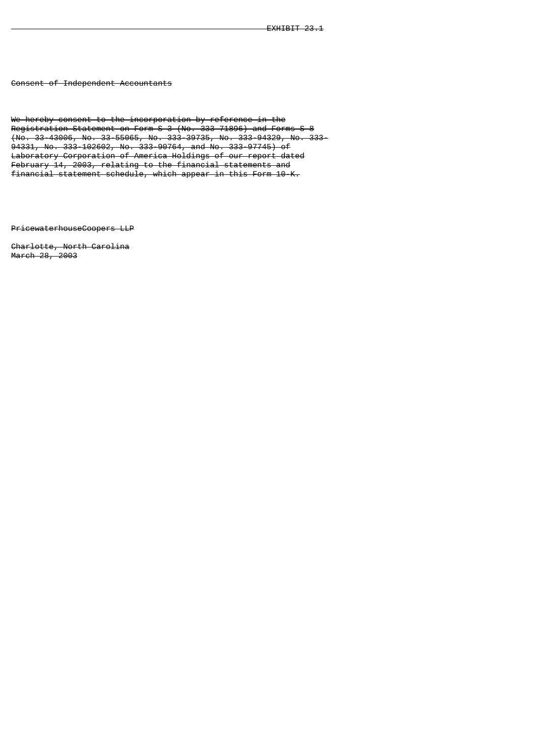EXHIBIT 23.1

Consent of Independent Accountants

We hereby consent to the incorporation by reference in the Registration Statement on Form S-3 (No. 333-71896) and Forms S-8 (No. 33-43006, No. 33-55065, No. 333-39735, No. 333-94329, No. 333-94331, No. 333-102602, No. 333-90764, and No. 333-97745) of Laboratory Corporation of America Holdings of our report dated February 14, 2003, relating to the financial statements and financial statement schedule, which appear in this Form 10-K.

PricewaterhouseCoopers LLP

Charlotte, North Carolina
March 28, 2003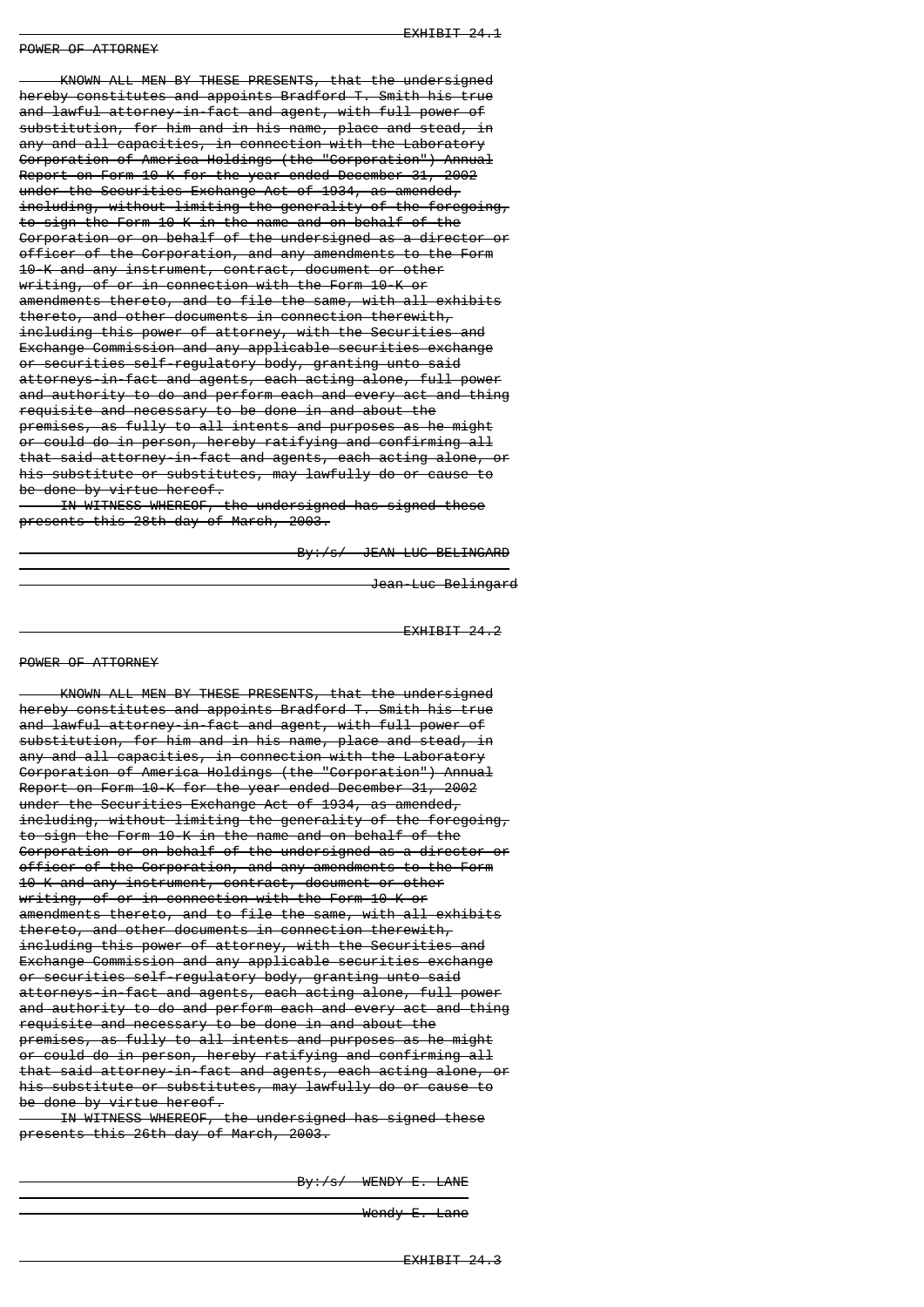EXHIBIT 24.1

POWER OF ATTORNEY

KNOWN ALL MEN BY THESE PRESENTS, that the undersigned hereby constitutes and appoints Bradford T. Smith his true and lawful attorney-in-fact and agent, with full power of substitution, for him and in his name, place and stead, in any and all capacities, in connection with the Laboratory Corporation of America Holdings (the "Corporation") Annual Report on Form 10-K for the year ended December 31, 2002 under the Securities Exchange Act of 1934, as amended, including, without limiting the generality of the foregoing, to sign the Form 10-K in the name and on behalf of the Corporation or on behalf of the undersigned as a director or officer of the Corporation, and any amendments to the Form 10-K and any instrument, contract, document or other writing, of or in connection with the Form 10-K or amendments thereto, and to file the same, with all exhibits thereto, and other documents in connection therewith, including this power of attorney, with the Securities and Exchange Commission and any applicable securities exchange or securities self-regulatory body, granting unto said attorneys-in-fact and agents, each acting alone, full power and authority to do and perform each and every act and thing requisite and necessary to be done in and about the premises, as fully to all intents and purposes as he might or could do in person, hereby ratifying and confirming all that said attorney-in-fact and agents, each acting alone, or his substitute or substitutes, may lawfully do or cause to be done by virtue hereof.

IN WITNESS WHEREOF, the undersigned has signed these presents this 28th day of March, 2003.

By:/s/ JEAN-LUC BELINGARD

Jean-Luc Belingard

EXHIBIT 24.2

POWER OF ATTORNEY

KNOWN ALL MEN BY THESE PRESENTS, that the undersigned hereby constitutes and appoints Bradford T. Smith his true and lawful attorney-in-fact and agent, with full power of substitution, for him and in his name, place and stead, in any and all capacities, in connection with the Laboratory Corporation of America Holdings (the "Corporation") Annual Report on Form 10-K for the year ended December 31, 2002 under the Securities Exchange Act of 1934, as amended, including, without limiting the generality of the foregoing, to sign the Form 10-K in the name and on behalf of the Corporation or on behalf of the undersigned as a director or officer of the Corporation, and any amendments to the Form 10-K and any instrument, contract, document or other writing, of or in connection with the Form 10-K or amendments thereto, and to file the same, with all exhibits thereto, and other documents in connection therewith, including this power of attorney, with the Securities and Exchange Commission and any applicable securities exchange or securities self-regulatory body, granting unto said attorneys-in-fact and agents, each acting alone, full power and authority to do and perform each and every act and thing requisite and necessary to be done in and about the premises, as fully to all intents and purposes as he might or could do in person, hereby ratifying and confirming all that said attorney-in-fact and agents, each acting alone, or his substitute or substitutes, may lawfully do or cause to be done by virtue hereof.

IN WITNESS WHEREOF, the undersigned has signed these presents this 26th day of March, 2003.

By:/s/ WENDY E. LANE

Wendy E. Lane

EXHIBIT 24.3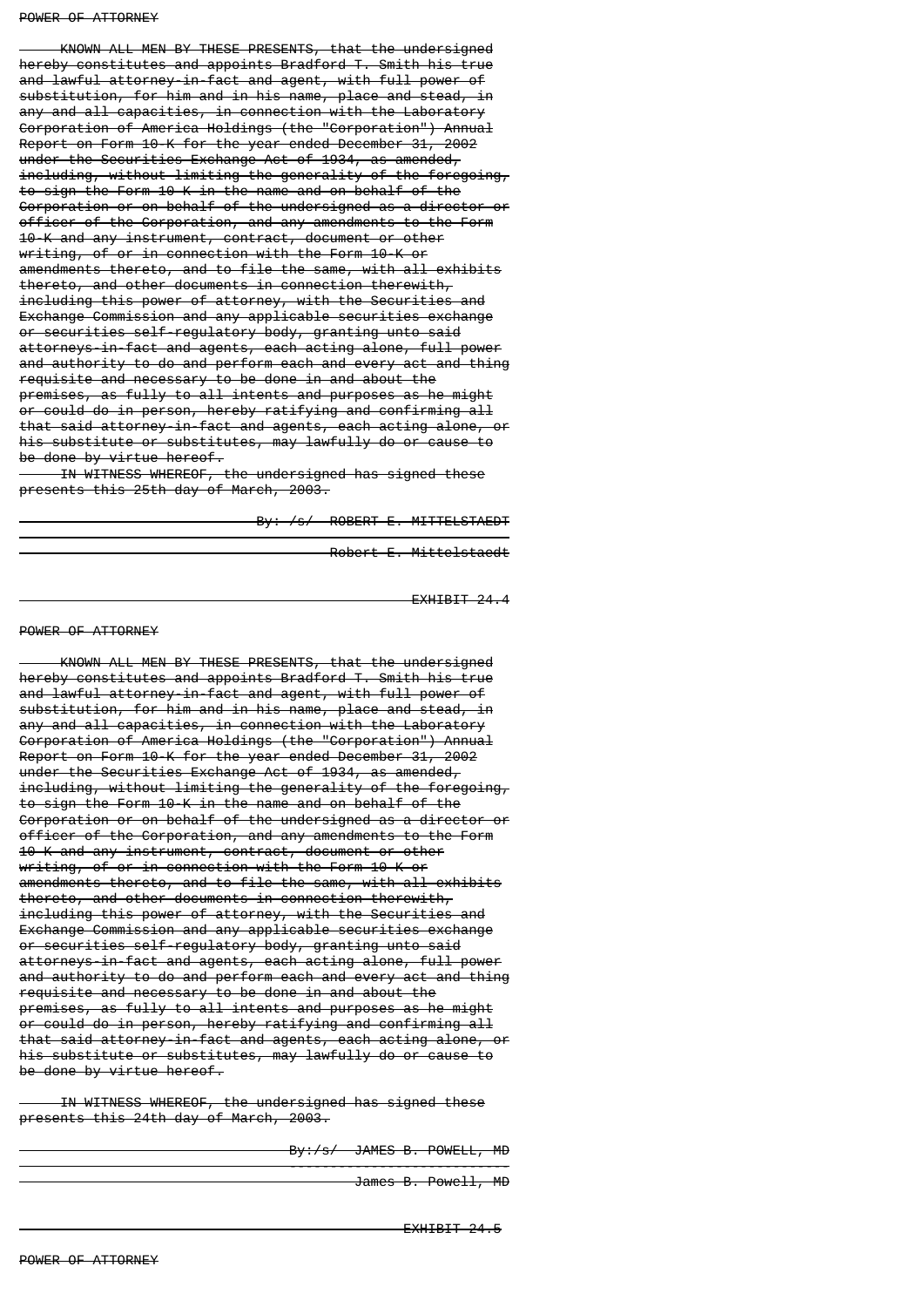POWER OF ATTORNEY

KNOWN ALL MEN BY THESE PRESENTS, that the undersigned hereby constitutes and appoints Bradford T. Smith his true and lawful attorney-in-fact and agent, with full power of substitution, for him and in his name, place and stead, in any and all capacities, in connection with the Laboratory Corporation of America Holdings (the "Corporation") Annual Report on Form 10-K for the year ended December 31, 2002 under the Securities Exchange Act of 1934, as amended, including, without limiting the generality of the foregoing, to sign the Form 10-K in the name and on behalf of the Corporation or on behalf of the undersigned as a director or officer of the Corporation, and any amendments to the Form 10-K and any instrument, contract, document or other writing, of or in connection with the Form 10-K or amendments thereto, and to file the same, with all exhibits thereto, and other documents in connection therewith, including this power of attorney, with the Securities and Exchange Commission and any applicable securities exchange or securities self-regulatory body, granting unto said attorneys-in-fact and agents, each acting alone, full power and authority to do and perform each and every act and thing requisite and necessary to be done in and about the premises, as fully to all intents and purposes as he might or could do in person, hereby ratifying and confirming all that said attorney-in-fact and agents, each acting alone, or his substitute or substitutes, may lawfully do or cause to be done by virtue hereof.

IN WITNESS WHEREOF, the undersigned has signed these presents this 25th day of March, 2003.

By: /s/ ROBERT E. MITTELSTAEDT

Robert E. Mittelstaedt

EXHIBIT 24.4

POWER OF ATTORNEY

KNOWN ALL MEN BY THESE PRESENTS, that the undersigned hereby constitutes and appoints Bradford T. Smith his true and lawful attorney-in-fact and agent, with full power of substitution, for him and in his name, place and stead, in any and all capacities, in connection with the Laboratory Corporation of America Holdings (the "Corporation") Annual Report on Form 10-K for the year ended December 31, 2002 under the Securities Exchange Act of 1934, as amended, including, without limiting the generality of the foregoing, to sign the Form 10-K in the name and on behalf of the Corporation or on behalf of the undersigned as a director or officer of the Corporation, and any amendments to the Form 10-K and any instrument, contract, document or other writing, of or in connection with the Form 10-K or amendments thereto, and to file the same, with all exhibits thereto, and other documents in connection therewith, including this power of attorney, with the Securities and Exchange Commission and any applicable securities exchange or securities self-regulatory body, granting unto said attorneys-in-fact and agents, each acting alone, full power and authority to do and perform each and every act and thing requisite and necessary to be done in and about the premises, as fully to all intents and purposes as he might or could do in person, hereby ratifying and confirming all that said attorney-in-fact and agents, each acting alone, or his substitute or substitutes, may lawfully do or cause to be done by virtue hereof.

IN WITNESS WHEREOF, the undersigned has signed these presents this 24th day of March, 2003.

By:/s/ JAMES B. POWELL, MD

James B. Powell, MD

EXHIBIT 24.5

POWER OF ATTORNEY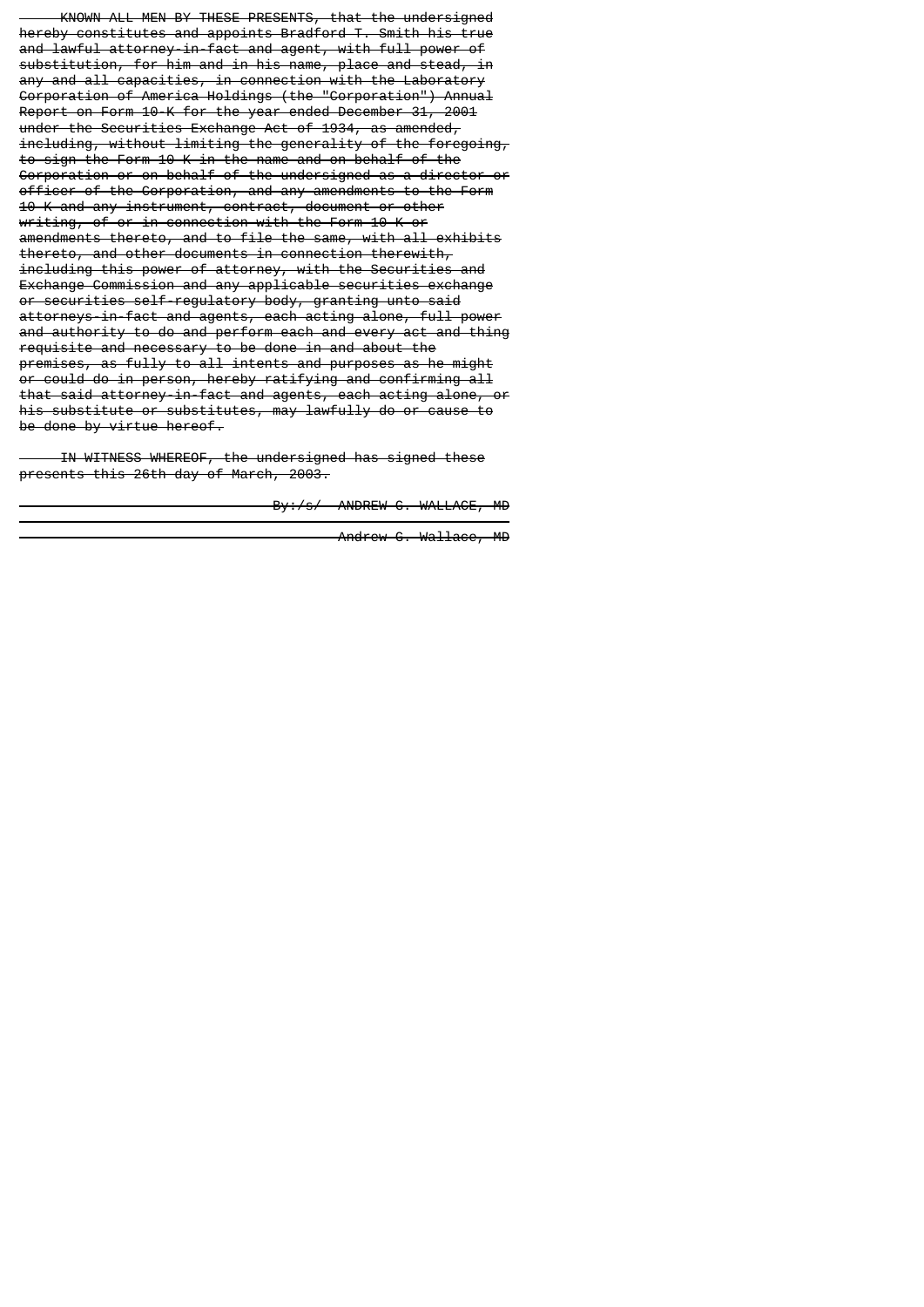KNOWN ALL MEN BY THESE PRESENTS, that the undersigned hereby constitutes and appoints Bradford T. Smith his true and lawful attorney-in-fact and agent, with full power of substitution, for him and in his name, place and stead, in any and all capacities, in connection with the Laboratory Corporation of America Holdings (the "Corporation") Annual Report on Form 10-K for the year ended December 31, 2001 under the Securities Exchange Act of 1934, as amended, including, without limiting the generality of the foregoing, to sign the Form 10-K in the name and on behalf of the Corporation or on behalf of the undersigned as a director or officer of the Corporation, and any amendments to the Form 10-K and any instrument, contract, document or other writing, of or in connection with the Form 10-K or amendments thereto, and to file the same, with all exhibits thereto, and other documents in connection therewith, including this power of attorney, with the Securities and Exchange Commission and any applicable securities exchange or securities self-regulatory body, granting unto said attorneys-in-fact and agents, each acting alone, full power and authority to do and perform each and every act and thing requisite and necessary to be done in and about the premises, as fully to all intents and purposes as he might or could do in person, hereby ratifying and confirming all that said attorney-in-fact and agents, each acting alone, or his substitute or substitutes, may lawfully do or cause to be done by virtue hereof.

IN WITNESS WHEREOF, the undersigned has signed these presents this 26th day of March, 2003.

By:/s/ ANDREW G. WALLACE, MD

Andrew G. Wallace, MD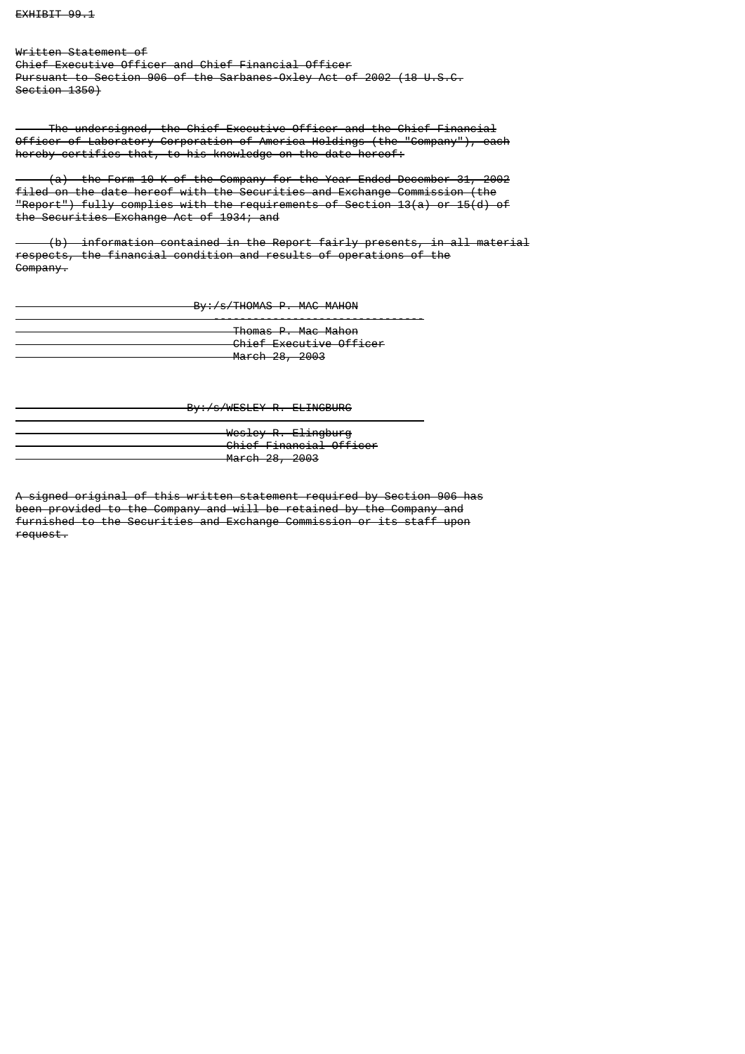EXHIBIT 99.1

Written Statement of
Chief Executive Officer and Chief Financial Officer
Pursuant to Section 906 of the Sarbanes-Oxley Act of 2002 (18 U.S.C. Section 1350)

The undersigned, the Chief Executive Officer and the Chief Financial Officer of Laboratory Corporation of America Holdings (the "Company"), each hereby certifies that, to his knowledge on the date hereof:

(a) the Form 10-K of the Company for the Year Ended December 31, 2002 filed on the date hereof with the Securities and Exchange Commission (the "Report") fully complies with the requirements of Section 13(a) or 15(d) of the Securities Exchange Act of 1934; and

(b) information contained in the Report fairly presents, in all material respects, the financial condition and results of operations of the Company.

By:/s/THOMAS P. MAC MAHON

Thomas P. Mac Mahon
Chief Executive Officer
March 28, 2003

By:/s/WESLEY R. ELINGBURG

Wesley R. Elingburg
Chief Financial Officer
March 28, 2003

A signed original of this written statement required by Section 906 has been provided to the Company and will be retained by the Company and furnished to the Securities and Exchange Commission or its staff upon request.